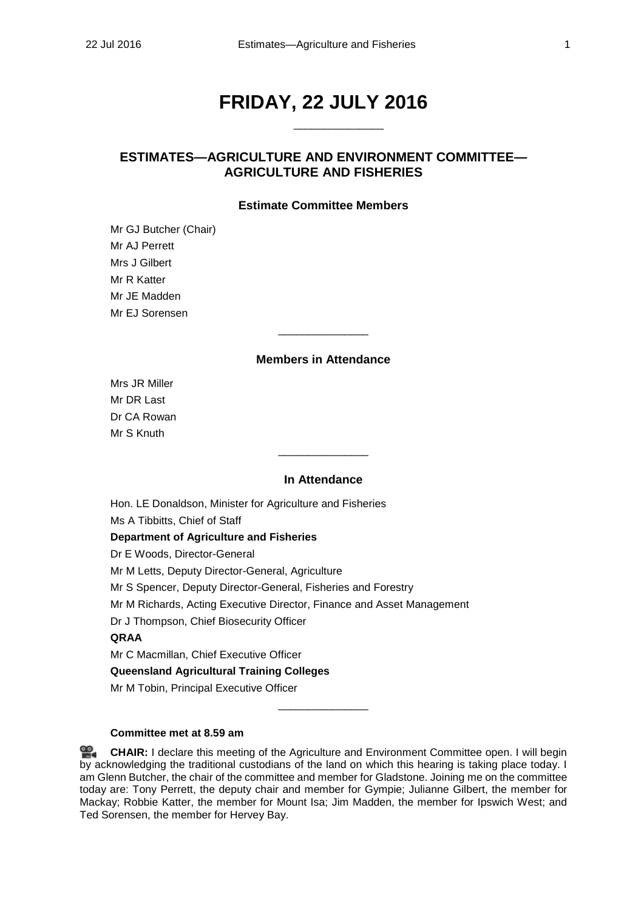# FRIDAY, 22 JULY 2016

______________

## ESTIMATES—AGRICULTURE AND ENVIRONMENT COMMITTEE—AGRICULTURE AND FISHERIES

### Estimate Committee Members

Mr GJ Butcher (Chair)
Mr AJ Perrett
Mrs J Gilbert
Mr R Katter
Mr JE Madden
Mr EJ Sorensen

______________

### Members in Attendance

Mrs JR Miller
Mr DR Last
Dr CA Rowan
Mr S Knuth

______________

### In Attendance

Hon. LE Donaldson, Minister for Agriculture and Fisheries
Ms A Tibbitts, Chief of Staff

**Department of Agriculture and Fisheries**

Dr E Woods, Director-General
Mr M Letts, Deputy Director-General, Agriculture
Mr S Spencer, Deputy Director-General, Fisheries and Forestry
Mr M Richards, Acting Executive Director, Finance and Asset Management
Dr J Thompson, Chief Biosecurity Officer

**QRAA**

Mr C Macmillan, Chief Executive Officer

**Queensland Agricultural Training Colleges**

Mr M Tobin, Principal Executive Officer

______________

**Committee met at 8.59 am**

**CHAIR:** I declare this meeting of the Agriculture and Environment Committee open. I will begin by acknowledging the traditional custodians of the land on which this hearing is taking place today. I am Glenn Butcher, the chair of the committee and member for Gladstone. Joining me on the committee today are: Tony Perrett, the deputy chair and member for Gympie; Julianne Gilbert, the member for Mackay; Robbie Katter, the member for Mount Isa; Jim Madden, the member for Ipswich West; and Ted Sorensen, the member for Hervey Bay.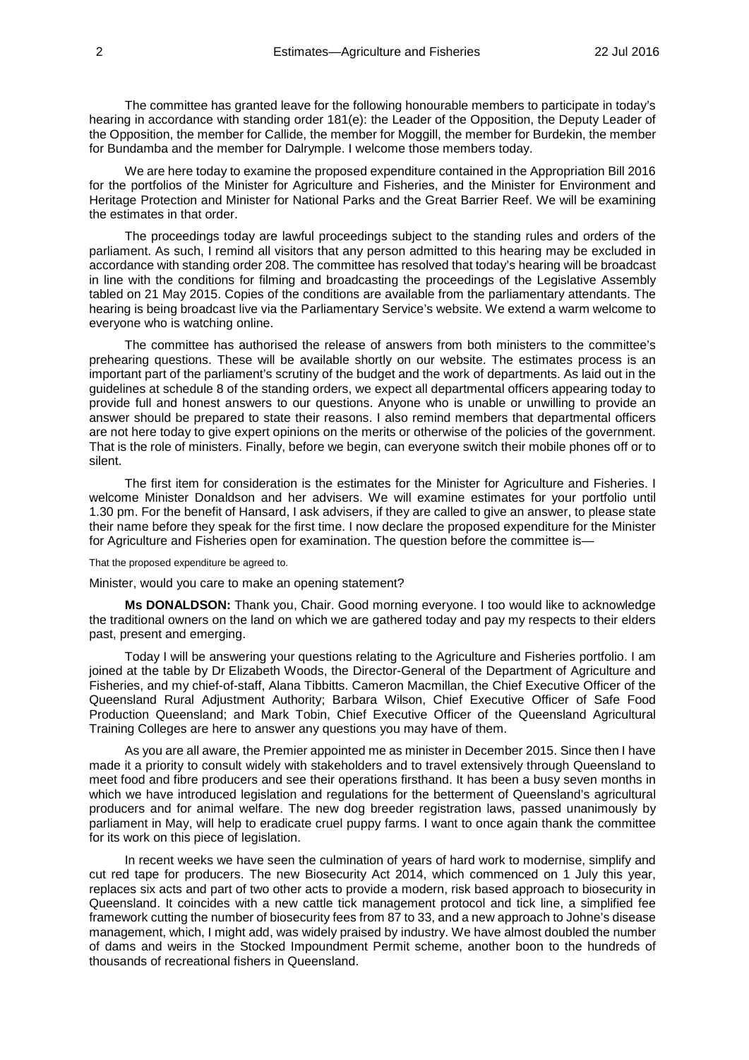The committee has granted leave for the following honourable members to participate in today's hearing in accordance with standing order 181(e): the Leader of the Opposition, the Deputy Leader of the Opposition, the member for Callide, the member for Moggill, the member for Burdekin, the member for Bundamba and the member for Dalrymple. I welcome those members today.

We are here today to examine the proposed expenditure contained in the Appropriation Bill 2016 for the portfolios of the Minister for Agriculture and Fisheries, and the Minister for Environment and Heritage Protection and Minister for National Parks and the Great Barrier Reef. We will be examining the estimates in that order.

The proceedings today are lawful proceedings subject to the standing rules and orders of the parliament. As such, I remind all visitors that any person admitted to this hearing may be excluded in accordance with standing order 208. The committee has resolved that today's hearing will be broadcast in line with the conditions for filming and broadcasting the proceedings of the Legislative Assembly tabled on 21 May 2015. Copies of the conditions are available from the parliamentary attendants. The hearing is being broadcast live via the Parliamentary Service's website. We extend a warm welcome to everyone who is watching online.

The committee has authorised the release of answers from both ministers to the committee's prehearing questions. These will be available shortly on our website. The estimates process is an important part of the parliament's scrutiny of the budget and the work of departments. As laid out in the guidelines at schedule 8 of the standing orders, we expect all departmental officers appearing today to provide full and honest answers to our questions. Anyone who is unable or unwilling to provide an answer should be prepared to state their reasons. I also remind members that departmental officers are not here today to give expert opinions on the merits or otherwise of the policies of the government. That is the role of ministers. Finally, before we begin, can everyone switch their mobile phones off or to silent.

The first item for consideration is the estimates for the Minister for Agriculture and Fisheries. I welcome Minister Donaldson and her advisers. We will examine estimates for your portfolio until 1.30 pm. For the benefit of Hansard, I ask advisers, if they are called to give an answer, to please state their name before they speak for the first time. I now declare the proposed expenditure for the Minister for Agriculture and Fisheries open for examination. The question before the committee is—

That the proposed expenditure be agreed to.

Minister, would you care to make an opening statement?

**Ms DONALDSON:** Thank you, Chair. Good morning everyone. I too would like to acknowledge the traditional owners on the land on which we are gathered today and pay my respects to their elders past, present and emerging.

Today I will be answering your questions relating to the Agriculture and Fisheries portfolio. I am joined at the table by Dr Elizabeth Woods, the Director-General of the Department of Agriculture and Fisheries, and my chief-of-staff, Alana Tibbitts. Cameron Macmillan, the Chief Executive Officer of the Queensland Rural Adjustment Authority; Barbara Wilson, Chief Executive Officer of Safe Food Production Queensland; and Mark Tobin, Chief Executive Officer of the Queensland Agricultural Training Colleges are here to answer any questions you may have of them.

As you are all aware, the Premier appointed me as minister in December 2015. Since then I have made it a priority to consult widely with stakeholders and to travel extensively through Queensland to meet food and fibre producers and see their operations firsthand. It has been a busy seven months in which we have introduced legislation and regulations for the betterment of Queensland's agricultural producers and for animal welfare. The new dog breeder registration laws, passed unanimously by parliament in May, will help to eradicate cruel puppy farms. I want to once again thank the committee for its work on this piece of legislation.

In recent weeks we have seen the culmination of years of hard work to modernise, simplify and cut red tape for producers. The new Biosecurity Act 2014, which commenced on 1 July this year, replaces six acts and part of two other acts to provide a modern, risk based approach to biosecurity in Queensland. It coincides with a new cattle tick management protocol and tick line, a simplified fee framework cutting the number of biosecurity fees from 87 to 33, and a new approach to Johne's disease management, which, I might add, was widely praised by industry. We have almost doubled the number of dams and weirs in the Stocked Impoundment Permit scheme, another boon to the hundreds of thousands of recreational fishers in Queensland.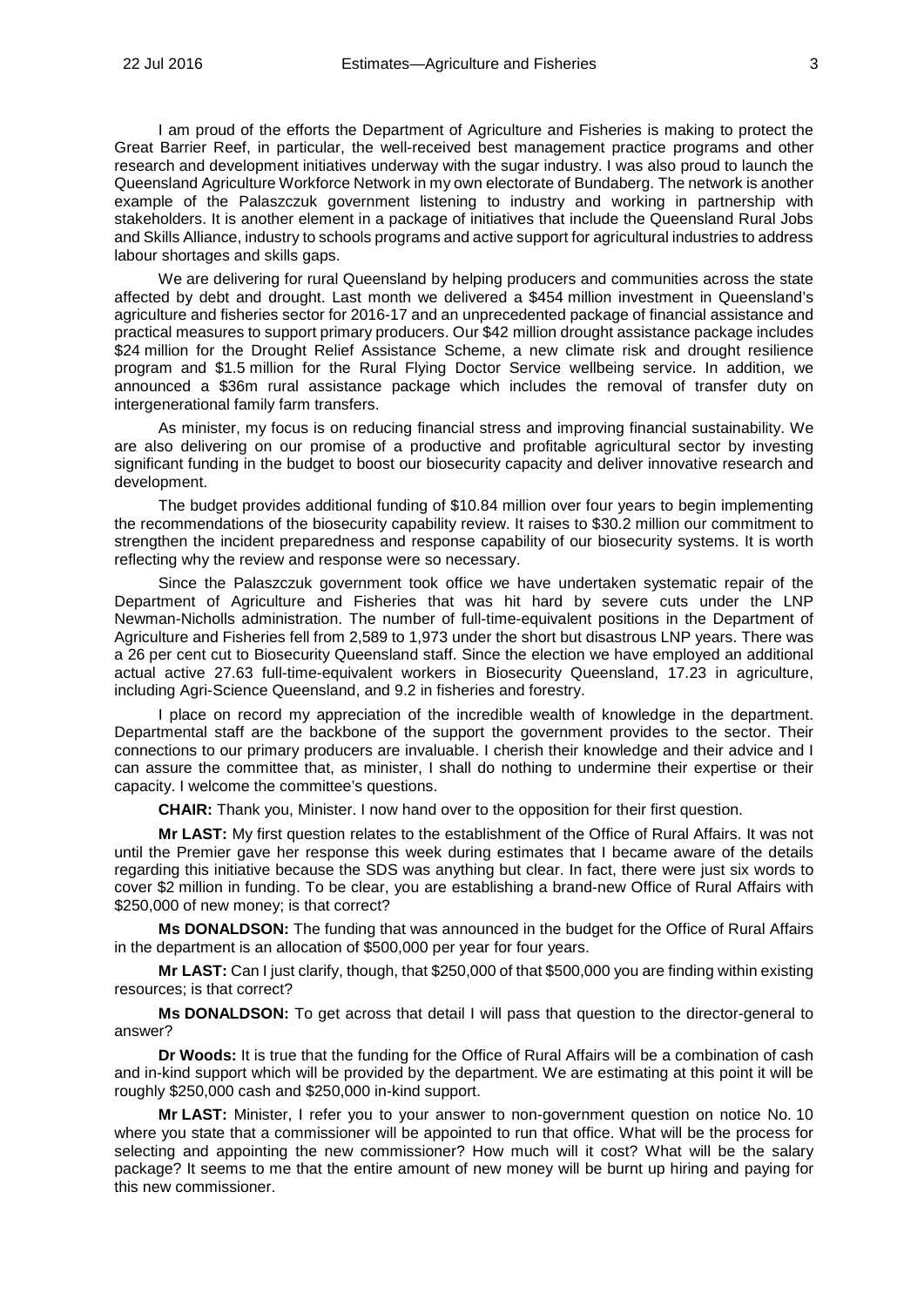I am proud of the efforts the Department of Agriculture and Fisheries is making to protect the Great Barrier Reef, in particular, the well-received best management practice programs and other research and development initiatives underway with the sugar industry. I was also proud to launch the Queensland Agriculture Workforce Network in my own electorate of Bundaberg. The network is another example of the Palaszczuk government listening to industry and working in partnership with stakeholders. It is another element in a package of initiatives that include the Queensland Rural Jobs and Skills Alliance, industry to schools programs and active support for agricultural industries to address labour shortages and skills gaps.

We are delivering for rural Queensland by helping producers and communities across the state affected by debt and drought. Last month we delivered a $454 million investment in Queensland's agriculture and fisheries sector for 2016-17 and an unprecedented package of financial assistance and practical measures to support primary producers. Our $42 million drought assistance package includes $24 million for the Drought Relief Assistance Scheme, a new climate risk and drought resilience program and $1.5 million for the Rural Flying Doctor Service wellbeing service. In addition, we announced a $36m rural assistance package which includes the removal of transfer duty on intergenerational family farm transfers.

As minister, my focus is on reducing financial stress and improving financial sustainability. We are also delivering on our promise of a productive and profitable agricultural sector by investing significant funding in the budget to boost our biosecurity capacity and deliver innovative research and development.

The budget provides additional funding of $10.84 million over four years to begin implementing the recommendations of the biosecurity capability review. It raises to $30.2 million our commitment to strengthen the incident preparedness and response capability of our biosecurity systems. It is worth reflecting why the review and response were so necessary.

Since the Palaszczuk government took office we have undertaken systematic repair of the Department of Agriculture and Fisheries that was hit hard by severe cuts under the LNP Newman-Nicholls administration. The number of full-time-equivalent positions in the Department of Agriculture and Fisheries fell from 2,589 to 1,973 under the short but disastrous LNP years. There was a 26 per cent cut to Biosecurity Queensland staff. Since the election we have employed an additional actual active 27.63 full-time-equivalent workers in Biosecurity Queensland, 17.23 in agriculture, including Agri-Science Queensland, and 9.2 in fisheries and forestry.

I place on record my appreciation of the incredible wealth of knowledge in the department. Departmental staff are the backbone of the support the government provides to the sector. Their connections to our primary producers are invaluable. I cherish their knowledge and their advice and I can assure the committee that, as minister, I shall do nothing to undermine their expertise or their capacity. I welcome the committee's questions.

**CHAIR:** Thank you, Minister. I now hand over to the opposition for their first question.

**Mr LAST:** My first question relates to the establishment of the Office of Rural Affairs. It was not until the Premier gave her response this week during estimates that I became aware of the details regarding this initiative because the SDS was anything but clear. In fact, there were just six words to cover $2 million in funding. To be clear, you are establishing a brand-new Office of Rural Affairs with $250,000 of new money; is that correct?

**Ms DONALDSON:** The funding that was announced in the budget for the Office of Rural Affairs in the department is an allocation of $500,000 per year for four years.

**Mr LAST:** Can I just clarify, though, that $250,000 of that $500,000 you are finding within existing resources; is that correct?

**Ms DONALDSON:** To get across that detail I will pass that question to the director-general to answer?

**Dr Woods:** It is true that the funding for the Office of Rural Affairs will be a combination of cash and in-kind support which will be provided by the department. We are estimating at this point it will be roughly $250,000 cash and $250,000 in-kind support.

**Mr LAST:** Minister, I refer you to your answer to non-government question on notice No. 10 where you state that a commissioner will be appointed to run that office. What will be the process for selecting and appointing the new commissioner? How much will it cost? What will be the salary package? It seems to me that the entire amount of new money will be burnt up hiring and paying for this new commissioner.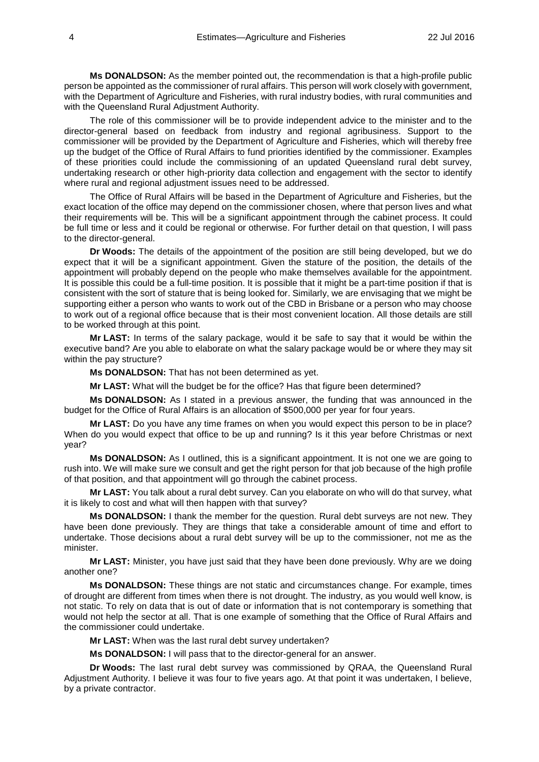**Ms DONALDSON:** As the member pointed out, the recommendation is that a high-profile public person be appointed as the commissioner of rural affairs. This person will work closely with government, with the Department of Agriculture and Fisheries, with rural industry bodies, with rural communities and with the Queensland Rural Adjustment Authority.

The role of this commissioner will be to provide independent advice to the minister and to the director-general based on feedback from industry and regional agribusiness. Support to the commissioner will be provided by the Department of Agriculture and Fisheries, which will thereby free up the budget of the Office of Rural Affairs to fund priorities identified by the commissioner. Examples of these priorities could include the commissioning of an updated Queensland rural debt survey, undertaking research or other high-priority data collection and engagement with the sector to identify where rural and regional adjustment issues need to be addressed.

The Office of Rural Affairs will be based in the Department of Agriculture and Fisheries, but the exact location of the office may depend on the commissioner chosen, where that person lives and what their requirements will be. This will be a significant appointment through the cabinet process. It could be full time or less and it could be regional or otherwise. For further detail on that question, I will pass to the director-general.

**Dr Woods:** The details of the appointment of the position are still being developed, but we do expect that it will be a significant appointment. Given the stature of the position, the details of the appointment will probably depend on the people who make themselves available for the appointment. It is possible this could be a full-time position. It is possible that it might be a part-time position if that is consistent with the sort of stature that is being looked for. Similarly, we are envisaging that we might be supporting either a person who wants to work out of the CBD in Brisbane or a person who may choose to work out of a regional office because that is their most convenient location. All those details are still to be worked through at this point.

**Mr LAST:** In terms of the salary package, would it be safe to say that it would be within the executive band? Are you able to elaborate on what the salary package would be or where they may sit within the pay structure?

**Ms DONALDSON:** That has not been determined as yet.

**Mr LAST:** What will the budget be for the office? Has that figure been determined?

**Ms DONALDSON:** As I stated in a previous answer, the funding that was announced in the budget for the Office of Rural Affairs is an allocation of $500,000 per year for four years.

**Mr LAST:** Do you have any time frames on when you would expect this person to be in place? When do you would expect that office to be up and running? Is it this year before Christmas or next year?

**Ms DONALDSON:** As I outlined, this is a significant appointment. It is not one we are going to rush into. We will make sure we consult and get the right person for that job because of the high profile of that position, and that appointment will go through the cabinet process.

**Mr LAST:** You talk about a rural debt survey. Can you elaborate on who will do that survey, what it is likely to cost and what will then happen with that survey?

**Ms DONALDSON:** I thank the member for the question. Rural debt surveys are not new. They have been done previously. They are things that take a considerable amount of time and effort to undertake. Those decisions about a rural debt survey will be up to the commissioner, not me as the minister.

**Mr LAST:** Minister, you have just said that they have been done previously. Why are we doing another one?

**Ms DONALDSON:** These things are not static and circumstances change. For example, times of drought are different from times when there is not drought. The industry, as you would well know, is not static. To rely on data that is out of date or information that is not contemporary is something that would not help the sector at all. That is one example of something that the Office of Rural Affairs and the commissioner could undertake.

**Mr LAST:** When was the last rural debt survey undertaken?

**Ms DONALDSON:** I will pass that to the director-general for an answer.

**Dr Woods:** The last rural debt survey was commissioned by QRAA, the Queensland Rural Adjustment Authority. I believe it was four to five years ago. At that point it was undertaken, I believe, by a private contractor.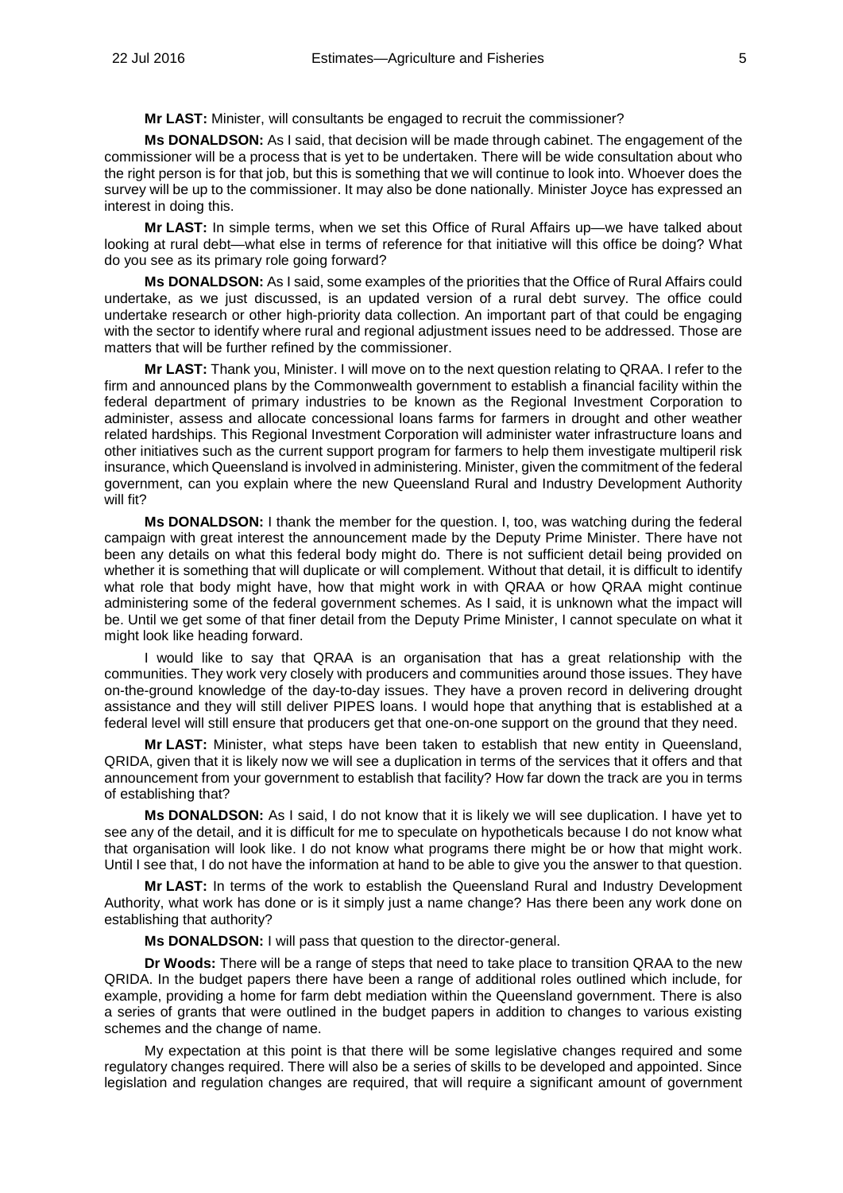**Mr LAST:** Minister, will consultants be engaged to recruit the commissioner?

**Ms DONALDSON:** As I said, that decision will be made through cabinet. The engagement of the commissioner will be a process that is yet to be undertaken. There will be wide consultation about who the right person is for that job, but this is something that we will continue to look into. Whoever does the survey will be up to the commissioner. It may also be done nationally. Minister Joyce has expressed an interest in doing this.

**Mr LAST:** In simple terms, when we set this Office of Rural Affairs up—we have talked about looking at rural debt—what else in terms of reference for that initiative will this office be doing? What do you see as its primary role going forward?

**Ms DONALDSON:** As I said, some examples of the priorities that the Office of Rural Affairs could undertake, as we just discussed, is an updated version of a rural debt survey. The office could undertake research or other high-priority data collection. An important part of that could be engaging with the sector to identify where rural and regional adjustment issues need to be addressed. Those are matters that will be further refined by the commissioner.

**Mr LAST:** Thank you, Minister. I will move on to the next question relating to QRAA. I refer to the firm and announced plans by the Commonwealth government to establish a financial facility within the federal department of primary industries to be known as the Regional Investment Corporation to administer, assess and allocate concessional loans farms for farmers in drought and other weather related hardships. This Regional Investment Corporation will administer water infrastructure loans and other initiatives such as the current support program for farmers to help them investigate multiperil risk insurance, which Queensland is involved in administering. Minister, given the commitment of the federal government, can you explain where the new Queensland Rural and Industry Development Authority will fit?

**Ms DONALDSON:** I thank the member for the question. I, too, was watching during the federal campaign with great interest the announcement made by the Deputy Prime Minister. There have not been any details on what this federal body might do. There is not sufficient detail being provided on whether it is something that will duplicate or will complement. Without that detail, it is difficult to identify what role that body might have, how that might work in with QRAA or how QRAA might continue administering some of the federal government schemes. As I said, it is unknown what the impact will be. Until we get some of that finer detail from the Deputy Prime Minister, I cannot speculate on what it might look like heading forward.

I would like to say that QRAA is an organisation that has a great relationship with the communities. They work very closely with producers and communities around those issues. They have on-the-ground knowledge of the day-to-day issues. They have a proven record in delivering drought assistance and they will still deliver PIPES loans. I would hope that anything that is established at a federal level will still ensure that producers get that one-on-one support on the ground that they need.

**Mr LAST:** Minister, what steps have been taken to establish that new entity in Queensland, QRIDA, given that it is likely now we will see a duplication in terms of the services that it offers and that announcement from your government to establish that facility? How far down the track are you in terms of establishing that?

**Ms DONALDSON:** As I said, I do not know that it is likely we will see duplication. I have yet to see any of the detail, and it is difficult for me to speculate on hypotheticals because I do not know what that organisation will look like. I do not know what programs there might be or how that might work. Until I see that, I do not have the information at hand to be able to give you the answer to that question.

**Mr LAST:** In terms of the work to establish the Queensland Rural and Industry Development Authority, what work has done or is it simply just a name change? Has there been any work done on establishing that authority?

**Ms DONALDSON:** I will pass that question to the director-general.

**Dr Woods:** There will be a range of steps that need to take place to transition QRAA to the new QRIDA. In the budget papers there have been a range of additional roles outlined which include, for example, providing a home for farm debt mediation within the Queensland government. There is also a series of grants that were outlined in the budget papers in addition to changes to various existing schemes and the change of name.

My expectation at this point is that there will be some legislative changes required and some regulatory changes required. There will also be a series of skills to be developed and appointed. Since legislation and regulation changes are required, that will require a significant amount of government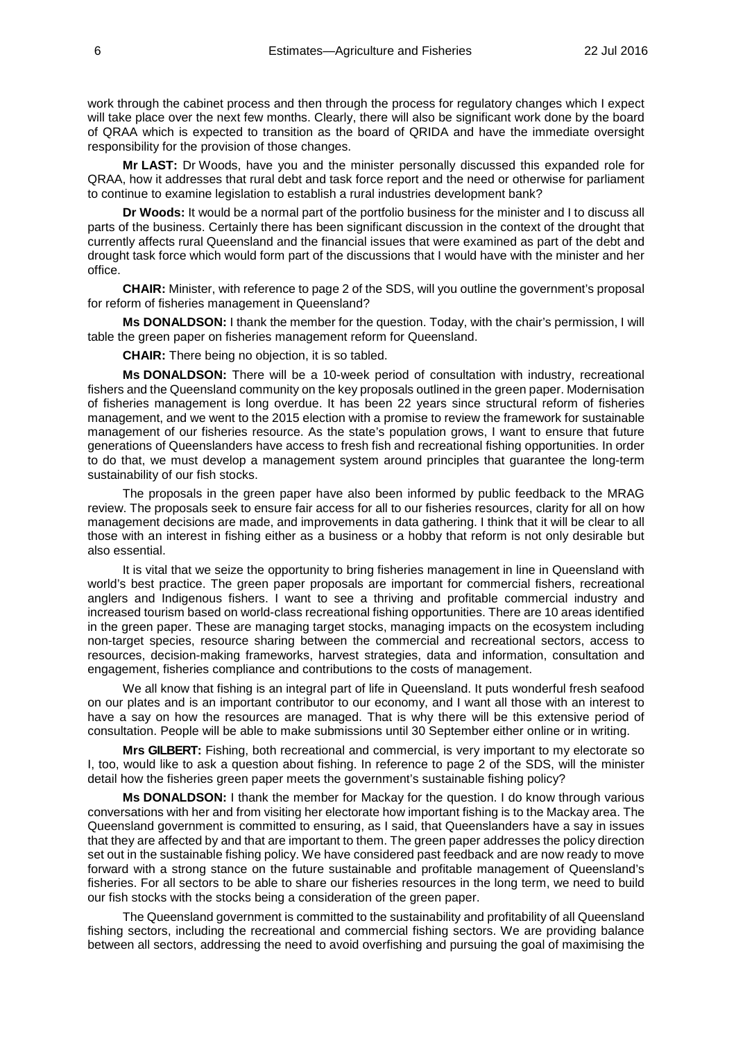work through the cabinet process and then through the process for regulatory changes which I expect will take place over the next few months. Clearly, there will also be significant work done by the board of QRAA which is expected to transition as the board of QRIDA and have the immediate oversight responsibility for the provision of those changes.

**Mr LAST:** Dr Woods, have you and the minister personally discussed this expanded role for QRAA, how it addresses that rural debt and task force report and the need or otherwise for parliament to continue to examine legislation to establish a rural industries development bank?

**Dr Woods:** It would be a normal part of the portfolio business for the minister and I to discuss all parts of the business. Certainly there has been significant discussion in the context of the drought that currently affects rural Queensland and the financial issues that were examined as part of the debt and drought task force which would form part of the discussions that I would have with the minister and her office.

**CHAIR:** Minister, with reference to page 2 of the SDS, will you outline the government's proposal for reform of fisheries management in Queensland?

**Ms DONALDSON:** I thank the member for the question. Today, with the chair's permission, I will table the green paper on fisheries management reform for Queensland.

**CHAIR:** There being no objection, it is so tabled.

**Ms DONALDSON:** There will be a 10-week period of consultation with industry, recreational fishers and the Queensland community on the key proposals outlined in the green paper. Modernisation of fisheries management is long overdue. It has been 22 years since structural reform of fisheries management, and we went to the 2015 election with a promise to review the framework for sustainable management of our fisheries resource. As the state's population grows, I want to ensure that future generations of Queenslanders have access to fresh fish and recreational fishing opportunities. In order to do that, we must develop a management system around principles that guarantee the long-term sustainability of our fish stocks.

The proposals in the green paper have also been informed by public feedback to the MRAG review. The proposals seek to ensure fair access for all to our fisheries resources, clarity for all on how management decisions are made, and improvements in data gathering. I think that it will be clear to all those with an interest in fishing either as a business or a hobby that reform is not only desirable but also essential.

It is vital that we seize the opportunity to bring fisheries management in line in Queensland with world's best practice. The green paper proposals are important for commercial fishers, recreational anglers and Indigenous fishers. I want to see a thriving and profitable commercial industry and increased tourism based on world-class recreational fishing opportunities. There are 10 areas identified in the green paper. These are managing target stocks, managing impacts on the ecosystem including non-target species, resource sharing between the commercial and recreational sectors, access to resources, decision-making frameworks, harvest strategies, data and information, consultation and engagement, fisheries compliance and contributions to the costs of management.

We all know that fishing is an integral part of life in Queensland. It puts wonderful fresh seafood on our plates and is an important contributor to our economy, and I want all those with an interest to have a say on how the resources are managed. That is why there will be this extensive period of consultation. People will be able to make submissions until 30 September either online or in writing.

**Mrs GILBERT:** Fishing, both recreational and commercial, is very important to my electorate so I, too, would like to ask a question about fishing. In reference to page 2 of the SDS, will the minister detail how the fisheries green paper meets the government's sustainable fishing policy?

**Ms DONALDSON:** I thank the member for Mackay for the question. I do know through various conversations with her and from visiting her electorate how important fishing is to the Mackay area. The Queensland government is committed to ensuring, as I said, that Queenslanders have a say in issues that they are affected by and that are important to them. The green paper addresses the policy direction set out in the sustainable fishing policy. We have considered past feedback and are now ready to move forward with a strong stance on the future sustainable and profitable management of Queensland's fisheries. For all sectors to be able to share our fisheries resources in the long term, we need to build our fish stocks with the stocks being a consideration of the green paper.

The Queensland government is committed to the sustainability and profitability of all Queensland fishing sectors, including the recreational and commercial fishing sectors. We are providing balance between all sectors, addressing the need to avoid overfishing and pursuing the goal of maximising the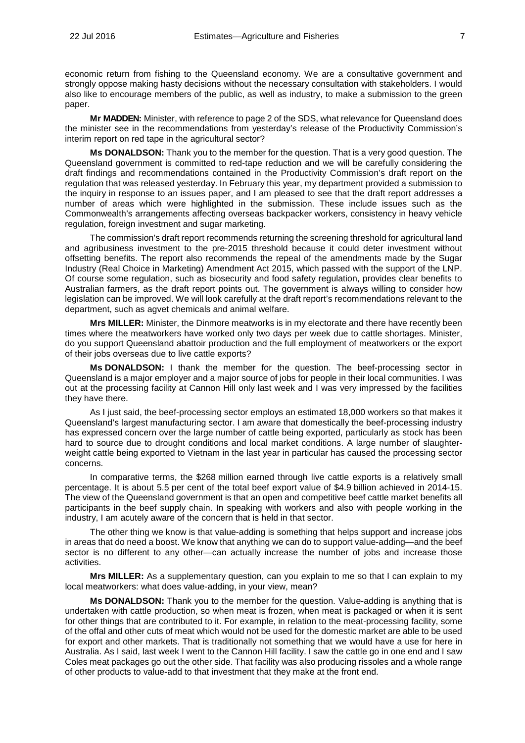economic return from fishing to the Queensland economy. We are a consultative government and strongly oppose making hasty decisions without the necessary consultation with stakeholders. I would also like to encourage members of the public, as well as industry, to make a submission to the green paper.

**Mr MADDEN:** Minister, with reference to page 2 of the SDS, what relevance for Queensland does the minister see in the recommendations from yesterday's release of the Productivity Commission's interim report on red tape in the agricultural sector?

**Ms DONALDSON:** Thank you to the member for the question. That is a very good question. The Queensland government is committed to red-tape reduction and we will be carefully considering the draft findings and recommendations contained in the Productivity Commission's draft report on the regulation that was released yesterday. In February this year, my department provided a submission to the inquiry in response to an issues paper, and I am pleased to see that the draft report addresses a number of areas which were highlighted in the submission. These include issues such as the Commonwealth's arrangements affecting overseas backpacker workers, consistency in heavy vehicle regulation, foreign investment and sugar marketing.

The commission's draft report recommends returning the screening threshold for agricultural land and agribusiness investment to the pre-2015 threshold because it could deter investment without offsetting benefits. The report also recommends the repeal of the amendments made by the Sugar Industry (Real Choice in Marketing) Amendment Act 2015, which passed with the support of the LNP. Of course some regulation, such as biosecurity and food safety regulation, provides clear benefits to Australian farmers, as the draft report points out. The government is always willing to consider how legislation can be improved. We will look carefully at the draft report's recommendations relevant to the department, such as agvet chemicals and animal welfare.

**Mrs MILLER:** Minister, the Dinmore meatworks is in my electorate and there have recently been times where the meatworkers have worked only two days per week due to cattle shortages. Minister, do you support Queensland abattoir production and the full employment of meatworkers or the export of their jobs overseas due to live cattle exports?

**Ms DONALDSON:** I thank the member for the question. The beef-processing sector in Queensland is a major employer and a major source of jobs for people in their local communities. I was out at the processing facility at Cannon Hill only last week and I was very impressed by the facilities they have there.

As I just said, the beef-processing sector employs an estimated 18,000 workers so that makes it Queensland's largest manufacturing sector. I am aware that domestically the beef-processing industry has expressed concern over the large number of cattle being exported, particularly as stock has been hard to source due to drought conditions and local market conditions. A large number of slaughter-weight cattle being exported to Vietnam in the last year in particular has caused the processing sector concerns.

In comparative terms, the $268 million earned through live cattle exports is a relatively small percentage. It is about 5.5 per cent of the total beef export value of $4.9 billion achieved in 2014-15. The view of the Queensland government is that an open and competitive beef cattle market benefits all participants in the beef supply chain. In speaking with workers and also with people working in the industry, I am acutely aware of the concern that is held in that sector.

The other thing we know is that value-adding is something that helps support and increase jobs in areas that do need a boost. We know that anything we can do to support value-adding—and the beef sector is no different to any other—can actually increase the number of jobs and increase those activities.

**Mrs MILLER:** As a supplementary question, can you explain to me so that I can explain to my local meatworkers: what does value-adding, in your view, mean?

**Ms DONALDSON:** Thank you to the member for the question. Value-adding is anything that is undertaken with cattle production, so when meat is frozen, when meat is packaged or when it is sent for other things that are contributed to it. For example, in relation to the meat-processing facility, some of the offal and other cuts of meat which would not be used for the domestic market are able to be used for export and other markets. That is traditionally not something that we would have a use for here in Australia. As I said, last week I went to the Cannon Hill facility. I saw the cattle go in one end and I saw Coles meat packages go out the other side. That facility was also producing rissoles and a whole range of other products to value-add to that investment that they make at the front end.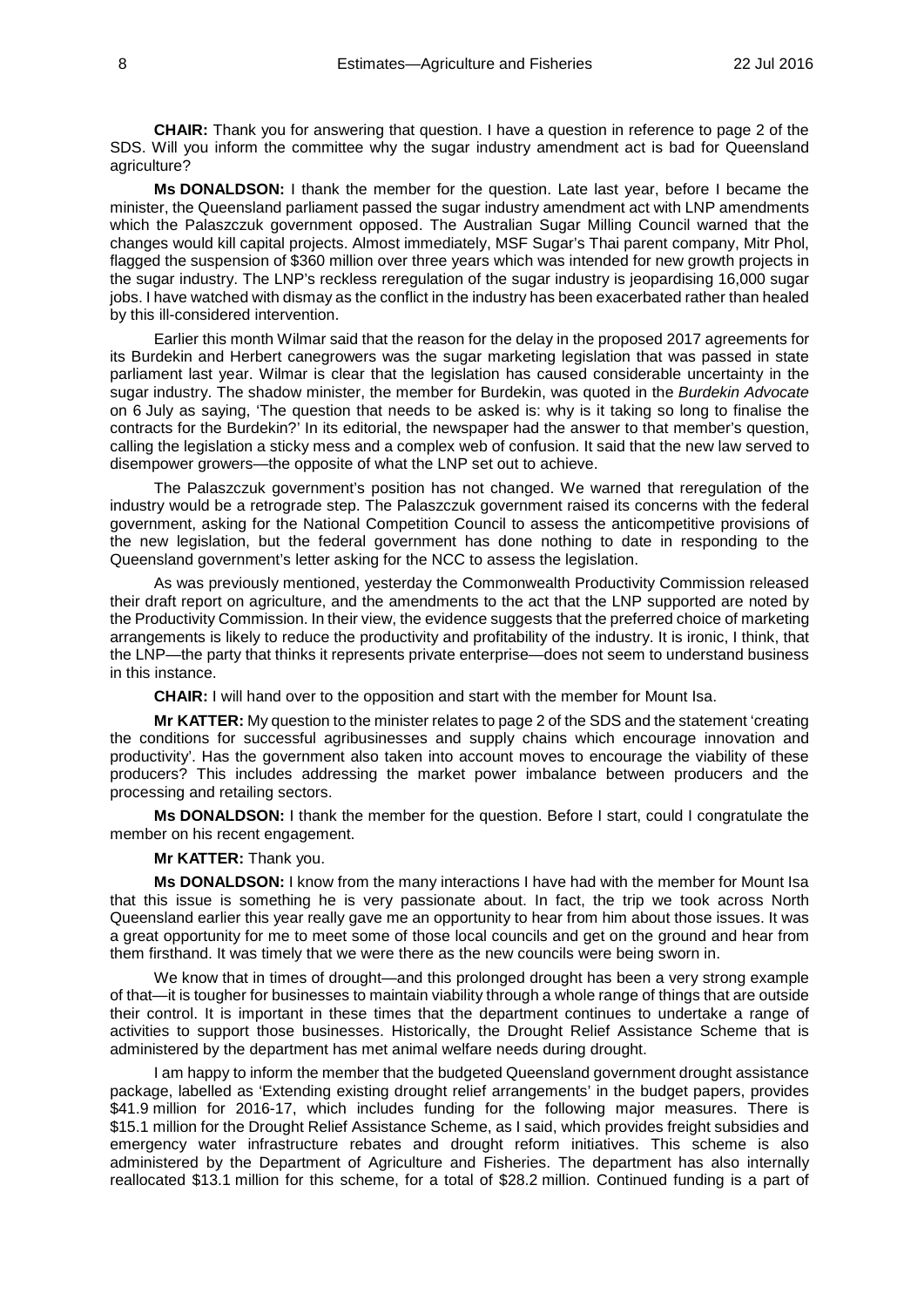**CHAIR:** Thank you for answering that question. I have a question in reference to page 2 of the SDS. Will you inform the committee why the sugar industry amendment act is bad for Queensland agriculture?

**Ms DONALDSON:** I thank the member for the question. Late last year, before I became the minister, the Queensland parliament passed the sugar industry amendment act with LNP amendments which the Palaszczuk government opposed. The Australian Sugar Milling Council warned that the changes would kill capital projects. Almost immediately, MSF Sugar's Thai parent company, Mitr Phol, flagged the suspension of $360 million over three years which was intended for new growth projects in the sugar industry. The LNP's reckless reregulation of the sugar industry is jeopardising 16,000 sugar jobs. I have watched with dismay as the conflict in the industry has been exacerbated rather than healed by this ill-considered intervention.

Earlier this month Wilmar said that the reason for the delay in the proposed 2017 agreements for its Burdekin and Herbert canegrowers was the sugar marketing legislation that was passed in state parliament last year. Wilmar is clear that the legislation has caused considerable uncertainty in the sugar industry. The shadow minister, the member for Burdekin, was quoted in the *Burdekin Advocate* on 6 July as saying, 'The question that needs to be asked is: why is it taking so long to finalise the contracts for the Burdekin?' In its editorial, the newspaper had the answer to that member's question, calling the legislation a sticky mess and a complex web of confusion. It said that the new law served to disempower growers—the opposite of what the LNP set out to achieve.

The Palaszczuk government's position has not changed. We warned that reregulation of the industry would be a retrograde step. The Palaszczuk government raised its concerns with the federal government, asking for the National Competition Council to assess the anticompetitive provisions of the new legislation, but the federal government has done nothing to date in responding to the Queensland government's letter asking for the NCC to assess the legislation.

As was previously mentioned, yesterday the Commonwealth Productivity Commission released their draft report on agriculture, and the amendments to the act that the LNP supported are noted by the Productivity Commission. In their view, the evidence suggests that the preferred choice of marketing arrangements is likely to reduce the productivity and profitability of the industry. It is ironic, I think, that the LNP—the party that thinks it represents private enterprise—does not seem to understand business in this instance.

**CHAIR:** I will hand over to the opposition and start with the member for Mount Isa.

**Mr KATTER:** My question to the minister relates to page 2 of the SDS and the statement 'creating the conditions for successful agribusinesses and supply chains which encourage innovation and productivity'. Has the government also taken into account moves to encourage the viability of these producers? This includes addressing the market power imbalance between producers and the processing and retailing sectors.

**Ms DONALDSON:** I thank the member for the question. Before I start, could I congratulate the member on his recent engagement.

**Mr KATTER:** Thank you.

**Ms DONALDSON:** I know from the many interactions I have had with the member for Mount Isa that this issue is something he is very passionate about. In fact, the trip we took across North Queensland earlier this year really gave me an opportunity to hear from him about those issues. It was a great opportunity for me to meet some of those local councils and get on the ground and hear from them firsthand. It was timely that we were there as the new councils were being sworn in.

We know that in times of drought—and this prolonged drought has been a very strong example of that—it is tougher for businesses to maintain viability through a whole range of things that are outside their control. It is important in these times that the department continues to undertake a range of activities to support those businesses. Historically, the Drought Relief Assistance Scheme that is administered by the department has met animal welfare needs during drought.

I am happy to inform the member that the budgeted Queensland government drought assistance package, labelled as 'Extending existing drought relief arrangements' in the budget papers, provides $41.9 million for 2016-17, which includes funding for the following major measures. There is $15.1 million for the Drought Relief Assistance Scheme, as I said, which provides freight subsidies and emergency water infrastructure rebates and drought reform initiatives. This scheme is also administered by the Department of Agriculture and Fisheries. The department has also internally reallocated $13.1 million for this scheme, for a total of $28.2 million. Continued funding is a part of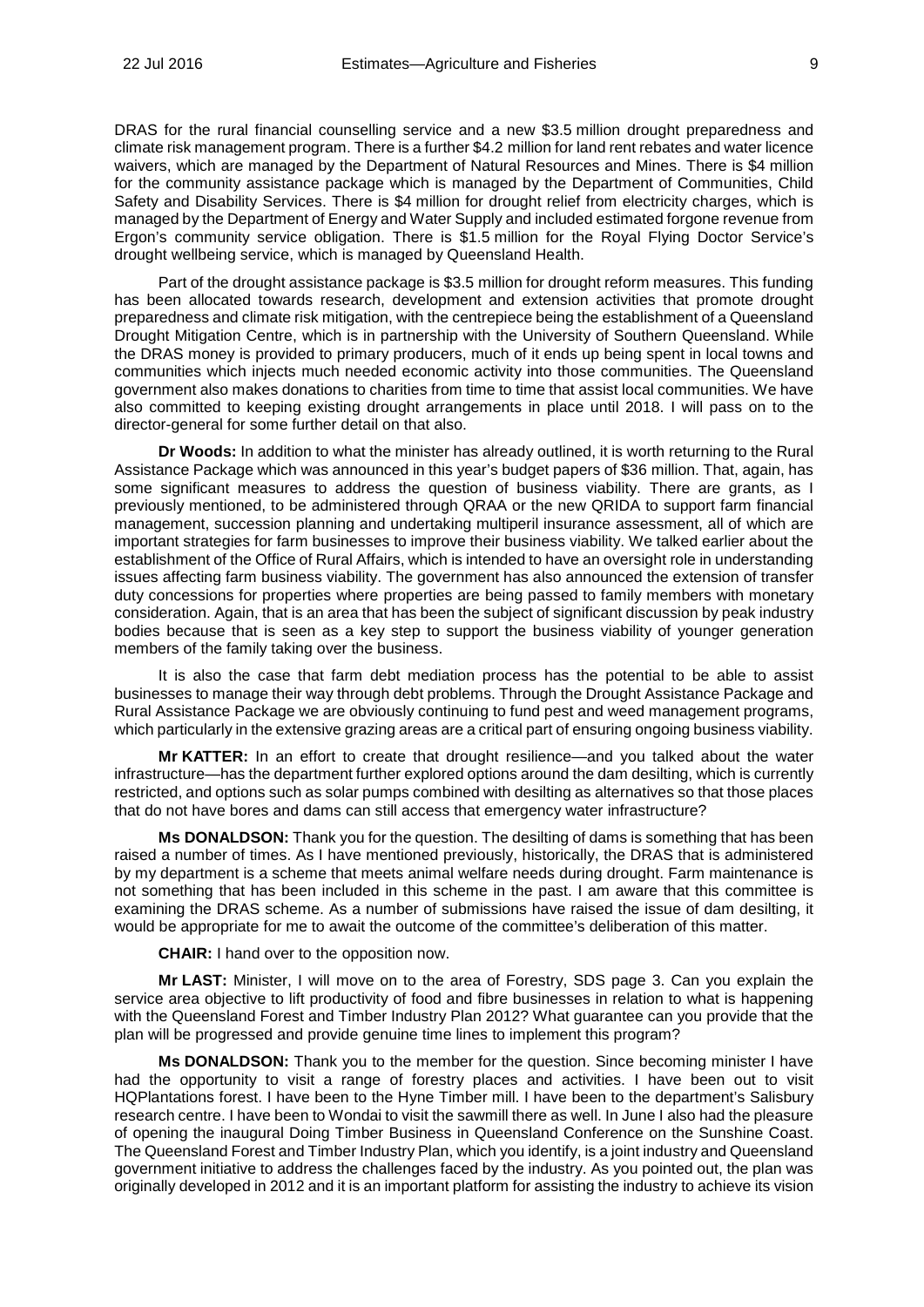DRAS for the rural financial counselling service and a new $3.5 million drought preparedness and climate risk management program. There is a further $4.2 million for land rent rebates and water licence waivers, which are managed by the Department of Natural Resources and Mines. There is $4 million for the community assistance package which is managed by the Department of Communities, Child Safety and Disability Services. There is $4 million for drought relief from electricity charges, which is managed by the Department of Energy and Water Supply and included estimated forgone revenue from Ergon's community service obligation. There is $1.5 million for the Royal Flying Doctor Service's drought wellbeing service, which is managed by Queensland Health.

Part of the drought assistance package is $3.5 million for drought reform measures. This funding has been allocated towards research, development and extension activities that promote drought preparedness and climate risk mitigation, with the centrepiece being the establishment of a Queensland Drought Mitigation Centre, which is in partnership with the University of Southern Queensland. While the DRAS money is provided to primary producers, much of it ends up being spent in local towns and communities which injects much needed economic activity into those communities. The Queensland government also makes donations to charities from time to time that assist local communities. We have also committed to keeping existing drought arrangements in place until 2018. I will pass on to the director-general for some further detail on that also.

**Dr Woods:** In addition to what the minister has already outlined, it is worth returning to the Rural Assistance Package which was announced in this year's budget papers of $36 million. That, again, has some significant measures to address the question of business viability. There are grants, as I previously mentioned, to be administered through QRAA or the new QRIDA to support farm financial management, succession planning and undertaking multiperil insurance assessment, all of which are important strategies for farm businesses to improve their business viability. We talked earlier about the establishment of the Office of Rural Affairs, which is intended to have an oversight role in understanding issues affecting farm business viability. The government has also announced the extension of transfer duty concessions for properties where properties are being passed to family members with monetary consideration. Again, that is an area that has been the subject of significant discussion by peak industry bodies because that is seen as a key step to support the business viability of younger generation members of the family taking over the business.

It is also the case that farm debt mediation process has the potential to be able to assist businesses to manage their way through debt problems. Through the Drought Assistance Package and Rural Assistance Package we are obviously continuing to fund pest and weed management programs, which particularly in the extensive grazing areas are a critical part of ensuring ongoing business viability.

**Mr KATTER:** In an effort to create that drought resilience—and you talked about the water infrastructure—has the department further explored options around the dam desilting, which is currently restricted, and options such as solar pumps combined with desilting as alternatives so that those places that do not have bores and dams can still access that emergency water infrastructure?

**Ms DONALDSON:** Thank you for the question. The desilting of dams is something that has been raised a number of times. As I have mentioned previously, historically, the DRAS that is administered by my department is a scheme that meets animal welfare needs during drought. Farm maintenance is not something that has been included in this scheme in the past. I am aware that this committee is examining the DRAS scheme. As a number of submissions have raised the issue of dam desilting, it would be appropriate for me to await the outcome of the committee's deliberation of this matter.

**CHAIR:** I hand over to the opposition now.

**Mr LAST:** Minister, I will move on to the area of Forestry, SDS page 3. Can you explain the service area objective to lift productivity of food and fibre businesses in relation to what is happening with the Queensland Forest and Timber Industry Plan 2012? What guarantee can you provide that the plan will be progressed and provide genuine time lines to implement this program?

**Ms DONALDSON:** Thank you to the member for the question. Since becoming minister I have had the opportunity to visit a range of forestry places and activities. I have been out to visit HQPlantations forest. I have been to the Hyne Timber mill. I have been to the department's Salisbury research centre. I have been to Wondai to visit the sawmill there as well. In June I also had the pleasure of opening the inaugural Doing Timber Business in Queensland Conference on the Sunshine Coast. The Queensland Forest and Timber Industry Plan, which you identify, is a joint industry and Queensland government initiative to address the challenges faced by the industry. As you pointed out, the plan was originally developed in 2012 and it is an important platform for assisting the industry to achieve its vision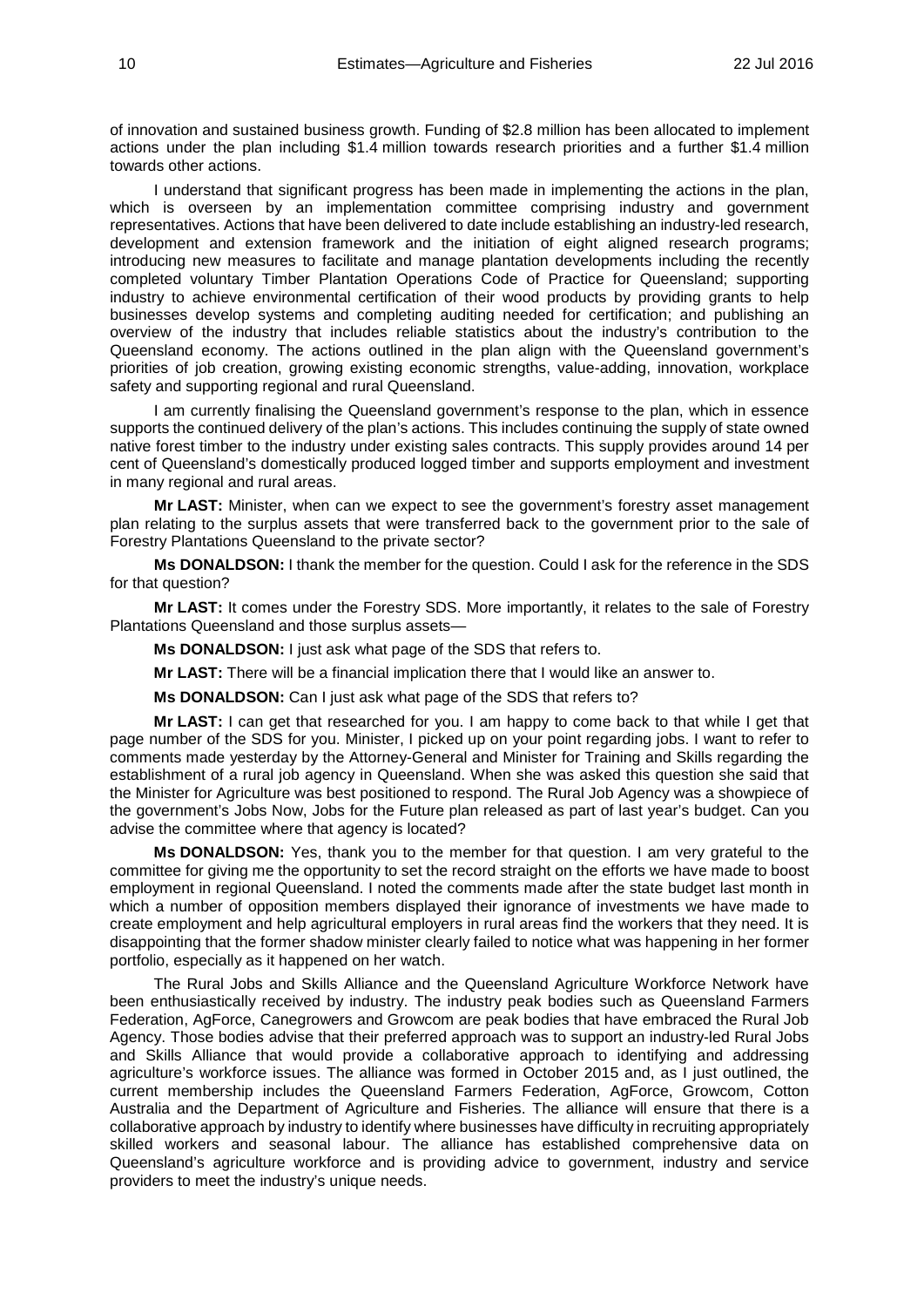of innovation and sustained business growth. Funding of $2.8 million has been allocated to implement actions under the plan including $1.4 million towards research priorities and a further $1.4 million towards other actions.

I understand that significant progress has been made in implementing the actions in the plan, which is overseen by an implementation committee comprising industry and government representatives. Actions that have been delivered to date include establishing an industry-led research, development and extension framework and the initiation of eight aligned research programs; introducing new measures to facilitate and manage plantation developments including the recently completed voluntary Timber Plantation Operations Code of Practice for Queensland; supporting industry to achieve environmental certification of their wood products by providing grants to help businesses develop systems and completing auditing needed for certification; and publishing an overview of the industry that includes reliable statistics about the industry's contribution to the Queensland economy. The actions outlined in the plan align with the Queensland government's priorities of job creation, growing existing economic strengths, value-adding, innovation, workplace safety and supporting regional and rural Queensland.

I am currently finalising the Queensland government's response to the plan, which in essence supports the continued delivery of the plan's actions. This includes continuing the supply of state owned native forest timber to the industry under existing sales contracts. This supply provides around 14 per cent of Queensland's domestically produced logged timber and supports employment and investment in many regional and rural areas.

**Mr LAST:** Minister, when can we expect to see the government's forestry asset management plan relating to the surplus assets that were transferred back to the government prior to the sale of Forestry Plantations Queensland to the private sector?

**Ms DONALDSON:** I thank the member for the question. Could I ask for the reference in the SDS for that question?

**Mr LAST:** It comes under the Forestry SDS. More importantly, it relates to the sale of Forestry Plantations Queensland and those surplus assets—

**Ms DONALDSON:** I just ask what page of the SDS that refers to.

**Mr LAST:** There will be a financial implication there that I would like an answer to.

**Ms DONALDSON:** Can I just ask what page of the SDS that refers to?

**Mr LAST:** I can get that researched for you. I am happy to come back to that while I get that page number of the SDS for you. Minister, I picked up on your point regarding jobs. I want to refer to comments made yesterday by the Attorney-General and Minister for Training and Skills regarding the establishment of a rural job agency in Queensland. When she was asked this question she said that the Minister for Agriculture was best positioned to respond. The Rural Job Agency was a showpiece of the government's Jobs Now, Jobs for the Future plan released as part of last year's budget. Can you advise the committee where that agency is located?

**Ms DONALDSON:** Yes, thank you to the member for that question. I am very grateful to the committee for giving me the opportunity to set the record straight on the efforts we have made to boost employment in regional Queensland. I noted the comments made after the state budget last month in which a number of opposition members displayed their ignorance of investments we have made to create employment and help agricultural employers in rural areas find the workers that they need. It is disappointing that the former shadow minister clearly failed to notice what was happening in her former portfolio, especially as it happened on her watch.

The Rural Jobs and Skills Alliance and the Queensland Agriculture Workforce Network have been enthusiastically received by industry. The industry peak bodies such as Queensland Farmers Federation, AgForce, Canegrowers and Growcom are peak bodies that have embraced the Rural Job Agency. Those bodies advise that their preferred approach was to support an industry-led Rural Jobs and Skills Alliance that would provide a collaborative approach to identifying and addressing agriculture's workforce issues. The alliance was formed in October 2015 and, as I just outlined, the current membership includes the Queensland Farmers Federation, AgForce, Growcom, Cotton Australia and the Department of Agriculture and Fisheries. The alliance will ensure that there is a collaborative approach by industry to identify where businesses have difficulty in recruiting appropriately skilled workers and seasonal labour. The alliance has established comprehensive data on Queensland's agriculture workforce and is providing advice to government, industry and service providers to meet the industry's unique needs.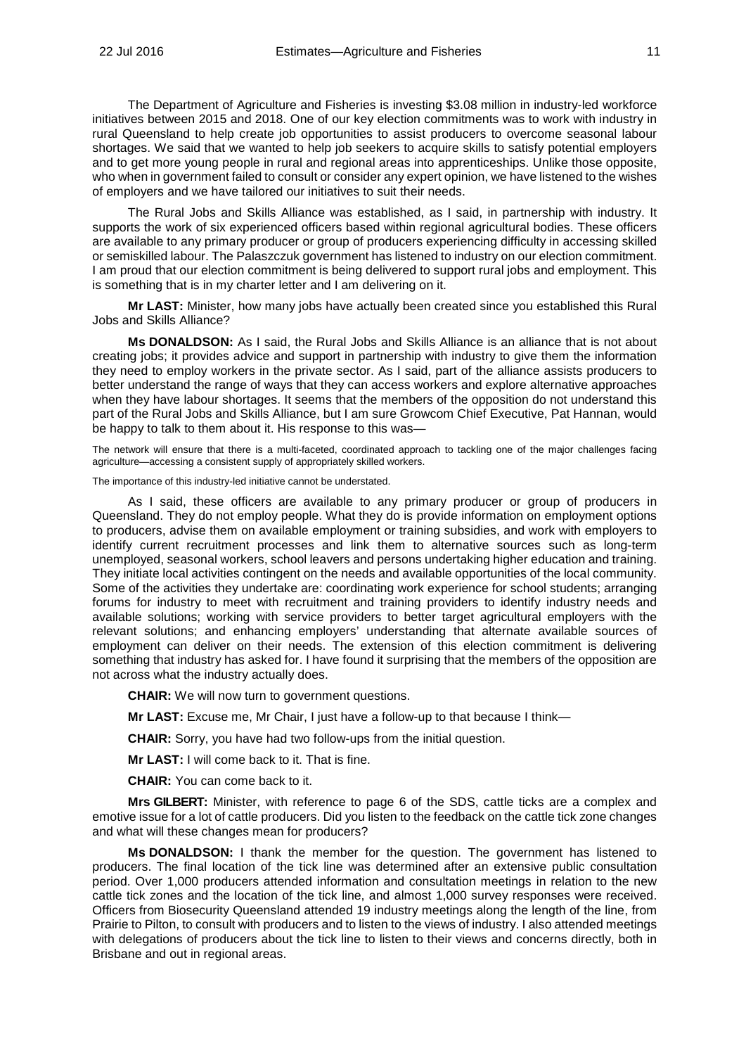The Department of Agriculture and Fisheries is investing $3.08 million in industry-led workforce initiatives between 2015 and 2018. One of our key election commitments was to work with industry in rural Queensland to help create job opportunities to assist producers to overcome seasonal labour shortages. We said that we wanted to help job seekers to acquire skills to satisfy potential employers and to get more young people in rural and regional areas into apprenticeships. Unlike those opposite, who when in government failed to consult or consider any expert opinion, we have listened to the wishes of employers and we have tailored our initiatives to suit their needs.

The Rural Jobs and Skills Alliance was established, as I said, in partnership with industry. It supports the work of six experienced officers based within regional agricultural bodies. These officers are available to any primary producer or group of producers experiencing difficulty in accessing skilled or semiskilled labour. The Palaszczuk government has listened to industry on our election commitment. I am proud that our election commitment is being delivered to support rural jobs and employment. This is something that is in my charter letter and I am delivering on it.

**Mr LAST:** Minister, how many jobs have actually been created since you established this Rural Jobs and Skills Alliance?

**Ms DONALDSON:** As I said, the Rural Jobs and Skills Alliance is an alliance that is not about creating jobs; it provides advice and support in partnership with industry to give them the information they need to employ workers in the private sector. As I said, part of the alliance assists producers to better understand the range of ways that they can access workers and explore alternative approaches when they have labour shortages. It seems that the members of the opposition do not understand this part of the Rural Jobs and Skills Alliance, but I am sure Growcom Chief Executive, Pat Hannan, would be happy to talk to them about it. His response to this was—

The network will ensure that there is a multi-faceted, coordinated approach to tackling one of the major challenges facing agriculture—accessing a consistent supply of appropriately skilled workers.

The importance of this industry-led initiative cannot be understated.

As I said, these officers are available to any primary producer or group of producers in Queensland. They do not employ people. What they do is provide information on employment options to producers, advise them on available employment or training subsidies, and work with employers to identify current recruitment processes and link them to alternative sources such as long-term unemployed, seasonal workers, school leavers and persons undertaking higher education and training. They initiate local activities contingent on the needs and available opportunities of the local community. Some of the activities they undertake are: coordinating work experience for school students; arranging forums for industry to meet with recruitment and training providers to identify industry needs and available solutions; working with service providers to better target agricultural employers with the relevant solutions; and enhancing employers' understanding that alternate available sources of employment can deliver on their needs. The extension of this election commitment is delivering something that industry has asked for. I have found it surprising that the members of the opposition are not across what the industry actually does.

**CHAIR:** We will now turn to government questions.

**Mr LAST:** Excuse me, Mr Chair, I just have a follow-up to that because I think—

**CHAIR:** Sorry, you have had two follow-ups from the initial question.

**Mr LAST:** I will come back to it. That is fine.

**CHAIR:** You can come back to it.

**Mrs GILBERT:** Minister, with reference to page 6 of the SDS, cattle ticks are a complex and emotive issue for a lot of cattle producers. Did you listen to the feedback on the cattle tick zone changes and what will these changes mean for producers?

**Ms DONALDSON:** I thank the member for the question. The government has listened to producers. The final location of the tick line was determined after an extensive public consultation period. Over 1,000 producers attended information and consultation meetings in relation to the new cattle tick zones and the location of the tick line, and almost 1,000 survey responses were received. Officers from Biosecurity Queensland attended 19 industry meetings along the length of the line, from Prairie to Pilton, to consult with producers and to listen to the views of industry. I also attended meetings with delegations of producers about the tick line to listen to their views and concerns directly, both in Brisbane and out in regional areas.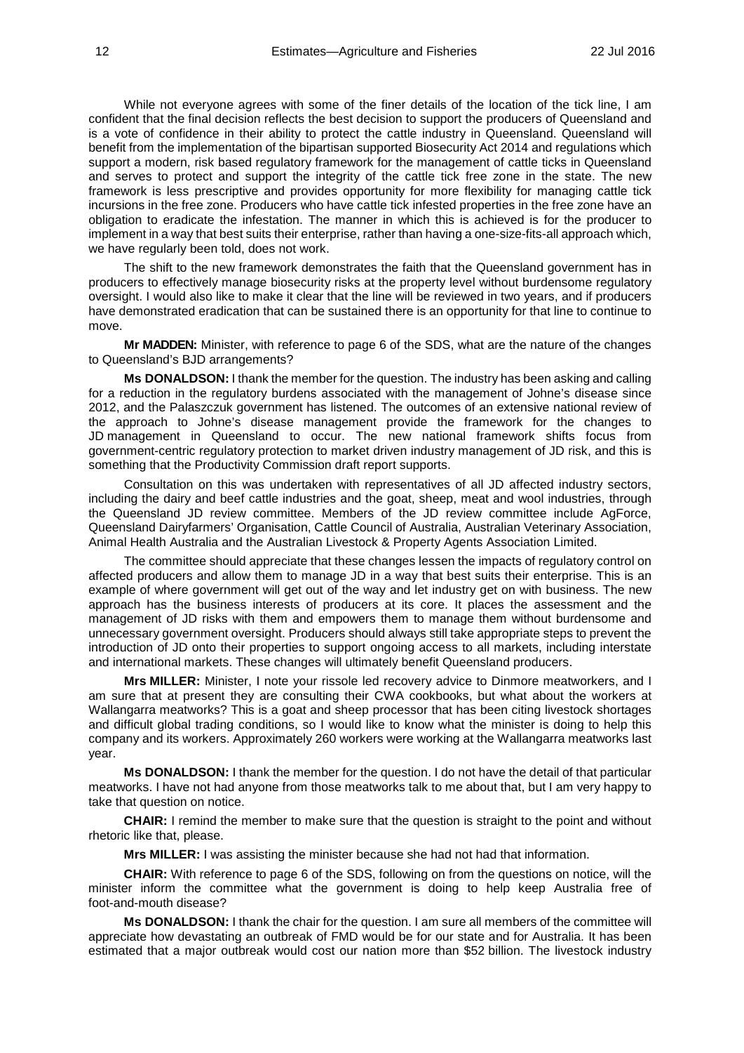While not everyone agrees with some of the finer details of the location of the tick line, I am confident that the final decision reflects the best decision to support the producers of Queensland and is a vote of confidence in their ability to protect the cattle industry in Queensland. Queensland will benefit from the implementation of the bipartisan supported Biosecurity Act 2014 and regulations which support a modern, risk based regulatory framework for the management of cattle ticks in Queensland and serves to protect and support the integrity of the cattle tick free zone in the state. The new framework is less prescriptive and provides opportunity for more flexibility for managing cattle tick incursions in the free zone. Producers who have cattle tick infested properties in the free zone have an obligation to eradicate the infestation. The manner in which this is achieved is for the producer to implement in a way that best suits their enterprise, rather than having a one-size-fits-all approach which, we have regularly been told, does not work.

The shift to the new framework demonstrates the faith that the Queensland government has in producers to effectively manage biosecurity risks at the property level without burdensome regulatory oversight. I would also like to make it clear that the line will be reviewed in two years, and if producers have demonstrated eradication that can be sustained there is an opportunity for that line to continue to move.

**Mr MADDEN:** Minister, with reference to page 6 of the SDS, what are the nature of the changes to Queensland's BJD arrangements?

**Ms DONALDSON:** I thank the member for the question. The industry has been asking and calling for a reduction in the regulatory burdens associated with the management of Johne's disease since 2012, and the Palaszczuk government has listened. The outcomes of an extensive national review of the approach to Johne's disease management provide the framework for the changes to JD management in Queensland to occur. The new national framework shifts focus from government-centric regulatory protection to market driven industry management of JD risk, and this is something that the Productivity Commission draft report supports.

Consultation on this was undertaken with representatives of all JD affected industry sectors, including the dairy and beef cattle industries and the goat, sheep, meat and wool industries, through the Queensland JD review committee. Members of the JD review committee include AgForce, Queensland Dairyfarmers' Organisation, Cattle Council of Australia, Australian Veterinary Association, Animal Health Australia and the Australian Livestock & Property Agents Association Limited.

The committee should appreciate that these changes lessen the impacts of regulatory control on affected producers and allow them to manage JD in a way that best suits their enterprise. This is an example of where government will get out of the way and let industry get on with business. The new approach has the business interests of producers at its core. It places the assessment and the management of JD risks with them and empowers them to manage them without burdensome and unnecessary government oversight. Producers should always still take appropriate steps to prevent the introduction of JD onto their properties to support ongoing access to all markets, including interstate and international markets. These changes will ultimately benefit Queensland producers.

**Mrs MILLER:** Minister, I note your rissole led recovery advice to Dinmore meatworkers, and I am sure that at present they are consulting their CWA cookbooks, but what about the workers at Wallangarra meatworks? This is a goat and sheep processor that has been citing livestock shortages and difficult global trading conditions, so I would like to know what the minister is doing to help this company and its workers. Approximately 260 workers were working at the Wallangarra meatworks last year.

**Ms DONALDSON:** I thank the member for the question. I do not have the detail of that particular meatworks. I have not had anyone from those meatworks talk to me about that, but I am very happy to take that question on notice.

**CHAIR:** I remind the member to make sure that the question is straight to the point and without rhetoric like that, please.

**Mrs MILLER:** I was assisting the minister because she had not had that information.

**CHAIR:** With reference to page 6 of the SDS, following on from the questions on notice, will the minister inform the committee what the government is doing to help keep Australia free of foot-and-mouth disease?

**Ms DONALDSON:** I thank the chair for the question. I am sure all members of the committee will appreciate how devastating an outbreak of FMD would be for our state and for Australia. It has been estimated that a major outbreak would cost our nation more than $52 billion. The livestock industry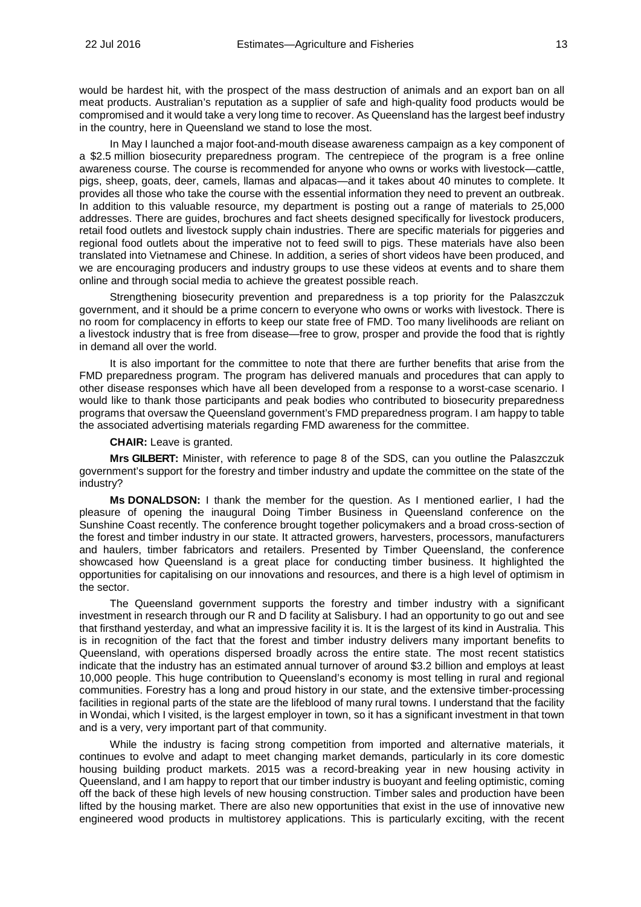would be hardest hit, with the prospect of the mass destruction of animals and an export ban on all meat products. Australian's reputation as a supplier of safe and high-quality food products would be compromised and it would take a very long time to recover. As Queensland has the largest beef industry in the country, here in Queensland we stand to lose the most.

In May I launched a major foot-and-mouth disease awareness campaign as a key component of a $2.5 million biosecurity preparedness program. The centrepiece of the program is a free online awareness course. The course is recommended for anyone who owns or works with livestock—cattle, pigs, sheep, goats, deer, camels, llamas and alpacas—and it takes about 40 minutes to complete. It provides all those who take the course with the essential information they need to prevent an outbreak. In addition to this valuable resource, my department is posting out a range of materials to 25,000 addresses. There are guides, brochures and fact sheets designed specifically for livestock producers, retail food outlets and livestock supply chain industries. There are specific materials for piggeries and regional food outlets about the imperative not to feed swill to pigs. These materials have also been translated into Vietnamese and Chinese. In addition, a series of short videos have been produced, and we are encouraging producers and industry groups to use these videos at events and to share them online and through social media to achieve the greatest possible reach.

Strengthening biosecurity prevention and preparedness is a top priority for the Palaszczuk government, and it should be a prime concern to everyone who owns or works with livestock. There is no room for complacency in efforts to keep our state free of FMD. Too many livelihoods are reliant on a livestock industry that is free from disease—free to grow, prosper and provide the food that is rightly in demand all over the world.

It is also important for the committee to note that there are further benefits that arise from the FMD preparedness program. The program has delivered manuals and procedures that can apply to other disease responses which have all been developed from a response to a worst-case scenario. I would like to thank those participants and peak bodies who contributed to biosecurity preparedness programs that oversaw the Queensland government's FMD preparedness program. I am happy to table the associated advertising materials regarding FMD awareness for the committee.

**CHAIR:** Leave is granted.

**Mrs GILBERT:** Minister, with reference to page 8 of the SDS, can you outline the Palaszczuk government's support for the forestry and timber industry and update the committee on the state of the industry?

**Ms DONALDSON:** I thank the member for the question. As I mentioned earlier, I had the pleasure of opening the inaugural Doing Timber Business in Queensland conference on the Sunshine Coast recently. The conference brought together policymakers and a broad cross-section of the forest and timber industry in our state. It attracted growers, harvesters, processors, manufacturers and haulers, timber fabricators and retailers. Presented by Timber Queensland, the conference showcased how Queensland is a great place for conducting timber business. It highlighted the opportunities for capitalising on our innovations and resources, and there is a high level of optimism in the sector.

The Queensland government supports the forestry and timber industry with a significant investment in research through our R and D facility at Salisbury. I had an opportunity to go out and see that firsthand yesterday, and what an impressive facility it is. It is the largest of its kind in Australia. This is in recognition of the fact that the forest and timber industry delivers many important benefits to Queensland, with operations dispersed broadly across the entire state. The most recent statistics indicate that the industry has an estimated annual turnover of around $3.2 billion and employs at least 10,000 people. This huge contribution to Queensland's economy is most telling in rural and regional communities. Forestry has a long and proud history in our state, and the extensive timber-processing facilities in regional parts of the state are the lifeblood of many rural towns. I understand that the facility in Wondai, which I visited, is the largest employer in town, so it has a significant investment in that town and is a very, very important part of that community.

While the industry is facing strong competition from imported and alternative materials, it continues to evolve and adapt to meet changing market demands, particularly in its core domestic housing building product markets. 2015 was a record-breaking year in new housing activity in Queensland, and I am happy to report that our timber industry is buoyant and feeling optimistic, coming off the back of these high levels of new housing construction. Timber sales and production have been lifted by the housing market. There are also new opportunities that exist in the use of innovative new engineered wood products in multistorey applications. This is particularly exciting, with the recent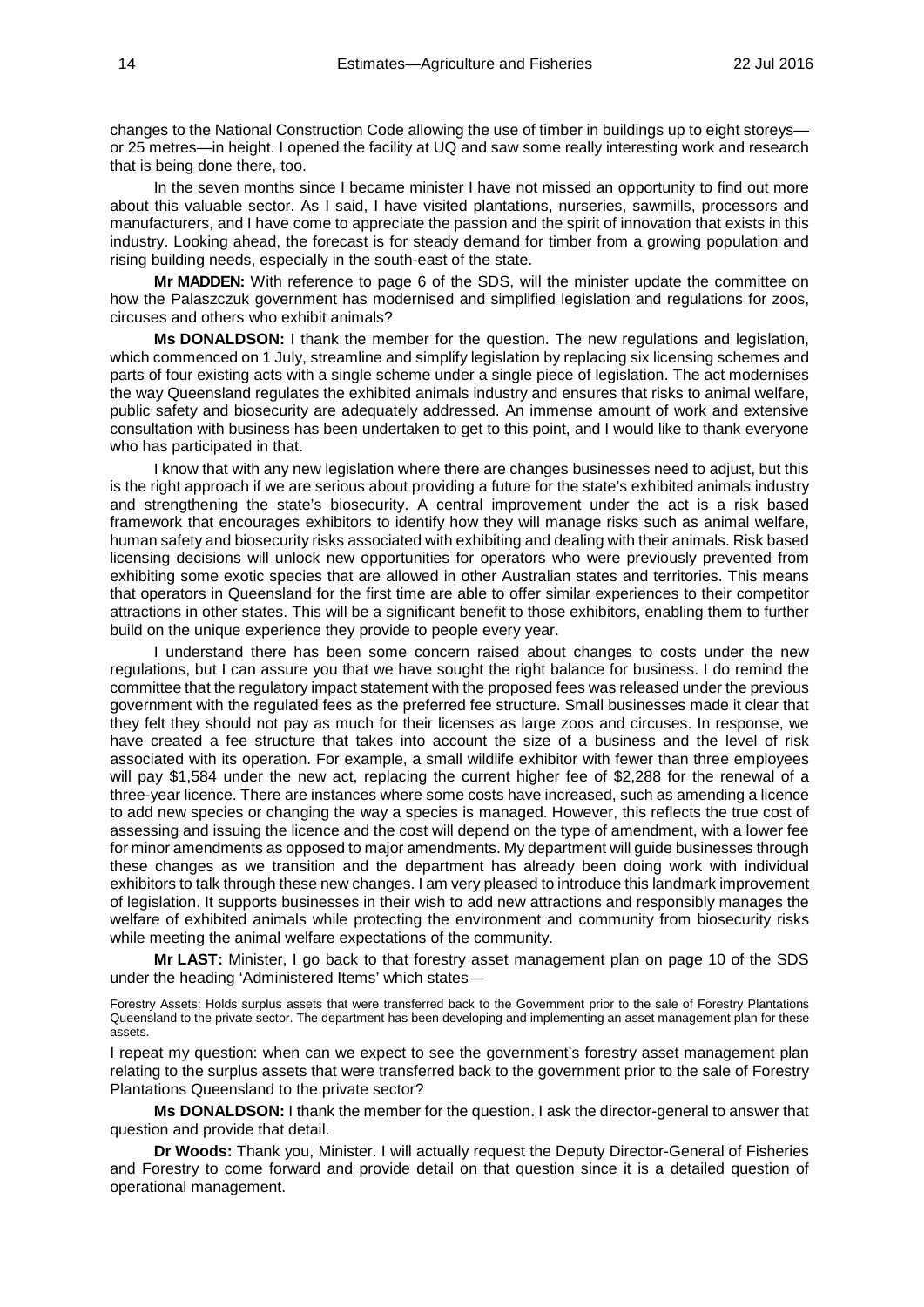changes to the National Construction Code allowing the use of timber in buildings up to eight storeys—or 25 metres—in height. I opened the facility at UQ and saw some really interesting work and research that is being done there, too.

In the seven months since I became minister I have not missed an opportunity to find out more about this valuable sector. As I said, I have visited plantations, nurseries, sawmills, processors and manufacturers, and I have come to appreciate the passion and the spirit of innovation that exists in this industry. Looking ahead, the forecast is for steady demand for timber from a growing population and rising building needs, especially in the south-east of the state.

**Mr MADDEN:** With reference to page 6 of the SDS, will the minister update the committee on how the Palaszczuk government has modernised and simplified legislation and regulations for zoos, circuses and others who exhibit animals?

**Ms DONALDSON:** I thank the member for the question. The new regulations and legislation, which commenced on 1 July, streamline and simplify legislation by replacing six licensing schemes and parts of four existing acts with a single scheme under a single piece of legislation. The act modernises the way Queensland regulates the exhibited animals industry and ensures that risks to animal welfare, public safety and biosecurity are adequately addressed. An immense amount of work and extensive consultation with business has been undertaken to get to this point, and I would like to thank everyone who has participated in that.

I know that with any new legislation where there are changes businesses need to adjust, but this is the right approach if we are serious about providing a future for the state's exhibited animals industry and strengthening the state's biosecurity. A central improvement under the act is a risk based framework that encourages exhibitors to identify how they will manage risks such as animal welfare, human safety and biosecurity risks associated with exhibiting and dealing with their animals. Risk based licensing decisions will unlock new opportunities for operators who were previously prevented from exhibiting some exotic species that are allowed in other Australian states and territories. This means that operators in Queensland for the first time are able to offer similar experiences to their competitor attractions in other states. This will be a significant benefit to those exhibitors, enabling them to further build on the unique experience they provide to people every year.

I understand there has been some concern raised about changes to costs under the new regulations, but I can assure you that we have sought the right balance for business. I do remind the committee that the regulatory impact statement with the proposed fees was released under the previous government with the regulated fees as the preferred fee structure. Small businesses made it clear that they felt they should not pay as much for their licenses as large zoos and circuses. In response, we have created a fee structure that takes into account the size of a business and the level of risk associated with its operation. For example, a small wildlife exhibitor with fewer than three employees will pay $1,584 under the new act, replacing the current higher fee of $2,288 for the renewal of a three-year licence. There are instances where some costs have increased, such as amending a licence to add new species or changing the way a species is managed. However, this reflects the true cost of assessing and issuing the licence and the cost will depend on the type of amendment, with a lower fee for minor amendments as opposed to major amendments. My department will guide businesses through these changes as we transition and the department has already been doing work with individual exhibitors to talk through these new changes. I am very pleased to introduce this landmark improvement of legislation. It supports businesses in their wish to add new attractions and responsibly manages the welfare of exhibited animals while protecting the environment and community from biosecurity risks while meeting the animal welfare expectations of the community.

**Mr LAST:** Minister, I go back to that forestry asset management plan on page 10 of the SDS under the heading 'Administered Items' which states—

Forestry Assets: Holds surplus assets that were transferred back to the Government prior to the sale of Forestry Plantations Queensland to the private sector. The department has been developing and implementing an asset management plan for these assets.

I repeat my question: when can we expect to see the government's forestry asset management plan relating to the surplus assets that were transferred back to the government prior to the sale of Forestry Plantations Queensland to the private sector?

**Ms DONALDSON:** I thank the member for the question. I ask the director-general to answer that question and provide that detail.

**Dr Woods:** Thank you, Minister. I will actually request the Deputy Director-General of Fisheries and Forestry to come forward and provide detail on that question since it is a detailed question of operational management.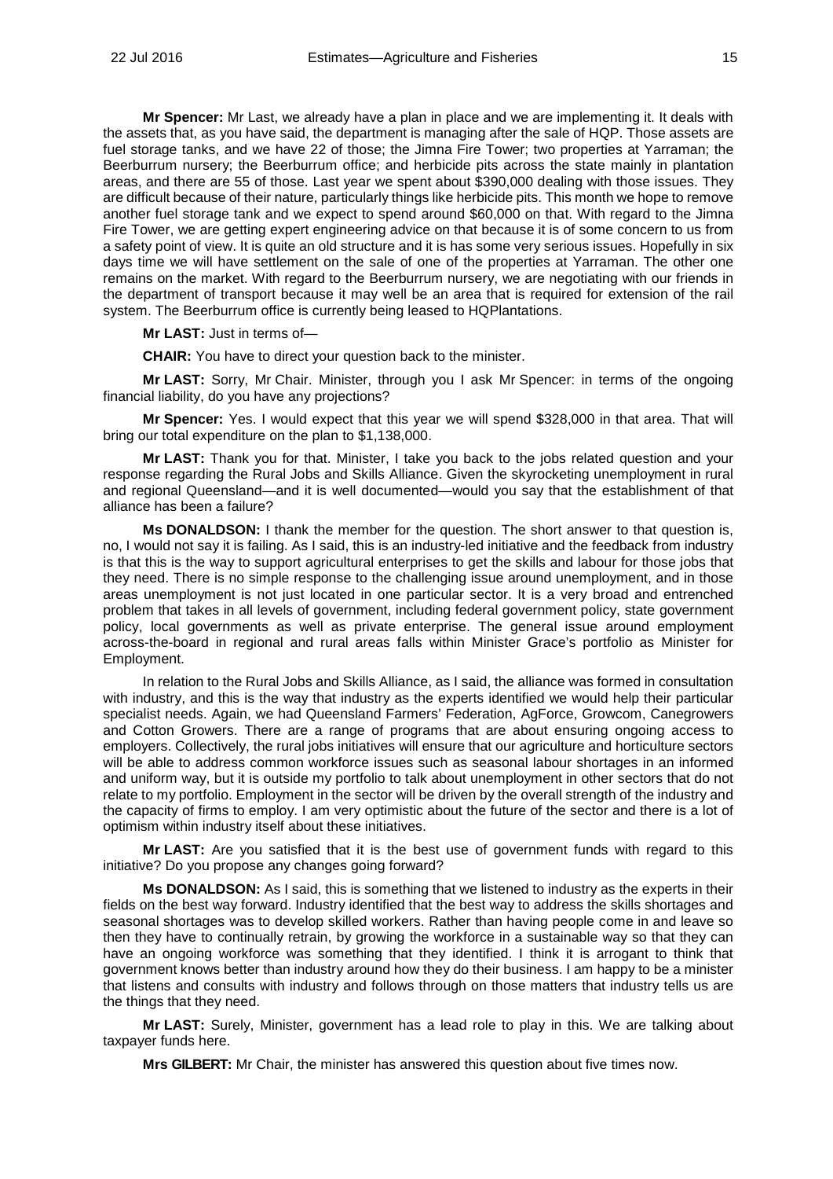**Mr Spencer:** Mr Last, we already have a plan in place and we are implementing it. It deals with the assets that, as you have said, the department is managing after the sale of HQP. Those assets are fuel storage tanks, and we have 22 of those; the Jimna Fire Tower; two properties at Yarraman; the Beerburrum nursery; the Beerburrum office; and herbicide pits across the state mainly in plantation areas, and there are 55 of those. Last year we spent about $390,000 dealing with those issues. They are difficult because of their nature, particularly things like herbicide pits. This month we hope to remove another fuel storage tank and we expect to spend around $60,000 on that. With regard to the Jimna Fire Tower, we are getting expert engineering advice on that because it is of some concern to us from a safety point of view. It is quite an old structure and it is has some very serious issues. Hopefully in six days time we will have settlement on the sale of one of the properties at Yarraman. The other one remains on the market. With regard to the Beerburrum nursery, we are negotiating with our friends in the department of transport because it may well be an area that is required for extension of the rail system. The Beerburrum office is currently being leased to HQPlantations.

**Mr LAST:** Just in terms of—

**CHAIR:** You have to direct your question back to the minister.

**Mr LAST:** Sorry, Mr Chair. Minister, through you I ask Mr Spencer: in terms of the ongoing financial liability, do you have any projections?

**Mr Spencer:** Yes. I would expect that this year we will spend $328,000 in that area. That will bring our total expenditure on the plan to $1,138,000.

**Mr LAST:** Thank you for that. Minister, I take you back to the jobs related question and your response regarding the Rural Jobs and Skills Alliance. Given the skyrocketing unemployment in rural and regional Queensland—and it is well documented—would you say that the establishment of that alliance has been a failure?

**Ms DONALDSON:** I thank the member for the question. The short answer to that question is, no, I would not say it is failing. As I said, this is an industry-led initiative and the feedback from industry is that this is the way to support agricultural enterprises to get the skills and labour for those jobs that they need. There is no simple response to the challenging issue around unemployment, and in those areas unemployment is not just located in one particular sector. It is a very broad and entrenched problem that takes in all levels of government, including federal government policy, state government policy, local governments as well as private enterprise. The general issue around employment across-the-board in regional and rural areas falls within Minister Grace's portfolio as Minister for Employment.

In relation to the Rural Jobs and Skills Alliance, as I said, the alliance was formed in consultation with industry, and this is the way that industry as the experts identified we would help their particular specialist needs. Again, we had Queensland Farmers' Federation, AgForce, Growcom, Canegrowers and Cotton Growers. There are a range of programs that are about ensuring ongoing access to employers. Collectively, the rural jobs initiatives will ensure that our agriculture and horticulture sectors will be able to address common workforce issues such as seasonal labour shortages in an informed and uniform way, but it is outside my portfolio to talk about unemployment in other sectors that do not relate to my portfolio. Employment in the sector will be driven by the overall strength of the industry and the capacity of firms to employ. I am very optimistic about the future of the sector and there is a lot of optimism within industry itself about these initiatives.

**Mr LAST:** Are you satisfied that it is the best use of government funds with regard to this initiative? Do you propose any changes going forward?

**Ms DONALDSON:** As I said, this is something that we listened to industry as the experts in their fields on the best way forward. Industry identified that the best way to address the skills shortages and seasonal shortages was to develop skilled workers. Rather than having people come in and leave so then they have to continually retrain, by growing the workforce in a sustainable way so that they can have an ongoing workforce was something that they identified. I think it is arrogant to think that government knows better than industry around how they do their business. I am happy to be a minister that listens and consults with industry and follows through on those matters that industry tells us are the things that they need.

**Mr LAST:** Surely, Minister, government has a lead role to play in this. We are talking about taxpayer funds here.

**Mrs GILBERT:** Mr Chair, the minister has answered this question about five times now.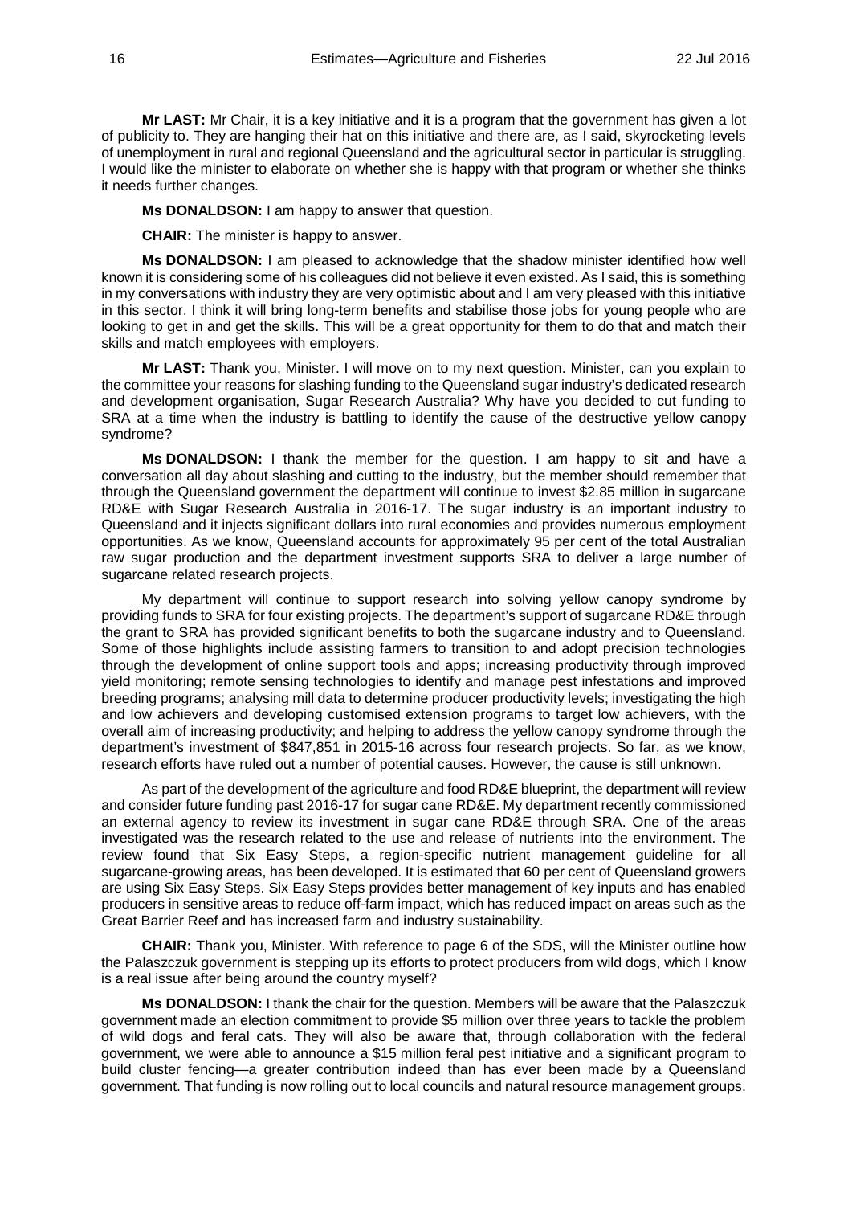**Mr LAST:** Mr Chair, it is a key initiative and it is a program that the government has given a lot of publicity to. They are hanging their hat on this initiative and there are, as I said, skyrocketing levels of unemployment in rural and regional Queensland and the agricultural sector in particular is struggling. I would like the minister to elaborate on whether she is happy with that program or whether she thinks it needs further changes.

**Ms DONALDSON:** I am happy to answer that question.

**CHAIR:** The minister is happy to answer.

**Ms DONALDSON:** I am pleased to acknowledge that the shadow minister identified how well known it is considering some of his colleagues did not believe it even existed. As I said, this is something in my conversations with industry they are very optimistic about and I am very pleased with this initiative in this sector. I think it will bring long-term benefits and stabilise those jobs for young people who are looking to get in and get the skills. This will be a great opportunity for them to do that and match their skills and match employees with employers.

**Mr LAST:** Thank you, Minister. I will move on to my next question. Minister, can you explain to the committee your reasons for slashing funding to the Queensland sugar industry's dedicated research and development organisation, Sugar Research Australia? Why have you decided to cut funding to SRA at a time when the industry is battling to identify the cause of the destructive yellow canopy syndrome?

**Ms DONALDSON:** I thank the member for the question. I am happy to sit and have a conversation all day about slashing and cutting to the industry, but the member should remember that through the Queensland government the department will continue to invest $2.85 million in sugarcane RD&E with Sugar Research Australia in 2016-17. The sugar industry is an important industry to Queensland and it injects significant dollars into rural economies and provides numerous employment opportunities. As we know, Queensland accounts for approximately 95 per cent of the total Australian raw sugar production and the department investment supports SRA to deliver a large number of sugarcane related research projects.

My department will continue to support research into solving yellow canopy syndrome by providing funds to SRA for four existing projects. The department's support of sugarcane RD&E through the grant to SRA has provided significant benefits to both the sugarcane industry and to Queensland. Some of those highlights include assisting farmers to transition to and adopt precision technologies through the development of online support tools and apps; increasing productivity through improved yield monitoring; remote sensing technologies to identify and manage pest infestations and improved breeding programs; analysing mill data to determine producer productivity levels; investigating the high and low achievers and developing customised extension programs to target low achievers, with the overall aim of increasing productivity; and helping to address the yellow canopy syndrome through the department's investment of $847,851 in 2015-16 across four research projects. So far, as we know, research efforts have ruled out a number of potential causes. However, the cause is still unknown.

As part of the development of the agriculture and food RD&E blueprint, the department will review and consider future funding past 2016-17 for sugar cane RD&E. My department recently commissioned an external agency to review its investment in sugar cane RD&E through SRA. One of the areas investigated was the research related to the use and release of nutrients into the environment. The review found that Six Easy Steps, a region-specific nutrient management guideline for all sugarcane-growing areas, has been developed. It is estimated that 60 per cent of Queensland growers are using Six Easy Steps. Six Easy Steps provides better management of key inputs and has enabled producers in sensitive areas to reduce off-farm impact, which has reduced impact on areas such as the Great Barrier Reef and has increased farm and industry sustainability.

**CHAIR:** Thank you, Minister. With reference to page 6 of the SDS, will the Minister outline how the Palaszczuk government is stepping up its efforts to protect producers from wild dogs, which I know is a real issue after being around the country myself?

**Ms DONALDSON:** I thank the chair for the question. Members will be aware that the Palaszczuk government made an election commitment to provide $5 million over three years to tackle the problem of wild dogs and feral cats. They will also be aware that, through collaboration with the federal government, we were able to announce a $15 million feral pest initiative and a significant program to build cluster fencing—a greater contribution indeed than has ever been made by a Queensland government. That funding is now rolling out to local councils and natural resource management groups.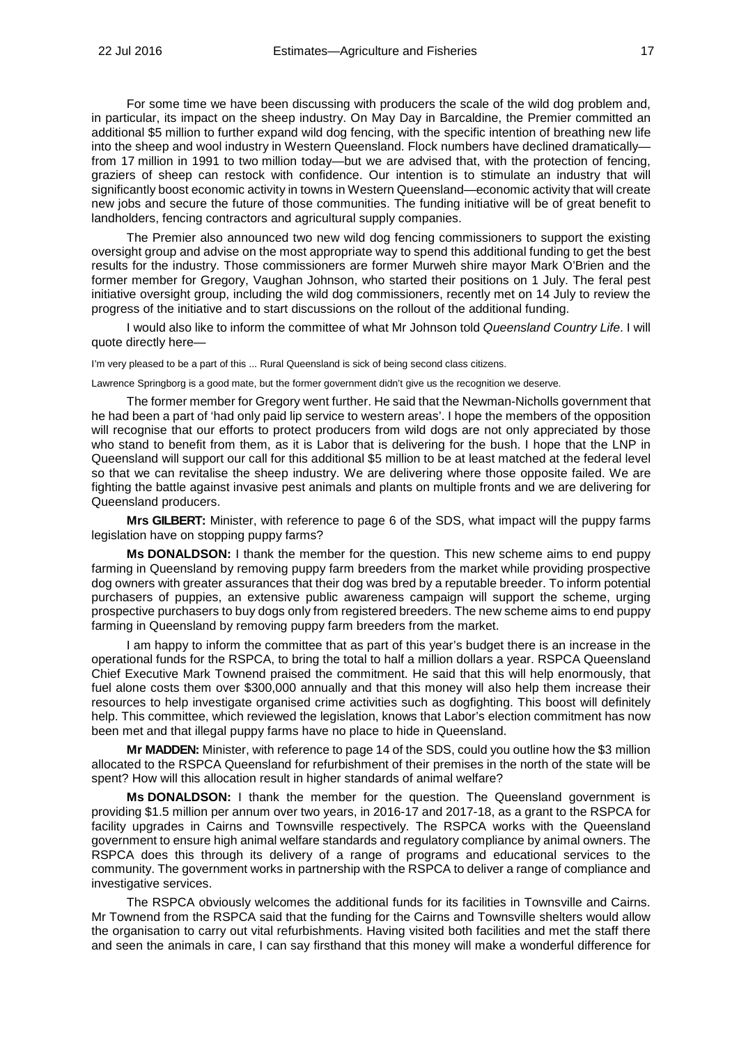For some time we have been discussing with producers the scale of the wild dog problem and, in particular, its impact on the sheep industry. On May Day in Barcaldine, the Premier committed an additional $5 million to further expand wild dog fencing, with the specific intention of breathing new life into the sheep and wool industry in Western Queensland. Flock numbers have declined dramatically—from 17 million in 1991 to two million today—but we are advised that, with the protection of fencing, graziers of sheep can restock with confidence. Our intention is to stimulate an industry that will significantly boost economic activity in towns in Western Queensland—economic activity that will create new jobs and secure the future of those communities. The funding initiative will be of great benefit to landholders, fencing contractors and agricultural supply companies.

The Premier also announced two new wild dog fencing commissioners to support the existing oversight group and advise on the most appropriate way to spend this additional funding to get the best results for the industry. Those commissioners are former Murweh shire mayor Mark O'Brien and the former member for Gregory, Vaughan Johnson, who started their positions on 1 July. The feral pest initiative oversight group, including the wild dog commissioners, recently met on 14 July to review the progress of the initiative and to start discussions on the rollout of the additional funding.

I would also like to inform the committee of what Mr Johnson told *Queensland Country Life*. I will quote directly here—

I'm very pleased to be a part of this ... Rural Queensland is sick of being second class citizens.

Lawrence Springborg is a good mate, but the former government didn't give us the recognition we deserve.

The former member for Gregory went further. He said that the Newman-Nicholls government that he had been a part of 'had only paid lip service to western areas'. I hope the members of the opposition will recognise that our efforts to protect producers from wild dogs are not only appreciated by those who stand to benefit from them, as it is Labor that is delivering for the bush. I hope that the LNP in Queensland will support our call for this additional $5 million to be at least matched at the federal level so that we can revitalise the sheep industry. We are delivering where those opposite failed. We are fighting the battle against invasive pest animals and plants on multiple fronts and we are delivering for Queensland producers.

**Mrs GILBERT:** Minister, with reference to page 6 of the SDS, what impact will the puppy farms legislation have on stopping puppy farms?

**Ms DONALDSON:** I thank the member for the question. This new scheme aims to end puppy farming in Queensland by removing puppy farm breeders from the market while providing prospective dog owners with greater assurances that their dog was bred by a reputable breeder. To inform potential purchasers of puppies, an extensive public awareness campaign will support the scheme, urging prospective purchasers to buy dogs only from registered breeders. The new scheme aims to end puppy farming in Queensland by removing puppy farm breeders from the market.

I am happy to inform the committee that as part of this year's budget there is an increase in the operational funds for the RSPCA, to bring the total to half a million dollars a year. RSPCA Queensland Chief Executive Mark Townend praised the commitment. He said that this will help enormously, that fuel alone costs them over $300,000 annually and that this money will also help them increase their resources to help investigate organised crime activities such as dogfighting. This boost will definitely help. This committee, which reviewed the legislation, knows that Labor's election commitment has now been met and that illegal puppy farms have no place to hide in Queensland.

**Mr MADDEN:** Minister, with reference to page 14 of the SDS, could you outline how the $3 million allocated to the RSPCA Queensland for refurbishment of their premises in the north of the state will be spent? How will this allocation result in higher standards of animal welfare?

**Ms DONALDSON:** I thank the member for the question. The Queensland government is providing $1.5 million per annum over two years, in 2016-17 and 2017-18, as a grant to the RSPCA for facility upgrades in Cairns and Townsville respectively. The RSPCA works with the Queensland government to ensure high animal welfare standards and regulatory compliance by animal owners. The RSPCA does this through its delivery of a range of programs and educational services to the community. The government works in partnership with the RSPCA to deliver a range of compliance and investigative services.

The RSPCA obviously welcomes the additional funds for its facilities in Townsville and Cairns. Mr Townend from the RSPCA said that the funding for the Cairns and Townsville shelters would allow the organisation to carry out vital refurbishments. Having visited both facilities and met the staff there and seen the animals in care, I can say firsthand that this money will make a wonderful difference for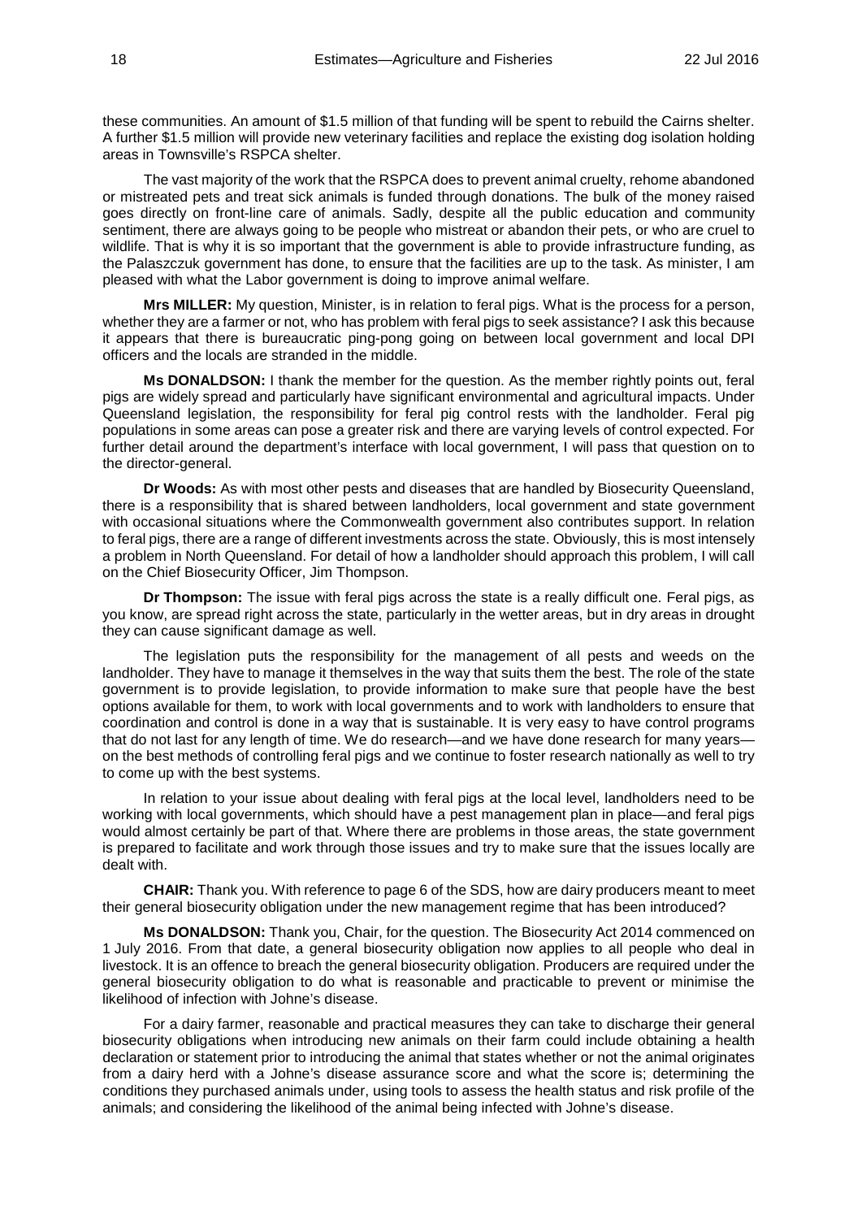these communities. An amount of $1.5 million of that funding will be spent to rebuild the Cairns shelter. A further $1.5 million will provide new veterinary facilities and replace the existing dog isolation holding areas in Townsville's RSPCA shelter.

The vast majority of the work that the RSPCA does to prevent animal cruelty, rehome abandoned or mistreated pets and treat sick animals is funded through donations. The bulk of the money raised goes directly on front-line care of animals. Sadly, despite all the public education and community sentiment, there are always going to be people who mistreat or abandon their pets, or who are cruel to wildlife. That is why it is so important that the government is able to provide infrastructure funding, as the Palaszczuk government has done, to ensure that the facilities are up to the task. As minister, I am pleased with what the Labor government is doing to improve animal welfare.

**Mrs MILLER:** My question, Minister, is in relation to feral pigs. What is the process for a person, whether they are a farmer or not, who has problem with feral pigs to seek assistance? I ask this because it appears that there is bureaucratic ping-pong going on between local government and local DPI officers and the locals are stranded in the middle.

**Ms DONALDSON:** I thank the member for the question. As the member rightly points out, feral pigs are widely spread and particularly have significant environmental and agricultural impacts. Under Queensland legislation, the responsibility for feral pig control rests with the landholder. Feral pig populations in some areas can pose a greater risk and there are varying levels of control expected. For further detail around the department's interface with local government, I will pass that question on to the director-general.

**Dr Woods:** As with most other pests and diseases that are handled by Biosecurity Queensland, there is a responsibility that is shared between landholders, local government and state government with occasional situations where the Commonwealth government also contributes support. In relation to feral pigs, there are a range of different investments across the state. Obviously, this is most intensely a problem in North Queensland. For detail of how a landholder should approach this problem, I will call on the Chief Biosecurity Officer, Jim Thompson.

**Dr Thompson:** The issue with feral pigs across the state is a really difficult one. Feral pigs, as you know, are spread right across the state, particularly in the wetter areas, but in dry areas in drought they can cause significant damage as well.

The legislation puts the responsibility for the management of all pests and weeds on the landholder. They have to manage it themselves in the way that suits them the best. The role of the state government is to provide legislation, to provide information to make sure that people have the best options available for them, to work with local governments and to work with landholders to ensure that coordination and control is done in a way that is sustainable. It is very easy to have control programs that do not last for any length of time. We do research—and we have done research for many years—on the best methods of controlling feral pigs and we continue to foster research nationally as well to try to come up with the best systems.

In relation to your issue about dealing with feral pigs at the local level, landholders need to be working with local governments, which should have a pest management plan in place—and feral pigs would almost certainly be part of that. Where there are problems in those areas, the state government is prepared to facilitate and work through those issues and try to make sure that the issues locally are dealt with.

**CHAIR:** Thank you. With reference to page 6 of the SDS, how are dairy producers meant to meet their general biosecurity obligation under the new management regime that has been introduced?

**Ms DONALDSON:** Thank you, Chair, for the question. The Biosecurity Act 2014 commenced on 1 July 2016. From that date, a general biosecurity obligation now applies to all people who deal in livestock. It is an offence to breach the general biosecurity obligation. Producers are required under the general biosecurity obligation to do what is reasonable and practicable to prevent or minimise the likelihood of infection with Johne's disease.

For a dairy farmer, reasonable and practical measures they can take to discharge their general biosecurity obligations when introducing new animals on their farm could include obtaining a health declaration or statement prior to introducing the animal that states whether or not the animal originates from a dairy herd with a Johne's disease assurance score and what the score is; determining the conditions they purchased animals under, using tools to assess the health status and risk profile of the animals; and considering the likelihood of the animal being infected with Johne's disease.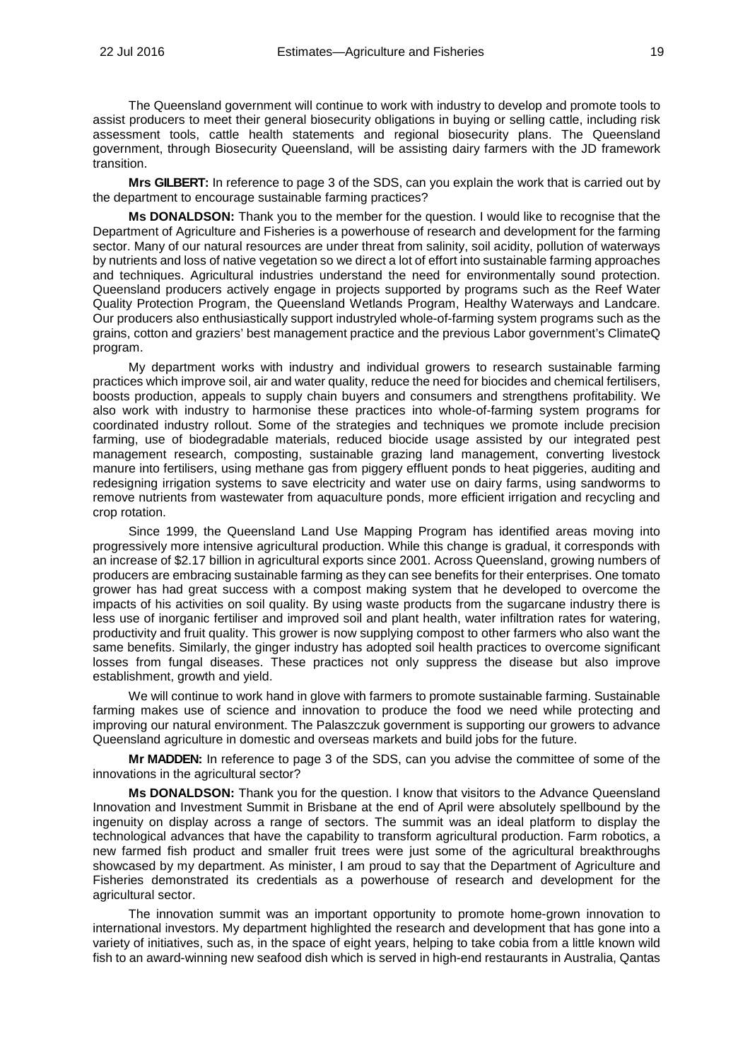The Queensland government will continue to work with industry to develop and promote tools to assist producers to meet their general biosecurity obligations in buying or selling cattle, including risk assessment tools, cattle health statements and regional biosecurity plans. The Queensland government, through Biosecurity Queensland, will be assisting dairy farmers with the JD framework transition.

**Mrs GILBERT:** In reference to page 3 of the SDS, can you explain the work that is carried out by the department to encourage sustainable farming practices?

**Ms DONALDSON:** Thank you to the member for the question. I would like to recognise that the Department of Agriculture and Fisheries is a powerhouse of research and development for the farming sector. Many of our natural resources are under threat from salinity, soil acidity, pollution of waterways by nutrients and loss of native vegetation so we direct a lot of effort into sustainable farming approaches and techniques. Agricultural industries understand the need for environmentally sound protection. Queensland producers actively engage in projects supported by programs such as the Reef Water Quality Protection Program, the Queensland Wetlands Program, Healthy Waterways and Landcare. Our producers also enthusiastically support industryled whole-of-farming system programs such as the grains, cotton and graziers' best management practice and the previous Labor government's ClimateQ program.

My department works with industry and individual growers to research sustainable farming practices which improve soil, air and water quality, reduce the need for biocides and chemical fertilisers, boosts production, appeals to supply chain buyers and consumers and strengthens profitability. We also work with industry to harmonise these practices into whole-of-farming system programs for coordinated industry rollout. Some of the strategies and techniques we promote include precision farming, use of biodegradable materials, reduced biocide usage assisted by our integrated pest management research, composting, sustainable grazing land management, converting livestock manure into fertilisers, using methane gas from piggery effluent ponds to heat piggeries, auditing and redesigning irrigation systems to save electricity and water use on dairy farms, using sandworms to remove nutrients from wastewater from aquaculture ponds, more efficient irrigation and recycling and crop rotation.

Since 1999, the Queensland Land Use Mapping Program has identified areas moving into progressively more intensive agricultural production. While this change is gradual, it corresponds with an increase of $2.17 billion in agricultural exports since 2001. Across Queensland, growing numbers of producers are embracing sustainable farming as they can see benefits for their enterprises. One tomato grower has had great success with a compost making system that he developed to overcome the impacts of his activities on soil quality. By using waste products from the sugarcane industry there is less use of inorganic fertiliser and improved soil and plant health, water infiltration rates for watering, productivity and fruit quality. This grower is now supplying compost to other farmers who also want the same benefits. Similarly, the ginger industry has adopted soil health practices to overcome significant losses from fungal diseases. These practices not only suppress the disease but also improve establishment, growth and yield.

We will continue to work hand in glove with farmers to promote sustainable farming. Sustainable farming makes use of science and innovation to produce the food we need while protecting and improving our natural environment. The Palaszczuk government is supporting our growers to advance Queensland agriculture in domestic and overseas markets and build jobs for the future.

**Mr MADDEN:** In reference to page 3 of the SDS, can you advise the committee of some of the innovations in the agricultural sector?

**Ms DONALDSON:** Thank you for the question. I know that visitors to the Advance Queensland Innovation and Investment Summit in Brisbane at the end of April were absolutely spellbound by the ingenuity on display across a range of sectors. The summit was an ideal platform to display the technological advances that have the capability to transform agricultural production. Farm robotics, a new farmed fish product and smaller fruit trees were just some of the agricultural breakthroughs showcased by my department. As minister, I am proud to say that the Department of Agriculture and Fisheries demonstrated its credentials as a powerhouse of research and development for the agricultural sector.

The innovation summit was an important opportunity to promote home-grown innovation to international investors. My department highlighted the research and development that has gone into a variety of initiatives, such as, in the space of eight years, helping to take cobia from a little known wild fish to an award-winning new seafood dish which is served in high-end restaurants in Australia, Qantas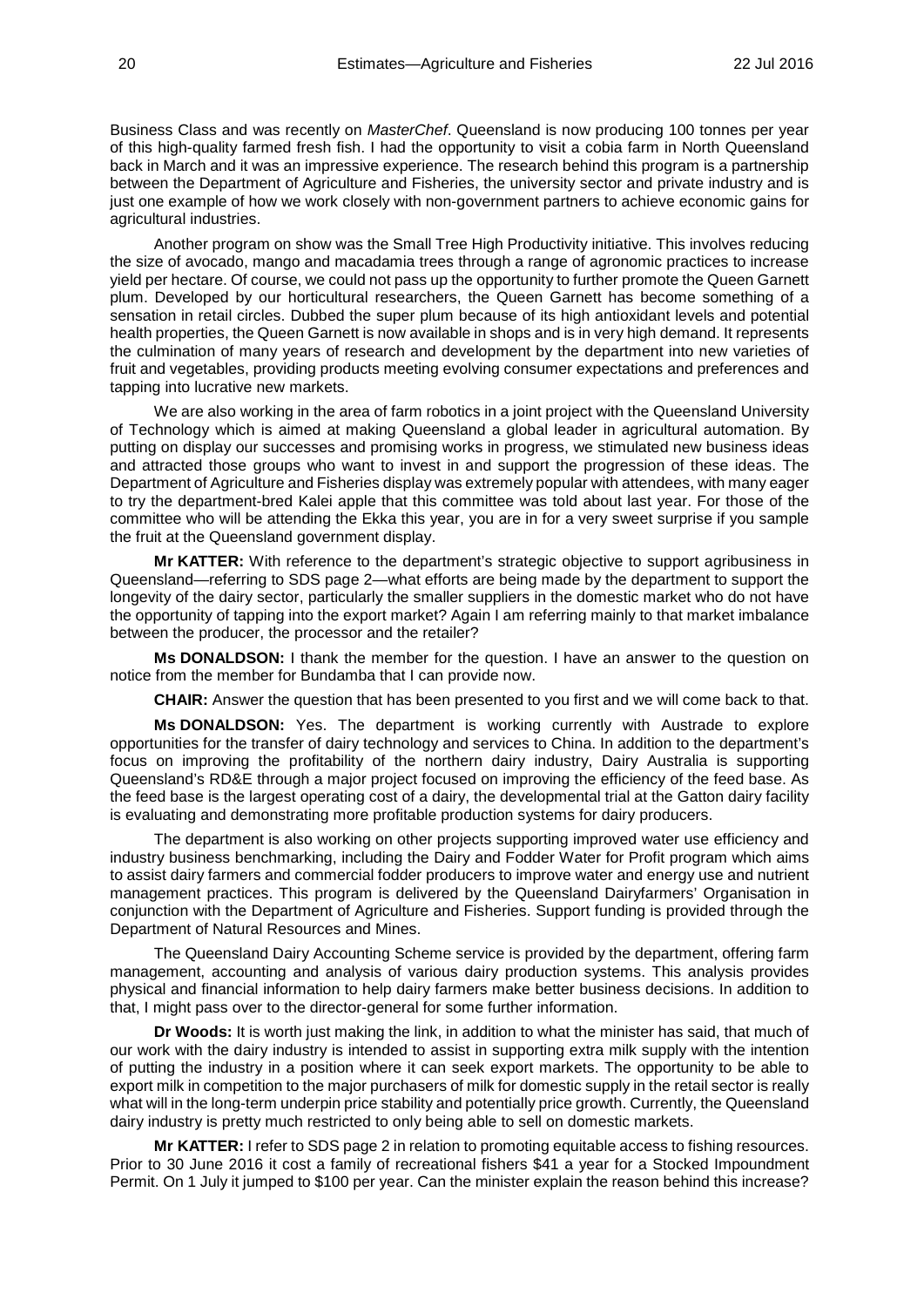Business Class and was recently on *MasterChef*. Queensland is now producing 100 tonnes per year of this high-quality farmed fresh fish. I had the opportunity to visit a cobia farm in North Queensland back in March and it was an impressive experience. The research behind this program is a partnership between the Department of Agriculture and Fisheries, the university sector and private industry and is just one example of how we work closely with non-government partners to achieve economic gains for agricultural industries.

Another program on show was the Small Tree High Productivity initiative. This involves reducing the size of avocado, mango and macadamia trees through a range of agronomic practices to increase yield per hectare. Of course, we could not pass up the opportunity to further promote the Queen Garnett plum. Developed by our horticultural researchers, the Queen Garnett has become something of a sensation in retail circles. Dubbed the super plum because of its high antioxidant levels and potential health properties, the Queen Garnett is now available in shops and is in very high demand. It represents the culmination of many years of research and development by the department into new varieties of fruit and vegetables, providing products meeting evolving consumer expectations and preferences and tapping into lucrative new markets.

We are also working in the area of farm robotics in a joint project with the Queensland University of Technology which is aimed at making Queensland a global leader in agricultural automation. By putting on display our successes and promising works in progress, we stimulated new business ideas and attracted those groups who want to invest in and support the progression of these ideas. The Department of Agriculture and Fisheries display was extremely popular with attendees, with many eager to try the department-bred Kalei apple that this committee was told about last year. For those of the committee who will be attending the Ekka this year, you are in for a very sweet surprise if you sample the fruit at the Queensland government display.

**Mr KATTER:** With reference to the department's strategic objective to support agribusiness in Queensland—referring to SDS page 2—what efforts are being made by the department to support the longevity of the dairy sector, particularly the smaller suppliers in the domestic market who do not have the opportunity of tapping into the export market? Again I am referring mainly to that market imbalance between the producer, the processor and the retailer?

**Ms DONALDSON:** I thank the member for the question. I have an answer to the question on notice from the member for Bundamba that I can provide now.

**CHAIR:** Answer the question that has been presented to you first and we will come back to that.

**Ms DONALDSON:** Yes. The department is working currently with Austrade to explore opportunities for the transfer of dairy technology and services to China. In addition to the department's focus on improving the profitability of the northern dairy industry, Dairy Australia is supporting Queensland's RD&E through a major project focused on improving the efficiency of the feed base. As the feed base is the largest operating cost of a dairy, the developmental trial at the Gatton dairy facility is evaluating and demonstrating more profitable production systems for dairy producers.

The department is also working on other projects supporting improved water use efficiency and industry business benchmarking, including the Dairy and Fodder Water for Profit program which aims to assist dairy farmers and commercial fodder producers to improve water and energy use and nutrient management practices. This program is delivered by the Queensland Dairyfarmers' Organisation in conjunction with the Department of Agriculture and Fisheries. Support funding is provided through the Department of Natural Resources and Mines.

The Queensland Dairy Accounting Scheme service is provided by the department, offering farm management, accounting and analysis of various dairy production systems. This analysis provides physical and financial information to help dairy farmers make better business decisions. In addition to that, I might pass over to the director-general for some further information.

**Dr Woods:** It is worth just making the link, in addition to what the minister has said, that much of our work with the dairy industry is intended to assist in supporting extra milk supply with the intention of putting the industry in a position where it can seek export markets. The opportunity to be able to export milk in competition to the major purchasers of milk for domestic supply in the retail sector is really what will in the long-term underpin price stability and potentially price growth. Currently, the Queensland dairy industry is pretty much restricted to only being able to sell on domestic markets.

**Mr KATTER:** I refer to SDS page 2 in relation to promoting equitable access to fishing resources. Prior to 30 June 2016 it cost a family of recreational fishers $41 a year for a Stocked Impoundment Permit. On 1 July it jumped to $100 per year. Can the minister explain the reason behind this increase?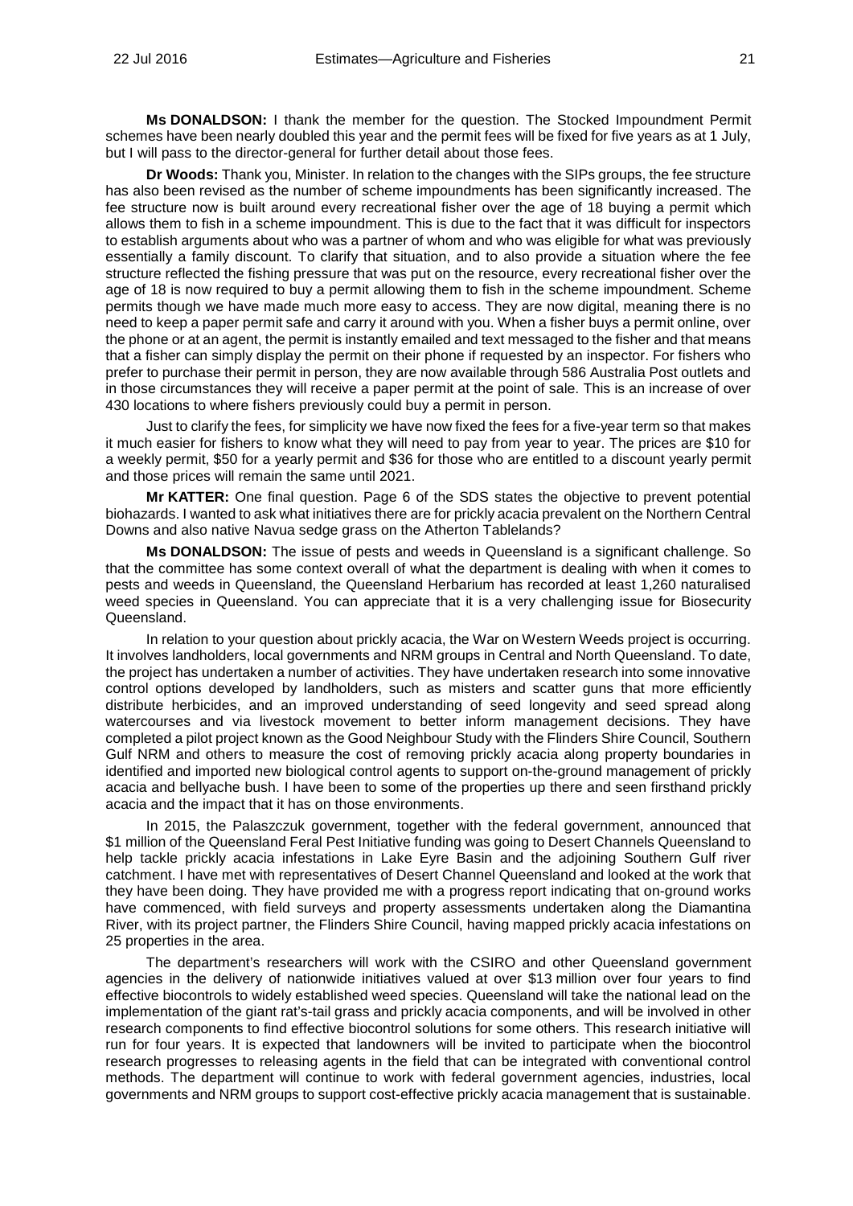**Ms DONALDSON:** I thank the member for the question. The Stocked Impoundment Permit schemes have been nearly doubled this year and the permit fees will be fixed for five years as at 1 July, but I will pass to the director-general for further detail about those fees.

**Dr Woods:** Thank you, Minister. In relation to the changes with the SIPs groups, the fee structure has also been revised as the number of scheme impoundments has been significantly increased. The fee structure now is built around every recreational fisher over the age of 18 buying a permit which allows them to fish in a scheme impoundment. This is due to the fact that it was difficult for inspectors to establish arguments about who was a partner of whom and who was eligible for what was previously essentially a family discount. To clarify that situation, and to also provide a situation where the fee structure reflected the fishing pressure that was put on the resource, every recreational fisher over the age of 18 is now required to buy a permit allowing them to fish in the scheme impoundment. Scheme permits though we have made much more easy to access. They are now digital, meaning there is no need to keep a paper permit safe and carry it around with you. When a fisher buys a permit online, over the phone or at an agent, the permit is instantly emailed and text messaged to the fisher and that means that a fisher can simply display the permit on their phone if requested by an inspector. For fishers who prefer to purchase their permit in person, they are now available through 586 Australia Post outlets and in those circumstances they will receive a paper permit at the point of sale. This is an increase of over 430 locations to where fishers previously could buy a permit in person.

Just to clarify the fees, for simplicity we have now fixed the fees for a five-year term so that makes it much easier for fishers to know what they will need to pay from year to year. The prices are $10 for a weekly permit, $50 for a yearly permit and $36 for those who are entitled to a discount yearly permit and those prices will remain the same until 2021.

**Mr KATTER:** One final question. Page 6 of the SDS states the objective to prevent potential biohazards. I wanted to ask what initiatives there are for prickly acacia prevalent on the Northern Central Downs and also native Navua sedge grass on the Atherton Tablelands?

**Ms DONALDSON:** The issue of pests and weeds in Queensland is a significant challenge. So that the committee has some context overall of what the department is dealing with when it comes to pests and weeds in Queensland, the Queensland Herbarium has recorded at least 1,260 naturalised weed species in Queensland. You can appreciate that it is a very challenging issue for Biosecurity Queensland.

In relation to your question about prickly acacia, the War on Western Weeds project is occurring. It involves landholders, local governments and NRM groups in Central and North Queensland. To date, the project has undertaken a number of activities. They have undertaken research into some innovative control options developed by landholders, such as misters and scatter guns that more efficiently distribute herbicides, and an improved understanding of seed longevity and seed spread along watercourses and via livestock movement to better inform management decisions. They have completed a pilot project known as the Good Neighbour Study with the Flinders Shire Council, Southern Gulf NRM and others to measure the cost of removing prickly acacia along property boundaries in identified and imported new biological control agents to support on-the-ground management of prickly acacia and bellyache bush. I have been to some of the properties up there and seen firsthand prickly acacia and the impact that it has on those environments.

In 2015, the Palaszczuk government, together with the federal government, announced that $1 million of the Queensland Feral Pest Initiative funding was going to Desert Channels Queensland to help tackle prickly acacia infestations in Lake Eyre Basin and the adjoining Southern Gulf river catchment. I have met with representatives of Desert Channel Queensland and looked at the work that they have been doing. They have provided me with a progress report indicating that on-ground works have commenced, with field surveys and property assessments undertaken along the Diamantina River, with its project partner, the Flinders Shire Council, having mapped prickly acacia infestations on 25 properties in the area.

The department's researchers will work with the CSIRO and other Queensland government agencies in the delivery of nationwide initiatives valued at over $13 million over four years to find effective biocontrols to widely established weed species. Queensland will take the national lead on the implementation of the giant rat's-tail grass and prickly acacia components, and will be involved in other research components to find effective biocontrol solutions for some others. This research initiative will run for four years. It is expected that landowners will be invited to participate when the biocontrol research progresses to releasing agents in the field that can be integrated with conventional control methods. The department will continue to work with federal government agencies, industries, local governments and NRM groups to support cost-effective prickly acacia management that is sustainable.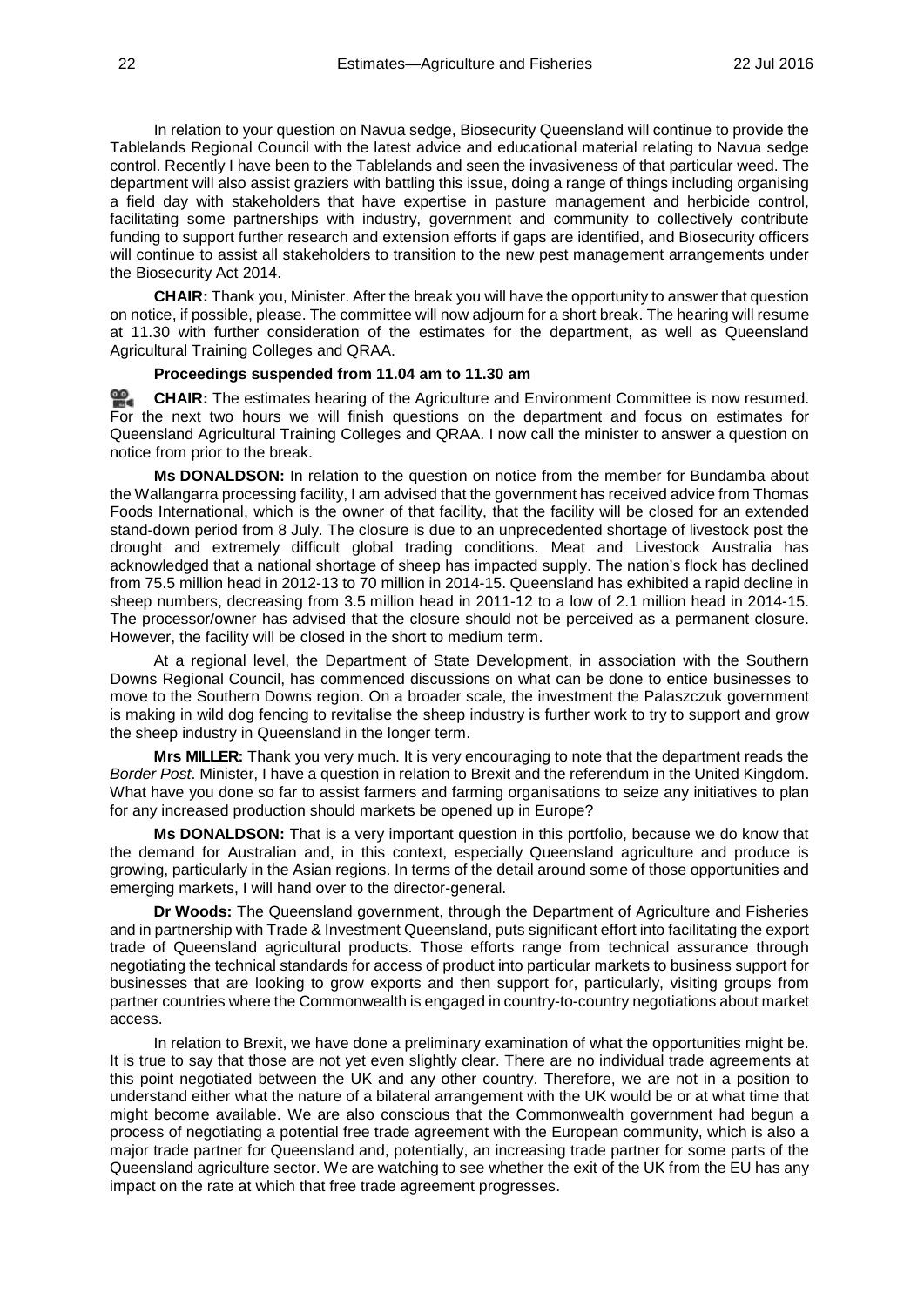In relation to your question on Navua sedge, Biosecurity Queensland will continue to provide the Tablelands Regional Council with the latest advice and educational material relating to Navua sedge control. Recently I have been to the Tablelands and seen the invasiveness of that particular weed. The department will also assist graziers with battling this issue, doing a range of things including organising a field day with stakeholders that have expertise in pasture management and herbicide control, facilitating some partnerships with industry, government and community to collectively contribute funding to support further research and extension efforts if gaps are identified, and Biosecurity officers will continue to assist all stakeholders to transition to the new pest management arrangements under the Biosecurity Act 2014.

**CHAIR:** Thank you, Minister. After the break you will have the opportunity to answer that question on notice, if possible, please. The committee will now adjourn for a short break. The hearing will resume at 11.30 with further consideration of the estimates for the department, as well as Queensland Agricultural Training Colleges and QRAA.

**Proceedings suspended from 11.04 am to 11.30 am**

**CHAIR:** The estimates hearing of the Agriculture and Environment Committee is now resumed. For the next two hours we will finish questions on the department and focus on estimates for Queensland Agricultural Training Colleges and QRAA. I now call the minister to answer a question on notice from prior to the break.

**Ms DONALDSON:** In relation to the question on notice from the member for Bundamba about the Wallangarra processing facility, I am advised that the government has received advice from Thomas Foods International, which is the owner of that facility, that the facility will be closed for an extended stand-down period from 8 July. The closure is due to an unprecedented shortage of livestock post the drought and extremely difficult global trading conditions. Meat and Livestock Australia has acknowledged that a national shortage of sheep has impacted supply. The nation's flock has declined from 75.5 million head in 2012-13 to 70 million in 2014-15. Queensland has exhibited a rapid decline in sheep numbers, decreasing from 3.5 million head in 2011-12 to a low of 2.1 million head in 2014-15. The processor/owner has advised that the closure should not be perceived as a permanent closure. However, the facility will be closed in the short to medium term.

At a regional level, the Department of State Development, in association with the Southern Downs Regional Council, has commenced discussions on what can be done to entice businesses to move to the Southern Downs region. On a broader scale, the investment the Palaszczuk government is making in wild dog fencing to revitalise the sheep industry is further work to try to support and grow the sheep industry in Queensland in the longer term.

**Mrs MILLER:** Thank you very much. It is very encouraging to note that the department reads the *Border Post*. Minister, I have a question in relation to Brexit and the referendum in the United Kingdom. What have you done so far to assist farmers and farming organisations to seize any initiatives to plan for any increased production should markets be opened up in Europe?

**Ms DONALDSON:** That is a very important question in this portfolio, because we do know that the demand for Australian and, in this context, especially Queensland agriculture and produce is growing, particularly in the Asian regions. In terms of the detail around some of those opportunities and emerging markets, I will hand over to the director-general.

**Dr Woods:** The Queensland government, through the Department of Agriculture and Fisheries and in partnership with Trade & Investment Queensland, puts significant effort into facilitating the export trade of Queensland agricultural products. Those efforts range from technical assurance through negotiating the technical standards for access of product into particular markets to business support for businesses that are looking to grow exports and then support for, particularly, visiting groups from partner countries where the Commonwealth is engaged in country-to-country negotiations about market access.

In relation to Brexit, we have done a preliminary examination of what the opportunities might be. It is true to say that those are not yet even slightly clear. There are no individual trade agreements at this point negotiated between the UK and any other country. Therefore, we are not in a position to understand either what the nature of a bilateral arrangement with the UK would be or at what time that might become available. We are also conscious that the Commonwealth government had begun a process of negotiating a potential free trade agreement with the European community, which is also a major trade partner for Queensland and, potentially, an increasing trade partner for some parts of the Queensland agriculture sector. We are watching to see whether the exit of the UK from the EU has any impact on the rate at which that free trade agreement progresses.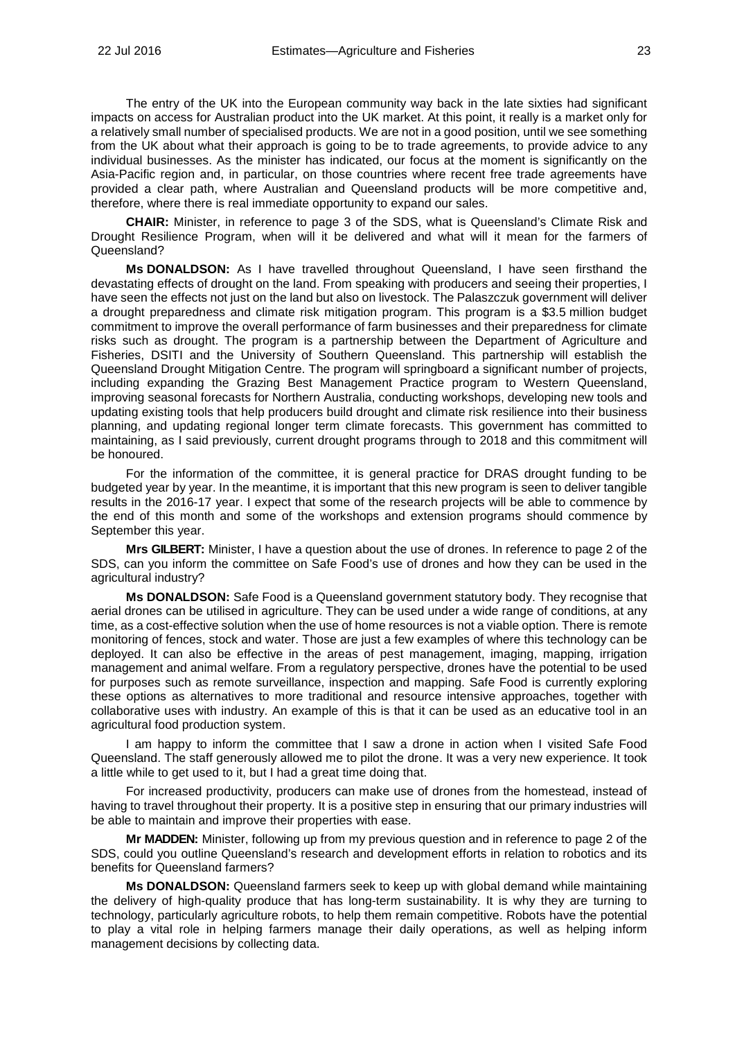The entry of the UK into the European community way back in the late sixties had significant impacts on access for Australian product into the UK market. At this point, it really is a market only for a relatively small number of specialised products. We are not in a good position, until we see something from the UK about what their approach is going to be to trade agreements, to provide advice to any individual businesses. As the minister has indicated, our focus at the moment is significantly on the Asia-Pacific region and, in particular, on those countries where recent free trade agreements have provided a clear path, where Australian and Queensland products will be more competitive and, therefore, where there is real immediate opportunity to expand our sales.

**CHAIR:** Minister, in reference to page 3 of the SDS, what is Queensland's Climate Risk and Drought Resilience Program, when will it be delivered and what will it mean for the farmers of Queensland?

**Ms DONALDSON:** As I have travelled throughout Queensland, I have seen firsthand the devastating effects of drought on the land. From speaking with producers and seeing their properties, I have seen the effects not just on the land but also on livestock. The Palaszczuk government will deliver a drought preparedness and climate risk mitigation program. This program is a $3.5 million budget commitment to improve the overall performance of farm businesses and their preparedness for climate risks such as drought. The program is a partnership between the Department of Agriculture and Fisheries, DSITI and the University of Southern Queensland. This partnership will establish the Queensland Drought Mitigation Centre. The program will springboard a significant number of projects, including expanding the Grazing Best Management Practice program to Western Queensland, improving seasonal forecasts for Northern Australia, conducting workshops, developing new tools and updating existing tools that help producers build drought and climate risk resilience into their business planning, and updating regional longer term climate forecasts. This government has committed to maintaining, as I said previously, current drought programs through to 2018 and this commitment will be honoured.

For the information of the committee, it is general practice for DRAS drought funding to be budgeted year by year. In the meantime, it is important that this new program is seen to deliver tangible results in the 2016-17 year. I expect that some of the research projects will be able to commence by the end of this month and some of the workshops and extension programs should commence by September this year.

**Mrs GILBERT:** Minister, I have a question about the use of drones. In reference to page 2 of the SDS, can you inform the committee on Safe Food's use of drones and how they can be used in the agricultural industry?

**Ms DONALDSON:** Safe Food is a Queensland government statutory body. They recognise that aerial drones can be utilised in agriculture. They can be used under a wide range of conditions, at any time, as a cost-effective solution when the use of home resources is not a viable option. There is remote monitoring of fences, stock and water. Those are just a few examples of where this technology can be deployed. It can also be effective in the areas of pest management, imaging, mapping, irrigation management and animal welfare. From a regulatory perspective, drones have the potential to be used for purposes such as remote surveillance, inspection and mapping. Safe Food is currently exploring these options as alternatives to more traditional and resource intensive approaches, together with collaborative uses with industry. An example of this is that it can be used as an educative tool in an agricultural food production system.

I am happy to inform the committee that I saw a drone in action when I visited Safe Food Queensland. The staff generously allowed me to pilot the drone. It was a very new experience. It took a little while to get used to it, but I had a great time doing that.

For increased productivity, producers can make use of drones from the homestead, instead of having to travel throughout their property. It is a positive step in ensuring that our primary industries will be able to maintain and improve their properties with ease.

**Mr MADDEN:** Minister, following up from my previous question and in reference to page 2 of the SDS, could you outline Queensland's research and development efforts in relation to robotics and its benefits for Queensland farmers?

**Ms DONALDSON:** Queensland farmers seek to keep up with global demand while maintaining the delivery of high-quality produce that has long-term sustainability. It is why they are turning to technology, particularly agriculture robots, to help them remain competitive. Robots have the potential to play a vital role in helping farmers manage their daily operations, as well as helping inform management decisions by collecting data.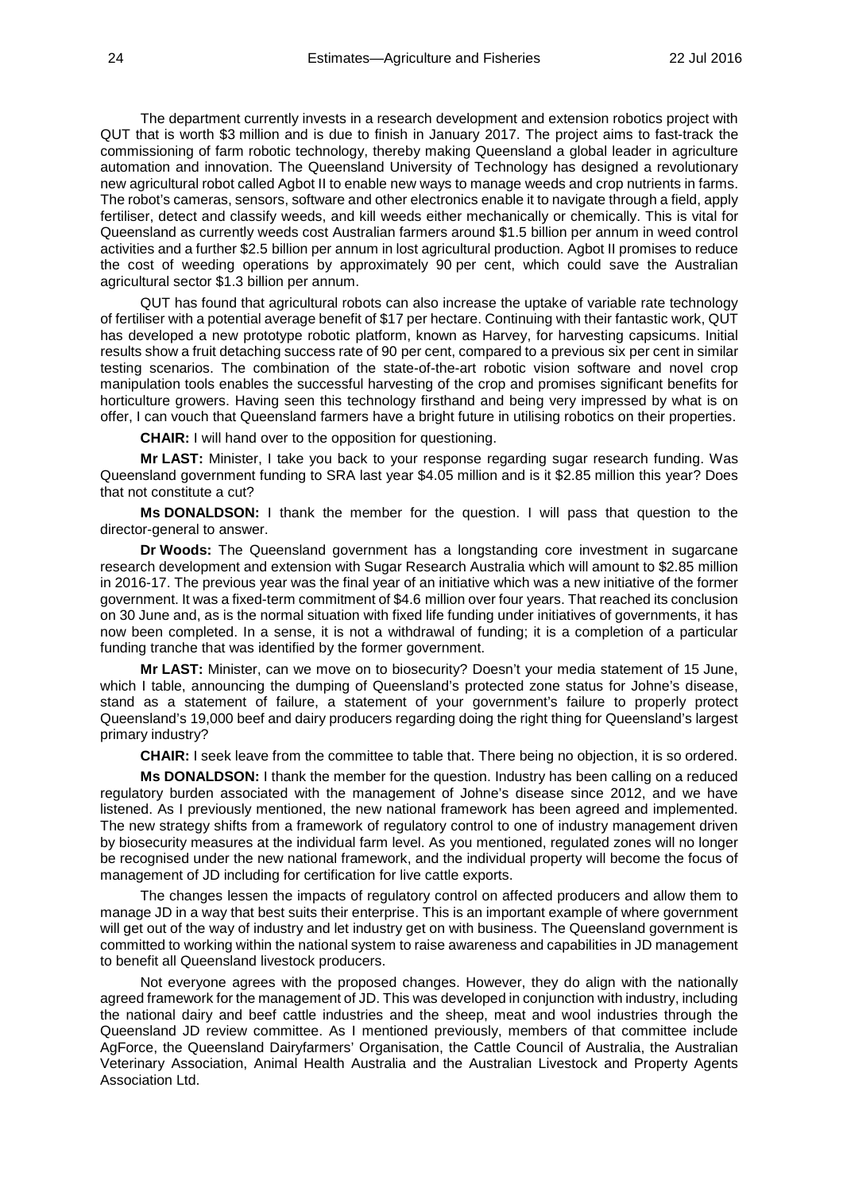The department currently invests in a research development and extension robotics project with QUT that is worth $3 million and is due to finish in January 2017. The project aims to fast-track the commissioning of farm robotic technology, thereby making Queensland a global leader in agriculture automation and innovation. The Queensland University of Technology has designed a revolutionary new agricultural robot called Agbot II to enable new ways to manage weeds and crop nutrients in farms. The robot's cameras, sensors, software and other electronics enable it to navigate through a field, apply fertiliser, detect and classify weeds, and kill weeds either mechanically or chemically. This is vital for Queensland as currently weeds cost Australian farmers around $1.5 billion per annum in weed control activities and a further $2.5 billion per annum in lost agricultural production. Agbot II promises to reduce the cost of weeding operations by approximately 90 per cent, which could save the Australian agricultural sector $1.3 billion per annum.

QUT has found that agricultural robots can also increase the uptake of variable rate technology of fertiliser with a potential average benefit of $17 per hectare. Continuing with their fantastic work, QUT has developed a new prototype robotic platform, known as Harvey, for harvesting capsicums. Initial results show a fruit detaching success rate of 90 per cent, compared to a previous six per cent in similar testing scenarios. The combination of the state-of-the-art robotic vision software and novel crop manipulation tools enables the successful harvesting of the crop and promises significant benefits for horticulture growers. Having seen this technology firsthand and being very impressed by what is on offer, I can vouch that Queensland farmers have a bright future in utilising robotics on their properties.

**CHAIR:** I will hand over to the opposition for questioning.

**Mr LAST:** Minister, I take you back to your response regarding sugar research funding. Was Queensland government funding to SRA last year $4.05 million and is it $2.85 million this year? Does that not constitute a cut?

**Ms DONALDSON:** I thank the member for the question. I will pass that question to the director-general to answer.

**Dr Woods:** The Queensland government has a longstanding core investment in sugarcane research development and extension with Sugar Research Australia which will amount to $2.85 million in 2016-17. The previous year was the final year of an initiative which was a new initiative of the former government. It was a fixed-term commitment of $4.6 million over four years. That reached its conclusion on 30 June and, as is the normal situation with fixed life funding under initiatives of governments, it has now been completed. In a sense, it is not a withdrawal of funding; it is a completion of a particular funding tranche that was identified by the former government.

**Mr LAST:** Minister, can we move on to biosecurity? Doesn't your media statement of 15 June, which I table, announcing the dumping of Queensland's protected zone status for Johne's disease, stand as a statement of failure, a statement of your government's failure to properly protect Queensland's 19,000 beef and dairy producers regarding doing the right thing for Queensland's largest primary industry?

**CHAIR:** I seek leave from the committee to table that. There being no objection, it is so ordered.

**Ms DONALDSON:** I thank the member for the question. Industry has been calling on a reduced regulatory burden associated with the management of Johne's disease since 2012, and we have listened. As I previously mentioned, the new national framework has been agreed and implemented. The new strategy shifts from a framework of regulatory control to one of industry management driven by biosecurity measures at the individual farm level. As you mentioned, regulated zones will no longer be recognised under the new national framework, and the individual property will become the focus of management of JD including for certification for live cattle exports.

The changes lessen the impacts of regulatory control on affected producers and allow them to manage JD in a way that best suits their enterprise. This is an important example of where government will get out of the way of industry and let industry get on with business. The Queensland government is committed to working within the national system to raise awareness and capabilities in JD management to benefit all Queensland livestock producers.

Not everyone agrees with the proposed changes. However, they do align with the nationally agreed framework for the management of JD. This was developed in conjunction with industry, including the national dairy and beef cattle industries and the sheep, meat and wool industries through the Queensland JD review committee. As I mentioned previously, members of that committee include AgForce, the Queensland Dairyfarmers' Organisation, the Cattle Council of Australia, the Australian Veterinary Association, Animal Health Australia and the Australian Livestock and Property Agents Association Ltd.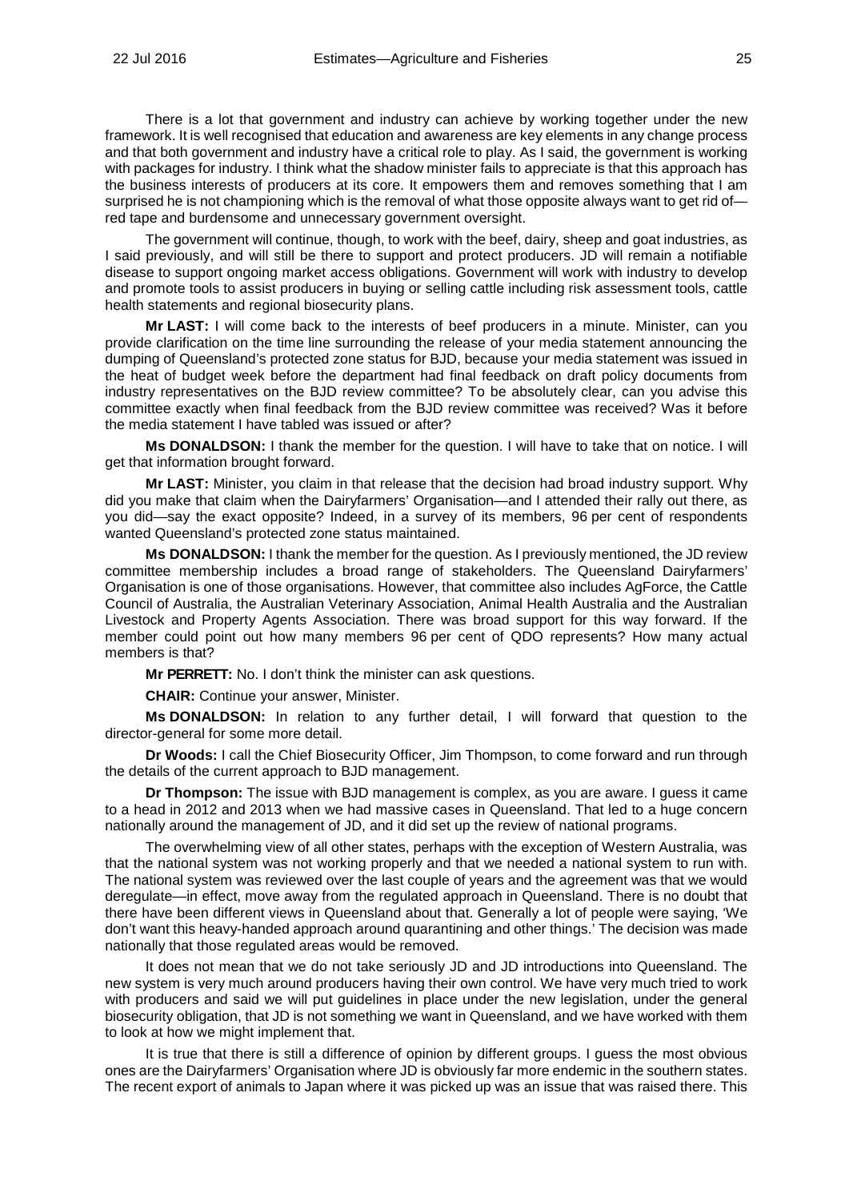There is a lot that government and industry can achieve by working together under the new framework. It is well recognised that education and awareness are key elements in any change process and that both government and industry have a critical role to play. As I said, the government is working with packages for industry. I think what the shadow minister fails to appreciate is that this approach has the business interests of producers at its core. It empowers them and removes something that I am surprised he is not championing which is the removal of what those opposite always want to get rid of—red tape and burdensome and unnecessary government oversight.

The government will continue, though, to work with the beef, dairy, sheep and goat industries, as I said previously, and will still be there to support and protect producers. JD will remain a notifiable disease to support ongoing market access obligations. Government will work with industry to develop and promote tools to assist producers in buying or selling cattle including risk assessment tools, cattle health statements and regional biosecurity plans.

**Mr LAST:** I will come back to the interests of beef producers in a minute. Minister, can you provide clarification on the time line surrounding the release of your media statement announcing the dumping of Queensland's protected zone status for BJD, because your media statement was issued in the heat of budget week before the department had final feedback on draft policy documents from industry representatives on the BJD review committee? To be absolutely clear, can you advise this committee exactly when final feedback from the BJD review committee was received? Was it before the media statement I have tabled was issued or after?

**Ms DONALDSON:** I thank the member for the question. I will have to take that on notice. I will get that information brought forward.

**Mr LAST:** Minister, you claim in that release that the decision had broad industry support. Why did you make that claim when the Dairyfarmers' Organisation—and I attended their rally out there, as you did—say the exact opposite? Indeed, in a survey of its members, 96 per cent of respondents wanted Queensland's protected zone status maintained.

**Ms DONALDSON:** I thank the member for the question. As I previously mentioned, the JD review committee membership includes a broad range of stakeholders. The Queensland Dairyfarmers' Organisation is one of those organisations. However, that committee also includes AgForce, the Cattle Council of Australia, the Australian Veterinary Association, Animal Health Australia and the Australian Livestock and Property Agents Association. There was broad support for this way forward. If the member could point out how many members 96 per cent of QDO represents? How many actual members is that?

**Mr PERRETT:** No. I don't think the minister can ask questions.

**CHAIR:** Continue your answer, Minister.

**Ms DONALDSON:** In relation to any further detail, I will forward that question to the director-general for some more detail.

**Dr Woods:** I call the Chief Biosecurity Officer, Jim Thompson, to come forward and run through the details of the current approach to BJD management.

**Dr Thompson:** The issue with BJD management is complex, as you are aware. I guess it came to a head in 2012 and 2013 when we had massive cases in Queensland. That led to a huge concern nationally around the management of JD, and it did set up the review of national programs.

The overwhelming view of all other states, perhaps with the exception of Western Australia, was that the national system was not working properly and that we needed a national system to run with. The national system was reviewed over the last couple of years and the agreement was that we would deregulate—in effect, move away from the regulated approach in Queensland. There is no doubt that there have been different views in Queensland about that. Generally a lot of people were saying, 'We don't want this heavy-handed approach around quarantining and other things.' The decision was made nationally that those regulated areas would be removed.

It does not mean that we do not take seriously JD and JD introductions into Queensland. The new system is very much around producers having their own control. We have very much tried to work with producers and said we will put guidelines in place under the new legislation, under the general biosecurity obligation, that JD is not something we want in Queensland, and we have worked with them to look at how we might implement that.

It is true that there is still a difference of opinion by different groups. I guess the most obvious ones are the Dairyfarmers' Organisation where JD is obviously far more endemic in the southern states. The recent export of animals to Japan where it was picked up was an issue that was raised there. This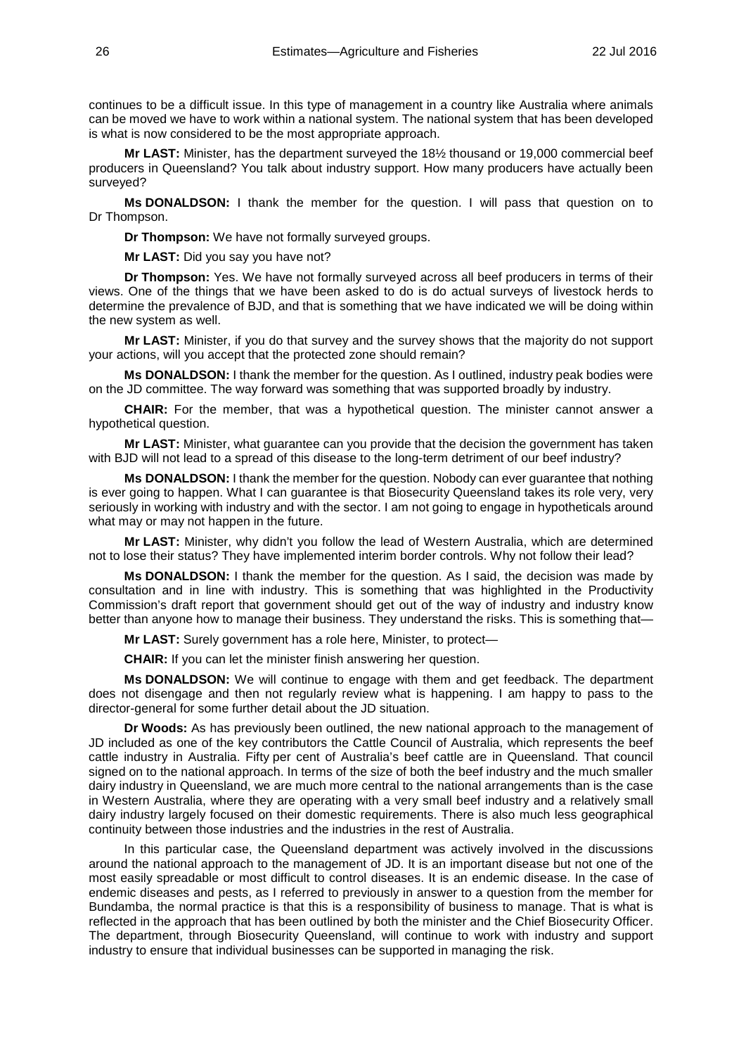continues to be a difficult issue. In this type of management in a country like Australia where animals can be moved we have to work within a national system. The national system that has been developed is what is now considered to be the most appropriate approach.

**Mr LAST:** Minister, has the department surveyed the 18½ thousand or 19,000 commercial beef producers in Queensland? You talk about industry support. How many producers have actually been surveyed?

**Ms DONALDSON:** I thank the member for the question. I will pass that question on to Dr Thompson.

**Dr Thompson:** We have not formally surveyed groups.

**Mr LAST:** Did you say you have not?

**Dr Thompson:** Yes. We have not formally surveyed across all beef producers in terms of their views. One of the things that we have been asked to do is do actual surveys of livestock herds to determine the prevalence of BJD, and that is something that we have indicated we will be doing within the new system as well.

**Mr LAST:** Minister, if you do that survey and the survey shows that the majority do not support your actions, will you accept that the protected zone should remain?

**Ms DONALDSON:** I thank the member for the question. As I outlined, industry peak bodies were on the JD committee. The way forward was something that was supported broadly by industry.

**CHAIR:** For the member, that was a hypothetical question. The minister cannot answer a hypothetical question.

**Mr LAST:** Minister, what guarantee can you provide that the decision the government has taken with BJD will not lead to a spread of this disease to the long-term detriment of our beef industry?

**Ms DONALDSON:** I thank the member for the question. Nobody can ever guarantee that nothing is ever going to happen. What I can guarantee is that Biosecurity Queensland takes its role very, very seriously in working with industry and with the sector. I am not going to engage in hypotheticals around what may or may not happen in the future.

**Mr LAST:** Minister, why didn't you follow the lead of Western Australia, which are determined not to lose their status? They have implemented interim border controls. Why not follow their lead?

**Ms DONALDSON:** I thank the member for the question. As I said, the decision was made by consultation and in line with industry. This is something that was highlighted in the Productivity Commission's draft report that government should get out of the way of industry and industry know better than anyone how to manage their business. They understand the risks. This is something that—

**Mr LAST:** Surely government has a role here, Minister, to protect—

**CHAIR:** If you can let the minister finish answering her question.

**Ms DONALDSON:** We will continue to engage with them and get feedback. The department does not disengage and then not regularly review what is happening. I am happy to pass to the director-general for some further detail about the JD situation.

**Dr Woods:** As has previously been outlined, the new national approach to the management of JD included as one of the key contributors the Cattle Council of Australia, which represents the beef cattle industry in Australia. Fifty per cent of Australia's beef cattle are in Queensland. That council signed on to the national approach. In terms of the size of both the beef industry and the much smaller dairy industry in Queensland, we are much more central to the national arrangements than is the case in Western Australia, where they are operating with a very small beef industry and a relatively small dairy industry largely focused on their domestic requirements. There is also much less geographical continuity between those industries and the industries in the rest of Australia.

In this particular case, the Queensland department was actively involved in the discussions around the national approach to the management of JD. It is an important disease but not one of the most easily spreadable or most difficult to control diseases. It is an endemic disease. In the case of endemic diseases and pests, as I referred to previously in answer to a question from the member for Bundamba, the normal practice is that this is a responsibility of business to manage. That is what is reflected in the approach that has been outlined by both the minister and the Chief Biosecurity Officer. The department, through Biosecurity Queensland, will continue to work with industry and support industry to ensure that individual businesses can be supported in managing the risk.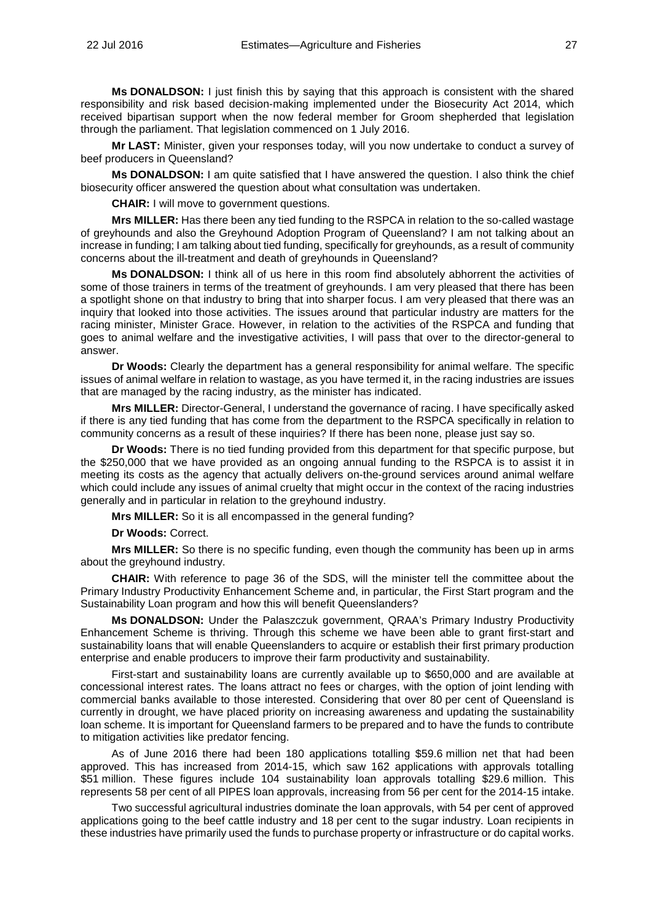**Ms DONALDSON:** I just finish this by saying that this approach is consistent with the shared responsibility and risk based decision-making implemented under the Biosecurity Act 2014, which received bipartisan support when the now federal member for Groom shepherded that legislation through the parliament. That legislation commenced on 1 July 2016.

**Mr LAST:** Minister, given your responses today, will you now undertake to conduct a survey of beef producers in Queensland?

**Ms DONALDSON:** I am quite satisfied that I have answered the question. I also think the chief biosecurity officer answered the question about what consultation was undertaken.

**CHAIR:** I will move to government questions.

**Mrs MILLER:** Has there been any tied funding to the RSPCA in relation to the so-called wastage of greyhounds and also the Greyhound Adoption Program of Queensland? I am not talking about an increase in funding; I am talking about tied funding, specifically for greyhounds, as a result of community concerns about the ill-treatment and death of greyhounds in Queensland?

**Ms DONALDSON:** I think all of us here in this room find absolutely abhorrent the activities of some of those trainers in terms of the treatment of greyhounds. I am very pleased that there has been a spotlight shone on that industry to bring that into sharper focus. I am very pleased that there was an inquiry that looked into those activities. The issues around that particular industry are matters for the racing minister, Minister Grace. However, in relation to the activities of the RSPCA and funding that goes to animal welfare and the investigative activities, I will pass that over to the director-general to answer.

**Dr Woods:** Clearly the department has a general responsibility for animal welfare. The specific issues of animal welfare in relation to wastage, as you have termed it, in the racing industries are issues that are managed by the racing industry, as the minister has indicated.

**Mrs MILLER:** Director-General, I understand the governance of racing. I have specifically asked if there is any tied funding that has come from the department to the RSPCA specifically in relation to community concerns as a result of these inquiries? If there has been none, please just say so.

**Dr Woods:** There is no tied funding provided from this department for that specific purpose, but the $250,000 that we have provided as an ongoing annual funding to the RSPCA is to assist it in meeting its costs as the agency that actually delivers on-the-ground services around animal welfare which could include any issues of animal cruelty that might occur in the context of the racing industries generally and in particular in relation to the greyhound industry.

**Mrs MILLER:** So it is all encompassed in the general funding?

**Dr Woods:** Correct.

**Mrs MILLER:** So there is no specific funding, even though the community has been up in arms about the greyhound industry.

**CHAIR:** With reference to page 36 of the SDS, will the minister tell the committee about the Primary Industry Productivity Enhancement Scheme and, in particular, the First Start program and the Sustainability Loan program and how this will benefit Queenslanders?

**Ms DONALDSON:** Under the Palaszczuk government, QRAA's Primary Industry Productivity Enhancement Scheme is thriving. Through this scheme we have been able to grant first-start and sustainability loans that will enable Queenslanders to acquire or establish their first primary production enterprise and enable producers to improve their farm productivity and sustainability.

First-start and sustainability loans are currently available up to $650,000 and are available at concessional interest rates. The loans attract no fees or charges, with the option of joint lending with commercial banks available to those interested. Considering that over 80 per cent of Queensland is currently in drought, we have placed priority on increasing awareness and updating the sustainability loan scheme. It is important for Queensland farmers to be prepared and to have the funds to contribute to mitigation activities like predator fencing.

As of June 2016 there had been 180 applications totalling $59.6 million net that had been approved. This has increased from 2014-15, which saw 162 applications with approvals totalling $51 million. These figures include 104 sustainability loan approvals totalling $29.6 million. This represents 58 per cent of all PIPES loan approvals, increasing from 56 per cent for the 2014-15 intake.

Two successful agricultural industries dominate the loan approvals, with 54 per cent of approved applications going to the beef cattle industry and 18 per cent to the sugar industry. Loan recipients in these industries have primarily used the funds to purchase property or infrastructure or do capital works.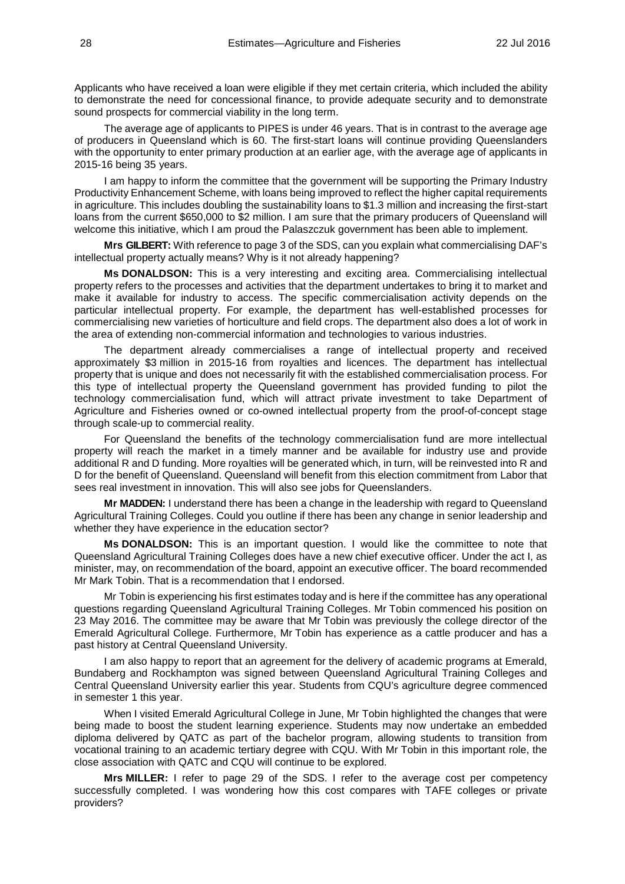Applicants who have received a loan were eligible if they met certain criteria, which included the ability to demonstrate the need for concessional finance, to provide adequate security and to demonstrate sound prospects for commercial viability in the long term.

The average age of applicants to PIPES is under 46 years. That is in contrast to the average age of producers in Queensland which is 60. The first-start loans will continue providing Queenslanders with the opportunity to enter primary production at an earlier age, with the average age of applicants in 2015-16 being 35 years.

I am happy to inform the committee that the government will be supporting the Primary Industry Productivity Enhancement Scheme, with loans being improved to reflect the higher capital requirements in agriculture. This includes doubling the sustainability loans to $1.3 million and increasing the first-start loans from the current $650,000 to $2 million. I am sure that the primary producers of Queensland will welcome this initiative, which I am proud the Palaszczuk government has been able to implement.

**Mrs GILBERT:** With reference to page 3 of the SDS, can you explain what commercialising DAF's intellectual property actually means? Why is it not already happening?

**Ms DONALDSON:** This is a very interesting and exciting area. Commercialising intellectual property refers to the processes and activities that the department undertakes to bring it to market and make it available for industry to access. The specific commercialisation activity depends on the particular intellectual property. For example, the department has well-established processes for commercialising new varieties of horticulture and field crops. The department also does a lot of work in the area of extending non-commercial information and technologies to various industries.

The department already commercialises a range of intellectual property and received approximately $3 million in 2015-16 from royalties and licences. The department has intellectual property that is unique and does not necessarily fit with the established commercialisation process. For this type of intellectual property the Queensland government has provided funding to pilot the technology commercialisation fund, which will attract private investment to take Department of Agriculture and Fisheries owned or co-owned intellectual property from the proof-of-concept stage through scale-up to commercial reality.

For Queensland the benefits of the technology commercialisation fund are more intellectual property will reach the market in a timely manner and be available for industry use and provide additional R and D funding. More royalties will be generated which, in turn, will be reinvested into R and D for the benefit of Queensland. Queensland will benefit from this election commitment from Labor that sees real investment in innovation. This will also see jobs for Queenslanders.

**Mr MADDEN:** I understand there has been a change in the leadership with regard to Queensland Agricultural Training Colleges. Could you outline if there has been any change in senior leadership and whether they have experience in the education sector?

**Ms DONALDSON:** This is an important question. I would like the committee to note that Queensland Agricultural Training Colleges does have a new chief executive officer. Under the act I, as minister, may, on recommendation of the board, appoint an executive officer. The board recommended Mr Mark Tobin. That is a recommendation that I endorsed.

Mr Tobin is experiencing his first estimates today and is here if the committee has any operational questions regarding Queensland Agricultural Training Colleges. Mr Tobin commenced his position on 23 May 2016. The committee may be aware that Mr Tobin was previously the college director of the Emerald Agricultural College. Furthermore, Mr Tobin has experience as a cattle producer and has a past history at Central Queensland University.

I am also happy to report that an agreement for the delivery of academic programs at Emerald, Bundaberg and Rockhampton was signed between Queensland Agricultural Training Colleges and Central Queensland University earlier this year. Students from CQU's agriculture degree commenced in semester 1 this year.

When I visited Emerald Agricultural College in June, Mr Tobin highlighted the changes that were being made to boost the student learning experience. Students may now undertake an embedded diploma delivered by QATC as part of the bachelor program, allowing students to transition from vocational training to an academic tertiary degree with CQU. With Mr Tobin in this important role, the close association with QATC and CQU will continue to be explored.

**Mrs MILLER:** I refer to page 29 of the SDS. I refer to the average cost per competency successfully completed. I was wondering how this cost compares with TAFE colleges or private providers?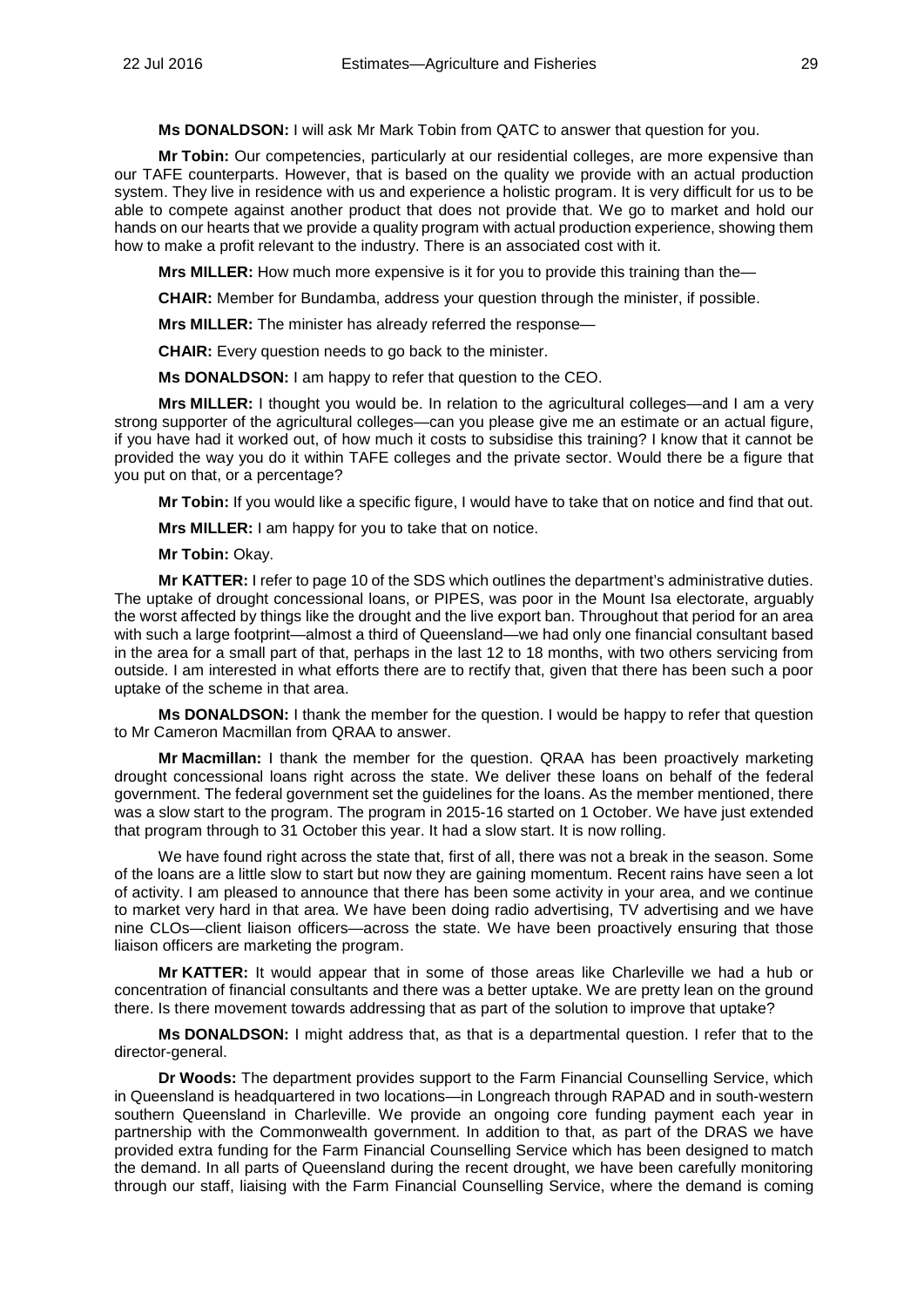**Ms DONALDSON:** I will ask Mr Mark Tobin from QATC to answer that question for you.

**Mr Tobin:** Our competencies, particularly at our residential colleges, are more expensive than our TAFE counterparts. However, that is based on the quality we provide with an actual production system. They live in residence with us and experience a holistic program. It is very difficult for us to be able to compete against another product that does not provide that. We go to market and hold our hands on our hearts that we provide a quality program with actual production experience, showing them how to make a profit relevant to the industry. There is an associated cost with it.

**Mrs MILLER:** How much more expensive is it for you to provide this training than the—

**CHAIR:** Member for Bundamba, address your question through the minister, if possible.

**Mrs MILLER:** The minister has already referred the response—

**CHAIR:** Every question needs to go back to the minister.

**Ms DONALDSON:** I am happy to refer that question to the CEO.

**Mrs MILLER:** I thought you would be. In relation to the agricultural colleges—and I am a very strong supporter of the agricultural colleges—can you please give me an estimate or an actual figure, if you have had it worked out, of how much it costs to subsidise this training? I know that it cannot be provided the way you do it within TAFE colleges and the private sector. Would there be a figure that you put on that, or a percentage?

**Mr Tobin:** If you would like a specific figure, I would have to take that on notice and find that out.

**Mrs MILLER:** I am happy for you to take that on notice.

**Mr Tobin:** Okay.

**Mr KATTER:** I refer to page 10 of the SDS which outlines the department's administrative duties. The uptake of drought concessional loans, or PIPES, was poor in the Mount Isa electorate, arguably the worst affected by things like the drought and the live export ban. Throughout that period for an area with such a large footprint—almost a third of Queensland—we had only one financial consultant based in the area for a small part of that, perhaps in the last 12 to 18 months, with two others servicing from outside. I am interested in what efforts there are to rectify that, given that there has been such a poor uptake of the scheme in that area.

**Ms DONALDSON:** I thank the member for the question. I would be happy to refer that question to Mr Cameron Macmillan from QRAA to answer.

**Mr Macmillan:** I thank the member for the question. QRAA has been proactively marketing drought concessional loans right across the state. We deliver these loans on behalf of the federal government. The federal government set the guidelines for the loans. As the member mentioned, there was a slow start to the program. The program in 2015-16 started on 1 October. We have just extended that program through to 31 October this year. It had a slow start. It is now rolling.

We have found right across the state that, first of all, there was not a break in the season. Some of the loans are a little slow to start but now they are gaining momentum. Recent rains have seen a lot of activity. I am pleased to announce that there has been some activity in your area, and we continue to market very hard in that area. We have been doing radio advertising, TV advertising and we have nine CLOs—client liaison officers—across the state. We have been proactively ensuring that those liaison officers are marketing the program.

**Mr KATTER:** It would appear that in some of those areas like Charleville we had a hub or concentration of financial consultants and there was a better uptake. We are pretty lean on the ground there. Is there movement towards addressing that as part of the solution to improve that uptake?

**Ms DONALDSON:** I might address that, as that is a departmental question. I refer that to the director-general.

**Dr Woods:** The department provides support to the Farm Financial Counselling Service, which in Queensland is headquartered in two locations—in Longreach through RAPAD and in south-western southern Queensland in Charleville. We provide an ongoing core funding payment each year in partnership with the Commonwealth government. In addition to that, as part of the DRAS we have provided extra funding for the Farm Financial Counselling Service which has been designed to match the demand. In all parts of Queensland during the recent drought, we have been carefully monitoring through our staff, liaising with the Farm Financial Counselling Service, where the demand is coming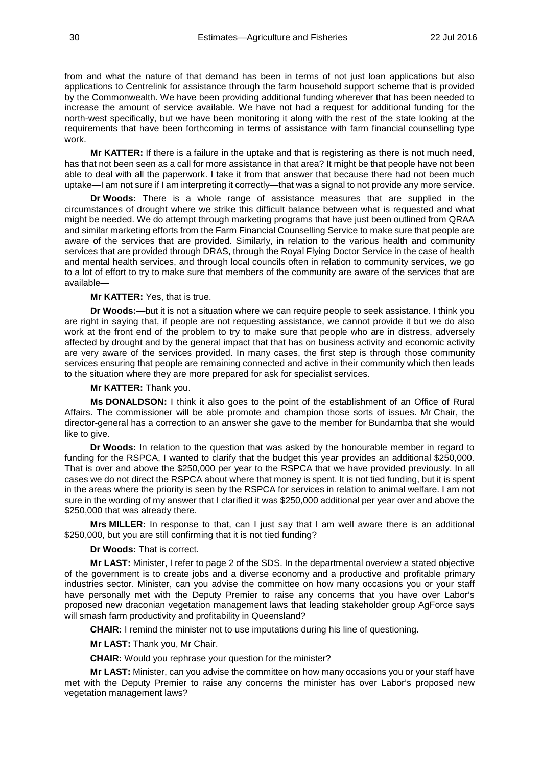from and what the nature of that demand has been in terms of not just loan applications but also applications to Centrelink for assistance through the farm household support scheme that is provided by the Commonwealth. We have been providing additional funding wherever that has been needed to increase the amount of service available. We have not had a request for additional funding for the north-west specifically, but we have been monitoring it along with the rest of the state looking at the requirements that have been forthcoming in terms of assistance with farm financial counselling type work.

**Mr KATTER:** If there is a failure in the uptake and that is registering as there is not much need, has that not been seen as a call for more assistance in that area? It might be that people have not been able to deal with all the paperwork. I take it from that answer that because there had not been much uptake—I am not sure if I am interpreting it correctly—that was a signal to not provide any more service.

**Dr Woods:** There is a whole range of assistance measures that are supplied in the circumstances of drought where we strike this difficult balance between what is requested and what might be needed. We do attempt through marketing programs that have just been outlined from QRAA and similar marketing efforts from the Farm Financial Counselling Service to make sure that people are aware of the services that are provided. Similarly, in relation to the various health and community services that are provided through DRAS, through the Royal Flying Doctor Service in the case of health and mental health services, and through local councils often in relation to community services, we go to a lot of effort to try to make sure that members of the community are aware of the services that are available—

**Mr KATTER:** Yes, that is true.

**Dr Woods:**—but it is not a situation where we can require people to seek assistance. I think you are right in saying that, if people are not requesting assistance, we cannot provide it but we do also work at the front end of the problem to try to make sure that people who are in distress, adversely affected by drought and by the general impact that that has on business activity and economic activity are very aware of the services provided. In many cases, the first step is through those community services ensuring that people are remaining connected and active in their community which then leads to the situation where they are more prepared for ask for specialist services.

**Mr KATTER:** Thank you.

**Ms DONALDSON:** I think it also goes to the point of the establishment of an Office of Rural Affairs. The commissioner will be able promote and champion those sorts of issues. Mr Chair, the director-general has a correction to an answer she gave to the member for Bundamba that she would like to give.

**Dr Woods:** In relation to the question that was asked by the honourable member in regard to funding for the RSPCA, I wanted to clarify that the budget this year provides an additional $250,000. That is over and above the $250,000 per year to the RSPCA that we have provided previously. In all cases we do not direct the RSPCA about where that money is spent. It is not tied funding, but it is spent in the areas where the priority is seen by the RSPCA for services in relation to animal welfare. I am not sure in the wording of my answer that I clarified it was $250,000 additional per year over and above the $250,000 that was already there.

**Mrs MILLER:** In response to that, can I just say that I am well aware there is an additional $250,000, but you are still confirming that it is not tied funding?

**Dr Woods:** That is correct.

**Mr LAST:** Minister, I refer to page 2 of the SDS. In the departmental overview a stated objective of the government is to create jobs and a diverse economy and a productive and profitable primary industries sector. Minister, can you advise the committee on how many occasions you or your staff have personally met with the Deputy Premier to raise any concerns that you have over Labor's proposed new draconian vegetation management laws that leading stakeholder group AgForce says will smash farm productivity and profitability in Queensland?

**CHAIR:** I remind the minister not to use imputations during his line of questioning.

**Mr LAST:** Thank you, Mr Chair.

**CHAIR:** Would you rephrase your question for the minister?

**Mr LAST:** Minister, can you advise the committee on how many occasions you or your staff have met with the Deputy Premier to raise any concerns the minister has over Labor's proposed new vegetation management laws?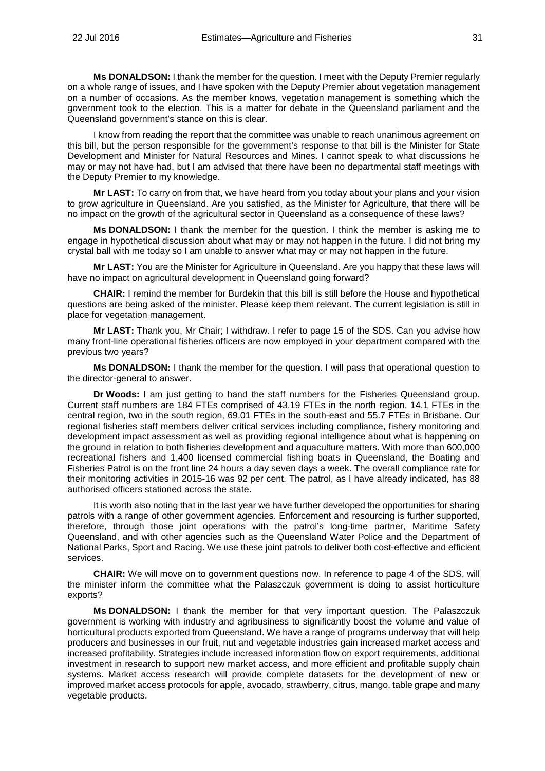**Ms DONALDSON:** I thank the member for the question. I meet with the Deputy Premier regularly on a whole range of issues, and I have spoken with the Deputy Premier about vegetation management on a number of occasions. As the member knows, vegetation management is something which the government took to the election. This is a matter for debate in the Queensland parliament and the Queensland government's stance on this is clear.

I know from reading the report that the committee was unable to reach unanimous agreement on this bill, but the person responsible for the government's response to that bill is the Minister for State Development and Minister for Natural Resources and Mines. I cannot speak to what discussions he may or may not have had, but I am advised that there have been no departmental staff meetings with the Deputy Premier to my knowledge.

**Mr LAST:** To carry on from that, we have heard from you today about your plans and your vision to grow agriculture in Queensland. Are you satisfied, as the Minister for Agriculture, that there will be no impact on the growth of the agricultural sector in Queensland as a consequence of these laws?

**Ms DONALDSON:** I thank the member for the question. I think the member is asking me to engage in hypothetical discussion about what may or may not happen in the future. I did not bring my crystal ball with me today so I am unable to answer what may or may not happen in the future.

**Mr LAST:** You are the Minister for Agriculture in Queensland. Are you happy that these laws will have no impact on agricultural development in Queensland going forward?

**CHAIR:** I remind the member for Burdekin that this bill is still before the House and hypothetical questions are being asked of the minister. Please keep them relevant. The current legislation is still in place for vegetation management.

**Mr LAST:** Thank you, Mr Chair; I withdraw. I refer to page 15 of the SDS. Can you advise how many front-line operational fisheries officers are now employed in your department compared with the previous two years?

**Ms DONALDSON:** I thank the member for the question. I will pass that operational question to the director-general to answer.

**Dr Woods:** I am just getting to hand the staff numbers for the Fisheries Queensland group. Current staff numbers are 184 FTEs comprised of 43.19 FTEs in the north region, 14.1 FTEs in the central region, two in the south region, 69.01 FTEs in the south-east and 55.7 FTEs in Brisbane. Our regional fisheries staff members deliver critical services including compliance, fishery monitoring and development impact assessment as well as providing regional intelligence about what is happening on the ground in relation to both fisheries development and aquaculture matters. With more than 600,000 recreational fishers and 1,400 licensed commercial fishing boats in Queensland, the Boating and Fisheries Patrol is on the front line 24 hours a day seven days a week. The overall compliance rate for their monitoring activities in 2015-16 was 92 per cent. The patrol, as I have already indicated, has 88 authorised officers stationed across the state.

It is worth also noting that in the last year we have further developed the opportunities for sharing patrols with a range of other government agencies. Enforcement and resourcing is further supported, therefore, through those joint operations with the patrol's long-time partner, Maritime Safety Queensland, and with other agencies such as the Queensland Water Police and the Department of National Parks, Sport and Racing. We use these joint patrols to deliver both cost-effective and efficient services.

**CHAIR:** We will move on to government questions now. In reference to page 4 of the SDS, will the minister inform the committee what the Palaszczuk government is doing to assist horticulture exports?

**Ms DONALDSON:** I thank the member for that very important question. The Palaszczuk government is working with industry and agribusiness to significantly boost the volume and value of horticultural products exported from Queensland. We have a range of programs underway that will help producers and businesses in our fruit, nut and vegetable industries gain increased market access and increased profitability. Strategies include increased information flow on export requirements, additional investment in research to support new market access, and more efficient and profitable supply chain systems. Market access research will provide complete datasets for the development of new or improved market access protocols for apple, avocado, strawberry, citrus, mango, table grape and many vegetable products.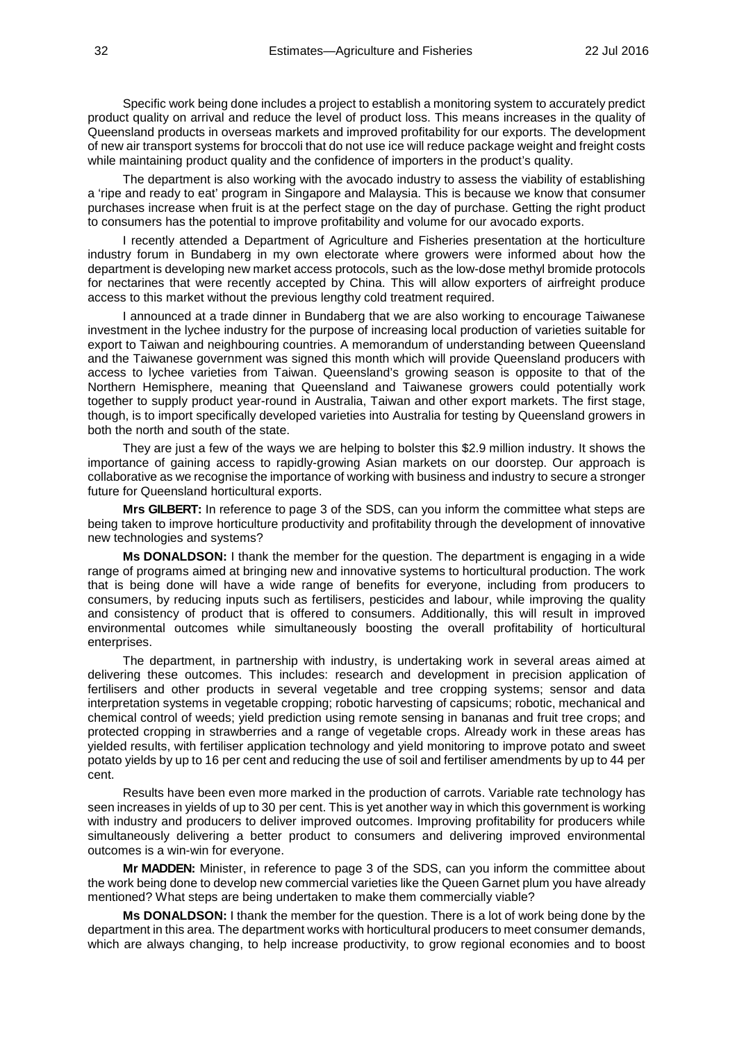Specific work being done includes a project to establish a monitoring system to accurately predict product quality on arrival and reduce the level of product loss. This means increases in the quality of Queensland products in overseas markets and improved profitability for our exports. The development of new air transport systems for broccoli that do not use ice will reduce package weight and freight costs while maintaining product quality and the confidence of importers in the product's quality.

The department is also working with the avocado industry to assess the viability of establishing a 'ripe and ready to eat' program in Singapore and Malaysia. This is because we know that consumer purchases increase when fruit is at the perfect stage on the day of purchase. Getting the right product to consumers has the potential to improve profitability and volume for our avocado exports.

I recently attended a Department of Agriculture and Fisheries presentation at the horticulture industry forum in Bundaberg in my own electorate where growers were informed about how the department is developing new market access protocols, such as the low-dose methyl bromide protocols for nectarines that were recently accepted by China. This will allow exporters of airfreight produce access to this market without the previous lengthy cold treatment required.

I announced at a trade dinner in Bundaberg that we are also working to encourage Taiwanese investment in the lychee industry for the purpose of increasing local production of varieties suitable for export to Taiwan and neighbouring countries. A memorandum of understanding between Queensland and the Taiwanese government was signed this month which will provide Queensland producers with access to lychee varieties from Taiwan. Queensland's growing season is opposite to that of the Northern Hemisphere, meaning that Queensland and Taiwanese growers could potentially work together to supply product year-round in Australia, Taiwan and other export markets. The first stage, though, is to import specifically developed varieties into Australia for testing by Queensland growers in both the north and south of the state.

They are just a few of the ways we are helping to bolster this $2.9 million industry. It shows the importance of gaining access to rapidly-growing Asian markets on our doorstep. Our approach is collaborative as we recognise the importance of working with business and industry to secure a stronger future for Queensland horticultural exports.

**Mrs GILBERT:** In reference to page 3 of the SDS, can you inform the committee what steps are being taken to improve horticulture productivity and profitability through the development of innovative new technologies and systems?

**Ms DONALDSON:** I thank the member for the question. The department is engaging in a wide range of programs aimed at bringing new and innovative systems to horticultural production. The work that is being done will have a wide range of benefits for everyone, including from producers to consumers, by reducing inputs such as fertilisers, pesticides and labour, while improving the quality and consistency of product that is offered to consumers. Additionally, this will result in improved environmental outcomes while simultaneously boosting the overall profitability of horticultural enterprises.

The department, in partnership with industry, is undertaking work in several areas aimed at delivering these outcomes. This includes: research and development in precision application of fertilisers and other products in several vegetable and tree cropping systems; sensor and data interpretation systems in vegetable cropping; robotic harvesting of capsicums; robotic, mechanical and chemical control of weeds; yield prediction using remote sensing in bananas and fruit tree crops; and protected cropping in strawberries and a range of vegetable crops. Already work in these areas has yielded results, with fertiliser application technology and yield monitoring to improve potato and sweet potato yields by up to 16 per cent and reducing the use of soil and fertiliser amendments by up to 44 per cent.

Results have been even more marked in the production of carrots. Variable rate technology has seen increases in yields of up to 30 per cent. This is yet another way in which this government is working with industry and producers to deliver improved outcomes. Improving profitability for producers while simultaneously delivering a better product to consumers and delivering improved environmental outcomes is a win-win for everyone.

**Mr MADDEN:** Minister, in reference to page 3 of the SDS, can you inform the committee about the work being done to develop new commercial varieties like the Queen Garnet plum you have already mentioned? What steps are being undertaken to make them commercially viable?

**Ms DONALDSON:** I thank the member for the question. There is a lot of work being done by the department in this area. The department works with horticultural producers to meet consumer demands, which are always changing, to help increase productivity, to grow regional economies and to boost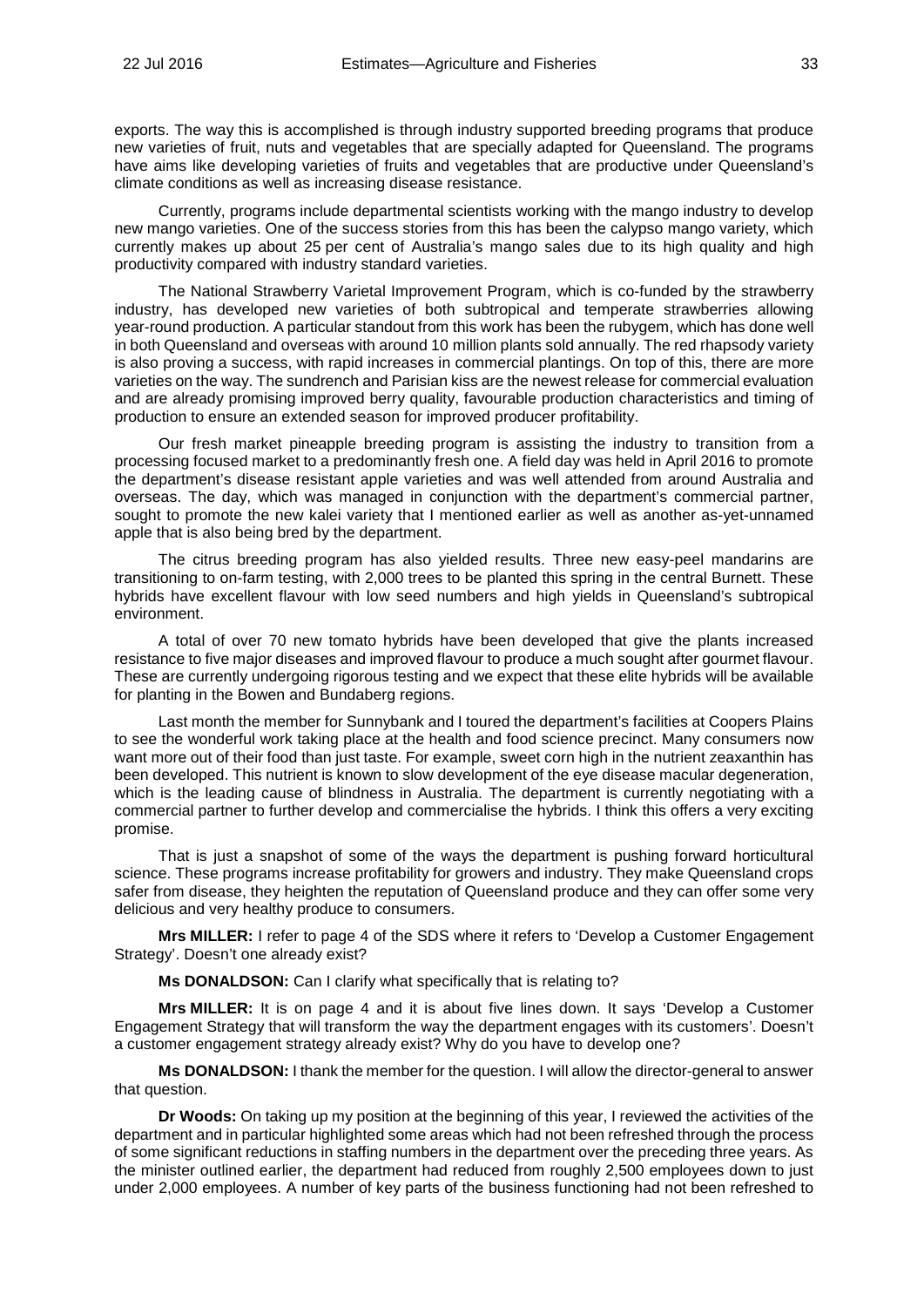exports. The way this is accomplished is through industry supported breeding programs that produce new varieties of fruit, nuts and vegetables that are specially adapted for Queensland. The programs have aims like developing varieties of fruits and vegetables that are productive under Queensland's climate conditions as well as increasing disease resistance.

Currently, programs include departmental scientists working with the mango industry to develop new mango varieties. One of the success stories from this has been the calypso mango variety, which currently makes up about 25 per cent of Australia's mango sales due to its high quality and high productivity compared with industry standard varieties.

The National Strawberry Varietal Improvement Program, which is co-funded by the strawberry industry, has developed new varieties of both subtropical and temperate strawberries allowing year-round production. A particular standout from this work has been the rubygem, which has done well in both Queensland and overseas with around 10 million plants sold annually. The red rhapsody variety is also proving a success, with rapid increases in commercial plantings. On top of this, there are more varieties on the way. The sundrench and Parisian kiss are the newest release for commercial evaluation and are already promising improved berry quality, favourable production characteristics and timing of production to ensure an extended season for improved producer profitability.

Our fresh market pineapple breeding program is assisting the industry to transition from a processing focused market to a predominantly fresh one. A field day was held in April 2016 to promote the department's disease resistant apple varieties and was well attended from around Australia and overseas. The day, which was managed in conjunction with the department's commercial partner, sought to promote the new kalei variety that I mentioned earlier as well as another as-yet-unnamed apple that is also being bred by the department.

The citrus breeding program has also yielded results. Three new easy-peel mandarins are transitioning to on-farm testing, with 2,000 trees to be planted this spring in the central Burnett. These hybrids have excellent flavour with low seed numbers and high yields in Queensland's subtropical environment.

A total of over 70 new tomato hybrids have been developed that give the plants increased resistance to five major diseases and improved flavour to produce a much sought after gourmet flavour. These are currently undergoing rigorous testing and we expect that these elite hybrids will be available for planting in the Bowen and Bundaberg regions.

Last month the member for Sunnybank and I toured the department's facilities at Coopers Plains to see the wonderful work taking place at the health and food science precinct. Many consumers now want more out of their food than just taste. For example, sweet corn high in the nutrient zeaxanthin has been developed. This nutrient is known to slow development of the eye disease macular degeneration, which is the leading cause of blindness in Australia. The department is currently negotiating with a commercial partner to further develop and commercialise the hybrids. I think this offers a very exciting promise.

That is just a snapshot of some of the ways the department is pushing forward horticultural science. These programs increase profitability for growers and industry. They make Queensland crops safer from disease, they heighten the reputation of Queensland produce and they can offer some very delicious and very healthy produce to consumers.

**Mrs MILLER:** I refer to page 4 of the SDS where it refers to 'Develop a Customer Engagement Strategy'. Doesn't one already exist?

**Ms DONALDSON:** Can I clarify what specifically that is relating to?

**Mrs MILLER:** It is on page 4 and it is about five lines down. It says 'Develop a Customer Engagement Strategy that will transform the way the department engages with its customers'. Doesn't a customer engagement strategy already exist? Why do you have to develop one?

**Ms DONALDSON:** I thank the member for the question. I will allow the director-general to answer that question.

**Dr Woods:** On taking up my position at the beginning of this year, I reviewed the activities of the department and in particular highlighted some areas which had not been refreshed through the process of some significant reductions in staffing numbers in the department over the preceding three years. As the minister outlined earlier, the department had reduced from roughly 2,500 employees down to just under 2,000 employees. A number of key parts of the business functioning had not been refreshed to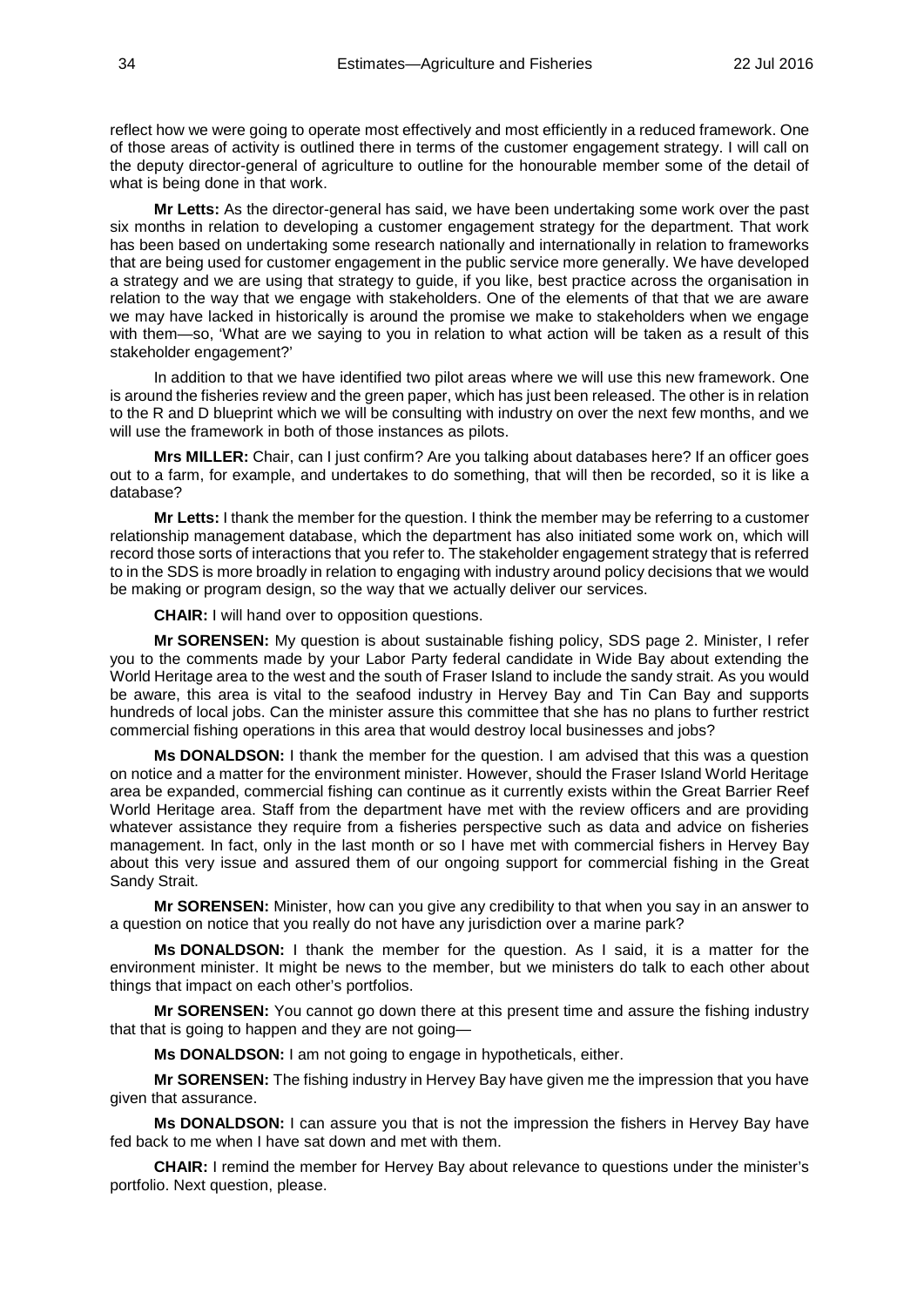reflect how we were going to operate most effectively and most efficiently in a reduced framework. One of those areas of activity is outlined there in terms of the customer engagement strategy. I will call on the deputy director-general of agriculture to outline for the honourable member some of the detail of what is being done in that work.

**Mr Letts:** As the director-general has said, we have been undertaking some work over the past six months in relation to developing a customer engagement strategy for the department. That work has been based on undertaking some research nationally and internationally in relation to frameworks that are being used for customer engagement in the public service more generally. We have developed a strategy and we are using that strategy to guide, if you like, best practice across the organisation in relation to the way that we engage with stakeholders. One of the elements of that that we are aware we may have lacked in historically is around the promise we make to stakeholders when we engage with them—so, 'What are we saying to you in relation to what action will be taken as a result of this stakeholder engagement?'

In addition to that we have identified two pilot areas where we will use this new framework. One is around the fisheries review and the green paper, which has just been released. The other is in relation to the R and D blueprint which we will be consulting with industry on over the next few months, and we will use the framework in both of those instances as pilots.

**Mrs MILLER:** Chair, can I just confirm? Are you talking about databases here? If an officer goes out to a farm, for example, and undertakes to do something, that will then be recorded, so it is like a database?

**Mr Letts:** I thank the member for the question. I think the member may be referring to a customer relationship management database, which the department has also initiated some work on, which will record those sorts of interactions that you refer to. The stakeholder engagement strategy that is referred to in the SDS is more broadly in relation to engaging with industry around policy decisions that we would be making or program design, so the way that we actually deliver our services.

**CHAIR:** I will hand over to opposition questions.

**Mr SORENSEN:** My question is about sustainable fishing policy, SDS page 2. Minister, I refer you to the comments made by your Labor Party federal candidate in Wide Bay about extending the World Heritage area to the west and the south of Fraser Island to include the sandy strait. As you would be aware, this area is vital to the seafood industry in Hervey Bay and Tin Can Bay and supports hundreds of local jobs. Can the minister assure this committee that she has no plans to further restrict commercial fishing operations in this area that would destroy local businesses and jobs?

**Ms DONALDSON:** I thank the member for the question. I am advised that this was a question on notice and a matter for the environment minister. However, should the Fraser Island World Heritage area be expanded, commercial fishing can continue as it currently exists within the Great Barrier Reef World Heritage area. Staff from the department have met with the review officers and are providing whatever assistance they require from a fisheries perspective such as data and advice on fisheries management. In fact, only in the last month or so I have met with commercial fishers in Hervey Bay about this very issue and assured them of our ongoing support for commercial fishing in the Great Sandy Strait.

**Mr SORENSEN:** Minister, how can you give any credibility to that when you say in an answer to a question on notice that you really do not have any jurisdiction over a marine park?

**Ms DONALDSON:** I thank the member for the question. As I said, it is a matter for the environment minister. It might be news to the member, but we ministers do talk to each other about things that impact on each other's portfolios.

**Mr SORENSEN:** You cannot go down there at this present time and assure the fishing industry that that is going to happen and they are not going—

**Ms DONALDSON:** I am not going to engage in hypotheticals, either.

**Mr SORENSEN:** The fishing industry in Hervey Bay have given me the impression that you have given that assurance.

**Ms DONALDSON:** I can assure you that is not the impression the fishers in Hervey Bay have fed back to me when I have sat down and met with them.

**CHAIR:** I remind the member for Hervey Bay about relevance to questions under the minister's portfolio. Next question, please.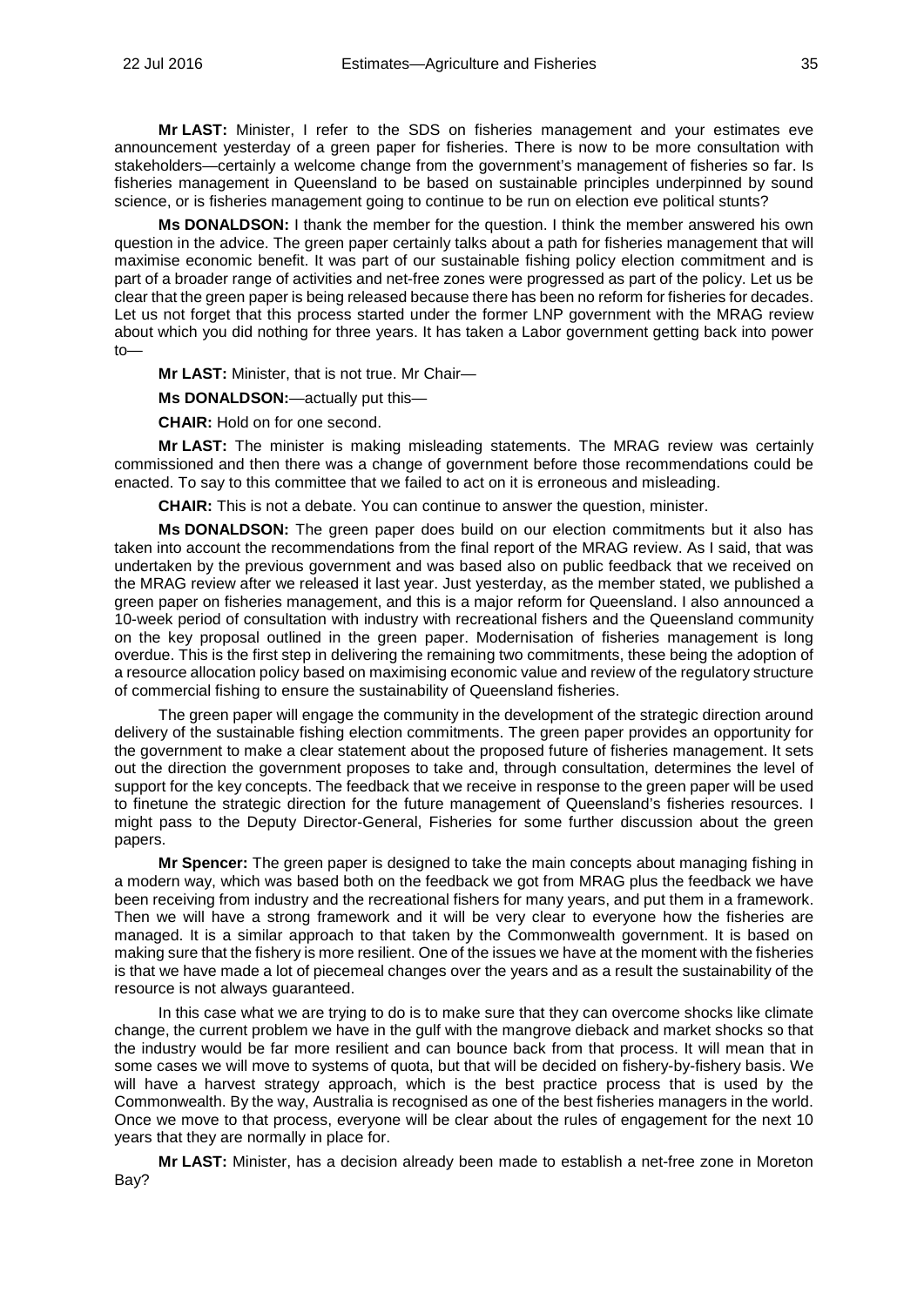**Mr LAST:** Minister, I refer to the SDS on fisheries management and your estimates eve announcement yesterday of a green paper for fisheries. There is now to be more consultation with stakeholders—certainly a welcome change from the government's management of fisheries so far. Is fisheries management in Queensland to be based on sustainable principles underpinned by sound science, or is fisheries management going to continue to be run on election eve political stunts?

**Ms DONALDSON:** I thank the member for the question. I think the member answered his own question in the advice. The green paper certainly talks about a path for fisheries management that will maximise economic benefit. It was part of our sustainable fishing policy election commitment and is part of a broader range of activities and net-free zones were progressed as part of the policy. Let us be clear that the green paper is being released because there has been no reform for fisheries for decades. Let us not forget that this process started under the former LNP government with the MRAG review about which you did nothing for three years. It has taken a Labor government getting back into power to—

**Mr LAST:** Minister, that is not true. Mr Chair—

**Ms DONALDSON:**—actually put this—

**CHAIR:** Hold on for one second.

**Mr LAST:** The minister is making misleading statements. The MRAG review was certainly commissioned and then there was a change of government before those recommendations could be enacted. To say to this committee that we failed to act on it is erroneous and misleading.

**CHAIR:** This is not a debate. You can continue to answer the question, minister.

**Ms DONALDSON:** The green paper does build on our election commitments but it also has taken into account the recommendations from the final report of the MRAG review. As I said, that was undertaken by the previous government and was based also on public feedback that we received on the MRAG review after we released it last year. Just yesterday, as the member stated, we published a green paper on fisheries management, and this is a major reform for Queensland. I also announced a 10-week period of consultation with industry with recreational fishers and the Queensland community on the key proposal outlined in the green paper. Modernisation of fisheries management is long overdue. This is the first step in delivering the remaining two commitments, these being the adoption of a resource allocation policy based on maximising economic value and review of the regulatory structure of commercial fishing to ensure the sustainability of Queensland fisheries.

The green paper will engage the community in the development of the strategic direction around delivery of the sustainable fishing election commitments. The green paper provides an opportunity for the government to make a clear statement about the proposed future of fisheries management. It sets out the direction the government proposes to take and, through consultation, determines the level of support for the key concepts. The feedback that we receive in response to the green paper will be used to finetune the strategic direction for the future management of Queensland's fisheries resources. I might pass to the Deputy Director-General, Fisheries for some further discussion about the green papers.

**Mr Spencer:** The green paper is designed to take the main concepts about managing fishing in a modern way, which was based both on the feedback we got from MRAG plus the feedback we have been receiving from industry and the recreational fishers for many years, and put them in a framework. Then we will have a strong framework and it will be very clear to everyone how the fisheries are managed. It is a similar approach to that taken by the Commonwealth government. It is based on making sure that the fishery is more resilient. One of the issues we have at the moment with the fisheries is that we have made a lot of piecemeal changes over the years and as a result the sustainability of the resource is not always guaranteed.

In this case what we are trying to do is to make sure that they can overcome shocks like climate change, the current problem we have in the gulf with the mangrove dieback and market shocks so that the industry would be far more resilient and can bounce back from that process. It will mean that in some cases we will move to systems of quota, but that will be decided on fishery-by-fishery basis. We will have a harvest strategy approach, which is the best practice process that is used by the Commonwealth. By the way, Australia is recognised as one of the best fisheries managers in the world. Once we move to that process, everyone will be clear about the rules of engagement for the next 10 years that they are normally in place for.

**Mr LAST:** Minister, has a decision already been made to establish a net-free zone in Moreton Bay?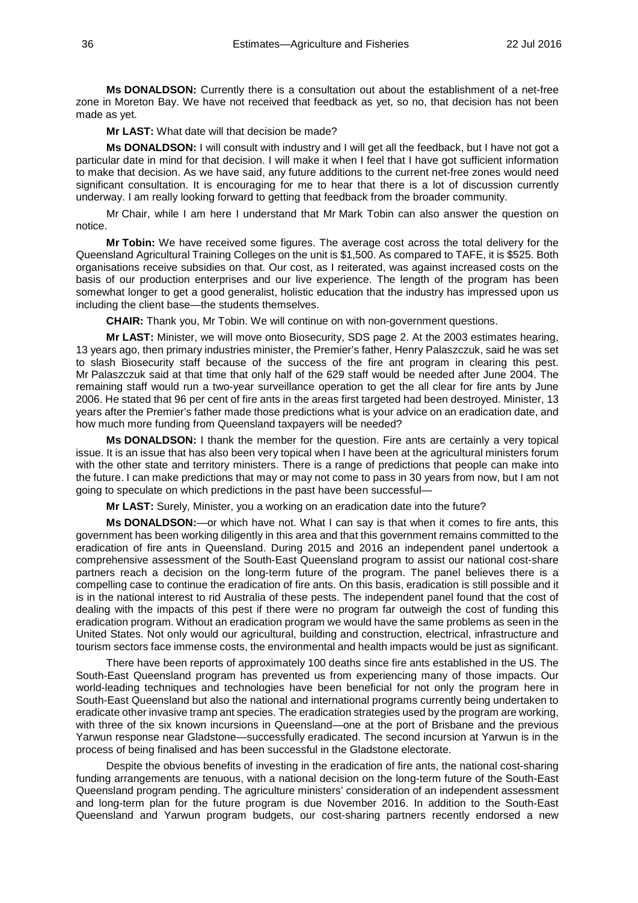**Ms DONALDSON:** Currently there is a consultation out about the establishment of a net-free zone in Moreton Bay. We have not received that feedback as yet, so no, that decision has not been made as yet.

**Mr LAST:** What date will that decision be made?

**Ms DONALDSON:** I will consult with industry and I will get all the feedback, but I have not got a particular date in mind for that decision. I will make it when I feel that I have got sufficient information to make that decision. As we have said, any future additions to the current net-free zones would need significant consultation. It is encouraging for me to hear that there is a lot of discussion currently underway. I am really looking forward to getting that feedback from the broader community.

Mr Chair, while I am here I understand that Mr Mark Tobin can also answer the question on notice.

**Mr Tobin:** We have received some figures. The average cost across the total delivery for the Queensland Agricultural Training Colleges on the unit is $1,500. As compared to TAFE, it is $525. Both organisations receive subsidies on that. Our cost, as I reiterated, was against increased costs on the basis of our production enterprises and our live experience. The length of the program has been somewhat longer to get a good generalist, holistic education that the industry has impressed upon us including the client base—the students themselves.

**CHAIR:** Thank you, Mr Tobin. We will continue on with non-government questions.

**Mr LAST:** Minister, we will move onto Biosecurity, SDS page 2. At the 2003 estimates hearing, 13 years ago, then primary industries minister, the Premier's father, Henry Palaszczuk, said he was set to slash Biosecurity staff because of the success of the fire ant program in clearing this pest. Mr Palaszczuk said at that time that only half of the 629 staff would be needed after June 2004. The remaining staff would run a two-year surveillance operation to get the all clear for fire ants by June 2006. He stated that 96 per cent of fire ants in the areas first targeted had been destroyed. Minister, 13 years after the Premier's father made those predictions what is your advice on an eradication date, and how much more funding from Queensland taxpayers will be needed?

**Ms DONALDSON:** I thank the member for the question. Fire ants are certainly a very topical issue. It is an issue that has also been very topical when I have been at the agricultural ministers forum with the other state and territory ministers. There is a range of predictions that people can make into the future. I can make predictions that may or may not come to pass in 30 years from now, but I am not going to speculate on which predictions in the past have been successful—

**Mr LAST:** Surely, Minister, you a working on an eradication date into the future?

**Ms DONALDSON:**—or which have not. What I can say is that when it comes to fire ants, this government has been working diligently in this area and that this government remains committed to the eradication of fire ants in Queensland. During 2015 and 2016 an independent panel undertook a comprehensive assessment of the South-East Queensland program to assist our national cost-share partners reach a decision on the long-term future of the program. The panel believes there is a compelling case to continue the eradication of fire ants. On this basis, eradication is still possible and it is in the national interest to rid Australia of these pests. The independent panel found that the cost of dealing with the impacts of this pest if there were no program far outweigh the cost of funding this eradication program. Without an eradication program we would have the same problems as seen in the United States. Not only would our agricultural, building and construction, electrical, infrastructure and tourism sectors face immense costs, the environmental and health impacts would be just as significant.

There have been reports of approximately 100 deaths since fire ants established in the US. The South-East Queensland program has prevented us from experiencing many of those impacts. Our world-leading techniques and technologies have been beneficial for not only the program here in South-East Queensland but also the national and international programs currently being undertaken to eradicate other invasive tramp ant species. The eradication strategies used by the program are working, with three of the six known incursions in Queensland—one at the port of Brisbane and the previous Yarwun response near Gladstone—successfully eradicated. The second incursion at Yarwun is in the process of being finalised and has been successful in the Gladstone electorate.

Despite the obvious benefits of investing in the eradication of fire ants, the national cost-sharing funding arrangements are tenuous, with a national decision on the long-term future of the South-East Queensland program pending. The agriculture ministers' consideration of an independent assessment and long-term plan for the future program is due November 2016. In addition to the South-East Queensland and Yarwun program budgets, our cost-sharing partners recently endorsed a new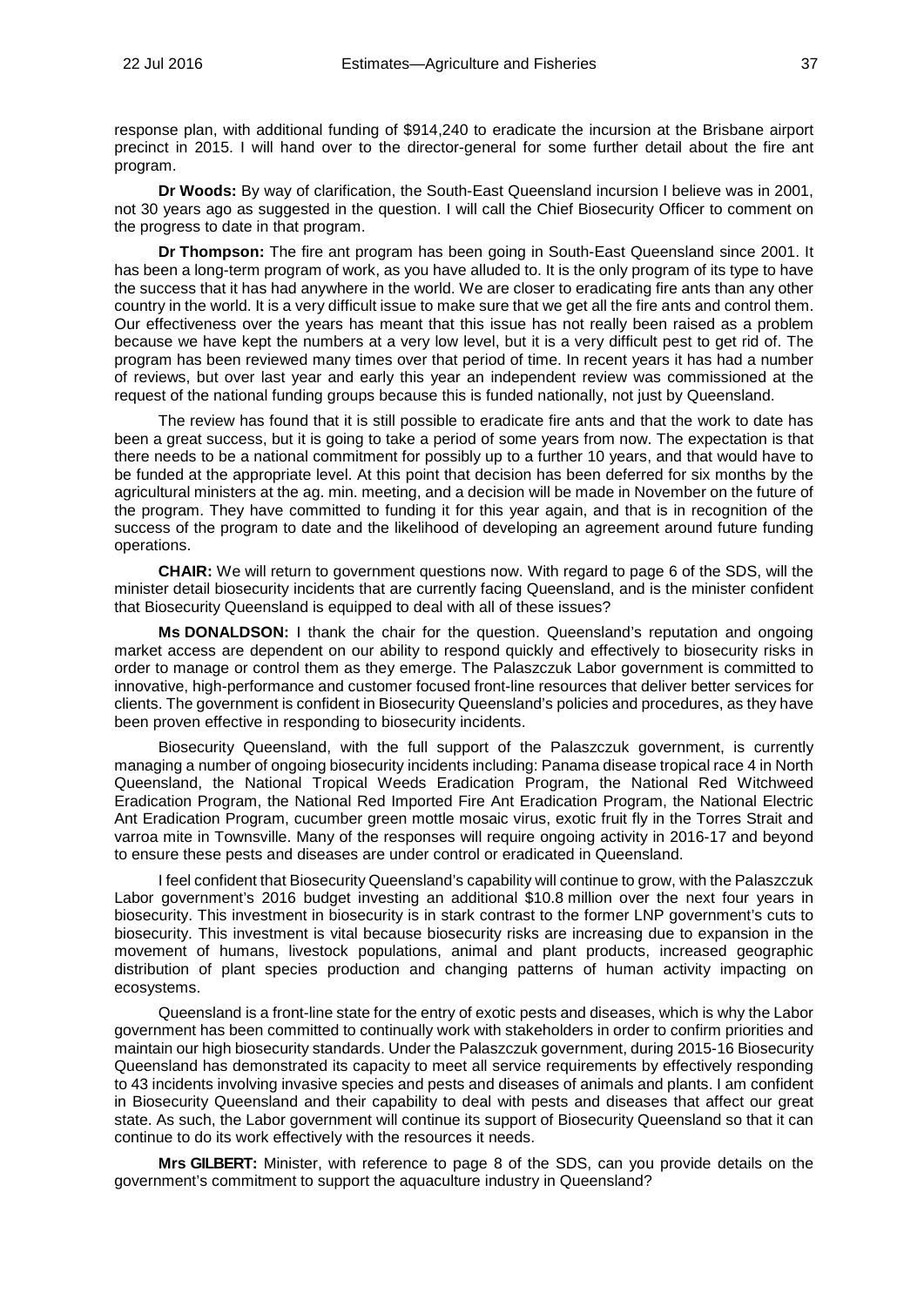response plan, with additional funding of $914,240 to eradicate the incursion at the Brisbane airport precinct in 2015. I will hand over to the director-general for some further detail about the fire ant program.

**Dr Woods:** By way of clarification, the South-East Queensland incursion I believe was in 2001, not 30 years ago as suggested in the question. I will call the Chief Biosecurity Officer to comment on the progress to date in that program.

**Dr Thompson:** The fire ant program has been going in South-East Queensland since 2001. It has been a long-term program of work, as you have alluded to. It is the only program of its type to have the success that it has had anywhere in the world. We are closer to eradicating fire ants than any other country in the world. It is a very difficult issue to make sure that we get all the fire ants and control them. Our effectiveness over the years has meant that this issue has not really been raised as a problem because we have kept the numbers at a very low level, but it is a very difficult pest to get rid of. The program has been reviewed many times over that period of time. In recent years it has had a number of reviews, but over last year and early this year an independent review was commissioned at the request of the national funding groups because this is funded nationally, not just by Queensland.

The review has found that it is still possible to eradicate fire ants and that the work to date has been a great success, but it is going to take a period of some years from now. The expectation is that there needs to be a national commitment for possibly up to a further 10 years, and that would have to be funded at the appropriate level. At this point that decision has been deferred for six months by the agricultural ministers at the ag. min. meeting, and a decision will be made in November on the future of the program. They have committed to funding it for this year again, and that is in recognition of the success of the program to date and the likelihood of developing an agreement around future funding operations.

**CHAIR:** We will return to government questions now. With regard to page 6 of the SDS, will the minister detail biosecurity incidents that are currently facing Queensland, and is the minister confident that Biosecurity Queensland is equipped to deal with all of these issues?

**Ms DONALDSON:** I thank the chair for the question. Queensland's reputation and ongoing market access are dependent on our ability to respond quickly and effectively to biosecurity risks in order to manage or control them as they emerge. The Palaszczuk Labor government is committed to innovative, high-performance and customer focused front-line resources that deliver better services for clients. The government is confident in Biosecurity Queensland's policies and procedures, as they have been proven effective in responding to biosecurity incidents.

Biosecurity Queensland, with the full support of the Palaszczuk government, is currently managing a number of ongoing biosecurity incidents including: Panama disease tropical race 4 in North Queensland, the National Tropical Weeds Eradication Program, the National Red Witchweed Eradication Program, the National Red Imported Fire Ant Eradication Program, the National Electric Ant Eradication Program, cucumber green mottle mosaic virus, exotic fruit fly in the Torres Strait and varroa mite in Townsville. Many of the responses will require ongoing activity in 2016-17 and beyond to ensure these pests and diseases are under control or eradicated in Queensland.

I feel confident that Biosecurity Queensland's capability will continue to grow, with the Palaszczuk Labor government's 2016 budget investing an additional $10.8 million over the next four years in biosecurity. This investment in biosecurity is in stark contrast to the former LNP government's cuts to biosecurity. This investment is vital because biosecurity risks are increasing due to expansion in the movement of humans, livestock populations, animal and plant products, increased geographic distribution of plant species production and changing patterns of human activity impacting on ecosystems.

Queensland is a front-line state for the entry of exotic pests and diseases, which is why the Labor government has been committed to continually work with stakeholders in order to confirm priorities and maintain our high biosecurity standards. Under the Palaszczuk government, during 2015-16 Biosecurity Queensland has demonstrated its capacity to meet all service requirements by effectively responding to 43 incidents involving invasive species and pests and diseases of animals and plants. I am confident in Biosecurity Queensland and their capability to deal with pests and diseases that affect our great state. As such, the Labor government will continue its support of Biosecurity Queensland so that it can continue to do its work effectively with the resources it needs.

**Mrs GILBERT:** Minister, with reference to page 8 of the SDS, can you provide details on the government's commitment to support the aquaculture industry in Queensland?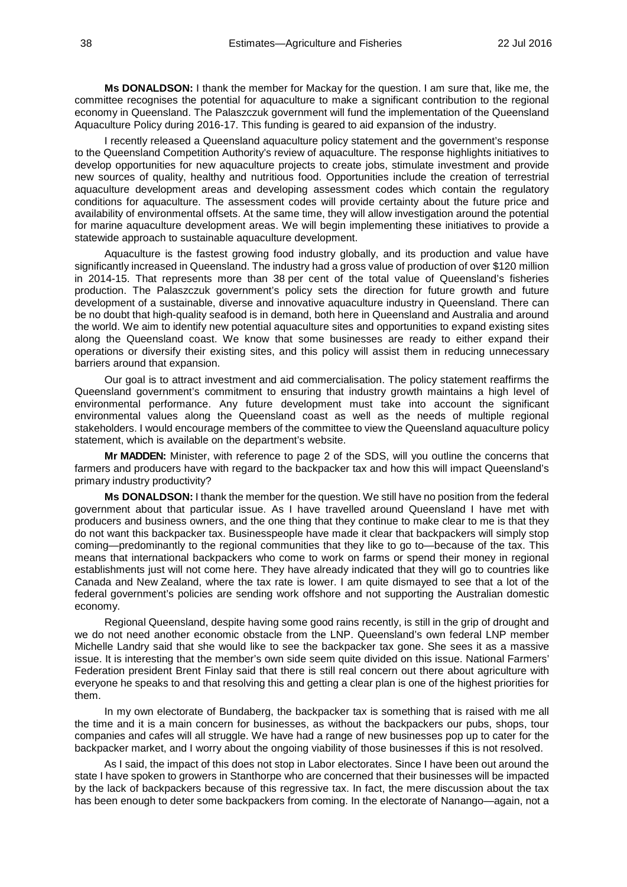**Ms DONALDSON:** I thank the member for Mackay for the question. I am sure that, like me, the committee recognises the potential for aquaculture to make a significant contribution to the regional economy in Queensland. The Palaszczuk government will fund the implementation of the Queensland Aquaculture Policy during 2016-17. This funding is geared to aid expansion of the industry.

I recently released a Queensland aquaculture policy statement and the government's response to the Queensland Competition Authority's review of aquaculture. The response highlights initiatives to develop opportunities for new aquaculture projects to create jobs, stimulate investment and provide new sources of quality, healthy and nutritious food. Opportunities include the creation of terrestrial aquaculture development areas and developing assessment codes which contain the regulatory conditions for aquaculture. The assessment codes will provide certainty about the future price and availability of environmental offsets. At the same time, they will allow investigation around the potential for marine aquaculture development areas. We will begin implementing these initiatives to provide a statewide approach to sustainable aquaculture development.

Aquaculture is the fastest growing food industry globally, and its production and value have significantly increased in Queensland. The industry had a gross value of production of over $120 million in 2014-15. That represents more than 38 per cent of the total value of Queensland's fisheries production. The Palaszczuk government's policy sets the direction for future growth and future development of a sustainable, diverse and innovative aquaculture industry in Queensland. There can be no doubt that high-quality seafood is in demand, both here in Queensland and Australia and around the world. We aim to identify new potential aquaculture sites and opportunities to expand existing sites along the Queensland coast. We know that some businesses are ready to either expand their operations or diversify their existing sites, and this policy will assist them in reducing unnecessary barriers around that expansion.

Our goal is to attract investment and aid commercialisation. The policy statement reaffirms the Queensland government's commitment to ensuring that industry growth maintains a high level of environmental performance. Any future development must take into account the significant environmental values along the Queensland coast as well as the needs of multiple regional stakeholders. I would encourage members of the committee to view the Queensland aquaculture policy statement, which is available on the department's website.

**Mr MADDEN:** Minister, with reference to page 2 of the SDS, will you outline the concerns that farmers and producers have with regard to the backpacker tax and how this will impact Queensland's primary industry productivity?

**Ms DONALDSON:** I thank the member for the question. We still have no position from the federal government about that particular issue. As I have travelled around Queensland I have met with producers and business owners, and the one thing that they continue to make clear to me is that they do not want this backpacker tax. Businesspeople have made it clear that backpackers will simply stop coming—predominantly to the regional communities that they like to go to—because of the tax. This means that international backpackers who come to work on farms or spend their money in regional establishments just will not come here. They have already indicated that they will go to countries like Canada and New Zealand, where the tax rate is lower. I am quite dismayed to see that a lot of the federal government's policies are sending work offshore and not supporting the Australian domestic economy.

Regional Queensland, despite having some good rains recently, is still in the grip of drought and we do not need another economic obstacle from the LNP. Queensland's own federal LNP member Michelle Landry said that she would like to see the backpacker tax gone. She sees it as a massive issue. It is interesting that the member's own side seem quite divided on this issue. National Farmers' Federation president Brent Finlay said that there is still real concern out there about agriculture with everyone he speaks to and that resolving this and getting a clear plan is one of the highest priorities for them.

In my own electorate of Bundaberg, the backpacker tax is something that is raised with me all the time and it is a main concern for businesses, as without the backpackers our pubs, shops, tour companies and cafes will all struggle. We have had a range of new businesses pop up to cater for the backpacker market, and I worry about the ongoing viability of those businesses if this is not resolved.

As I said, the impact of this does not stop in Labor electorates. Since I have been out around the state I have spoken to growers in Stanthorpe who are concerned that their businesses will be impacted by the lack of backpackers because of this regressive tax. In fact, the mere discussion about the tax has been enough to deter some backpackers from coming. In the electorate of Nanango—again, not a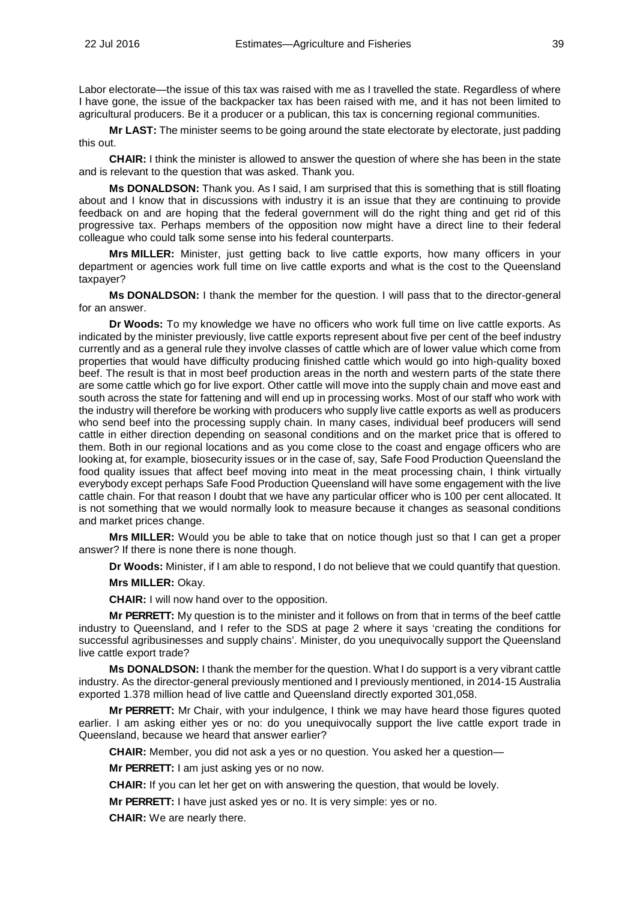Labor electorate—the issue of this tax was raised with me as I travelled the state. Regardless of where I have gone, the issue of the backpacker tax has been raised with me, and it has not been limited to agricultural producers. Be it a producer or a publican, this tax is concerning regional communities.

**Mr LAST:** The minister seems to be going around the state electorate by electorate, just padding this out.

**CHAIR:** I think the minister is allowed to answer the question of where she has been in the state and is relevant to the question that was asked. Thank you.

**Ms DONALDSON:** Thank you. As I said, I am surprised that this is something that is still floating about and I know that in discussions with industry it is an issue that they are continuing to provide feedback on and are hoping that the federal government will do the right thing and get rid of this progressive tax. Perhaps members of the opposition now might have a direct line to their federal colleague who could talk some sense into his federal counterparts.

**Mrs MILLER:** Minister, just getting back to live cattle exports, how many officers in your department or agencies work full time on live cattle exports and what is the cost to the Queensland taxpayer?

**Ms DONALDSON:** I thank the member for the question. I will pass that to the director-general for an answer.

**Dr Woods:** To my knowledge we have no officers who work full time on live cattle exports. As indicated by the minister previously, live cattle exports represent about five per cent of the beef industry currently and as a general rule they involve classes of cattle which are of lower value which come from properties that would have difficulty producing finished cattle which would go into high-quality boxed beef. The result is that in most beef production areas in the north and western parts of the state there are some cattle which go for live export. Other cattle will move into the supply chain and move east and south across the state for fattening and will end up in processing works. Most of our staff who work with the industry will therefore be working with producers who supply live cattle exports as well as producers who send beef into the processing supply chain. In many cases, individual beef producers will send cattle in either direction depending on seasonal conditions and on the market price that is offered to them. Both in our regional locations and as you come close to the coast and engage officers who are looking at, for example, biosecurity issues or in the case of, say, Safe Food Production Queensland the food quality issues that affect beef moving into meat in the meat processing chain, I think virtually everybody except perhaps Safe Food Production Queensland will have some engagement with the live cattle chain. For that reason I doubt that we have any particular officer who is 100 per cent allocated. It is not something that we would normally look to measure because it changes as seasonal conditions and market prices change.

**Mrs MILLER:** Would you be able to take that on notice though just so that I can get a proper answer? If there is none there is none though.

**Dr Woods:** Minister, if I am able to respond, I do not believe that we could quantify that question.

**Mrs MILLER:** Okay.

**CHAIR:** I will now hand over to the opposition.

**Mr PERRETT:** My question is to the minister and it follows on from that in terms of the beef cattle industry to Queensland, and I refer to the SDS at page 2 where it says 'creating the conditions for successful agribusinesses and supply chains'. Minister, do you unequivocally support the Queensland live cattle export trade?

**Ms DONALDSON:** I thank the member for the question. What I do support is a very vibrant cattle industry. As the director-general previously mentioned and I previously mentioned, in 2014-15 Australia exported 1.378 million head of live cattle and Queensland directly exported 301,058.

**Mr PERRETT:** Mr Chair, with your indulgence, I think we may have heard those figures quoted earlier. I am asking either yes or no: do you unequivocally support the live cattle export trade in Queensland, because we heard that answer earlier?

**CHAIR:** Member, you did not ask a yes or no question. You asked her a question—

**Mr PERRETT:** I am just asking yes or no now.

**CHAIR:** If you can let her get on with answering the question, that would be lovely.

**Mr PERRETT:** I have just asked yes or no. It is very simple: yes or no.

**CHAIR:** We are nearly there.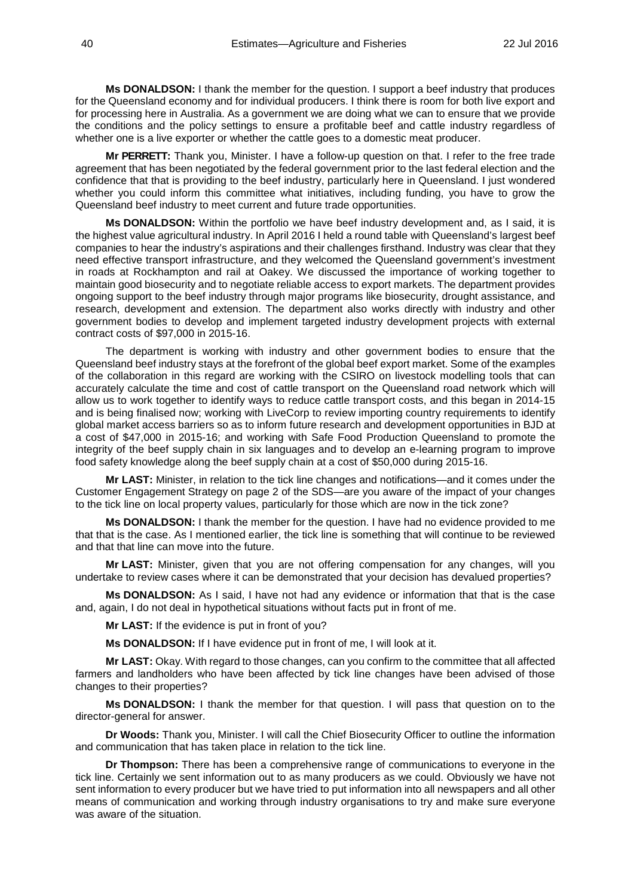**Ms DONALDSON:** I thank the member for the question. I support a beef industry that produces for the Queensland economy and for individual producers. I think there is room for both live export and for processing here in Australia. As a government we are doing what we can to ensure that we provide the conditions and the policy settings to ensure a profitable beef and cattle industry regardless of whether one is a live exporter or whether the cattle goes to a domestic meat producer.

**Mr PERRETT:** Thank you, Minister. I have a follow-up question on that. I refer to the free trade agreement that has been negotiated by the federal government prior to the last federal election and the confidence that that is providing to the beef industry, particularly here in Queensland. I just wondered whether you could inform this committee what initiatives, including funding, you have to grow the Queensland beef industry to meet current and future trade opportunities.

**Ms DONALDSON:** Within the portfolio we have beef industry development and, as I said, it is the highest value agricultural industry. In April 2016 I held a round table with Queensland's largest beef companies to hear the industry's aspirations and their challenges firsthand. Industry was clear that they need effective transport infrastructure, and they welcomed the Queensland government's investment in roads at Rockhampton and rail at Oakey. We discussed the importance of working together to maintain good biosecurity and to negotiate reliable access to export markets. The department provides ongoing support to the beef industry through major programs like biosecurity, drought assistance, and research, development and extension. The department also works directly with industry and other government bodies to develop and implement targeted industry development projects with external contract costs of $97,000 in 2015-16.

The department is working with industry and other government bodies to ensure that the Queensland beef industry stays at the forefront of the global beef export market. Some of the examples of the collaboration in this regard are working with the CSIRO on livestock modelling tools that can accurately calculate the time and cost of cattle transport on the Queensland road network which will allow us to work together to identify ways to reduce cattle transport costs, and this began in 2014-15 and is being finalised now; working with LiveCorp to review importing country requirements to identify global market access barriers so as to inform future research and development opportunities in BJD at a cost of $47,000 in 2015-16; and working with Safe Food Production Queensland to promote the integrity of the beef supply chain in six languages and to develop an e-learning program to improve food safety knowledge along the beef supply chain at a cost of $50,000 during 2015-16.

**Mr LAST:** Minister, in relation to the tick line changes and notifications—and it comes under the Customer Engagement Strategy on page 2 of the SDS—are you aware of the impact of your changes to the tick line on local property values, particularly for those which are now in the tick zone?

**Ms DONALDSON:** I thank the member for the question. I have had no evidence provided to me that that is the case. As I mentioned earlier, the tick line is something that will continue to be reviewed and that that line can move into the future.

**Mr LAST:** Minister, given that you are not offering compensation for any changes, will you undertake to review cases where it can be demonstrated that your decision has devalued properties?

**Ms DONALDSON:** As I said, I have not had any evidence or information that that is the case and, again, I do not deal in hypothetical situations without facts put in front of me.

**Mr LAST:** If the evidence is put in front of you?

**Ms DONALDSON:** If I have evidence put in front of me, I will look at it.

**Mr LAST:** Okay. With regard to those changes, can you confirm to the committee that all affected farmers and landholders who have been affected by tick line changes have been advised of those changes to their properties?

**Ms DONALDSON:** I thank the member for that question. I will pass that question on to the director-general for answer.

**Dr Woods:** Thank you, Minister. I will call the Chief Biosecurity Officer to outline the information and communication that has taken place in relation to the tick line.

**Dr Thompson:** There has been a comprehensive range of communications to everyone in the tick line. Certainly we sent information out to as many producers as we could. Obviously we have not sent information to every producer but we have tried to put information into all newspapers and all other means of communication and working through industry organisations to try and make sure everyone was aware of the situation.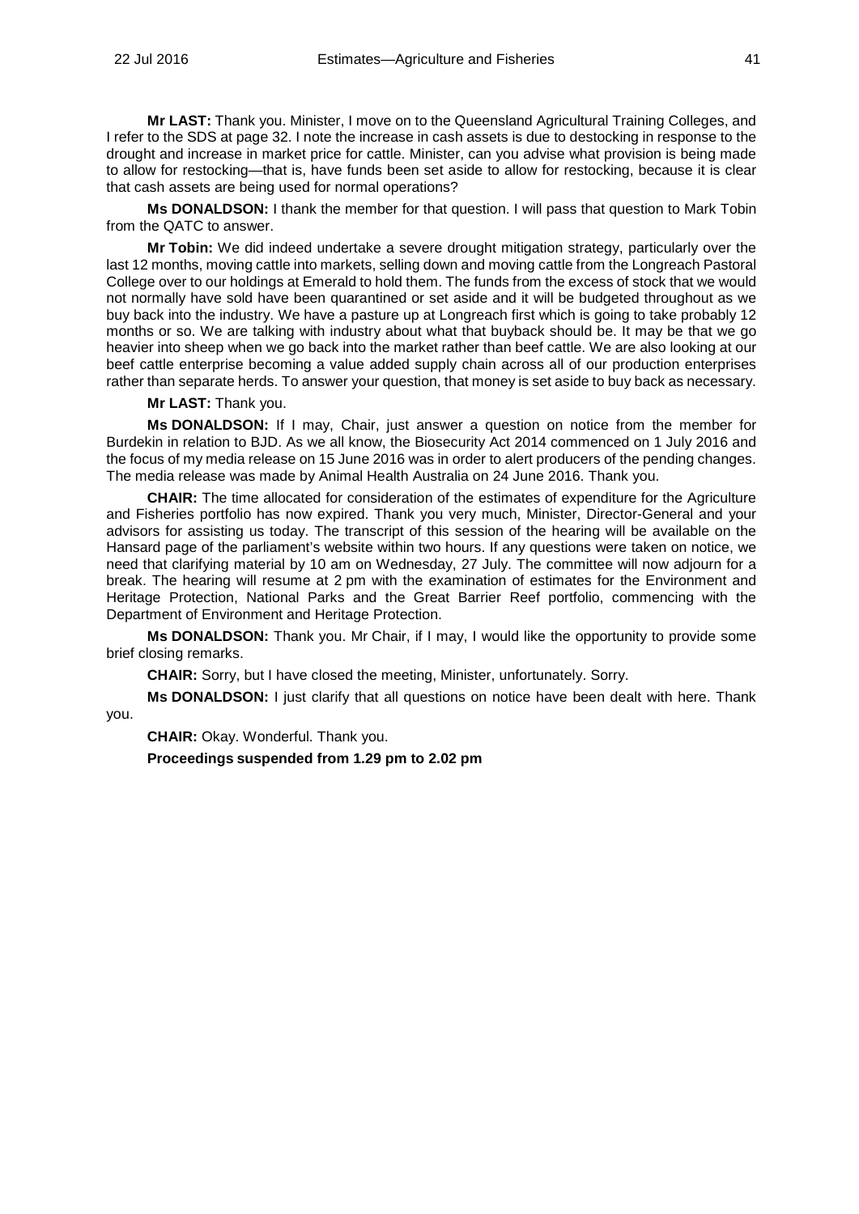**Mr LAST:** Thank you. Minister, I move on to the Queensland Agricultural Training Colleges, and I refer to the SDS at page 32. I note the increase in cash assets is due to destocking in response to the drought and increase in market price for cattle. Minister, can you advise what provision is being made to allow for restocking—that is, have funds been set aside to allow for restocking, because it is clear that cash assets are being used for normal operations?

**Ms DONALDSON:** I thank the member for that question. I will pass that question to Mark Tobin from the QATC to answer.

**Mr Tobin:** We did indeed undertake a severe drought mitigation strategy, particularly over the last 12 months, moving cattle into markets, selling down and moving cattle from the Longreach Pastoral College over to our holdings at Emerald to hold them. The funds from the excess of stock that we would not normally have sold have been quarantined or set aside and it will be budgeted throughout as we buy back into the industry. We have a pasture up at Longreach first which is going to take probably 12 months or so. We are talking with industry about what that buyback should be. It may be that we go heavier into sheep when we go back into the market rather than beef cattle. We are also looking at our beef cattle enterprise becoming a value added supply chain across all of our production enterprises rather than separate herds. To answer your question, that money is set aside to buy back as necessary.

**Mr LAST:** Thank you.

**Ms DONALDSON:** If I may, Chair, just answer a question on notice from the member for Burdekin in relation to BJD. As we all know, the Biosecurity Act 2014 commenced on 1 July 2016 and the focus of my media release on 15 June 2016 was in order to alert producers of the pending changes. The media release was made by Animal Health Australia on 24 June 2016. Thank you.

**CHAIR:** The time allocated for consideration of the estimates of expenditure for the Agriculture and Fisheries portfolio has now expired. Thank you very much, Minister, Director-General and your advisors for assisting us today. The transcript of this session of the hearing will be available on the Hansard page of the parliament's website within two hours. If any questions were taken on notice, we need that clarifying material by 10 am on Wednesday, 27 July. The committee will now adjourn for a break. The hearing will resume at 2 pm with the examination of estimates for the Environment and Heritage Protection, National Parks and the Great Barrier Reef portfolio, commencing with the Department of Environment and Heritage Protection.

**Ms DONALDSON:** Thank you. Mr Chair, if I may, I would like the opportunity to provide some brief closing remarks.

**CHAIR:** Sorry, but I have closed the meeting, Minister, unfortunately. Sorry.

**Ms DONALDSON:** I just clarify that all questions on notice have been dealt with here. Thank you.

**CHAIR:** Okay. Wonderful. Thank you.

**Proceedings suspended from 1.29 pm to 2.02 pm**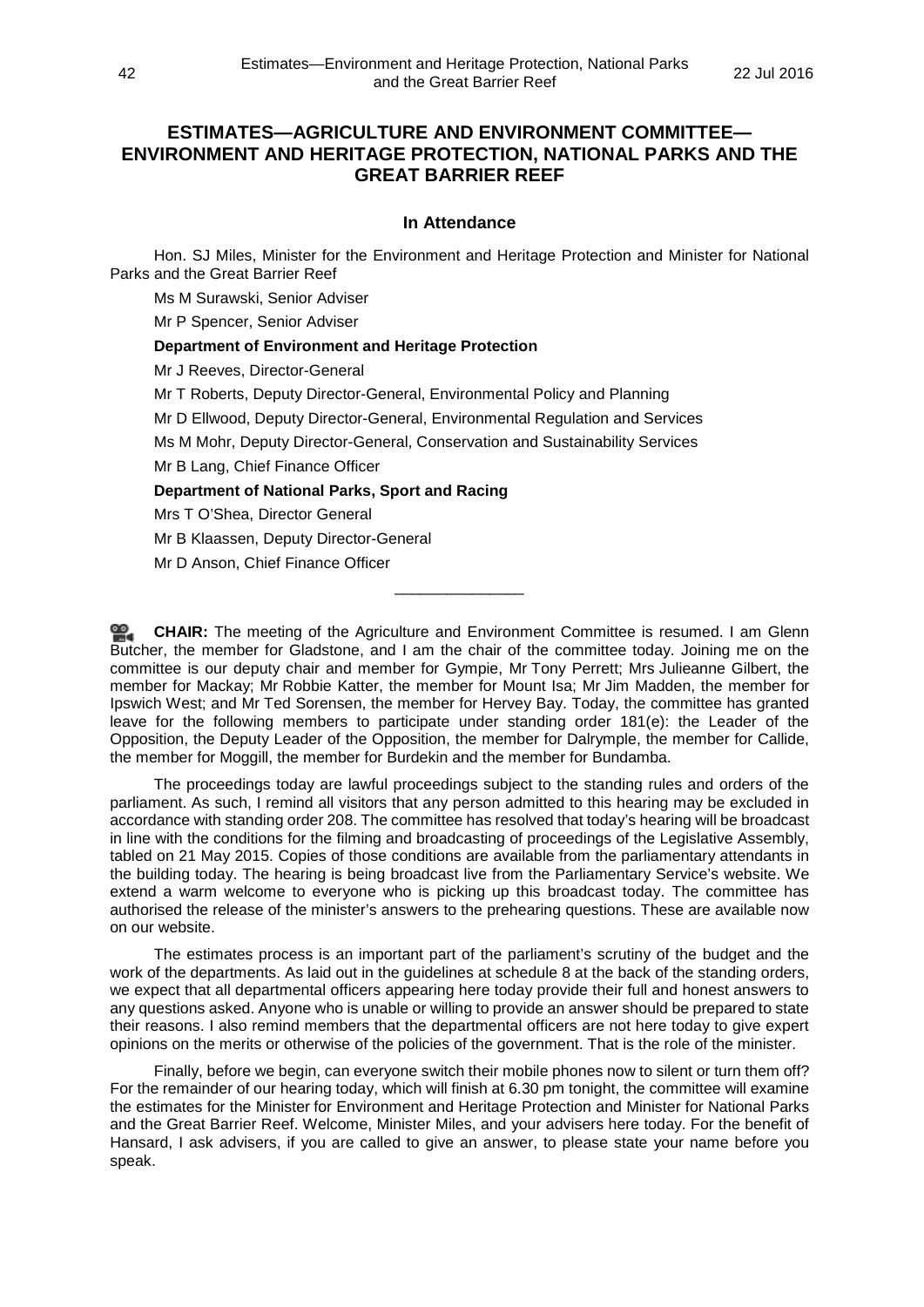## ESTIMATES—AGRICULTURE AND ENVIRONMENT COMMITTEE—ENVIRONMENT AND HERITAGE PROTECTION, NATIONAL PARKS AND THE GREAT BARRIER REEF

### In Attendance

Hon. SJ Miles, Minister for the Environment and Heritage Protection and Minister for National Parks and the Great Barrier Reef

Ms M Surawski, Senior Adviser

Mr P Spencer, Senior Adviser

**Department of Environment and Heritage Protection**

Mr J Reeves, Director-General

Mr T Roberts, Deputy Director-General, Environmental Policy and Planning

Mr D Ellwood, Deputy Director-General, Environmental Regulation and Services

Ms M Mohr, Deputy Director-General, Conservation and Sustainability Services

Mr B Lang, Chief Finance Officer

**Department of National Parks, Sport and Racing**

Mrs T O'Shea, Director General

Mr B Klaassen, Deputy Director-General

Mr D Anson, Chief Finance Officer

---

**CHAIR:** The meeting of the Agriculture and Environment Committee is resumed. I am Glenn Butcher, the member for Gladstone, and I am the chair of the committee today. Joining me on the committee is our deputy chair and member for Gympie, Mr Tony Perrett; Mrs Julieanne Gilbert, the member for Mackay; Mr Robbie Katter, the member for Mount Isa; Mr Jim Madden, the member for Ipswich West; and Mr Ted Sorensen, the member for Hervey Bay. Today, the committee has granted leave for the following members to participate under standing order 181(e): the Leader of the Opposition, the Deputy Leader of the Opposition, the member for Dalrymple, the member for Callide, the member for Moggill, the member for Burdekin and the member for Bundamba.

The proceedings today are lawful proceedings subject to the standing rules and orders of the parliament. As such, I remind all visitors that any person admitted to this hearing may be excluded in accordance with standing order 208. The committee has resolved that today's hearing will be broadcast in line with the conditions for the filming and broadcasting of proceedings of the Legislative Assembly, tabled on 21 May 2015. Copies of those conditions are available from the parliamentary attendants in the building today. The hearing is being broadcast live from the Parliamentary Service's website. We extend a warm welcome to everyone who is picking up this broadcast today. The committee has authorised the release of the minister's answers to the prehearing questions. These are available now on our website.

The estimates process is an important part of the parliament's scrutiny of the budget and the work of the departments. As laid out in the guidelines at schedule 8 at the back of the standing orders, we expect that all departmental officers appearing here today provide their full and honest answers to any questions asked. Anyone who is unable or willing to provide an answer should be prepared to state their reasons. I also remind members that the departmental officers are not here today to give expert opinions on the merits or otherwise of the policies of the government. That is the role of the minister.

Finally, before we begin, can everyone switch their mobile phones now to silent or turn them off? For the remainder of our hearing today, which will finish at 6.30 pm tonight, the committee will examine the estimates for the Minister for Environment and Heritage Protection and Minister for National Parks and the Great Barrier Reef. Welcome, Minister Miles, and your advisers here today. For the benefit of Hansard, I ask advisers, if you are called to give an answer, to please state your name before you speak.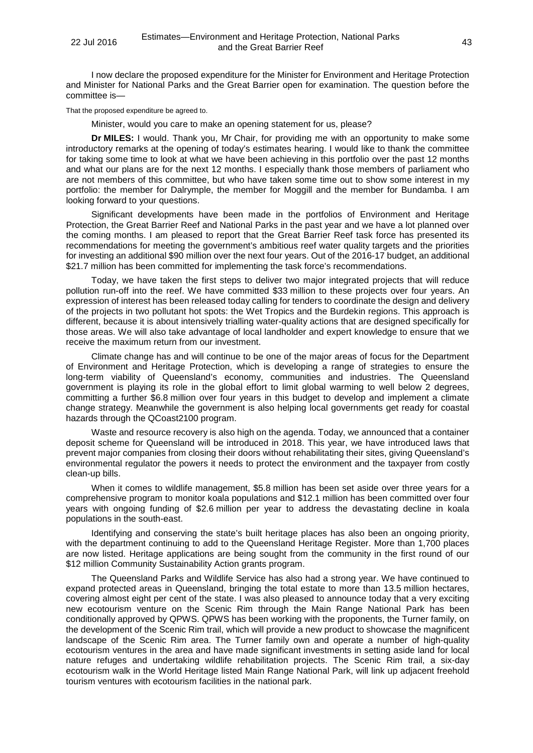I now declare the proposed expenditure for the Minister for Environment and Heritage Protection and Minister for National Parks and the Great Barrier open for examination. The question before the committee is—

That the proposed expenditure be agreed to.

Minister, would you care to make an opening statement for us, please?

**Dr MILES:** I would. Thank you, Mr Chair, for providing me with an opportunity to make some introductory remarks at the opening of today's estimates hearing. I would like to thank the committee for taking some time to look at what we have been achieving in this portfolio over the past 12 months and what our plans are for the next 12 months. I especially thank those members of parliament who are not members of this committee, but who have taken some time out to show some interest in my portfolio: the member for Dalrymple, the member for Moggill and the member for Bundamba. I am looking forward to your questions.

Significant developments have been made in the portfolios of Environment and Heritage Protection, the Great Barrier Reef and National Parks in the past year and we have a lot planned over the coming months. I am pleased to report that the Great Barrier Reef task force has presented its recommendations for meeting the government's ambitious reef water quality targets and the priorities for investing an additional $90 million over the next four years. Out of the 2016-17 budget, an additional $21.7 million has been committed for implementing the task force's recommendations.

Today, we have taken the first steps to deliver two major integrated projects that will reduce pollution run-off into the reef. We have committed $33 million to these projects over four years. An expression of interest has been released today calling for tenders to coordinate the design and delivery of the projects in two pollutant hot spots: the Wet Tropics and the Burdekin regions. This approach is different, because it is about intensively trialling water-quality actions that are designed specifically for those areas. We will also take advantage of local landholder and expert knowledge to ensure that we receive the maximum return from our investment.

Climate change has and will continue to be one of the major areas of focus for the Department of Environment and Heritage Protection, which is developing a range of strategies to ensure the long-term viability of Queensland's economy, communities and industries. The Queensland government is playing its role in the global effort to limit global warming to well below 2 degrees, committing a further $6.8 million over four years in this budget to develop and implement a climate change strategy. Meanwhile the government is also helping local governments get ready for coastal hazards through the QCoast2100 program.

Waste and resource recovery is also high on the agenda. Today, we announced that a container deposit scheme for Queensland will be introduced in 2018. This year, we have introduced laws that prevent major companies from closing their doors without rehabilitating their sites, giving Queensland's environmental regulator the powers it needs to protect the environment and the taxpayer from costly clean-up bills.

When it comes to wildlife management, $5.8 million has been set aside over three years for a comprehensive program to monitor koala populations and $12.1 million has been committed over four years with ongoing funding of $2.6 million per year to address the devastating decline in koala populations in the south-east.

Identifying and conserving the state's built heritage places has also been an ongoing priority, with the department continuing to add to the Queensland Heritage Register. More than 1,700 places are now listed. Heritage applications are being sought from the community in the first round of our $12 million Community Sustainability Action grants program.

The Queensland Parks and Wildlife Service has also had a strong year. We have continued to expand protected areas in Queensland, bringing the total estate to more than 13.5 million hectares, covering almost eight per cent of the state. I was also pleased to announce today that a very exciting new ecotourism venture on the Scenic Rim through the Main Range National Park has been conditionally approved by QPWS. QPWS has been working with the proponents, the Turner family, on the development of the Scenic Rim trail, which will provide a new product to showcase the magnificent landscape of the Scenic Rim area. The Turner family own and operate a number of high-quality ecotourism ventures in the area and have made significant investments in setting aside land for local nature refuges and undertaking wildlife rehabilitation projects. The Scenic Rim trail, a six-day ecotourism walk in the World Heritage listed Main Range National Park, will link up adjacent freehold tourism ventures with ecotourism facilities in the national park.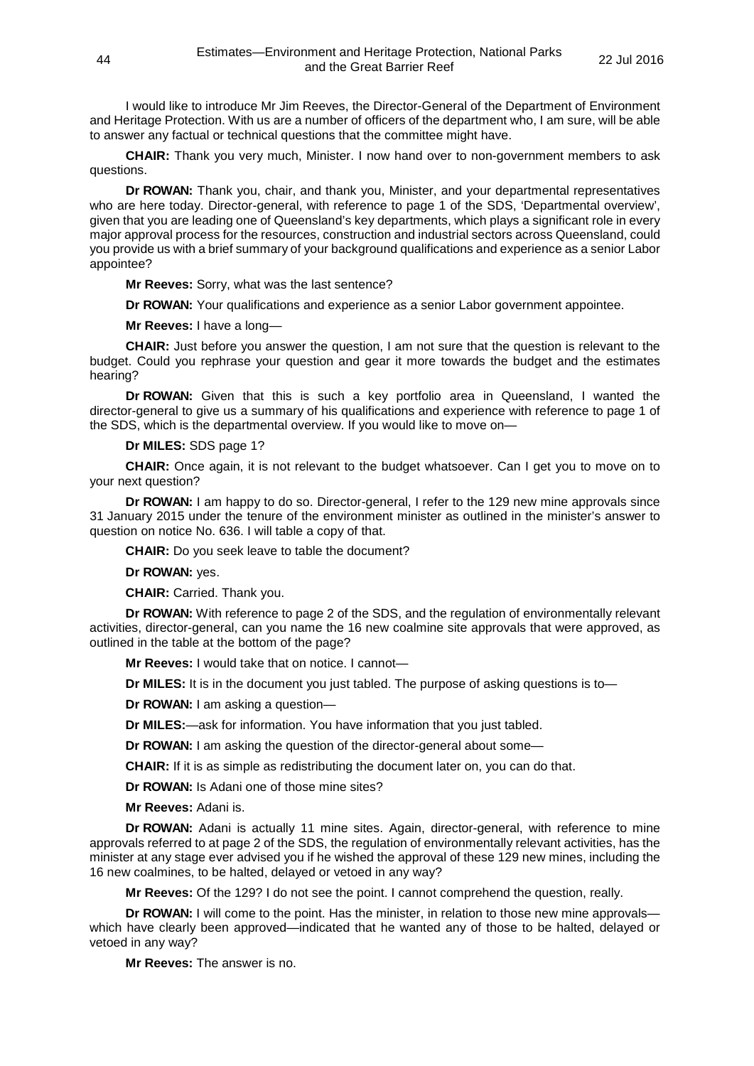I would like to introduce Mr Jim Reeves, the Director-General of the Department of Environment and Heritage Protection. With us are a number of officers of the department who, I am sure, will be able to answer any factual or technical questions that the committee might have.

**CHAIR:** Thank you very much, Minister. I now hand over to non-government members to ask questions.

**Dr ROWAN:** Thank you, chair, and thank you, Minister, and your departmental representatives who are here today. Director-general, with reference to page 1 of the SDS, 'Departmental overview', given that you are leading one of Queensland's key departments, which plays a significant role in every major approval process for the resources, construction and industrial sectors across Queensland, could you provide us with a brief summary of your background qualifications and experience as a senior Labor appointee?

**Mr Reeves:** Sorry, what was the last sentence?

**Dr ROWAN:** Your qualifications and experience as a senior Labor government appointee.

**Mr Reeves:** I have a long—

**CHAIR:** Just before you answer the question, I am not sure that the question is relevant to the budget. Could you rephrase your question and gear it more towards the budget and the estimates hearing?

**Dr ROWAN:** Given that this is such a key portfolio area in Queensland, I wanted the director-general to give us a summary of his qualifications and experience with reference to page 1 of the SDS, which is the departmental overview. If you would like to move on—

**Dr MILES:** SDS page 1?

**CHAIR:** Once again, it is not relevant to the budget whatsoever. Can I get you to move on to your next question?

**Dr ROWAN:** I am happy to do so. Director-general, I refer to the 129 new mine approvals since 31 January 2015 under the tenure of the environment minister as outlined in the minister's answer to question on notice No. 636. I will table a copy of that.

**CHAIR:** Do you seek leave to table the document?

**Dr ROWAN:** yes.

**CHAIR:** Carried. Thank you.

**Dr ROWAN:** With reference to page 2 of the SDS, and the regulation of environmentally relevant activities, director-general, can you name the 16 new coalmine site approvals that were approved, as outlined in the table at the bottom of the page?

**Mr Reeves:** I would take that on notice. I cannot—

**Dr MILES:** It is in the document you just tabled. The purpose of asking questions is to—

**Dr ROWAN:** I am asking a question—

**Dr MILES:**—ask for information. You have information that you just tabled.

**Dr ROWAN:** I am asking the question of the director-general about some—

**CHAIR:** If it is as simple as redistributing the document later on, you can do that.

**Dr ROWAN:** Is Adani one of those mine sites?

**Mr Reeves:** Adani is.

**Dr ROWAN:** Adani is actually 11 mine sites. Again, director-general, with reference to mine approvals referred to at page 2 of the SDS, the regulation of environmentally relevant activities, has the minister at any stage ever advised you if he wished the approval of these 129 new mines, including the 16 new coalmines, to be halted, delayed or vetoed in any way?

**Mr Reeves:** Of the 129? I do not see the point. I cannot comprehend the question, really.

**Dr ROWAN:** I will come to the point. Has the minister, in relation to those new mine approvals—which have clearly been approved—indicated that he wanted any of those to be halted, delayed or vetoed in any way?

**Mr Reeves:** The answer is no.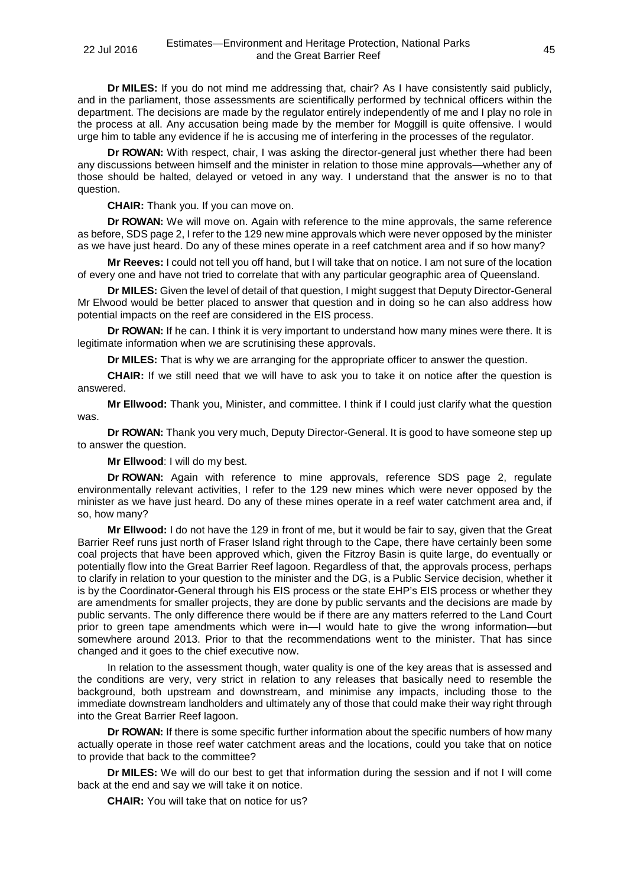**Dr MILES:** If you do not mind me addressing that, chair? As I have consistently said publicly, and in the parliament, those assessments are scientifically performed by technical officers within the department. The decisions are made by the regulator entirely independently of me and I play no role in the process at all. Any accusation being made by the member for Moggill is quite offensive. I would urge him to table any evidence if he is accusing me of interfering in the processes of the regulator.

**Dr ROWAN:** With respect, chair, I was asking the director-general just whether there had been any discussions between himself and the minister in relation to those mine approvals—whether any of those should be halted, delayed or vetoed in any way. I understand that the answer is no to that question.

**CHAIR:** Thank you. If you can move on.

**Dr ROWAN:** We will move on. Again with reference to the mine approvals, the same reference as before, SDS page 2, I refer to the 129 new mine approvals which were never opposed by the minister as we have just heard. Do any of these mines operate in a reef catchment area and if so how many?

**Mr Reeves:** I could not tell you off hand, but I will take that on notice. I am not sure of the location of every one and have not tried to correlate that with any particular geographic area of Queensland.

**Dr MILES:** Given the level of detail of that question, I might suggest that Deputy Director-General Mr Elwood would be better placed to answer that question and in doing so he can also address how potential impacts on the reef are considered in the EIS process.

**Dr ROWAN:** If he can. I think it is very important to understand how many mines were there. It is legitimate information when we are scrutinising these approvals.

**Dr MILES:** That is why we are arranging for the appropriate officer to answer the question.

**CHAIR:** If we still need that we will have to ask you to take it on notice after the question is answered.

**Mr Ellwood:** Thank you, Minister, and committee. I think if I could just clarify what the question was.

**Dr ROWAN:** Thank you very much, Deputy Director-General. It is good to have someone step up to answer the question.

**Mr Ellwood**: I will do my best.

**Dr ROWAN:** Again with reference to mine approvals, reference SDS page 2, regulate environmentally relevant activities, I refer to the 129 new mines which were never opposed by the minister as we have just heard. Do any of these mines operate in a reef water catchment area and, if so, how many?

**Mr Ellwood:** I do not have the 129 in front of me, but it would be fair to say, given that the Great Barrier Reef runs just north of Fraser Island right through to the Cape, there have certainly been some coal projects that have been approved which, given the Fitzroy Basin is quite large, do eventually or potentially flow into the Great Barrier Reef lagoon. Regardless of that, the approvals process, perhaps to clarify in relation to your question to the minister and the DG, is a Public Service decision, whether it is by the Coordinator-General through his EIS process or the state EHP's EIS process or whether they are amendments for smaller projects, they are done by public servants and the decisions are made by public servants. The only difference there would be if there are any matters referred to the Land Court prior to green tape amendments which were in—I would hate to give the wrong information—but somewhere around 2013. Prior to that the recommendations went to the minister. That has since changed and it goes to the chief executive now.

In relation to the assessment though, water quality is one of the key areas that is assessed and the conditions are very, very strict in relation to any releases that basically need to resemble the background, both upstream and downstream, and minimise any impacts, including those to the immediate downstream landholders and ultimately any of those that could make their way right through into the Great Barrier Reef lagoon.

**Dr ROWAN:** If there is some specific further information about the specific numbers of how many actually operate in those reef water catchment areas and the locations, could you take that on notice to provide that back to the committee?

**Dr MILES:** We will do our best to get that information during the session and if not I will come back at the end and say we will take it on notice.

**CHAIR:** You will take that on notice for us?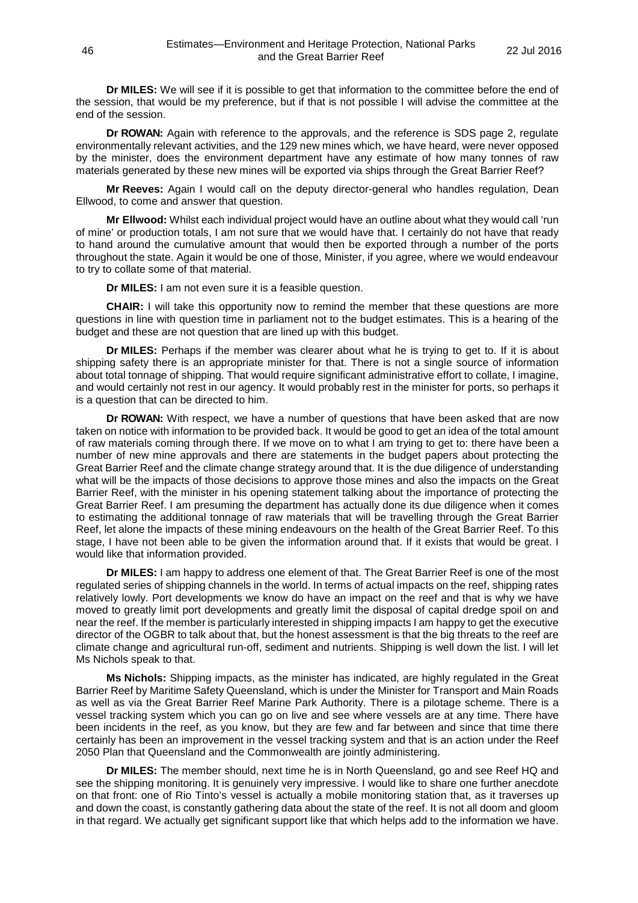**Dr MILES:** We will see if it is possible to get that information to the committee before the end of the session, that would be my preference, but if that is not possible I will advise the committee at the end of the session.

**Dr ROWAN:** Again with reference to the approvals, and the reference is SDS page 2, regulate environmentally relevant activities, and the 129 new mines which, we have heard, were never opposed by the minister, does the environment department have any estimate of how many tonnes of raw materials generated by these new mines will be exported via ships through the Great Barrier Reef?

**Mr Reeves:** Again I would call on the deputy director-general who handles regulation, Dean Ellwood, to come and answer that question.

**Mr Ellwood:** Whilst each individual project would have an outline about what they would call 'run of mine' or production totals, I am not sure that we would have that. I certainly do not have that ready to hand around the cumulative amount that would then be exported through a number of the ports throughout the state. Again it would be one of those, Minister, if you agree, where we would endeavour to try to collate some of that material.

**Dr MILES:** I am not even sure it is a feasible question.

**CHAIR:** I will take this opportunity now to remind the member that these questions are more questions in line with question time in parliament not to the budget estimates. This is a hearing of the budget and these are not question that are lined up with this budget.

**Dr MILES:** Perhaps if the member was clearer about what he is trying to get to. If it is about shipping safety there is an appropriate minister for that. There is not a single source of information about total tonnage of shipping. That would require significant administrative effort to collate, I imagine, and would certainly not rest in our agency. It would probably rest in the minister for ports, so perhaps it is a question that can be directed to him.

**Dr ROWAN:** With respect, we have a number of questions that have been asked that are now taken on notice with information to be provided back. It would be good to get an idea of the total amount of raw materials coming through there. If we move on to what I am trying to get to: there have been a number of new mine approvals and there are statements in the budget papers about protecting the Great Barrier Reef and the climate change strategy around that. It is the due diligence of understanding what will be the impacts of those decisions to approve those mines and also the impacts on the Great Barrier Reef, with the minister in his opening statement talking about the importance of protecting the Great Barrier Reef. I am presuming the department has actually done its due diligence when it comes to estimating the additional tonnage of raw materials that will be travelling through the Great Barrier Reef, let alone the impacts of these mining endeavours on the health of the Great Barrier Reef. To this stage, I have not been able to be given the information around that. If it exists that would be great. I would like that information provided.

**Dr MILES:** I am happy to address one element of that. The Great Barrier Reef is one of the most regulated series of shipping channels in the world. In terms of actual impacts on the reef, shipping rates relatively lowly. Port developments we know do have an impact on the reef and that is why we have moved to greatly limit port developments and greatly limit the disposal of capital dredge spoil on and near the reef. If the member is particularly interested in shipping impacts I am happy to get the executive director of the OGBR to talk about that, but the honest assessment is that the big threats to the reef are climate change and agricultural run-off, sediment and nutrients. Shipping is well down the list. I will let Ms Nichols speak to that.

**Ms Nichols:** Shipping impacts, as the minister has indicated, are highly regulated in the Great Barrier Reef by Maritime Safety Queensland, which is under the Minister for Transport and Main Roads as well as via the Great Barrier Reef Marine Park Authority. There is a pilotage scheme. There is a vessel tracking system which you can go on live and see where vessels are at any time. There have been incidents in the reef, as you know, but they are few and far between and since that time there certainly has been an improvement in the vessel tracking system and that is an action under the Reef 2050 Plan that Queensland and the Commonwealth are jointly administering.

**Dr MILES:** The member should, next time he is in North Queensland, go and see Reef HQ and see the shipping monitoring. It is genuinely very impressive. I would like to share one further anecdote on that front: one of Rio Tinto's vessel is actually a mobile monitoring station that, as it traverses up and down the coast, is constantly gathering data about the state of the reef. It is not all doom and gloom in that regard. We actually get significant support like that which helps add to the information we have.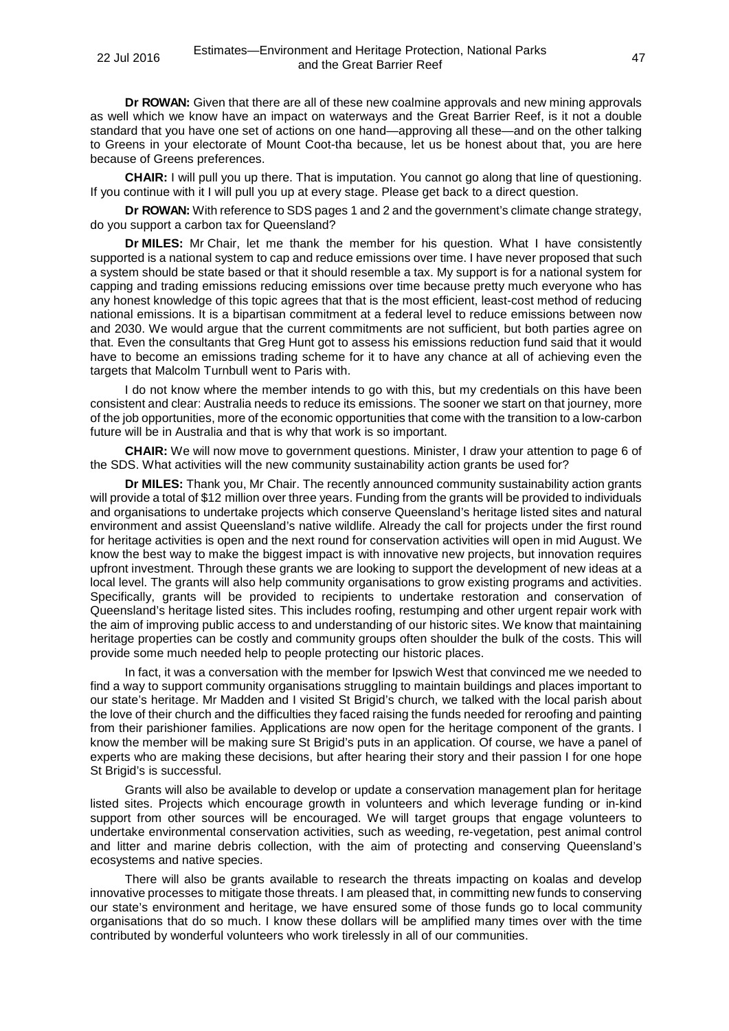**Dr ROWAN:** Given that there are all of these new coalmine approvals and new mining approvals as well which we know have an impact on waterways and the Great Barrier Reef, is it not a double standard that you have one set of actions on one hand—approving all these—and on the other talking to Greens in your electorate of Mount Coot-tha because, let us be honest about that, you are here because of Greens preferences.

**CHAIR:** I will pull you up there. That is imputation. You cannot go along that line of questioning. If you continue with it I will pull you up at every stage. Please get back to a direct question.

**Dr ROWAN:** With reference to SDS pages 1 and 2 and the government's climate change strategy, do you support a carbon tax for Queensland?

**Dr MILES:** Mr Chair, let me thank the member for his question. What I have consistently supported is a national system to cap and reduce emissions over time. I have never proposed that such a system should be state based or that it should resemble a tax. My support is for a national system for capping and trading emissions reducing emissions over time because pretty much everyone who has any honest knowledge of this topic agrees that that is the most efficient, least-cost method of reducing national emissions. It is a bipartisan commitment at a federal level to reduce emissions between now and 2030. We would argue that the current commitments are not sufficient, but both parties agree on that. Even the consultants that Greg Hunt got to assess his emissions reduction fund said that it would have to become an emissions trading scheme for it to have any chance at all of achieving even the targets that Malcolm Turnbull went to Paris with.

I do not know where the member intends to go with this, but my credentials on this have been consistent and clear: Australia needs to reduce its emissions. The sooner we start on that journey, more of the job opportunities, more of the economic opportunities that come with the transition to a low-carbon future will be in Australia and that is why that work is so important.

**CHAIR:** We will now move to government questions. Minister, I draw your attention to page 6 of the SDS. What activities will the new community sustainability action grants be used for?

**Dr MILES:** Thank you, Mr Chair. The recently announced community sustainability action grants will provide a total of $12 million over three years. Funding from the grants will be provided to individuals and organisations to undertake projects which conserve Queensland's heritage listed sites and natural environment and assist Queensland's native wildlife. Already the call for projects under the first round for heritage activities is open and the next round for conservation activities will open in mid August. We know the best way to make the biggest impact is with innovative new projects, but innovation requires upfront investment. Through these grants we are looking to support the development of new ideas at a local level. The grants will also help community organisations to grow existing programs and activities. Specifically, grants will be provided to recipients to undertake restoration and conservation of Queensland's heritage listed sites. This includes roofing, restumping and other urgent repair work with the aim of improving public access to and understanding of our historic sites. We know that maintaining heritage properties can be costly and community groups often shoulder the bulk of the costs. This will provide some much needed help to people protecting our historic places.

In fact, it was a conversation with the member for Ipswich West that convinced me we needed to find a way to support community organisations struggling to maintain buildings and places important to our state's heritage. Mr Madden and I visited St Brigid's church, we talked with the local parish about the love of their church and the difficulties they faced raising the funds needed for reroofing and painting from their parishioner families. Applications are now open for the heritage component of the grants. I know the member will be making sure St Brigid's puts in an application. Of course, we have a panel of experts who are making these decisions, but after hearing their story and their passion I for one hope St Brigid's is successful.

Grants will also be available to develop or update a conservation management plan for heritage listed sites. Projects which encourage growth in volunteers and which leverage funding or in-kind support from other sources will be encouraged. We will target groups that engage volunteers to undertake environmental conservation activities, such as weeding, re-vegetation, pest animal control and litter and marine debris collection, with the aim of protecting and conserving Queensland's ecosystems and native species.

There will also be grants available to research the threats impacting on koalas and develop innovative processes to mitigate those threats. I am pleased that, in committing new funds to conserving our state's environment and heritage, we have ensured some of those funds go to local community organisations that do so much. I know these dollars will be amplified many times over with the time contributed by wonderful volunteers who work tirelessly in all of our communities.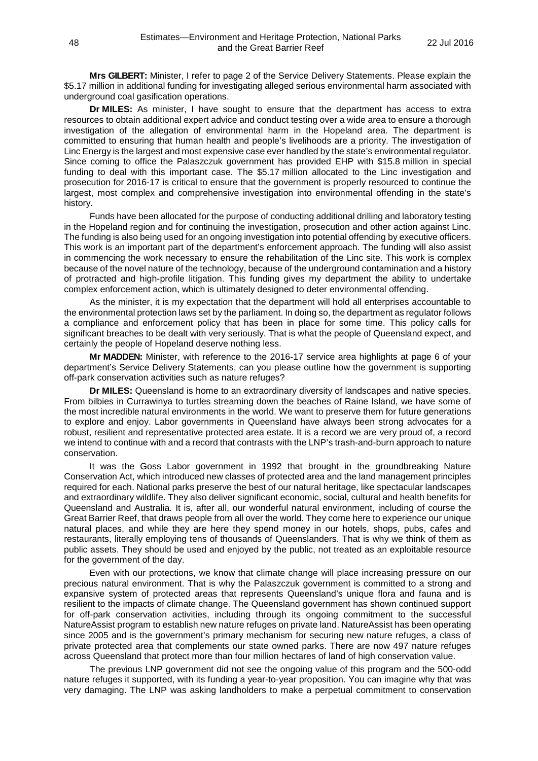**Mrs GILBERT:** Minister, I refer to page 2 of the Service Delivery Statements. Please explain the $5.17 million in additional funding for investigating alleged serious environmental harm associated with underground coal gasification operations.

**Dr MILES:** As minister, I have sought to ensure that the department has access to extra resources to obtain additional expert advice and conduct testing over a wide area to ensure a thorough investigation of the allegation of environmental harm in the Hopeland area. The department is committed to ensuring that human health and people's livelihoods are a priority. The investigation of Linc Energy is the largest and most expensive case ever handled by the state's environmental regulator. Since coming to office the Palaszczuk government has provided EHP with $15.8 million in special funding to deal with this important case. The $5.17 million allocated to the Linc investigation and prosecution for 2016-17 is critical to ensure that the government is properly resourced to continue the largest, most complex and comprehensive investigation into environmental offending in the state's history.

Funds have been allocated for the purpose of conducting additional drilling and laboratory testing in the Hopeland region and for continuing the investigation, prosecution and other action against Linc. The funding is also being used for an ongoing investigation into potential offending by executive officers. This work is an important part of the department's enforcement approach. The funding will also assist in commencing the work necessary to ensure the rehabilitation of the Linc site. This work is complex because of the novel nature of the technology, because of the underground contamination and a history of protracted and high-profile litigation. This funding gives my department the ability to undertake complex enforcement action, which is ultimately designed to deter environmental offending.

As the minister, it is my expectation that the department will hold all enterprises accountable to the environmental protection laws set by the parliament. In doing so, the department as regulator follows a compliance and enforcement policy that has been in place for some time. This policy calls for significant breaches to be dealt with very seriously. That is what the people of Queensland expect, and certainly the people of Hopeland deserve nothing less.

**Mr MADDEN:** Minister, with reference to the 2016-17 service area highlights at page 6 of your department's Service Delivery Statements, can you please outline how the government is supporting off-park conservation activities such as nature refuges?

**Dr MILES:** Queensland is home to an extraordinary diversity of landscapes and native species. From bilbies in Currawinya to turtles streaming down the beaches of Raine Island, we have some of the most incredible natural environments in the world. We want to preserve them for future generations to explore and enjoy. Labor governments in Queensland have always been strong advocates for a robust, resilient and representative protected area estate. It is a record we are very proud of, a record we intend to continue with and a record that contrasts with the LNP's trash-and-burn approach to nature conservation.

It was the Goss Labor government in 1992 that brought in the groundbreaking Nature Conservation Act, which introduced new classes of protected area and the land management principles required for each. National parks preserve the best of our natural heritage, like spectacular landscapes and extraordinary wildlife. They also deliver significant economic, social, cultural and health benefits for Queensland and Australia. It is, after all, our wonderful natural environment, including of course the Great Barrier Reef, that draws people from all over the world. They come here to experience our unique natural places, and while they are here they spend money in our hotels, shops, pubs, cafes and restaurants, literally employing tens of thousands of Queenslanders. That is why we think of them as public assets. They should be used and enjoyed by the public, not treated as an exploitable resource for the government of the day.

Even with our protections, we know that climate change will place increasing pressure on our precious natural environment. That is why the Palaszczuk government is committed to a strong and expansive system of protected areas that represents Queensland's unique flora and fauna and is resilient to the impacts of climate change. The Queensland government has shown continued support for off-park conservation activities, including through its ongoing commitment to the successful NatureAssist program to establish new nature refuges on private land. NatureAssist has been operating since 2005 and is the government's primary mechanism for securing new nature refuges, a class of private protected area that complements our state owned parks. There are now 497 nature refuges across Queensland that protect more than four million hectares of land of high conservation value.

The previous LNP government did not see the ongoing value of this program and the 500-odd nature refuges it supported, with its funding a year-to-year proposition. You can imagine why that was very damaging. The LNP was asking landholders to make a perpetual commitment to conservation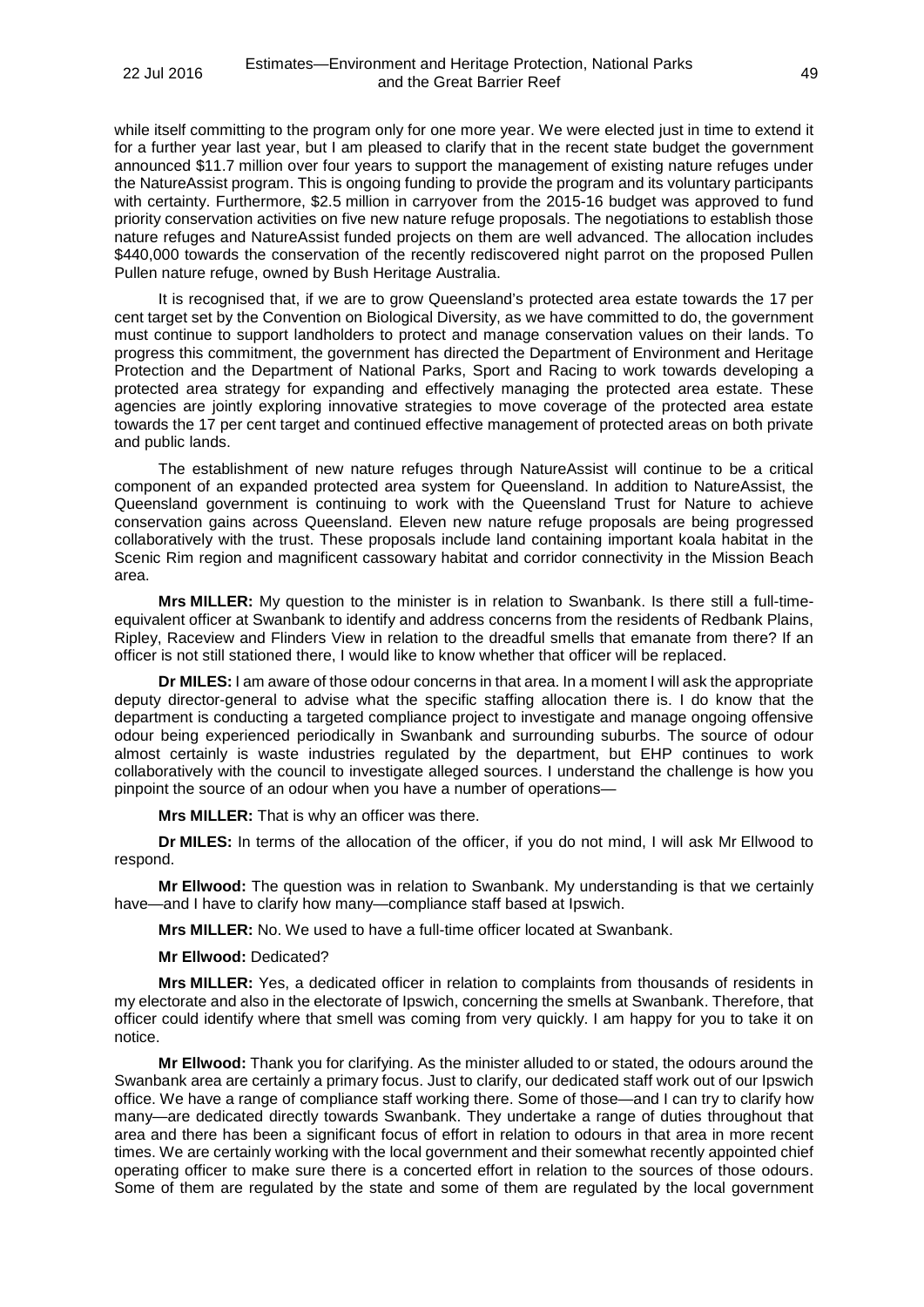while itself committing to the program only for one more year. We were elected just in time to extend it for a further year last year, but I am pleased to clarify that in the recent state budget the government announced $11.7 million over four years to support the management of existing nature refuges under the NatureAssist program. This is ongoing funding to provide the program and its voluntary participants with certainty. Furthermore, $2.5 million in carryover from the 2015-16 budget was approved to fund priority conservation activities on five new nature refuge proposals. The negotiations to establish those nature refuges and NatureAssist funded projects on them are well advanced. The allocation includes $440,000 towards the conservation of the recently rediscovered night parrot on the proposed Pullen Pullen nature refuge, owned by Bush Heritage Australia.

It is recognised that, if we are to grow Queensland's protected area estate towards the 17 per cent target set by the Convention on Biological Diversity, as we have committed to do, the government must continue to support landholders to protect and manage conservation values on their lands. To progress this commitment, the government has directed the Department of Environment and Heritage Protection and the Department of National Parks, Sport and Racing to work towards developing a protected area strategy for expanding and effectively managing the protected area estate. These agencies are jointly exploring innovative strategies to move coverage of the protected area estate towards the 17 per cent target and continued effective management of protected areas on both private and public lands.

The establishment of new nature refuges through NatureAssist will continue to be a critical component of an expanded protected area system for Queensland. In addition to NatureAssist, the Queensland government is continuing to work with the Queensland Trust for Nature to achieve conservation gains across Queensland. Eleven new nature refuge proposals are being progressed collaboratively with the trust. These proposals include land containing important koala habitat in the Scenic Rim region and magnificent cassowary habitat and corridor connectivity in the Mission Beach area.

**Mrs MILLER:** My question to the minister is in relation to Swanbank. Is there still a full-time-equivalent officer at Swanbank to identify and address concerns from the residents of Redbank Plains, Ripley, Raceview and Flinders View in relation to the dreadful smells that emanate from there? If an officer is not still stationed there, I would like to know whether that officer will be replaced.

**Dr MILES:** I am aware of those odour concerns in that area. In a moment I will ask the appropriate deputy director-general to advise what the specific staffing allocation there is. I do know that the department is conducting a targeted compliance project to investigate and manage ongoing offensive odour being experienced periodically in Swanbank and surrounding suburbs. The source of odour almost certainly is waste industries regulated by the department, but EHP continues to work collaboratively with the council to investigate alleged sources. I understand the challenge is how you pinpoint the source of an odour when you have a number of operations—

**Mrs MILLER:** That is why an officer was there.

**Dr MILES:** In terms of the allocation of the officer, if you do not mind, I will ask Mr Ellwood to respond.

**Mr Ellwood:** The question was in relation to Swanbank. My understanding is that we certainly have—and I have to clarify how many—compliance staff based at Ipswich.

**Mrs MILLER:** No. We used to have a full-time officer located at Swanbank.

**Mr Ellwood:** Dedicated?

**Mrs MILLER:** Yes, a dedicated officer in relation to complaints from thousands of residents in my electorate and also in the electorate of Ipswich, concerning the smells at Swanbank. Therefore, that officer could identify where that smell was coming from very quickly. I am happy for you to take it on notice.

**Mr Ellwood:** Thank you for clarifying. As the minister alluded to or stated, the odours around the Swanbank area are certainly a primary focus. Just to clarify, our dedicated staff work out of our Ipswich office. We have a range of compliance staff working there. Some of those—and I can try to clarify how many—are dedicated directly towards Swanbank. They undertake a range of duties throughout that area and there has been a significant focus of effort in relation to odours in that area in more recent times. We are certainly working with the local government and their somewhat recently appointed chief operating officer to make sure there is a concerted effort in relation to the sources of those odours. Some of them are regulated by the state and some of them are regulated by the local government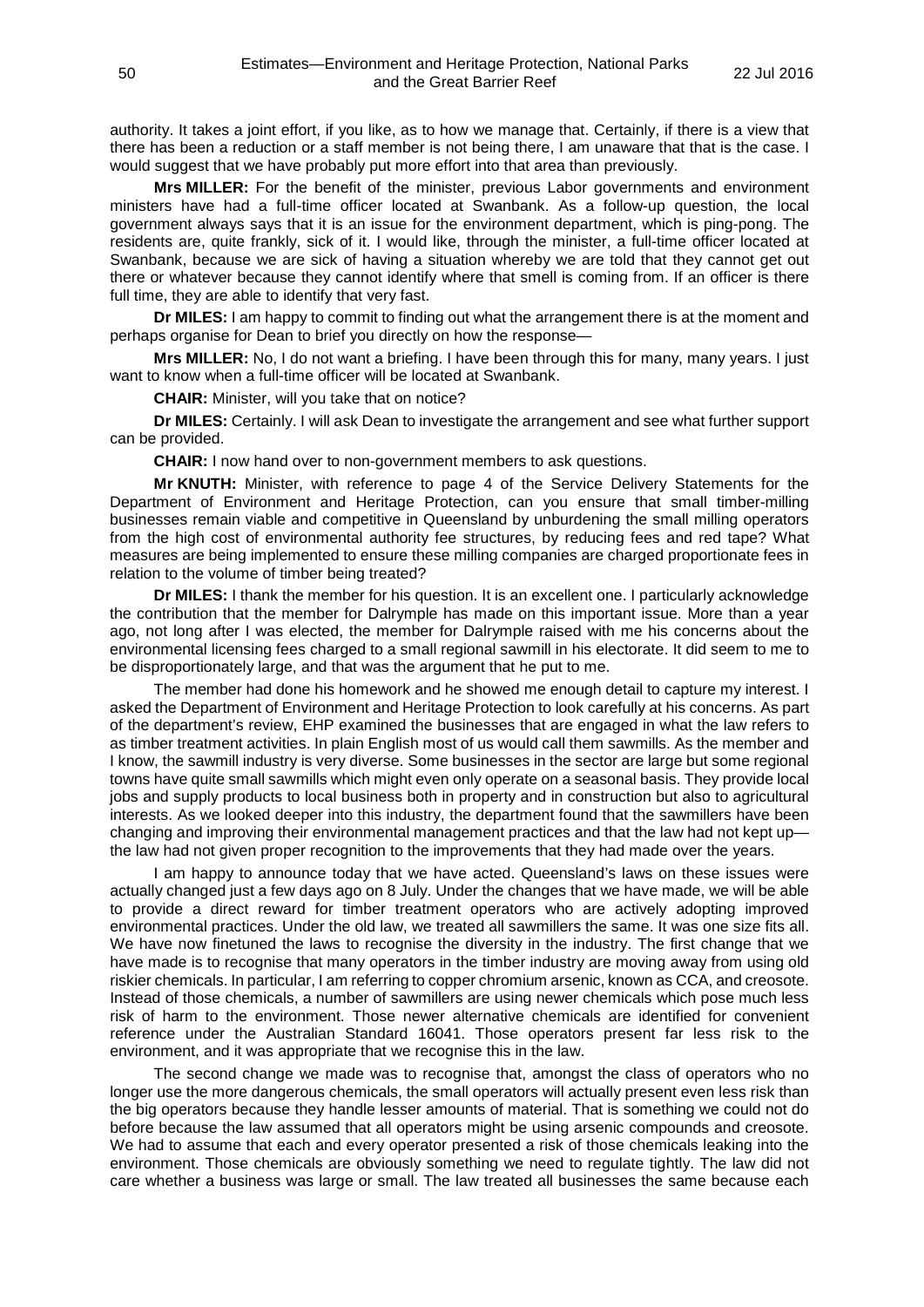authority. It takes a joint effort, if you like, as to how we manage that. Certainly, if there is a view that there has been a reduction or a staff member is not being there, I am unaware that that is the case. I would suggest that we have probably put more effort into that area than previously.

**Mrs MILLER:** For the benefit of the minister, previous Labor governments and environment ministers have had a full-time officer located at Swanbank. As a follow-up question, the local government always says that it is an issue for the environment department, which is ping-pong. The residents are, quite frankly, sick of it. I would like, through the minister, a full-time officer located at Swanbank, because we are sick of having a situation whereby we are told that they cannot get out there or whatever because they cannot identify where that smell is coming from. If an officer is there full time, they are able to identify that very fast.

**Dr MILES:** I am happy to commit to finding out what the arrangement there is at the moment and perhaps organise for Dean to brief you directly on how the response—

**Mrs MILLER:** No, I do not want a briefing. I have been through this for many, many years. I just want to know when a full-time officer will be located at Swanbank.

**CHAIR:** Minister, will you take that on notice?

**Dr MILES:** Certainly. I will ask Dean to investigate the arrangement and see what further support can be provided.

**CHAIR:** I now hand over to non-government members to ask questions.

**Mr KNUTH:** Minister, with reference to page 4 of the Service Delivery Statements for the Department of Environment and Heritage Protection, can you ensure that small timber-milling businesses remain viable and competitive in Queensland by unburdening the small milling operators from the high cost of environmental authority fee structures, by reducing fees and red tape? What measures are being implemented to ensure these milling companies are charged proportionate fees in relation to the volume of timber being treated?

**Dr MILES:** I thank the member for his question. It is an excellent one. I particularly acknowledge the contribution that the member for Dalrymple has made on this important issue. More than a year ago, not long after I was elected, the member for Dalrymple raised with me his concerns about the environmental licensing fees charged to a small regional sawmill in his electorate. It did seem to me to be disproportionately large, and that was the argument that he put to me.

The member had done his homework and he showed me enough detail to capture my interest. I asked the Department of Environment and Heritage Protection to look carefully at his concerns. As part of the department's review, EHP examined the businesses that are engaged in what the law refers to as timber treatment activities. In plain English most of us would call them sawmills. As the member and I know, the sawmill industry is very diverse. Some businesses in the sector are large but some regional towns have quite small sawmills which might even only operate on a seasonal basis. They provide local jobs and supply products to local business both in property and in construction but also to agricultural interests. As we looked deeper into this industry, the department found that the sawmillers have been changing and improving their environmental management practices and that the law had not kept up—the law had not given proper recognition to the improvements that they had made over the years.

I am happy to announce today that we have acted. Queensland's laws on these issues were actually changed just a few days ago on 8 July. Under the changes that we have made, we will be able to provide a direct reward for timber treatment operators who are actively adopting improved environmental practices. Under the old law, we treated all sawmillers the same. It was one size fits all. We have now finetuned the laws to recognise the diversity in the industry. The first change that we have made is to recognise that many operators in the timber industry are moving away from using old riskier chemicals. In particular, I am referring to copper chromium arsenic, known as CCA, and creosote. Instead of those chemicals, a number of sawmillers are using newer chemicals which pose much less risk of harm to the environment. Those newer alternative chemicals are identified for convenient reference under the Australian Standard 16041. Those operators present far less risk to the environment, and it was appropriate that we recognise this in the law.

The second change we made was to recognise that, amongst the class of operators who no longer use the more dangerous chemicals, the small operators will actually present even less risk than the big operators because they handle lesser amounts of material. That is something we could not do before because the law assumed that all operators might be using arsenic compounds and creosote. We had to assume that each and every operator presented a risk of those chemicals leaking into the environment. Those chemicals are obviously something we need to regulate tightly. The law did not care whether a business was large or small. The law treated all businesses the same because each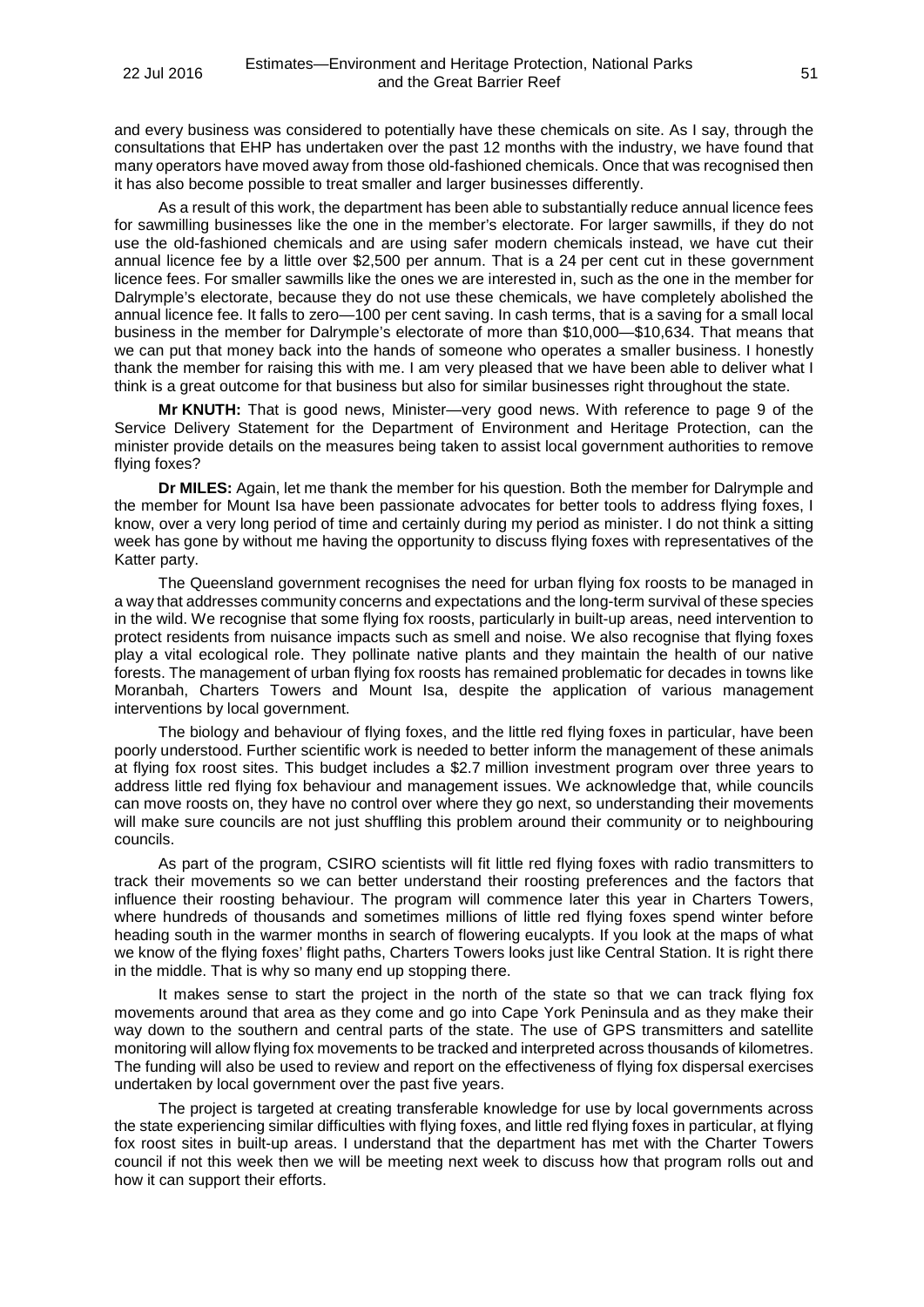and every business was considered to potentially have these chemicals on site. As I say, through the consultations that EHP has undertaken over the past 12 months with the industry, we have found that many operators have moved away from those old-fashioned chemicals. Once that was recognised then it has also become possible to treat smaller and larger businesses differently.

As a result of this work, the department has been able to substantially reduce annual licence fees for sawmilling businesses like the one in the member's electorate. For larger sawmills, if they do not use the old-fashioned chemicals and are using safer modern chemicals instead, we have cut their annual licence fee by a little over $2,500 per annum. That is a 24 per cent cut in these government licence fees. For smaller sawmills like the ones we are interested in, such as the one in the member for Dalrymple's electorate, because they do not use these chemicals, we have completely abolished the annual licence fee. It falls to zero—100 per cent saving. In cash terms, that is a saving for a small local business in the member for Dalrymple's electorate of more than $10,000—$10,634. That means that we can put that money back into the hands of someone who operates a smaller business. I honestly thank the member for raising this with me. I am very pleased that we have been able to deliver what I think is a great outcome for that business but also for similar businesses right throughout the state.

**Mr KNUTH:** That is good news, Minister—very good news. With reference to page 9 of the Service Delivery Statement for the Department of Environment and Heritage Protection, can the minister provide details on the measures being taken to assist local government authorities to remove flying foxes?

**Dr MILES:** Again, let me thank the member for his question. Both the member for Dalrymple and the member for Mount Isa have been passionate advocates for better tools to address flying foxes, I know, over a very long period of time and certainly during my period as minister. I do not think a sitting week has gone by without me having the opportunity to discuss flying foxes with representatives of the Katter party.

The Queensland government recognises the need for urban flying fox roosts to be managed in a way that addresses community concerns and expectations and the long-term survival of these species in the wild. We recognise that some flying fox roosts, particularly in built-up areas, need intervention to protect residents from nuisance impacts such as smell and noise. We also recognise that flying foxes play a vital ecological role. They pollinate native plants and they maintain the health of our native forests. The management of urban flying fox roosts has remained problematic for decades in towns like Moranbah, Charters Towers and Mount Isa, despite the application of various management interventions by local government.

The biology and behaviour of flying foxes, and the little red flying foxes in particular, have been poorly understood. Further scientific work is needed to better inform the management of these animals at flying fox roost sites. This budget includes a $2.7 million investment program over three years to address little red flying fox behaviour and management issues. We acknowledge that, while councils can move roosts on, they have no control over where they go next, so understanding their movements will make sure councils are not just shuffling this problem around their community or to neighbouring councils.

As part of the program, CSIRO scientists will fit little red flying foxes with radio transmitters to track their movements so we can better understand their roosting preferences and the factors that influence their roosting behaviour. The program will commence later this year in Charters Towers, where hundreds of thousands and sometimes millions of little red flying foxes spend winter before heading south in the warmer months in search of flowering eucalypts. If you look at the maps of what we know of the flying foxes' flight paths, Charters Towers looks just like Central Station. It is right there in the middle. That is why so many end up stopping there.

It makes sense to start the project in the north of the state so that we can track flying fox movements around that area as they come and go into Cape York Peninsula and as they make their way down to the southern and central parts of the state. The use of GPS transmitters and satellite monitoring will allow flying fox movements to be tracked and interpreted across thousands of kilometres. The funding will also be used to review and report on the effectiveness of flying fox dispersal exercises undertaken by local government over the past five years.

The project is targeted at creating transferable knowledge for use by local governments across the state experiencing similar difficulties with flying foxes, and little red flying foxes in particular, at flying fox roost sites in built-up areas. I understand that the department has met with the Charter Towers council if not this week then we will be meeting next week to discuss how that program rolls out and how it can support their efforts.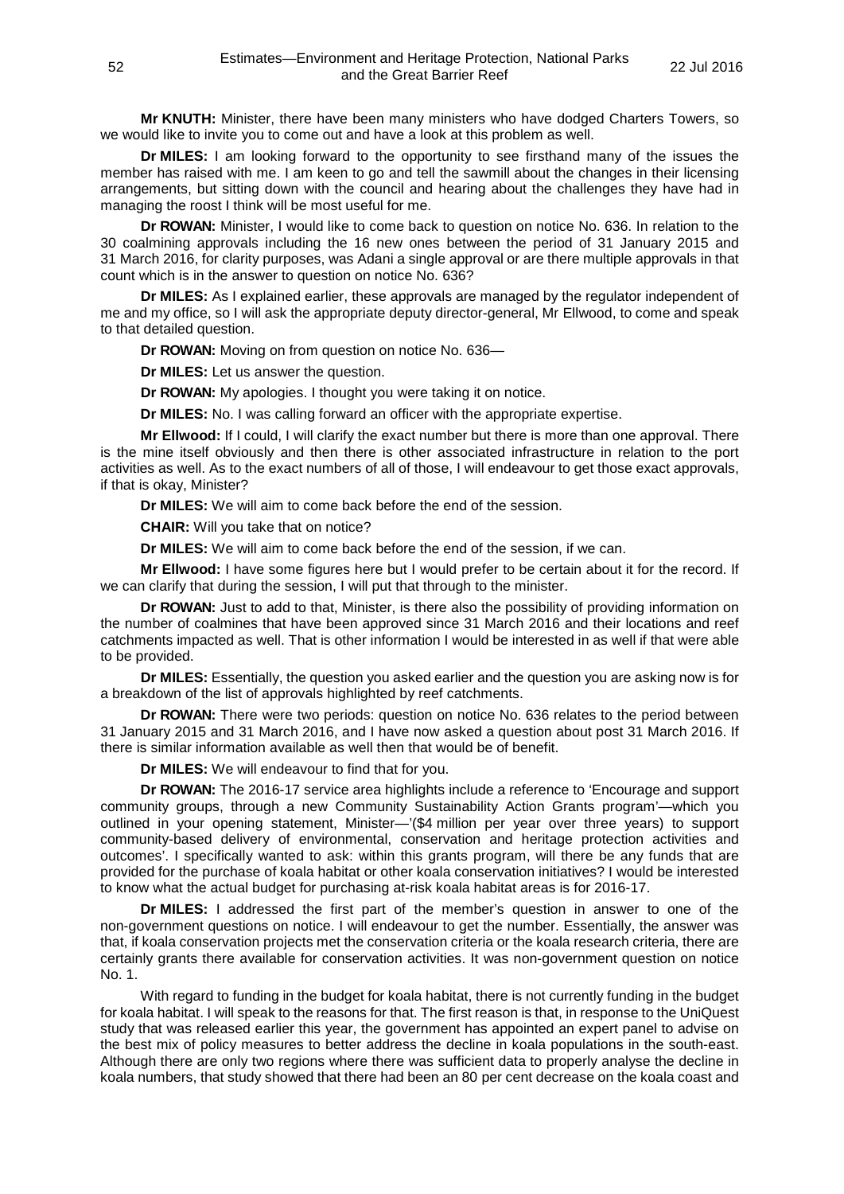**Mr KNUTH:** Minister, there have been many ministers who have dodged Charters Towers, so we would like to invite you to come out and have a look at this problem as well.

**Dr MILES:** I am looking forward to the opportunity to see firsthand many of the issues the member has raised with me. I am keen to go and tell the sawmill about the changes in their licensing arrangements, but sitting down with the council and hearing about the challenges they have had in managing the roost I think will be most useful for me.

**Dr ROWAN:** Minister, I would like to come back to question on notice No. 636. In relation to the 30 coalmining approvals including the 16 new ones between the period of 31 January 2015 and 31 March 2016, for clarity purposes, was Adani a single approval or are there multiple approvals in that count which is in the answer to question on notice No. 636?

**Dr MILES:** As I explained earlier, these approvals are managed by the regulator independent of me and my office, so I will ask the appropriate deputy director-general, Mr Ellwood, to come and speak to that detailed question.

**Dr ROWAN:** Moving on from question on notice No. 636—

**Dr MILES:** Let us answer the question.

**Dr ROWAN:** My apologies. I thought you were taking it on notice.

**Dr MILES:** No. I was calling forward an officer with the appropriate expertise.

**Mr Ellwood:** If I could, I will clarify the exact number but there is more than one approval. There is the mine itself obviously and then there is other associated infrastructure in relation to the port activities as well. As to the exact numbers of all of those, I will endeavour to get those exact approvals, if that is okay, Minister?

**Dr MILES:** We will aim to come back before the end of the session.

**CHAIR:** Will you take that on notice?

**Dr MILES:** We will aim to come back before the end of the session, if we can.

**Mr Ellwood:** I have some figures here but I would prefer to be certain about it for the record. If we can clarify that during the session, I will put that through to the minister.

**Dr ROWAN:** Just to add to that, Minister, is there also the possibility of providing information on the number of coalmines that have been approved since 31 March 2016 and their locations and reef catchments impacted as well. That is other information I would be interested in as well if that were able to be provided.

**Dr MILES:** Essentially, the question you asked earlier and the question you are asking now is for a breakdown of the list of approvals highlighted by reef catchments.

**Dr ROWAN:** There were two periods: question on notice No. 636 relates to the period between 31 January 2015 and 31 March 2016, and I have now asked a question about post 31 March 2016. If there is similar information available as well then that would be of benefit.

**Dr MILES:** We will endeavour to find that for you.

**Dr ROWAN:** The 2016-17 service area highlights include a reference to 'Encourage and support community groups, through a new Community Sustainability Action Grants program'—which you outlined in your opening statement, Minister—'($4 million per year over three years) to support community-based delivery of environmental, conservation and heritage protection activities and outcomes'. I specifically wanted to ask: within this grants program, will there be any funds that are provided for the purchase of koala habitat or other koala conservation initiatives? I would be interested to know what the actual budget for purchasing at-risk koala habitat areas is for 2016-17.

**Dr MILES:** I addressed the first part of the member's question in answer to one of the non-government questions on notice. I will endeavour to get the number. Essentially, the answer was that, if koala conservation projects met the conservation criteria or the koala research criteria, there are certainly grants there available for conservation activities. It was non-government question on notice No. 1.

With regard to funding in the budget for koala habitat, there is not currently funding in the budget for koala habitat. I will speak to the reasons for that. The first reason is that, in response to the UniQuest study that was released earlier this year, the government has appointed an expert panel to advise on the best mix of policy measures to better address the decline in koala populations in the south-east. Although there are only two regions where there was sufficient data to properly analyse the decline in koala numbers, that study showed that there had been an 80 per cent decrease on the koala coast and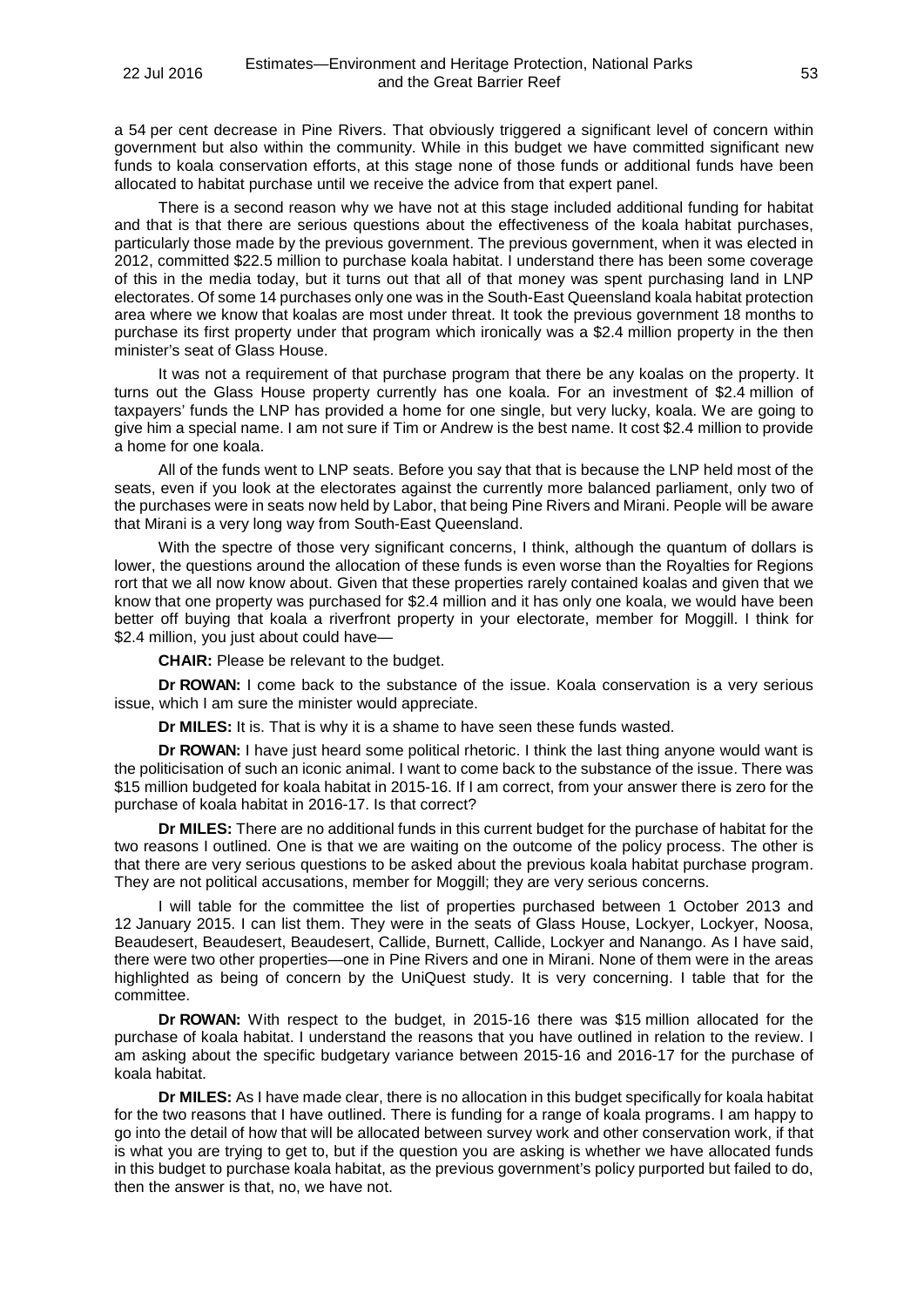a 54 per cent decrease in Pine Rivers. That obviously triggered a significant level of concern within government but also within the community. While in this budget we have committed significant new funds to koala conservation efforts, at this stage none of those funds or additional funds have been allocated to habitat purchase until we receive the advice from that expert panel.

There is a second reason why we have not at this stage included additional funding for habitat and that is that there are serious questions about the effectiveness of the koala habitat purchases, particularly those made by the previous government. The previous government, when it was elected in 2012, committed $22.5 million to purchase koala habitat. I understand there has been some coverage of this in the media today, but it turns out that all of that money was spent purchasing land in LNP electorates. Of some 14 purchases only one was in the South-East Queensland koala habitat protection area where we know that koalas are most under threat. It took the previous government 18 months to purchase its first property under that program which ironically was a $2.4 million property in the then minister's seat of Glass House.

It was not a requirement of that purchase program that there be any koalas on the property. It turns out the Glass House property currently has one koala. For an investment of $2.4 million of taxpayers' funds the LNP has provided a home for one single, but very lucky, koala. We are going to give him a special name. I am not sure if Tim or Andrew is the best name. It cost $2.4 million to provide a home for one koala.

All of the funds went to LNP seats. Before you say that that is because the LNP held most of the seats, even if you look at the electorates against the currently more balanced parliament, only two of the purchases were in seats now held by Labor, that being Pine Rivers and Mirani. People will be aware that Mirani is a very long way from South-East Queensland.

With the spectre of those very significant concerns, I think, although the quantum of dollars is lower, the questions around the allocation of these funds is even worse than the Royalties for Regions rort that we all now know about. Given that these properties rarely contained koalas and given that we know that one property was purchased for $2.4 million and it has only one koala, we would have been better off buying that koala a riverfront property in your electorate, member for Moggill. I think for $2.4 million, you just about could have—

**CHAIR:** Please be relevant to the budget.

**Dr ROWAN:** I come back to the substance of the issue. Koala conservation is a very serious issue, which I am sure the minister would appreciate.

**Dr MILES:** It is. That is why it is a shame to have seen these funds wasted.

**Dr ROWAN:** I have just heard some political rhetoric. I think the last thing anyone would want is the politicisation of such an iconic animal. I want to come back to the substance of the issue. There was $15 million budgeted for koala habitat in 2015-16. If I am correct, from your answer there is zero for the purchase of koala habitat in 2016-17. Is that correct?

**Dr MILES:** There are no additional funds in this current budget for the purchase of habitat for the two reasons I outlined. One is that we are waiting on the outcome of the policy process. The other is that there are very serious questions to be asked about the previous koala habitat purchase program. They are not political accusations, member for Moggill; they are very serious concerns.

I will table for the committee the list of properties purchased between 1 October 2013 and 12 January 2015. I can list them. They were in the seats of Glass House, Lockyer, Lockyer, Noosa, Beaudesert, Beaudesert, Beaudesert, Callide, Burnett, Callide, Lockyer and Nanango. As I have said, there were two other properties—one in Pine Rivers and one in Mirani. None of them were in the areas highlighted as being of concern by the UniQuest study. It is very concerning. I table that for the committee.

**Dr ROWAN:** With respect to the budget, in 2015-16 there was $15 million allocated for the purchase of koala habitat. I understand the reasons that you have outlined in relation to the review. I am asking about the specific budgetary variance between 2015-16 and 2016-17 for the purchase of koala habitat.

**Dr MILES:** As I have made clear, there is no allocation in this budget specifically for koala habitat for the two reasons that I have outlined. There is funding for a range of koala programs. I am happy to go into the detail of how that will be allocated between survey work and other conservation work, if that is what you are trying to get to, but if the question you are asking is whether we have allocated funds in this budget to purchase koala habitat, as the previous government's policy purported but failed to do, then the answer is that, no, we have not.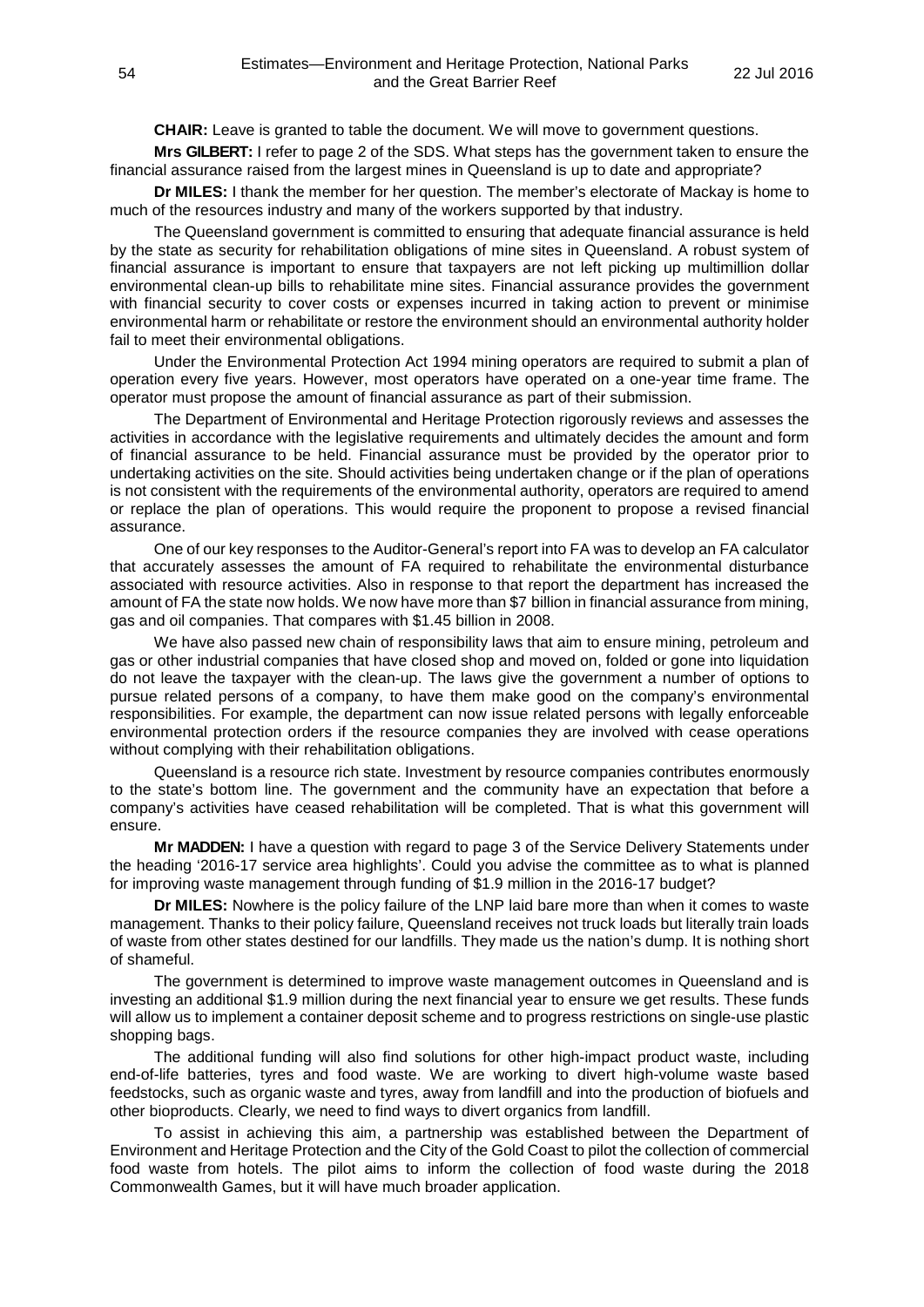**CHAIR:** Leave is granted to table the document. We will move to government questions.

**Mrs GILBERT:** I refer to page 2 of the SDS. What steps has the government taken to ensure the financial assurance raised from the largest mines in Queensland is up to date and appropriate?

**Dr MILES:** I thank the member for her question. The member's electorate of Mackay is home to much of the resources industry and many of the workers supported by that industry.

The Queensland government is committed to ensuring that adequate financial assurance is held by the state as security for rehabilitation obligations of mine sites in Queensland. A robust system of financial assurance is important to ensure that taxpayers are not left picking up multimillion dollar environmental clean-up bills to rehabilitate mine sites. Financial assurance provides the government with financial security to cover costs or expenses incurred in taking action to prevent or minimise environmental harm or rehabilitate or restore the environment should an environmental authority holder fail to meet their environmental obligations.

Under the Environmental Protection Act 1994 mining operators are required to submit a plan of operation every five years. However, most operators have operated on a one-year time frame. The operator must propose the amount of financial assurance as part of their submission.

The Department of Environmental and Heritage Protection rigorously reviews and assesses the activities in accordance with the legislative requirements and ultimately decides the amount and form of financial assurance to be held. Financial assurance must be provided by the operator prior to undertaking activities on the site. Should activities being undertaken change or if the plan of operations is not consistent with the requirements of the environmental authority, operators are required to amend or replace the plan of operations. This would require the proponent to propose a revised financial assurance.

One of our key responses to the Auditor-General's report into FA was to develop an FA calculator that accurately assesses the amount of FA required to rehabilitate the environmental disturbance associated with resource activities. Also in response to that report the department has increased the amount of FA the state now holds. We now have more than $7 billion in financial assurance from mining, gas and oil companies. That compares with $1.45 billion in 2008.

We have also passed new chain of responsibility laws that aim to ensure mining, petroleum and gas or other industrial companies that have closed shop and moved on, folded or gone into liquidation do not leave the taxpayer with the clean-up. The laws give the government a number of options to pursue related persons of a company, to have them make good on the company's environmental responsibilities. For example, the department can now issue related persons with legally enforceable environmental protection orders if the resource companies they are involved with cease operations without complying with their rehabilitation obligations.

Queensland is a resource rich state. Investment by resource companies contributes enormously to the state's bottom line. The government and the community have an expectation that before a company's activities have ceased rehabilitation will be completed. That is what this government will ensure.

**Mr MADDEN:** I have a question with regard to page 3 of the Service Delivery Statements under the heading '2016-17 service area highlights'. Could you advise the committee as to what is planned for improving waste management through funding of $1.9 million in the 2016-17 budget?

**Dr MILES:** Nowhere is the policy failure of the LNP laid bare more than when it comes to waste management. Thanks to their policy failure, Queensland receives not truck loads but literally train loads of waste from other states destined for our landfills. They made us the nation's dump. It is nothing short of shameful.

The government is determined to improve waste management outcomes in Queensland and is investing an additional $1.9 million during the next financial year to ensure we get results. These funds will allow us to implement a container deposit scheme and to progress restrictions on single-use plastic shopping bags.

The additional funding will also find solutions for other high-impact product waste, including end-of-life batteries, tyres and food waste. We are working to divert high-volume waste based feedstocks, such as organic waste and tyres, away from landfill and into the production of biofuels and other bioproducts. Clearly, we need to find ways to divert organics from landfill.

To assist in achieving this aim, a partnership was established between the Department of Environment and Heritage Protection and the City of the Gold Coast to pilot the collection of commercial food waste from hotels. The pilot aims to inform the collection of food waste during the 2018 Commonwealth Games, but it will have much broader application.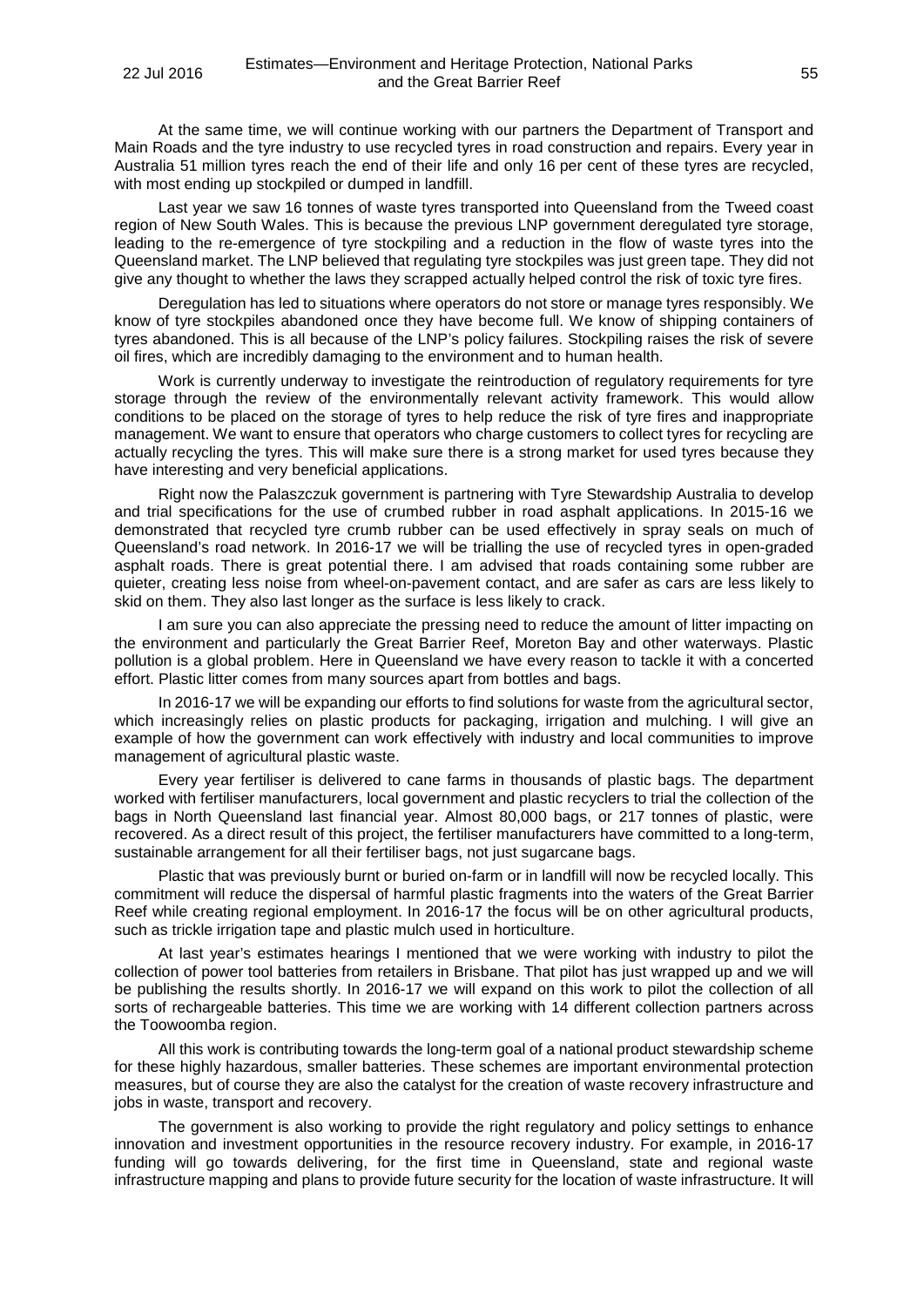At the same time, we will continue working with our partners the Department of Transport and Main Roads and the tyre industry to use recycled tyres in road construction and repairs. Every year in Australia 51 million tyres reach the end of their life and only 16 per cent of these tyres are recycled, with most ending up stockpiled or dumped in landfill.

Last year we saw 16 tonnes of waste tyres transported into Queensland from the Tweed coast region of New South Wales. This is because the previous LNP government deregulated tyre storage, leading to the re-emergence of tyre stockpiling and a reduction in the flow of waste tyres into the Queensland market. The LNP believed that regulating tyre stockpiles was just green tape. They did not give any thought to whether the laws they scrapped actually helped control the risk of toxic tyre fires.

Deregulation has led to situations where operators do not store or manage tyres responsibly. We know of tyre stockpiles abandoned once they have become full. We know of shipping containers of tyres abandoned. This is all because of the LNP's policy failures. Stockpiling raises the risk of severe oil fires, which are incredibly damaging to the environment and to human health.

Work is currently underway to investigate the reintroduction of regulatory requirements for tyre storage through the review of the environmentally relevant activity framework. This would allow conditions to be placed on the storage of tyres to help reduce the risk of tyre fires and inappropriate management. We want to ensure that operators who charge customers to collect tyres for recycling are actually recycling the tyres. This will make sure there is a strong market for used tyres because they have interesting and very beneficial applications.

Right now the Palaszczuk government is partnering with Tyre Stewardship Australia to develop and trial specifications for the use of crumbed rubber in road asphalt applications. In 2015-16 we demonstrated that recycled tyre crumb rubber can be used effectively in spray seals on much of Queensland's road network. In 2016-17 we will be trialling the use of recycled tyres in open-graded asphalt roads. There is great potential there. I am advised that roads containing some rubber are quieter, creating less noise from wheel-on-pavement contact, and are safer as cars are less likely to skid on them. They also last longer as the surface is less likely to crack.

I am sure you can also appreciate the pressing need to reduce the amount of litter impacting on the environment and particularly the Great Barrier Reef, Moreton Bay and other waterways. Plastic pollution is a global problem. Here in Queensland we have every reason to tackle it with a concerted effort. Plastic litter comes from many sources apart from bottles and bags.

In 2016-17 we will be expanding our efforts to find solutions for waste from the agricultural sector, which increasingly relies on plastic products for packaging, irrigation and mulching. I will give an example of how the government can work effectively with industry and local communities to improve management of agricultural plastic waste.

Every year fertiliser is delivered to cane farms in thousands of plastic bags. The department worked with fertiliser manufacturers, local government and plastic recyclers to trial the collection of the bags in North Queensland last financial year. Almost 80,000 bags, or 217 tonnes of plastic, were recovered. As a direct result of this project, the fertiliser manufacturers have committed to a long-term, sustainable arrangement for all their fertiliser bags, not just sugarcane bags.

Plastic that was previously burnt or buried on-farm or in landfill will now be recycled locally. This commitment will reduce the dispersal of harmful plastic fragments into the waters of the Great Barrier Reef while creating regional employment. In 2016-17 the focus will be on other agricultural products, such as trickle irrigation tape and plastic mulch used in horticulture.

At last year's estimates hearings I mentioned that we were working with industry to pilot the collection of power tool batteries from retailers in Brisbane. That pilot has just wrapped up and we will be publishing the results shortly. In 2016-17 we will expand on this work to pilot the collection of all sorts of rechargeable batteries. This time we are working with 14 different collection partners across the Toowoomba region.

All this work is contributing towards the long-term goal of a national product stewardship scheme for these highly hazardous, smaller batteries. These schemes are important environmental protection measures, but of course they are also the catalyst for the creation of waste recovery infrastructure and jobs in waste, transport and recovery.

The government is also working to provide the right regulatory and policy settings to enhance innovation and investment opportunities in the resource recovery industry. For example, in 2016-17 funding will go towards delivering, for the first time in Queensland, state and regional waste infrastructure mapping and plans to provide future security for the location of waste infrastructure. It will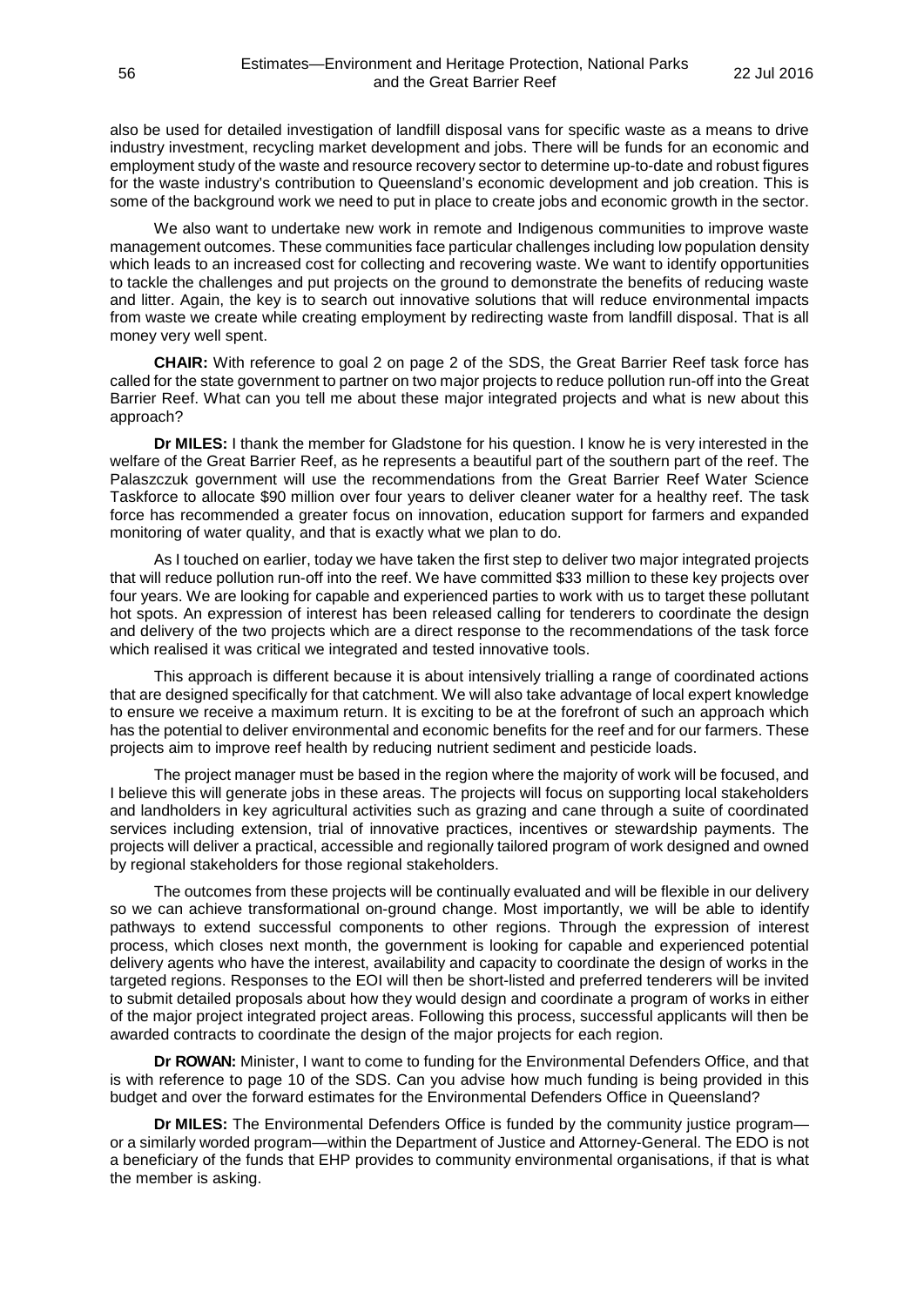also be used for detailed investigation of landfill disposal vans for specific waste as a means to drive industry investment, recycling market development and jobs. There will be funds for an economic and employment study of the waste and resource recovery sector to determine up-to-date and robust figures for the waste industry's contribution to Queensland's economic development and job creation. This is some of the background work we need to put in place to create jobs and economic growth in the sector.

We also want to undertake new work in remote and Indigenous communities to improve waste management outcomes. These communities face particular challenges including low population density which leads to an increased cost for collecting and recovering waste. We want to identify opportunities to tackle the challenges and put projects on the ground to demonstrate the benefits of reducing waste and litter. Again, the key is to search out innovative solutions that will reduce environmental impacts from waste we create while creating employment by redirecting waste from landfill disposal. That is all money very well spent.

**CHAIR:** With reference to goal 2 on page 2 of the SDS, the Great Barrier Reef task force has called for the state government to partner on two major projects to reduce pollution run-off into the Great Barrier Reef. What can you tell me about these major integrated projects and what is new about this approach?

**Dr MILES:** I thank the member for Gladstone for his question. I know he is very interested in the welfare of the Great Barrier Reef, as he represents a beautiful part of the southern part of the reef. The Palaszczuk government will use the recommendations from the Great Barrier Reef Water Science Taskforce to allocate $90 million over four years to deliver cleaner water for a healthy reef. The task force has recommended a greater focus on innovation, education support for farmers and expanded monitoring of water quality, and that is exactly what we plan to do.

As I touched on earlier, today we have taken the first step to deliver two major integrated projects that will reduce pollution run-off into the reef. We have committed $33 million to these key projects over four years. We are looking for capable and experienced parties to work with us to target these pollutant hot spots. An expression of interest has been released calling for tenderers to coordinate the design and delivery of the two projects which are a direct response to the recommendations of the task force which realised it was critical we integrated and tested innovative tools.

This approach is different because it is about intensively trialling a range of coordinated actions that are designed specifically for that catchment. We will also take advantage of local expert knowledge to ensure we receive a maximum return. It is exciting to be at the forefront of such an approach which has the potential to deliver environmental and economic benefits for the reef and for our farmers. These projects aim to improve reef health by reducing nutrient sediment and pesticide loads.

The project manager must be based in the region where the majority of work will be focused, and I believe this will generate jobs in these areas. The projects will focus on supporting local stakeholders and landholders in key agricultural activities such as grazing and cane through a suite of coordinated services including extension, trial of innovative practices, incentives or stewardship payments. The projects will deliver a practical, accessible and regionally tailored program of work designed and owned by regional stakeholders for those regional stakeholders.

The outcomes from these projects will be continually evaluated and will be flexible in our delivery so we can achieve transformational on-ground change. Most importantly, we will be able to identify pathways to extend successful components to other regions. Through the expression of interest process, which closes next month, the government is looking for capable and experienced potential delivery agents who have the interest, availability and capacity to coordinate the design of works in the targeted regions. Responses to the EOI will then be short-listed and preferred tenderers will be invited to submit detailed proposals about how they would design and coordinate a program of works in either of the major project integrated project areas. Following this process, successful applicants will then be awarded contracts to coordinate the design of the major projects for each region.

**Dr ROWAN:** Minister, I want to come to funding for the Environmental Defenders Office, and that is with reference to page 10 of the SDS. Can you advise how much funding is being provided in this budget and over the forward estimates for the Environmental Defenders Office in Queensland?

**Dr MILES:** The Environmental Defenders Office is funded by the community justice program—or a similarly worded program—within the Department of Justice and Attorney-General. The EDO is not a beneficiary of the funds that EHP provides to community environmental organisations, if that is what the member is asking.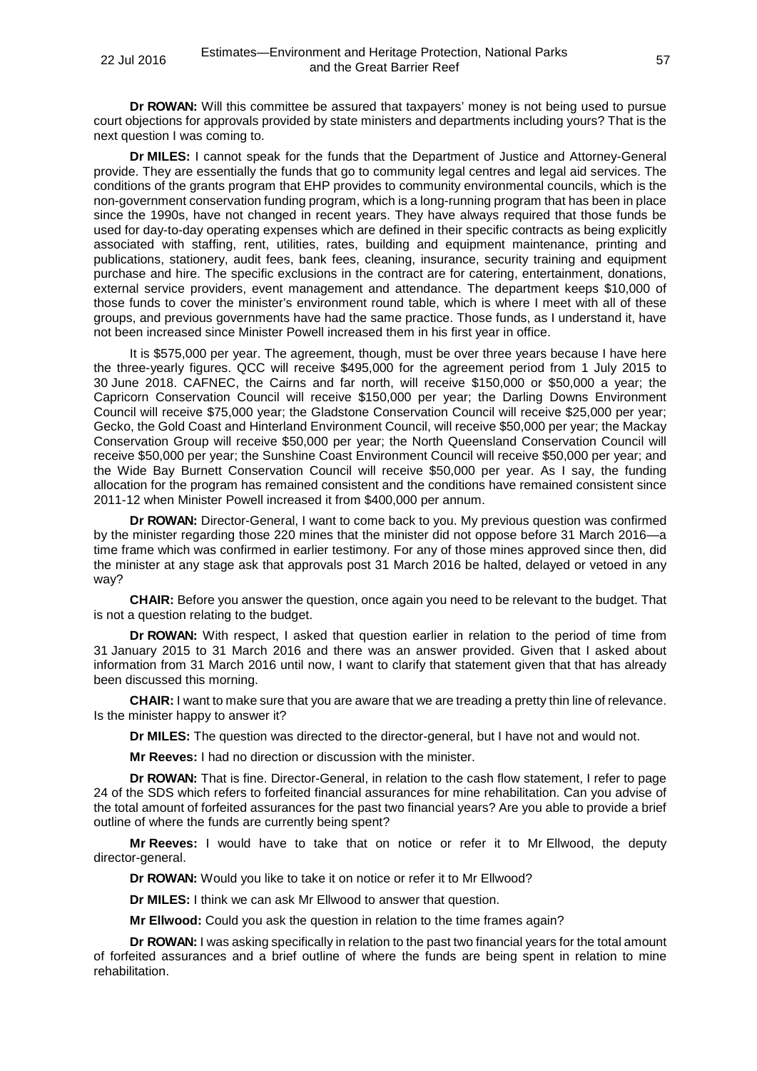**Dr ROWAN:** Will this committee be assured that taxpayers' money is not being used to pursue court objections for approvals provided by state ministers and departments including yours? That is the next question I was coming to.

**Dr MILES:** I cannot speak for the funds that the Department of Justice and Attorney-General provide. They are essentially the funds that go to community legal centres and legal aid services. The conditions of the grants program that EHP provides to community environmental councils, which is the non-government conservation funding program, which is a long-running program that has been in place since the 1990s, have not changed in recent years. They have always required that those funds be used for day-to-day operating expenses which are defined in their specific contracts as being explicitly associated with staffing, rent, utilities, rates, building and equipment maintenance, printing and publications, stationery, audit fees, bank fees, cleaning, insurance, security training and equipment purchase and hire. The specific exclusions in the contract are for catering, entertainment, donations, external service providers, event management and attendance. The department keeps $10,000 of those funds to cover the minister's environment round table, which is where I meet with all of these groups, and previous governments have had the same practice. Those funds, as I understand it, have not been increased since Minister Powell increased them in his first year in office.

It is $575,000 per year. The agreement, though, must be over three years because I have here the three-yearly figures. QCC will receive $495,000 for the agreement period from 1 July 2015 to 30 June 2018. CAFNEC, the Cairns and far north, will receive $150,000 or $50,000 a year; the Capricorn Conservation Council will receive $150,000 per year; the Darling Downs Environment Council will receive $75,000 year; the Gladstone Conservation Council will receive $25,000 per year; Gecko, the Gold Coast and Hinterland Environment Council, will receive $50,000 per year; the Mackay Conservation Group will receive $50,000 per year; the North Queensland Conservation Council will receive $50,000 per year; the Sunshine Coast Environment Council will receive $50,000 per year; and the Wide Bay Burnett Conservation Council will receive $50,000 per year. As I say, the funding allocation for the program has remained consistent and the conditions have remained consistent since 2011-12 when Minister Powell increased it from $400,000 per annum.

**Dr ROWAN:** Director-General, I want to come back to you. My previous question was confirmed by the minister regarding those 220 mines that the minister did not oppose before 31 March 2016—a time frame which was confirmed in earlier testimony. For any of those mines approved since then, did the minister at any stage ask that approvals post 31 March 2016 be halted, delayed or vetoed in any way?

**CHAIR:** Before you answer the question, once again you need to be relevant to the budget. That is not a question relating to the budget.

**Dr ROWAN:** With respect, I asked that question earlier in relation to the period of time from 31 January 2015 to 31 March 2016 and there was an answer provided. Given that I asked about information from 31 March 2016 until now, I want to clarify that statement given that that has already been discussed this morning.

**CHAIR:** I want to make sure that you are aware that we are treading a pretty thin line of relevance. Is the minister happy to answer it?

**Dr MILES:** The question was directed to the director-general, but I have not and would not.

**Mr Reeves:** I had no direction or discussion with the minister.

**Dr ROWAN:** That is fine. Director-General, in relation to the cash flow statement, I refer to page 24 of the SDS which refers to forfeited financial assurances for mine rehabilitation. Can you advise of the total amount of forfeited assurances for the past two financial years? Are you able to provide a brief outline of where the funds are currently being spent?

**Mr Reeves:** I would have to take that on notice or refer it to Mr Ellwood, the deputy director-general.

**Dr ROWAN:** Would you like to take it on notice or refer it to Mr Ellwood?

**Dr MILES:** I think we can ask Mr Ellwood to answer that question.

**Mr Ellwood:** Could you ask the question in relation to the time frames again?

**Dr ROWAN:** I was asking specifically in relation to the past two financial years for the total amount of forfeited assurances and a brief outline of where the funds are being spent in relation to mine rehabilitation.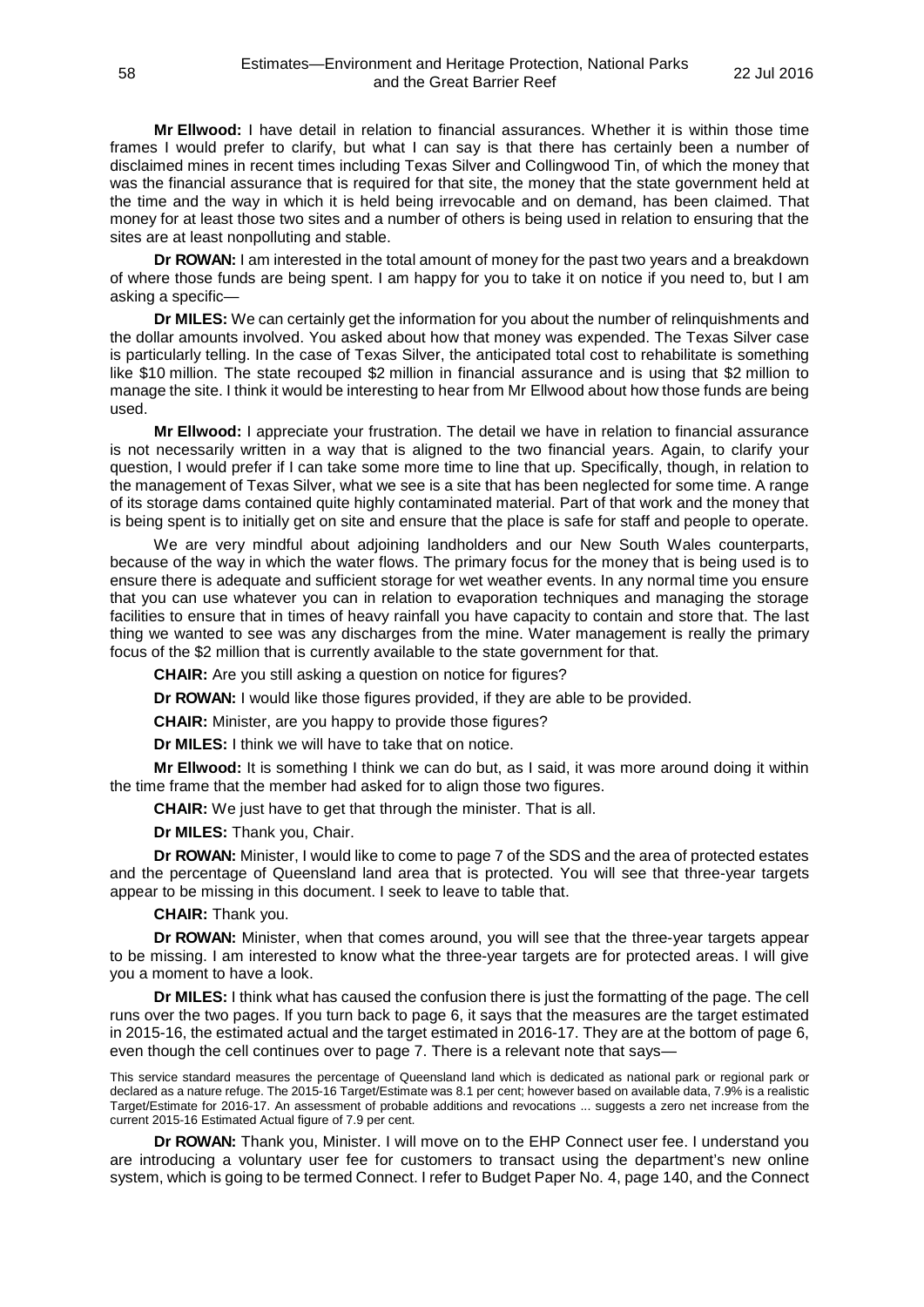**Mr Ellwood:** I have detail in relation to financial assurances. Whether it is within those time frames I would prefer to clarify, but what I can say is that there has certainly been a number of disclaimed mines in recent times including Texas Silver and Collingwood Tin, of which the money that was the financial assurance that is required for that site, the money that the state government held at the time and the way in which it is held being irrevocable and on demand, has been claimed. That money for at least those two sites and a number of others is being used in relation to ensuring that the sites are at least nonpolluting and stable.

**Dr ROWAN:** I am interested in the total amount of money for the past two years and a breakdown of where those funds are being spent. I am happy for you to take it on notice if you need to, but I am asking a specific—

**Dr MILES:** We can certainly get the information for you about the number of relinquishments and the dollar amounts involved. You asked about how that money was expended. The Texas Silver case is particularly telling. In the case of Texas Silver, the anticipated total cost to rehabilitate is something like $10 million. The state recouped $2 million in financial assurance and is using that $2 million to manage the site. I think it would be interesting to hear from Mr Ellwood about how those funds are being used.

**Mr Ellwood:** I appreciate your frustration. The detail we have in relation to financial assurance is not necessarily written in a way that is aligned to the two financial years. Again, to clarify your question, I would prefer if I can take some more time to line that up. Specifically, though, in relation to the management of Texas Silver, what we see is a site that has been neglected for some time. A range of its storage dams contained quite highly contaminated material. Part of that work and the money that is being spent is to initially get on site and ensure that the place is safe for staff and people to operate.

We are very mindful about adjoining landholders and our New South Wales counterparts, because of the way in which the water flows. The primary focus for the money that is being used is to ensure there is adequate and sufficient storage for wet weather events. In any normal time you ensure that you can use whatever you can in relation to evaporation techniques and managing the storage facilities to ensure that in times of heavy rainfall you have capacity to contain and store that. The last thing we wanted to see was any discharges from the mine. Water management is really the primary focus of the $2 million that is currently available to the state government for that.

**CHAIR:** Are you still asking a question on notice for figures?

**Dr ROWAN:** I would like those figures provided, if they are able to be provided.

**CHAIR:** Minister, are you happy to provide those figures?

**Dr MILES:** I think we will have to take that on notice.

**Mr Ellwood:** It is something I think we can do but, as I said, it was more around doing it within the time frame that the member had asked for to align those two figures.

**CHAIR:** We just have to get that through the minister. That is all.

**Dr MILES:** Thank you, Chair.

**Dr ROWAN:** Minister, I would like to come to page 7 of the SDS and the area of protected estates and the percentage of Queensland land area that is protected. You will see that three-year targets appear to be missing in this document. I seek to leave to table that.

**CHAIR:** Thank you.

**Dr ROWAN:** Minister, when that comes around, you will see that the three-year targets appear to be missing. I am interested to know what the three-year targets are for protected areas. I will give you a moment to have a look.

**Dr MILES:** I think what has caused the confusion there is just the formatting of the page. The cell runs over the two pages. If you turn back to page 6, it says that the measures are the target estimated in 2015-16, the estimated actual and the target estimated in 2016-17. They are at the bottom of page 6, even though the cell continues over to page 7. There is a relevant note that says—

> This service standard measures the percentage of Queensland land which is dedicated as national park or regional park or declared as a nature refuge. The 2015-16 Target/Estimate was 8.1 per cent; however based on available data, 7.9% is a realistic Target/Estimate for 2016-17. An assessment of probable additions and revocations ... suggests a zero net increase from the current 2015-16 Estimated Actual figure of 7.9 per cent.

**Dr ROWAN:** Thank you, Minister. I will move on to the EHP Connect user fee. I understand you are introducing a voluntary user fee for customers to transact using the department's new online system, which is going to be termed Connect. I refer to Budget Paper No. 4, page 140, and the Connect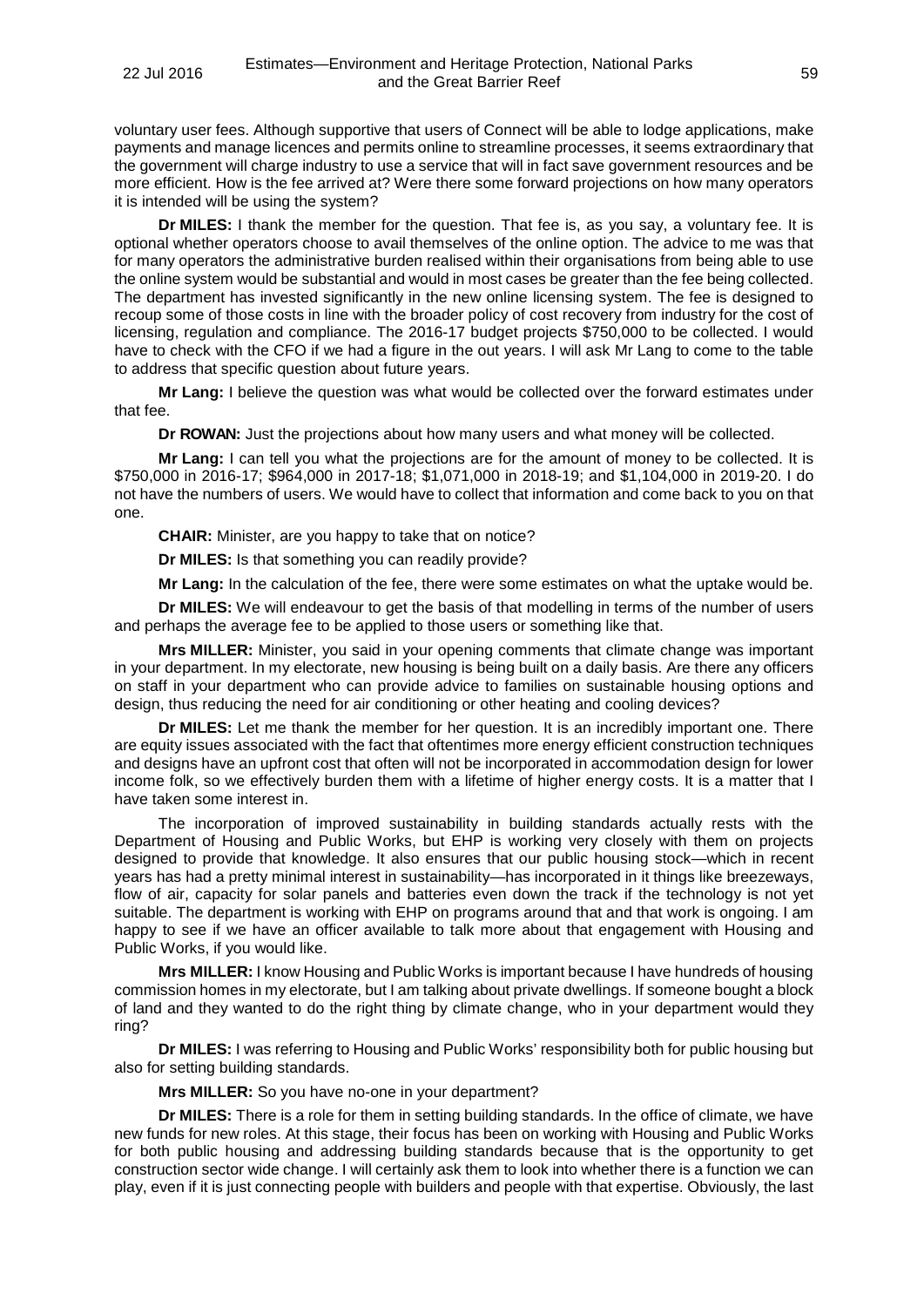voluntary user fees. Although supportive that users of Connect will be able to lodge applications, make payments and manage licences and permits online to streamline processes, it seems extraordinary that the government will charge industry to use a service that will in fact save government resources and be more efficient. How is the fee arrived at? Were there some forward projections on how many operators it is intended will be using the system?

**Dr MILES:** I thank the member for the question. That fee is, as you say, a voluntary fee. It is optional whether operators choose to avail themselves of the online option. The advice to me was that for many operators the administrative burden realised within their organisations from being able to use the online system would be substantial and would in most cases be greater than the fee being collected. The department has invested significantly in the new online licensing system. The fee is designed to recoup some of those costs in line with the broader policy of cost recovery from industry for the cost of licensing, regulation and compliance. The 2016-17 budget projects $750,000 to be collected. I would have to check with the CFO if we had a figure in the out years. I will ask Mr Lang to come to the table to address that specific question about future years.

**Mr Lang:** I believe the question was what would be collected over the forward estimates under that fee.

**Dr ROWAN:** Just the projections about how many users and what money will be collected.

**Mr Lang:** I can tell you what the projections are for the amount of money to be collected. It is $750,000 in 2016-17; $964,000 in 2017-18; $1,071,000 in 2018-19; and $1,104,000 in 2019-20. I do not have the numbers of users. We would have to collect that information and come back to you on that one.

**CHAIR:** Minister, are you happy to take that on notice?

**Dr MILES:** Is that something you can readily provide?

**Mr Lang:** In the calculation of the fee, there were some estimates on what the uptake would be.

**Dr MILES:** We will endeavour to get the basis of that modelling in terms of the number of users and perhaps the average fee to be applied to those users or something like that.

**Mrs MILLER:** Minister, you said in your opening comments that climate change was important in your department. In my electorate, new housing is being built on a daily basis. Are there any officers on staff in your department who can provide advice to families on sustainable housing options and design, thus reducing the need for air conditioning or other heating and cooling devices?

**Dr MILES:** Let me thank the member for her question. It is an incredibly important one. There are equity issues associated with the fact that oftentimes more energy efficient construction techniques and designs have an upfront cost that often will not be incorporated in accommodation design for lower income folk, so we effectively burden them with a lifetime of higher energy costs. It is a matter that I have taken some interest in.

The incorporation of improved sustainability in building standards actually rests with the Department of Housing and Public Works, but EHP is working very closely with them on projects designed to provide that knowledge. It also ensures that our public housing stock—which in recent years has had a pretty minimal interest in sustainability—has incorporated in it things like breezeways, flow of air, capacity for solar panels and batteries even down the track if the technology is not yet suitable. The department is working with EHP on programs around that and that work is ongoing. I am happy to see if we have an officer available to talk more about that engagement with Housing and Public Works, if you would like.

**Mrs MILLER:** I know Housing and Public Works is important because I have hundreds of housing commission homes in my electorate, but I am talking about private dwellings. If someone bought a block of land and they wanted to do the right thing by climate change, who in your department would they ring?

**Dr MILES:** I was referring to Housing and Public Works' responsibility both for public housing but also for setting building standards.

**Mrs MILLER:** So you have no-one in your department?

**Dr MILES:** There is a role for them in setting building standards. In the office of climate, we have new funds for new roles. At this stage, their focus has been on working with Housing and Public Works for both public housing and addressing building standards because that is the opportunity to get construction sector wide change. I will certainly ask them to look into whether there is a function we can play, even if it is just connecting people with builders and people with that expertise. Obviously, the last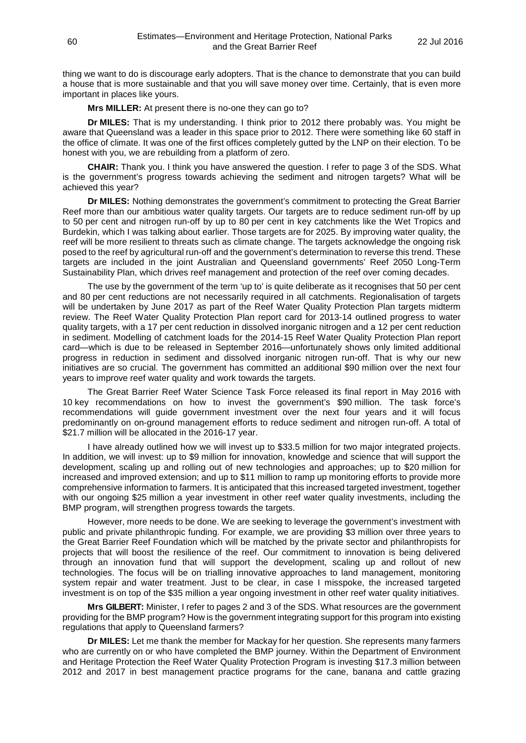thing we want to do is discourage early adopters. That is the chance to demonstrate that you can build a house that is more sustainable and that you will save money over time. Certainly, that is even more important in places like yours.

**Mrs MILLER:** At present there is no-one they can go to?

**Dr MILES:** That is my understanding. I think prior to 2012 there probably was. You might be aware that Queensland was a leader in this space prior to 2012. There were something like 60 staff in the office of climate. It was one of the first offices completely gutted by the LNP on their election. To be honest with you, we are rebuilding from a platform of zero.

**CHAIR:** Thank you. I think you have answered the question. I refer to page 3 of the SDS. What is the government's progress towards achieving the sediment and nitrogen targets? What will be achieved this year?

**Dr MILES:** Nothing demonstrates the government's commitment to protecting the Great Barrier Reef more than our ambitious water quality targets. Our targets are to reduce sediment run-off by up to 50 per cent and nitrogen run-off by up to 80 per cent in key catchments like the Wet Tropics and Burdekin, which I was talking about earlier. Those targets are for 2025. By improving water quality, the reef will be more resilient to threats such as climate change. The targets acknowledge the ongoing risk posed to the reef by agricultural run-off and the government's determination to reverse this trend. These targets are included in the joint Australian and Queensland governments' Reef 2050 Long-Term Sustainability Plan, which drives reef management and protection of the reef over coming decades.

The use by the government of the term 'up to' is quite deliberate as it recognises that 50 per cent and 80 per cent reductions are not necessarily required in all catchments. Regionalisation of targets will be undertaken by June 2017 as part of the Reef Water Quality Protection Plan targets midterm review. The Reef Water Quality Protection Plan report card for 2013-14 outlined progress to water quality targets, with a 17 per cent reduction in dissolved inorganic nitrogen and a 12 per cent reduction in sediment. Modelling of catchment loads for the 2014-15 Reef Water Quality Protection Plan report card—which is due to be released in September 2016—unfortunately shows only limited additional progress in reduction in sediment and dissolved inorganic nitrogen run-off. That is why our new initiatives are so crucial. The government has committed an additional $90 million over the next four years to improve reef water quality and work towards the targets.

The Great Barrier Reef Water Science Task Force released its final report in May 2016 with 10 key recommendations on how to invest the government's $90 million. The task force's recommendations will guide government investment over the next four years and it will focus predominantly on on-ground management efforts to reduce sediment and nitrogen run-off. A total of $21.7 million will be allocated in the 2016-17 year.

I have already outlined how we will invest up to $33.5 million for two major integrated projects. In addition, we will invest: up to $9 million for innovation, knowledge and science that will support the development, scaling up and rolling out of new technologies and approaches; up to $20 million for increased and improved extension; and up to $11 million to ramp up monitoring efforts to provide more comprehensive information to farmers. It is anticipated that this increased targeted investment, together with our ongoing $25 million a year investment in other reef water quality investments, including the BMP program, will strengthen progress towards the targets.

However, more needs to be done. We are seeking to leverage the government's investment with public and private philanthropic funding. For example, we are providing $3 million over three years to the Great Barrier Reef Foundation which will be matched by the private sector and philanthropists for projects that will boost the resilience of the reef. Our commitment to innovation is being delivered through an innovation fund that will support the development, scaling up and rollout of new technologies. The focus will be on trialling innovative approaches to land management, monitoring system repair and water treatment. Just to be clear, in case I misspoke, the increased targeted investment is on top of the $35 million a year ongoing investment in other reef water quality initiatives.

**Mrs GILBERT:** Minister, I refer to pages 2 and 3 of the SDS. What resources are the government providing for the BMP program? How is the government integrating support for this program into existing regulations that apply to Queensland farmers?

**Dr MILES:** Let me thank the member for Mackay for her question. She represents many farmers who are currently on or who have completed the BMP journey. Within the Department of Environment and Heritage Protection the Reef Water Quality Protection Program is investing $17.3 million between 2012 and 2017 in best management practice programs for the cane, banana and cattle grazing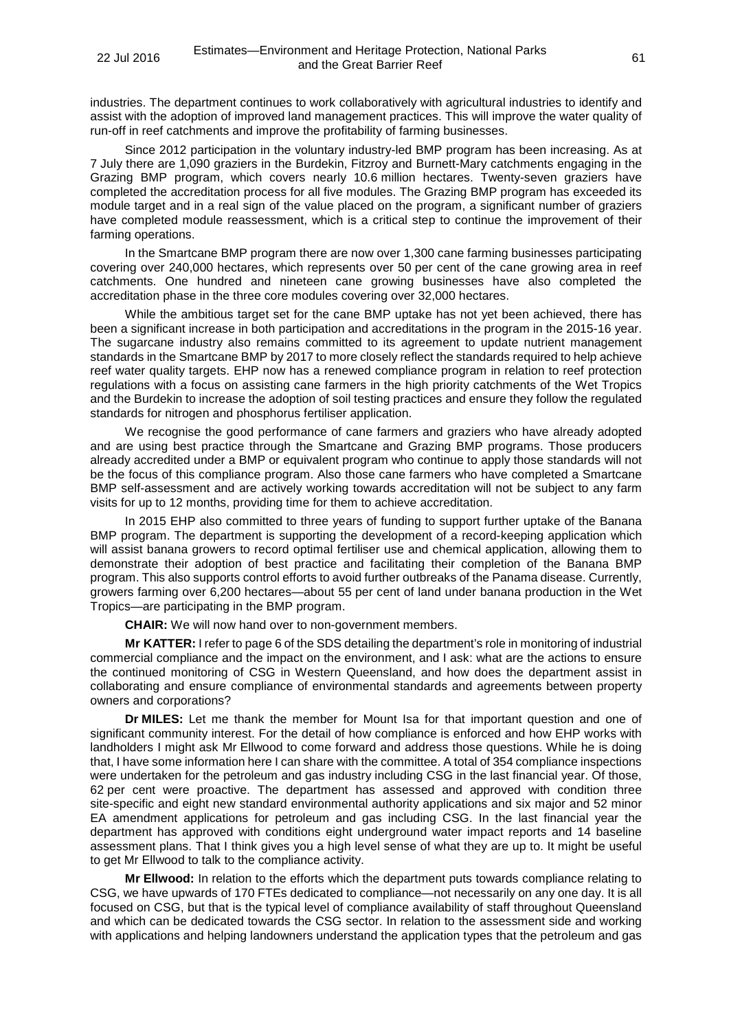industries. The department continues to work collaboratively with agricultural industries to identify and assist with the adoption of improved land management practices. This will improve the water quality of run-off in reef catchments and improve the profitability of farming businesses.

Since 2012 participation in the voluntary industry-led BMP program has been increasing. As at 7 July there are 1,090 graziers in the Burdekin, Fitzroy and Burnett-Mary catchments engaging in the Grazing BMP program, which covers nearly 10.6 million hectares. Twenty-seven graziers have completed the accreditation process for all five modules. The Grazing BMP program has exceeded its module target and in a real sign of the value placed on the program, a significant number of graziers have completed module reassessment, which is a critical step to continue the improvement of their farming operations.

In the Smartcane BMP program there are now over 1,300 cane farming businesses participating covering over 240,000 hectares, which represents over 50 per cent of the cane growing area in reef catchments. One hundred and nineteen cane growing businesses have also completed the accreditation phase in the three core modules covering over 32,000 hectares.

While the ambitious target set for the cane BMP uptake has not yet been achieved, there has been a significant increase in both participation and accreditations in the program in the 2015-16 year. The sugarcane industry also remains committed to its agreement to update nutrient management standards in the Smartcane BMP by 2017 to more closely reflect the standards required to help achieve reef water quality targets. EHP now has a renewed compliance program in relation to reef protection regulations with a focus on assisting cane farmers in the high priority catchments of the Wet Tropics and the Burdekin to increase the adoption of soil testing practices and ensure they follow the regulated standards for nitrogen and phosphorus fertiliser application.

We recognise the good performance of cane farmers and graziers who have already adopted and are using best practice through the Smartcane and Grazing BMP programs. Those producers already accredited under a BMP or equivalent program who continue to apply those standards will not be the focus of this compliance program. Also those cane farmers who have completed a Smartcane BMP self-assessment and are actively working towards accreditation will not be subject to any farm visits for up to 12 months, providing time for them to achieve accreditation.

In 2015 EHP also committed to three years of funding to support further uptake of the Banana BMP program. The department is supporting the development of a record-keeping application which will assist banana growers to record optimal fertiliser use and chemical application, allowing them to demonstrate their adoption of best practice and facilitating their completion of the Banana BMP program. This also supports control efforts to avoid further outbreaks of the Panama disease. Currently, growers farming over 6,200 hectares—about 55 per cent of land under banana production in the Wet Tropics—are participating in the BMP program.

**CHAIR:** We will now hand over to non-government members.

**Mr KATTER:** I refer to page 6 of the SDS detailing the department's role in monitoring of industrial commercial compliance and the impact on the environment, and I ask: what are the actions to ensure the continued monitoring of CSG in Western Queensland, and how does the department assist in collaborating and ensure compliance of environmental standards and agreements between property owners and corporations?

**Dr MILES:** Let me thank the member for Mount Isa for that important question and one of significant community interest. For the detail of how compliance is enforced and how EHP works with landholders I might ask Mr Ellwood to come forward and address those questions. While he is doing that, I have some information here I can share with the committee. A total of 354 compliance inspections were undertaken for the petroleum and gas industry including CSG in the last financial year. Of those, 62 per cent were proactive. The department has assessed and approved with condition three site-specific and eight new standard environmental authority applications and six major and 52 minor EA amendment applications for petroleum and gas including CSG. In the last financial year the department has approved with conditions eight underground water impact reports and 14 baseline assessment plans. That I think gives you a high level sense of what they are up to. It might be useful to get Mr Ellwood to talk to the compliance activity.

**Mr Ellwood:** In relation to the efforts which the department puts towards compliance relating to CSG, we have upwards of 170 FTEs dedicated to compliance—not necessarily on any one day. It is all focused on CSG, but that is the typical level of compliance availability of staff throughout Queensland and which can be dedicated towards the CSG sector. In relation to the assessment side and working with applications and helping landowners understand the application types that the petroleum and gas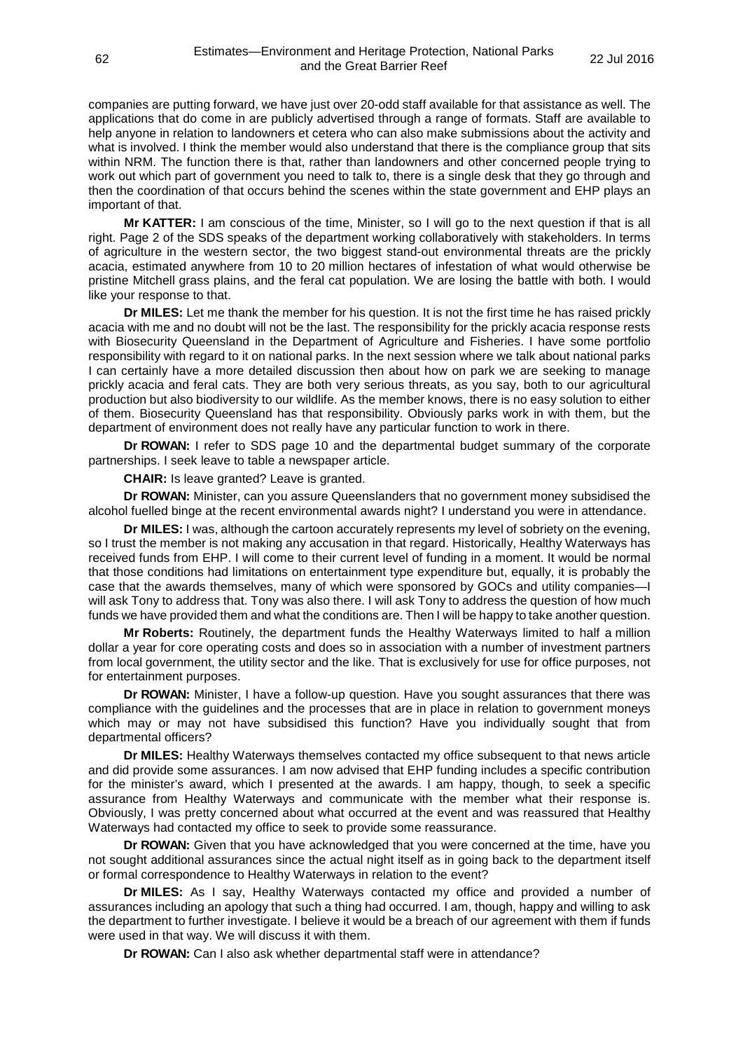companies are putting forward, we have just over 20-odd staff available for that assistance as well. The applications that do come in are publicly advertised through a range of formats. Staff are available to help anyone in relation to landowners et cetera who can also make submissions about the activity and what is involved. I think the member would also understand that there is the compliance group that sits within NRM. The function there is that, rather than landowners and other concerned people trying to work out which part of government you need to talk to, there is a single desk that they go through and then the coordination of that occurs behind the scenes within the state government and EHP plays an important of that.

**Mr KATTER:** I am conscious of the time, Minister, so I will go to the next question if that is all right. Page 2 of the SDS speaks of the department working collaboratively with stakeholders. In terms of agriculture in the western sector, the two biggest stand-out environmental threats are the prickly acacia, estimated anywhere from 10 to 20 million hectares of infestation of what would otherwise be pristine Mitchell grass plains, and the feral cat population. We are losing the battle with both. I would like your response to that.

**Dr MILES:** Let me thank the member for his question. It is not the first time he has raised prickly acacia with me and no doubt will not be the last. The responsibility for the prickly acacia response rests with Biosecurity Queensland in the Department of Agriculture and Fisheries. I have some portfolio responsibility with regard to it on national parks. In the next session where we talk about national parks I can certainly have a more detailed discussion then about how on park we are seeking to manage prickly acacia and feral cats. They are both very serious threats, as you say, both to our agricultural production but also biodiversity to our wildlife. As the member knows, there is no easy solution to either of them. Biosecurity Queensland has that responsibility. Obviously parks work in with them, but the department of environment does not really have any particular function to work in there.

**Dr ROWAN:** I refer to SDS page 10 and the departmental budget summary of the corporate partnerships. I seek leave to table a newspaper article.

**CHAIR:** Is leave granted? Leave is granted.

**Dr ROWAN:** Minister, can you assure Queenslanders that no government money subsidised the alcohol fuelled binge at the recent environmental awards night? I understand you were in attendance.

**Dr MILES:** I was, although the cartoon accurately represents my level of sobriety on the evening, so I trust the member is not making any accusation in that regard. Historically, Healthy Waterways has received funds from EHP. I will come to their current level of funding in a moment. It would be normal that those conditions had limitations on entertainment type expenditure but, equally, it is probably the case that the awards themselves, many of which were sponsored by GOCs and utility companies—I will ask Tony to address that. Tony was also there. I will ask Tony to address the question of how much funds we have provided them and what the conditions are. Then I will be happy to take another question.

**Mr Roberts:** Routinely, the department funds the Healthy Waterways limited to half a million dollar a year for core operating costs and does so in association with a number of investment partners from local government, the utility sector and the like. That is exclusively for use for office purposes, not for entertainment purposes.

**Dr ROWAN:** Minister, I have a follow-up question. Have you sought assurances that there was compliance with the guidelines and the processes that are in place in relation to government moneys which may or may not have subsidised this function? Have you individually sought that from departmental officers?

**Dr MILES:** Healthy Waterways themselves contacted my office subsequent to that news article and did provide some assurances. I am now advised that EHP funding includes a specific contribution for the minister's award, which I presented at the awards. I am happy, though, to seek a specific assurance from Healthy Waterways and communicate with the member what their response is. Obviously, I was pretty concerned about what occurred at the event and was reassured that Healthy Waterways had contacted my office to seek to provide some reassurance.

**Dr ROWAN:** Given that you have acknowledged that you were concerned at the time, have you not sought additional assurances since the actual night itself as in going back to the department itself or formal correspondence to Healthy Waterways in relation to the event?

**Dr MILES:** As I say, Healthy Waterways contacted my office and provided a number of assurances including an apology that such a thing had occurred. I am, though, happy and willing to ask the department to further investigate. I believe it would be a breach of our agreement with them if funds were used in that way. We will discuss it with them.

**Dr ROWAN:** Can I also ask whether departmental staff were in attendance?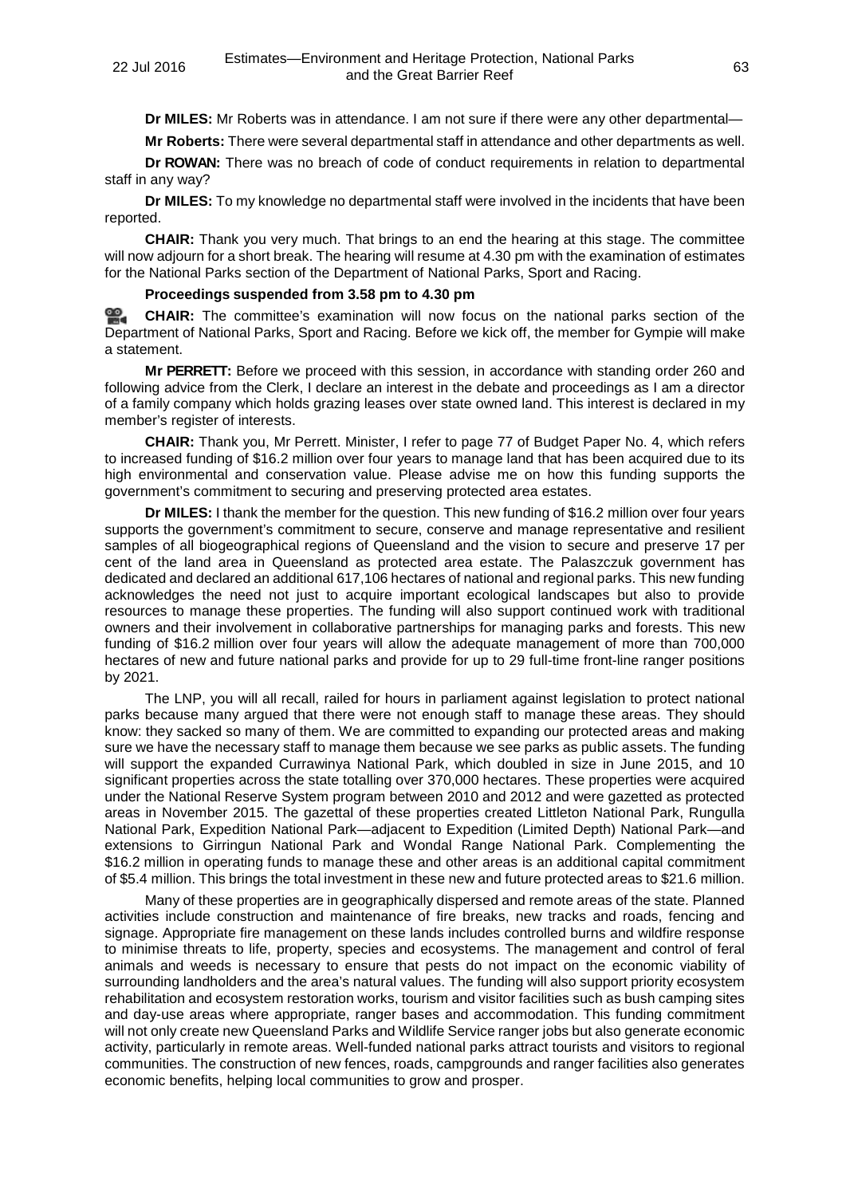**Dr MILES:** Mr Roberts was in attendance. I am not sure if there were any other departmental—

**Mr Roberts:** There were several departmental staff in attendance and other departments as well.

**Dr ROWAN:** There was no breach of code of conduct requirements in relation to departmental staff in any way?

**Dr MILES:** To my knowledge no departmental staff were involved in the incidents that have been reported.

**CHAIR:** Thank you very much. That brings to an end the hearing at this stage. The committee will now adjourn for a short break. The hearing will resume at 4.30 pm with the examination of estimates for the National Parks section of the Department of National Parks, Sport and Racing.

**Proceedings suspended from 3.58 pm to 4.30 pm**

**CHAIR:** The committee's examination will now focus on the national parks section of the Department of National Parks, Sport and Racing. Before we kick off, the member for Gympie will make a statement.

**Mr PERRETT:** Before we proceed with this session, in accordance with standing order 260 and following advice from the Clerk, I declare an interest in the debate and proceedings as I am a director of a family company which holds grazing leases over state owned land. This interest is declared in my member's register of interests.

**CHAIR:** Thank you, Mr Perrett. Minister, I refer to page 77 of Budget Paper No. 4, which refers to increased funding of $16.2 million over four years to manage land that has been acquired due to its high environmental and conservation value. Please advise me on how this funding supports the government's commitment to securing and preserving protected area estates.

**Dr MILES:** I thank the member for the question. This new funding of $16.2 million over four years supports the government's commitment to secure, conserve and manage representative and resilient samples of all biogeographical regions of Queensland and the vision to secure and preserve 17 per cent of the land area in Queensland as protected area estate. The Palaszczuk government has dedicated and declared an additional 617,106 hectares of national and regional parks. This new funding acknowledges the need not just to acquire important ecological landscapes but also to provide resources to manage these properties. The funding will also support continued work with traditional owners and their involvement in collaborative partnerships for managing parks and forests. This new funding of $16.2 million over four years will allow the adequate management of more than 700,000 hectares of new and future national parks and provide for up to 29 full-time front-line ranger positions by 2021.

The LNP, you will all recall, railed for hours in parliament against legislation to protect national parks because many argued that there were not enough staff to manage these areas. They should know: they sacked so many of them. We are committed to expanding our protected areas and making sure we have the necessary staff to manage them because we see parks as public assets. The funding will support the expanded Currawinya National Park, which doubled in size in June 2015, and 10 significant properties across the state totalling over 370,000 hectares. These properties were acquired under the National Reserve System program between 2010 and 2012 and were gazetted as protected areas in November 2015. The gazettal of these properties created Littleton National Park, Rungulla National Park, Expedition National Park—adjacent to Expedition (Limited Depth) National Park—and extensions to Girringun National Park and Wondal Range National Park. Complementing the $16.2 million in operating funds to manage these and other areas is an additional capital commitment of $5.4 million. This brings the total investment in these new and future protected areas to $21.6 million.

Many of these properties are in geographically dispersed and remote areas of the state. Planned activities include construction and maintenance of fire breaks, new tracks and roads, fencing and signage. Appropriate fire management on these lands includes controlled burns and wildfire response to minimise threats to life, property, species and ecosystems. The management and control of feral animals and weeds is necessary to ensure that pests do not impact on the economic viability of surrounding landholders and the area's natural values. The funding will also support priority ecosystem rehabilitation and ecosystem restoration works, tourism and visitor facilities such as bush camping sites and day-use areas where appropriate, ranger bases and accommodation. This funding commitment will not only create new Queensland Parks and Wildlife Service ranger jobs but also generate economic activity, particularly in remote areas. Well-funded national parks attract tourists and visitors to regional communities. The construction of new fences, roads, campgrounds and ranger facilities also generates economic benefits, helping local communities to grow and prosper.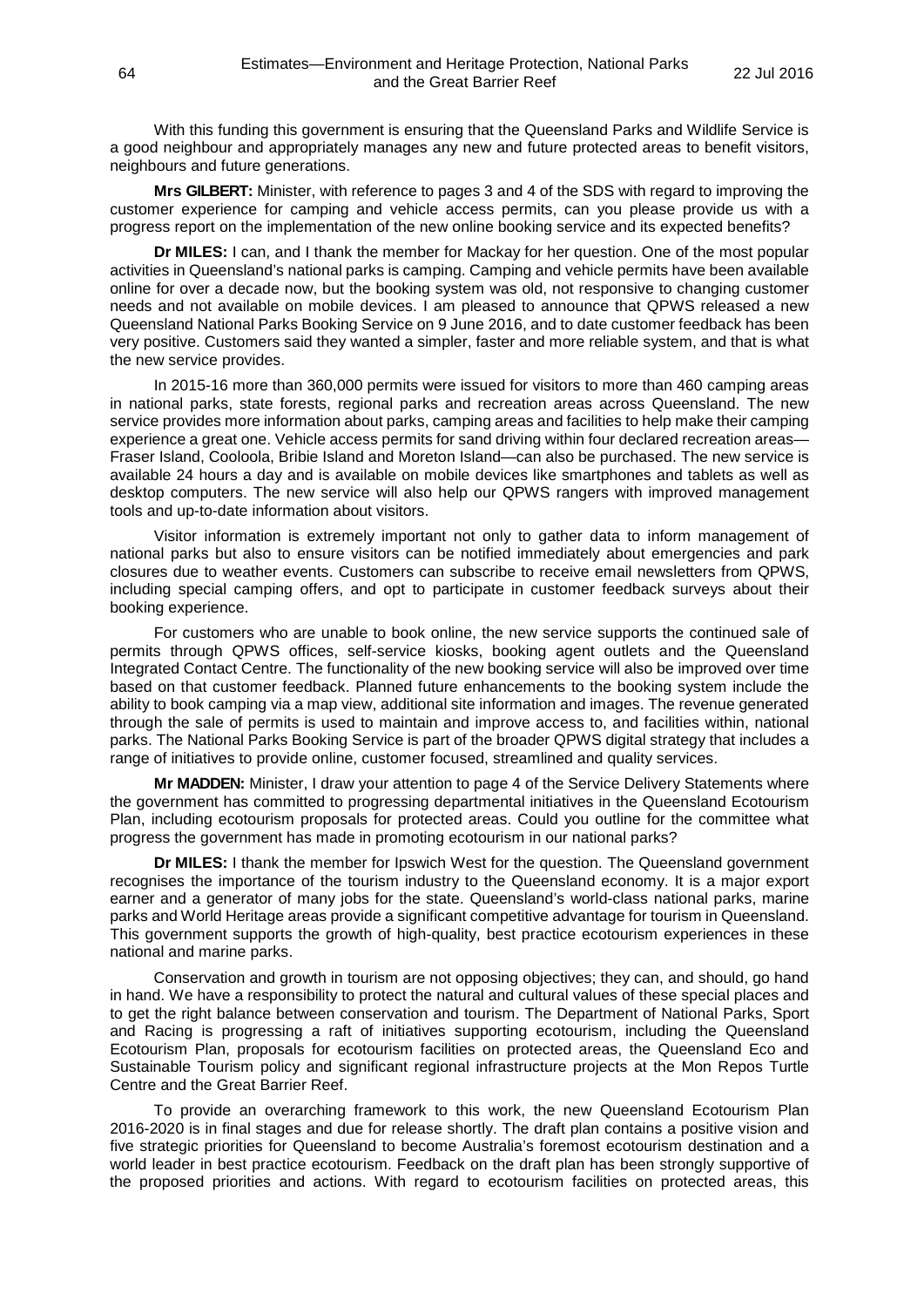With this funding this government is ensuring that the Queensland Parks and Wildlife Service is a good neighbour and appropriately manages any new and future protected areas to benefit visitors, neighbours and future generations.

**Mrs GILBERT:** Minister, with reference to pages 3 and 4 of the SDS with regard to improving the customer experience for camping and vehicle access permits, can you please provide us with a progress report on the implementation of the new online booking service and its expected benefits?

**Dr MILES:** I can, and I thank the member for Mackay for her question. One of the most popular activities in Queensland's national parks is camping. Camping and vehicle permits have been available online for over a decade now, but the booking system was old, not responsive to changing customer needs and not available on mobile devices. I am pleased to announce that QPWS released a new Queensland National Parks Booking Service on 9 June 2016, and to date customer feedback has been very positive. Customers said they wanted a simpler, faster and more reliable system, and that is what the new service provides.

In 2015-16 more than 360,000 permits were issued for visitors to more than 460 camping areas in national parks, state forests, regional parks and recreation areas across Queensland. The new service provides more information about parks, camping areas and facilities to help make their camping experience a great one. Vehicle access permits for sand driving within four declared recreation areas—Fraser Island, Cooloola, Bribie Island and Moreton Island—can also be purchased. The new service is available 24 hours a day and is available on mobile devices like smartphones and tablets as well as desktop computers. The new service will also help our QPWS rangers with improved management tools and up-to-date information about visitors.

Visitor information is extremely important not only to gather data to inform management of national parks but also to ensure visitors can be notified immediately about emergencies and park closures due to weather events. Customers can subscribe to receive email newsletters from QPWS, including special camping offers, and opt to participate in customer feedback surveys about their booking experience.

For customers who are unable to book online, the new service supports the continued sale of permits through QPWS offices, self-service kiosks, booking agent outlets and the Queensland Integrated Contact Centre. The functionality of the new booking service will also be improved over time based on that customer feedback. Planned future enhancements to the booking system include the ability to book camping via a map view, additional site information and images. The revenue generated through the sale of permits is used to maintain and improve access to, and facilities within, national parks. The National Parks Booking Service is part of the broader QPWS digital strategy that includes a range of initiatives to provide online, customer focused, streamlined and quality services.

**Mr MADDEN:** Minister, I draw your attention to page 4 of the Service Delivery Statements where the government has committed to progressing departmental initiatives in the Queensland Ecotourism Plan, including ecotourism proposals for protected areas. Could you outline for the committee what progress the government has made in promoting ecotourism in our national parks?

**Dr MILES:** I thank the member for Ipswich West for the question. The Queensland government recognises the importance of the tourism industry to the Queensland economy. It is a major export earner and a generator of many jobs for the state. Queensland's world-class national parks, marine parks and World Heritage areas provide a significant competitive advantage for tourism in Queensland. This government supports the growth of high-quality, best practice ecotourism experiences in these national and marine parks.

Conservation and growth in tourism are not opposing objectives; they can, and should, go hand in hand. We have a responsibility to protect the natural and cultural values of these special places and to get the right balance between conservation and tourism. The Department of National Parks, Sport and Racing is progressing a raft of initiatives supporting ecotourism, including the Queensland Ecotourism Plan, proposals for ecotourism facilities on protected areas, the Queensland Eco and Sustainable Tourism policy and significant regional infrastructure projects at the Mon Repos Turtle Centre and the Great Barrier Reef.

To provide an overarching framework to this work, the new Queensland Ecotourism Plan 2016-2020 is in final stages and due for release shortly. The draft plan contains a positive vision and five strategic priorities for Queensland to become Australia's foremost ecotourism destination and a world leader in best practice ecotourism. Feedback on the draft plan has been strongly supportive of the proposed priorities and actions. With regard to ecotourism facilities on protected areas, this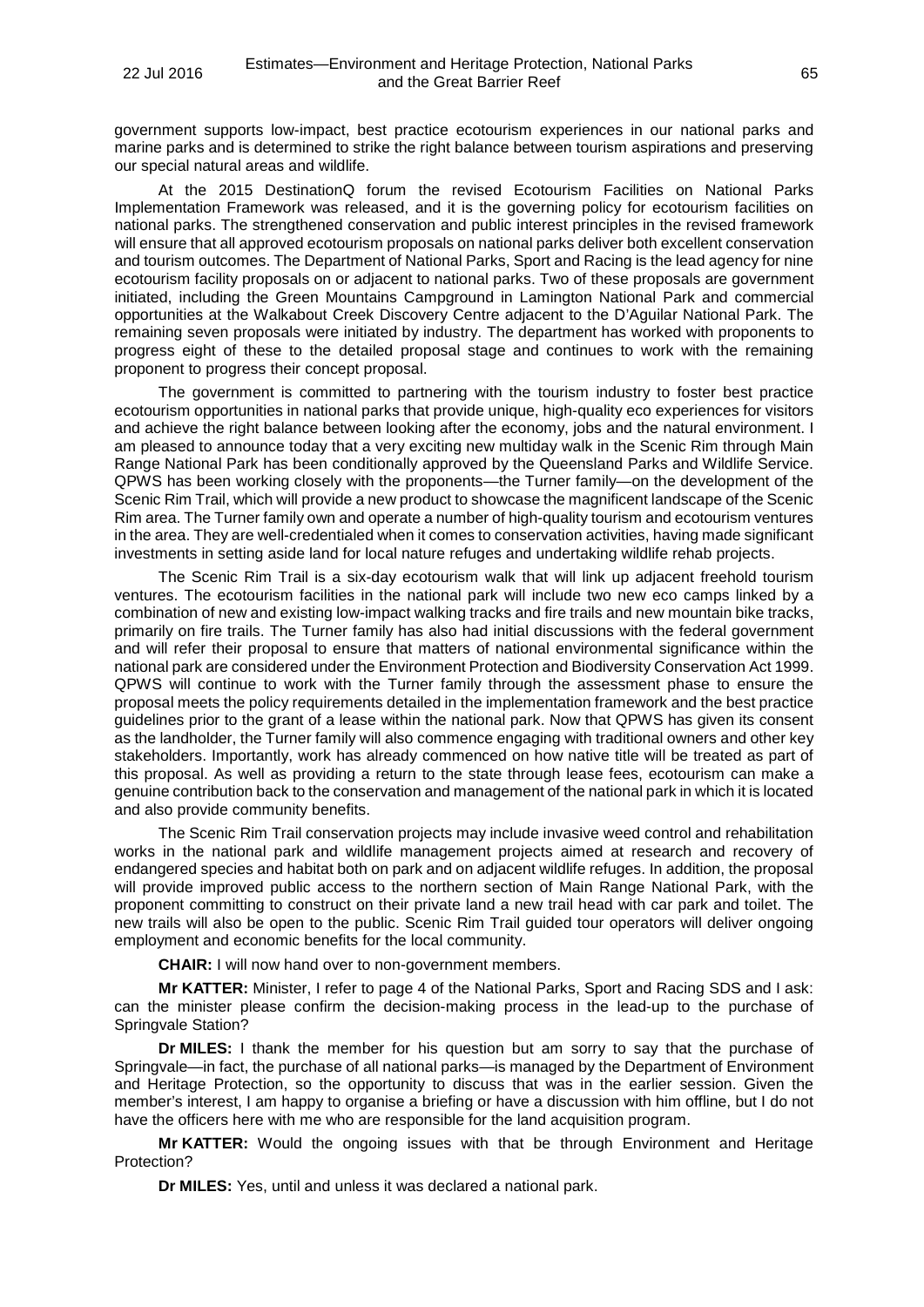government supports low-impact, best practice ecotourism experiences in our national parks and marine parks and is determined to strike the right balance between tourism aspirations and preserving our special natural areas and wildlife.

At the 2015 DestinationQ forum the revised Ecotourism Facilities on National Parks Implementation Framework was released, and it is the governing policy for ecotourism facilities on national parks. The strengthened conservation and public interest principles in the revised framework will ensure that all approved ecotourism proposals on national parks deliver both excellent conservation and tourism outcomes. The Department of National Parks, Sport and Racing is the lead agency for nine ecotourism facility proposals on or adjacent to national parks. Two of these proposals are government initiated, including the Green Mountains Campground in Lamington National Park and commercial opportunities at the Walkabout Creek Discovery Centre adjacent to the D'Aguilar National Park. The remaining seven proposals were initiated by industry. The department has worked with proponents to progress eight of these to the detailed proposal stage and continues to work with the remaining proponent to progress their concept proposal.

The government is committed to partnering with the tourism industry to foster best practice ecotourism opportunities in national parks that provide unique, high-quality eco experiences for visitors and achieve the right balance between looking after the economy, jobs and the natural environment. I am pleased to announce today that a very exciting new multiday walk in the Scenic Rim through Main Range National Park has been conditionally approved by the Queensland Parks and Wildlife Service. QPWS has been working closely with the proponents—the Turner family—on the development of the Scenic Rim Trail, which will provide a new product to showcase the magnificent landscape of the Scenic Rim area. The Turner family own and operate a number of high-quality tourism and ecotourism ventures in the area. They are well-credentialed when it comes to conservation activities, having made significant investments in setting aside land for local nature refuges and undertaking wildlife rehab projects.

The Scenic Rim Trail is a six-day ecotourism walk that will link up adjacent freehold tourism ventures. The ecotourism facilities in the national park will include two new eco camps linked by a combination of new and existing low-impact walking tracks and fire trails and new mountain bike tracks, primarily on fire trails. The Turner family has also had initial discussions with the federal government and will refer their proposal to ensure that matters of national environmental significance within the national park are considered under the Environment Protection and Biodiversity Conservation Act 1999. QPWS will continue to work with the Turner family through the assessment phase to ensure the proposal meets the policy requirements detailed in the implementation framework and the best practice guidelines prior to the grant of a lease within the national park. Now that QPWS has given its consent as the landholder, the Turner family will also commence engaging with traditional owners and other key stakeholders. Importantly, work has already commenced on how native title will be treated as part of this proposal. As well as providing a return to the state through lease fees, ecotourism can make a genuine contribution back to the conservation and management of the national park in which it is located and also provide community benefits.

The Scenic Rim Trail conservation projects may include invasive weed control and rehabilitation works in the national park and wildlife management projects aimed at research and recovery of endangered species and habitat both on park and on adjacent wildlife refuges. In addition, the proposal will provide improved public access to the northern section of Main Range National Park, with the proponent committing to construct on their private land a new trail head with car park and toilet. The new trails will also be open to the public. Scenic Rim Trail guided tour operators will deliver ongoing employment and economic benefits for the local community.

**CHAIR:** I will now hand over to non-government members.

**Mr KATTER:** Minister, I refer to page 4 of the National Parks, Sport and Racing SDS and I ask: can the minister please confirm the decision-making process in the lead-up to the purchase of Springvale Station?

**Dr MILES:** I thank the member for his question but am sorry to say that the purchase of Springvale—in fact, the purchase of all national parks—is managed by the Department of Environment and Heritage Protection, so the opportunity to discuss that was in the earlier session. Given the member's interest, I am happy to organise a briefing or have a discussion with him offline, but I do not have the officers here with me who are responsible for the land acquisition program.

**Mr KATTER:** Would the ongoing issues with that be through Environment and Heritage Protection?

**Dr MILES:** Yes, until and unless it was declared a national park.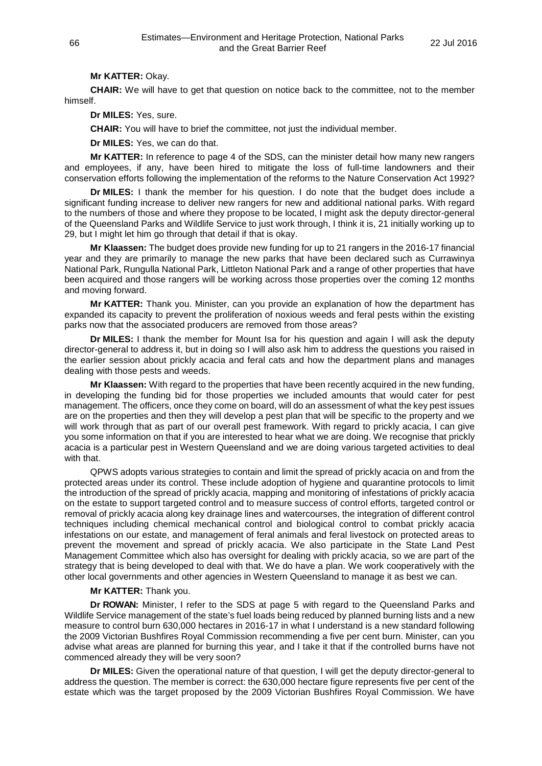**Mr KATTER:** Okay.

**CHAIR:** We will have to get that question on notice back to the committee, not to the member himself.

**Dr MILES:** Yes, sure.

**CHAIR:** You will have to brief the committee, not just the individual member.

**Dr MILES:** Yes, we can do that.

**Mr KATTER:** In reference to page 4 of the SDS, can the minister detail how many new rangers and employees, if any, have been hired to mitigate the loss of full-time landowners and their conservation efforts following the implementation of the reforms to the Nature Conservation Act 1992?

**Dr MILES:** I thank the member for his question. I do note that the budget does include a significant funding increase to deliver new rangers for new and additional national parks. With regard to the numbers of those and where they propose to be located, I might ask the deputy director-general of the Queensland Parks and Wildlife Service to just work through, I think it is, 21 initially working up to 29, but I might let him go through that detail if that is okay.

**Mr Klaassen:** The budget does provide new funding for up to 21 rangers in the 2016-17 financial year and they are primarily to manage the new parks that have been declared such as Currawinya National Park, Rungulla National Park, Littleton National Park and a range of other properties that have been acquired and those rangers will be working across those properties over the coming 12 months and moving forward.

**Mr KATTER:** Thank you. Minister, can you provide an explanation of how the department has expanded its capacity to prevent the proliferation of noxious weeds and feral pests within the existing parks now that the associated producers are removed from those areas?

**Dr MILES:** I thank the member for Mount Isa for his question and again I will ask the deputy director-general to address it, but in doing so I will also ask him to address the questions you raised in the earlier session about prickly acacia and feral cats and how the department plans and manages dealing with those pests and weeds.

**Mr Klaassen:** With regard to the properties that have been recently acquired in the new funding, in developing the funding bid for those properties we included amounts that would cater for pest management. The officers, once they come on board, will do an assessment of what the key pest issues are on the properties and then they will develop a pest plan that will be specific to the property and we will work through that as part of our overall pest framework. With regard to prickly acacia, I can give you some information on that if you are interested to hear what we are doing. We recognise that prickly acacia is a particular pest in Western Queensland and we are doing various targeted activities to deal with that.

QPWS adopts various strategies to contain and limit the spread of prickly acacia on and from the protected areas under its control. These include adoption of hygiene and quarantine protocols to limit the introduction of the spread of prickly acacia, mapping and monitoring of infestations of prickly acacia on the estate to support targeted control and to measure success of control efforts, targeted control or removal of prickly acacia along key drainage lines and watercourses, the integration of different control techniques including chemical mechanical control and biological control to combat prickly acacia infestations on our estate, and management of feral animals and feral livestock on protected areas to prevent the movement and spread of prickly acacia. We also participate in the State Land Pest Management Committee which also has oversight for dealing with prickly acacia, so we are part of the strategy that is being developed to deal with that. We do have a plan. We work cooperatively with the other local governments and other agencies in Western Queensland to manage it as best we can.

**Mr KATTER:** Thank you.

**Dr ROWAN:** Minister, I refer to the SDS at page 5 with regard to the Queensland Parks and Wildlife Service management of the state's fuel loads being reduced by planned burning lists and a new measure to control burn 630,000 hectares in 2016-17 in what I understand is a new standard following the 2009 Victorian Bushfires Royal Commission recommending a five per cent burn. Minister, can you advise what areas are planned for burning this year, and I take it that if the controlled burns have not commenced already they will be very soon?

**Dr MILES:** Given the operational nature of that question, I will get the deputy director-general to address the question. The member is correct: the 630,000 hectare figure represents five per cent of the estate which was the target proposed by the 2009 Victorian Bushfires Royal Commission. We have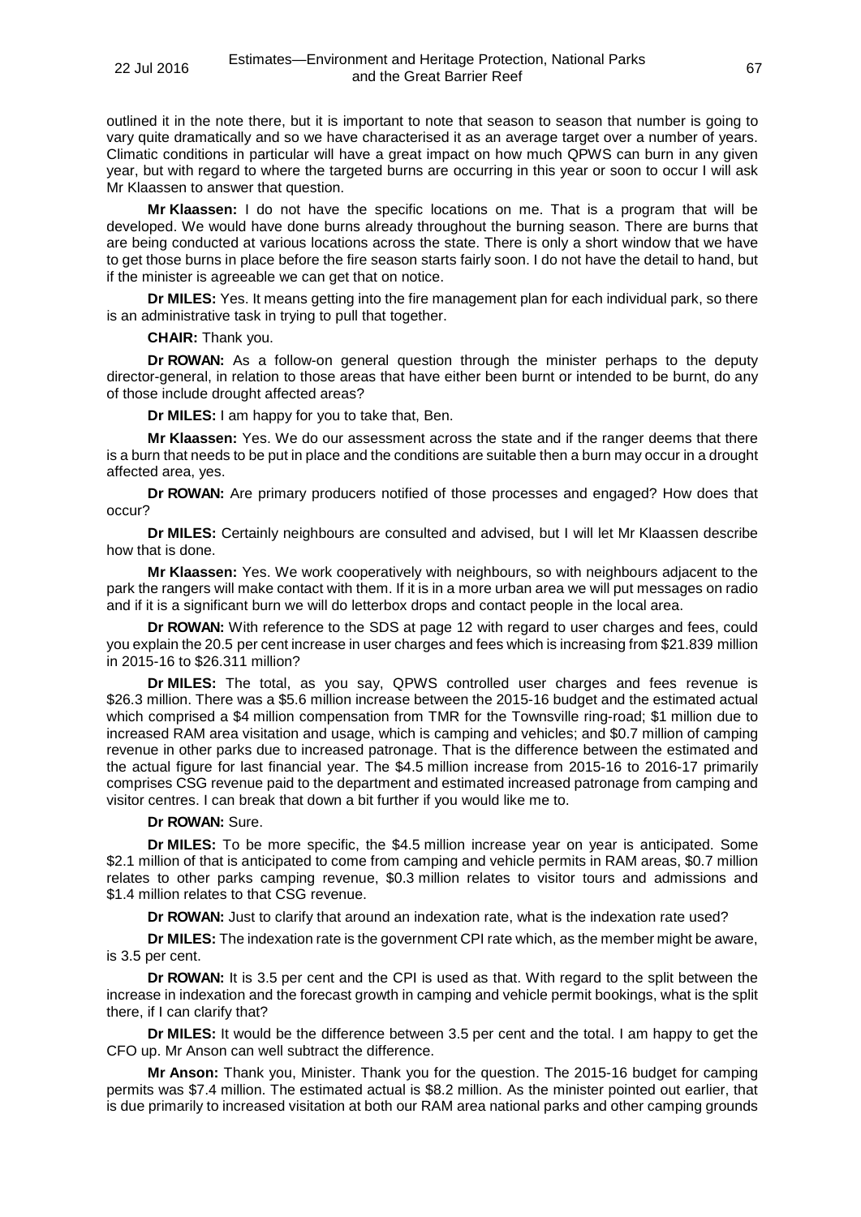outlined it in the note there, but it is important to note that season to season that number is going to vary quite dramatically and so we have characterised it as an average target over a number of years. Climatic conditions in particular will have a great impact on how much QPWS can burn in any given year, but with regard to where the targeted burns are occurring in this year or soon to occur I will ask Mr Klaassen to answer that question.

**Mr Klaassen:** I do not have the specific locations on me. That is a program that will be developed. We would have done burns already throughout the burning season. There are burns that are being conducted at various locations across the state. There is only a short window that we have to get those burns in place before the fire season starts fairly soon. I do not have the detail to hand, but if the minister is agreeable we can get that on notice.

**Dr MILES:** Yes. It means getting into the fire management plan for each individual park, so there is an administrative task in trying to pull that together.

**CHAIR:** Thank you.

**Dr ROWAN:** As a follow-on general question through the minister perhaps to the deputy director-general, in relation to those areas that have either been burnt or intended to be burnt, do any of those include drought affected areas?

**Dr MILES:** I am happy for you to take that, Ben.

**Mr Klaassen:** Yes. We do our assessment across the state and if the ranger deems that there is a burn that needs to be put in place and the conditions are suitable then a burn may occur in a drought affected area, yes.

**Dr ROWAN:** Are primary producers notified of those processes and engaged? How does that occur?

**Dr MILES:** Certainly neighbours are consulted and advised, but I will let Mr Klaassen describe how that is done.

**Mr Klaassen:** Yes. We work cooperatively with neighbours, so with neighbours adjacent to the park the rangers will make contact with them. If it is in a more urban area we will put messages on radio and if it is a significant burn we will do letterbox drops and contact people in the local area.

**Dr ROWAN:** With reference to the SDS at page 12 with regard to user charges and fees, could you explain the 20.5 per cent increase in user charges and fees which is increasing from $21.839 million in 2015-16 to $26.311 million?

**Dr MILES:** The total, as you say, QPWS controlled user charges and fees revenue is $26.3 million. There was a $5.6 million increase between the 2015-16 budget and the estimated actual which comprised a $4 million compensation from TMR for the Townsville ring-road; $1 million due to increased RAM area visitation and usage, which is camping and vehicles; and $0.7 million of camping revenue in other parks due to increased patronage. That is the difference between the estimated and the actual figure for last financial year. The $4.5 million increase from 2015-16 to 2016-17 primarily comprises CSG revenue paid to the department and estimated increased patronage from camping and visitor centres. I can break that down a bit further if you would like me to.

**Dr ROWAN:** Sure.

**Dr MILES:** To be more specific, the $4.5 million increase year on year is anticipated. Some $2.1 million of that is anticipated to come from camping and vehicle permits in RAM areas, $0.7 million relates to other parks camping revenue, $0.3 million relates to visitor tours and admissions and $1.4 million relates to that CSG revenue.

**Dr ROWAN:** Just to clarify that around an indexation rate, what is the indexation rate used?

**Dr MILES:** The indexation rate is the government CPI rate which, as the member might be aware, is 3.5 per cent.

**Dr ROWAN:** It is 3.5 per cent and the CPI is used as that. With regard to the split between the increase in indexation and the forecast growth in camping and vehicle permit bookings, what is the split there, if I can clarify that?

**Dr MILES:** It would be the difference between 3.5 per cent and the total. I am happy to get the CFO up. Mr Anson can well subtract the difference.

**Mr Anson:** Thank you, Minister. Thank you for the question. The 2015-16 budget for camping permits was $7.4 million. The estimated actual is $8.2 million. As the minister pointed out earlier, that is due primarily to increased visitation at both our RAM area national parks and other camping grounds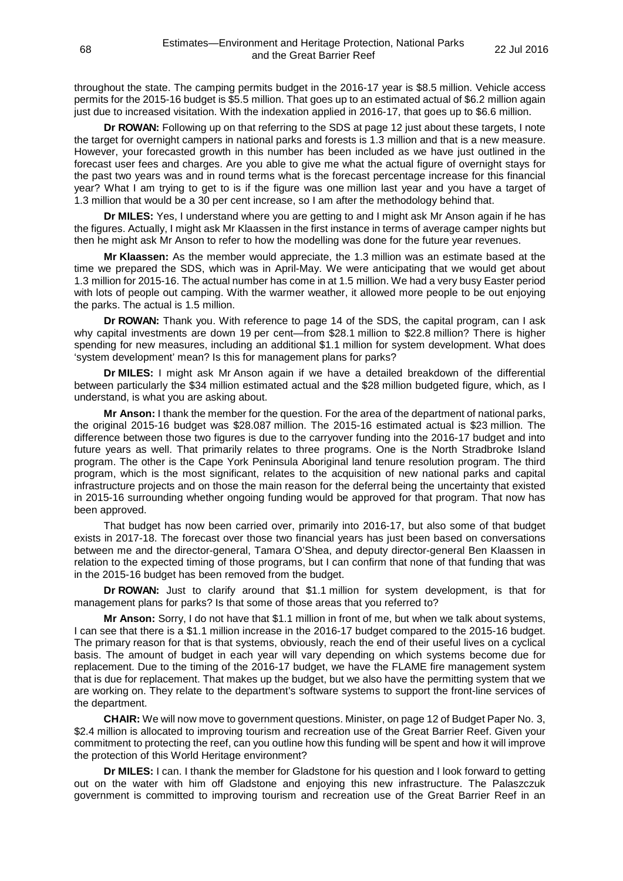throughout the state. The camping permits budget in the 2016-17 year is $8.5 million. Vehicle access permits for the 2015-16 budget is $5.5 million. That goes up to an estimated actual of $6.2 million again just due to increased visitation. With the indexation applied in 2016-17, that goes up to $6.6 million.

**Dr ROWAN:** Following up on that referring to the SDS at page 12 just about these targets, I note the target for overnight campers in national parks and forests is 1.3 million and that is a new measure. However, your forecasted growth in this number has been included as we have just outlined in the forecast user fees and charges. Are you able to give me what the actual figure of overnight stays for the past two years was and in round terms what is the forecast percentage increase for this financial year? What I am trying to get to is if the figure was one million last year and you have a target of 1.3 million that would be a 30 per cent increase, so I am after the methodology behind that.

**Dr MILES:** Yes, I understand where you are getting to and I might ask Mr Anson again if he has the figures. Actually, I might ask Mr Klaassen in the first instance in terms of average camper nights but then he might ask Mr Anson to refer to how the modelling was done for the future year revenues.

**Mr Klaassen:** As the member would appreciate, the 1.3 million was an estimate based at the time we prepared the SDS, which was in April-May. We were anticipating that we would get about 1.3 million for 2015-16. The actual number has come in at 1.5 million. We had a very busy Easter period with lots of people out camping. With the warmer weather, it allowed more people to be out enjoying the parks. The actual is 1.5 million.

**Dr ROWAN:** Thank you. With reference to page 14 of the SDS, the capital program, can I ask why capital investments are down 19 per cent—from $28.1 million to $22.8 million? There is higher spending for new measures, including an additional $1.1 million for system development. What does 'system development' mean? Is this for management plans for parks?

**Dr MILES:** I might ask Mr Anson again if we have a detailed breakdown of the differential between particularly the $34 million estimated actual and the $28 million budgeted figure, which, as I understand, is what you are asking about.

**Mr Anson:** I thank the member for the question. For the area of the department of national parks, the original 2015-16 budget was $28.087 million. The 2015-16 estimated actual is $23 million. The difference between those two figures is due to the carryover funding into the 2016-17 budget and into future years as well. That primarily relates to three programs. One is the North Stradbroke Island program. The other is the Cape York Peninsula Aboriginal land tenure resolution program. The third program, which is the most significant, relates to the acquisition of new national parks and capital infrastructure projects and on those the main reason for the deferral being the uncertainty that existed in 2015-16 surrounding whether ongoing funding would be approved for that program. That now has been approved.

That budget has now been carried over, primarily into 2016-17, but also some of that budget exists in 2017-18. The forecast over those two financial years has just been based on conversations between me and the director-general, Tamara O'Shea, and deputy director-general Ben Klaassen in relation to the expected timing of those programs, but I can confirm that none of that funding that was in the 2015-16 budget has been removed from the budget.

**Dr ROWAN:** Just to clarify around that $1.1 million for system development, is that for management plans for parks? Is that some of those areas that you referred to?

**Mr Anson:** Sorry, I do not have that $1.1 million in front of me, but when we talk about systems, I can see that there is a $1.1 million increase in the 2016-17 budget compared to the 2015-16 budget. The primary reason for that is that systems, obviously, reach the end of their useful lives on a cyclical basis. The amount of budget in each year will vary depending on which systems become due for replacement. Due to the timing of the 2016-17 budget, we have the FLAME fire management system that is due for replacement. That makes up the budget, but we also have the permitting system that we are working on. They relate to the department's software systems to support the front-line services of the department.

**CHAIR:** We will now move to government questions. Minister, on page 12 of Budget Paper No. 3, $2.4 million is allocated to improving tourism and recreation use of the Great Barrier Reef. Given your commitment to protecting the reef, can you outline how this funding will be spent and how it will improve the protection of this World Heritage environment?

**Dr MILES:** I can. I thank the member for Gladstone for his question and I look forward to getting out on the water with him off Gladstone and enjoying this new infrastructure. The Palaszczuk government is committed to improving tourism and recreation use of the Great Barrier Reef in an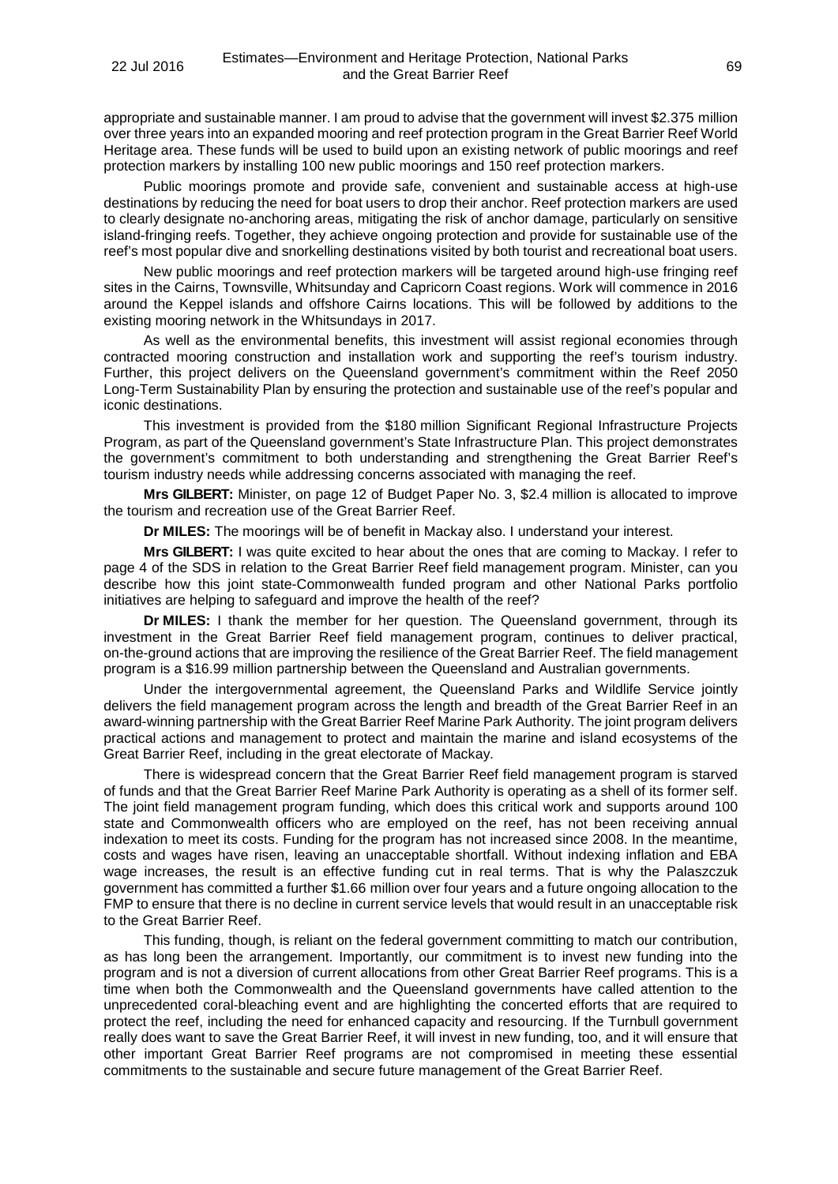appropriate and sustainable manner. I am proud to advise that the government will invest $2.375 million over three years into an expanded mooring and reef protection program in the Great Barrier Reef World Heritage area. These funds will be used to build upon an existing network of public moorings and reef protection markers by installing 100 new public moorings and 150 reef protection markers.

Public moorings promote and provide safe, convenient and sustainable access at high-use destinations by reducing the need for boat users to drop their anchor. Reef protection markers are used to clearly designate no-anchoring areas, mitigating the risk of anchor damage, particularly on sensitive island-fringing reefs. Together, they achieve ongoing protection and provide for sustainable use of the reef's most popular dive and snorkelling destinations visited by both tourist and recreational boat users.

New public moorings and reef protection markers will be targeted around high-use fringing reef sites in the Cairns, Townsville, Whitsunday and Capricorn Coast regions. Work will commence in 2016 around the Keppel islands and offshore Cairns locations. This will be followed by additions to the existing mooring network in the Whitsundays in 2017.

As well as the environmental benefits, this investment will assist regional economies through contracted mooring construction and installation work and supporting the reef's tourism industry. Further, this project delivers on the Queensland government's commitment within the Reef 2050 Long-Term Sustainability Plan by ensuring the protection and sustainable use of the reef's popular and iconic destinations.

This investment is provided from the $180 million Significant Regional Infrastructure Projects Program, as part of the Queensland government's State Infrastructure Plan. This project demonstrates the government's commitment to both understanding and strengthening the Great Barrier Reef's tourism industry needs while addressing concerns associated with managing the reef.

**Mrs GILBERT:** Minister, on page 12 of Budget Paper No. 3, $2.4 million is allocated to improve the tourism and recreation use of the Great Barrier Reef.

**Dr MILES:** The moorings will be of benefit in Mackay also. I understand your interest.

**Mrs GILBERT:** I was quite excited to hear about the ones that are coming to Mackay. I refer to page 4 of the SDS in relation to the Great Barrier Reef field management program. Minister, can you describe how this joint state-Commonwealth funded program and other National Parks portfolio initiatives are helping to safeguard and improve the health of the reef?

**Dr MILES:** I thank the member for her question. The Queensland government, through its investment in the Great Barrier Reef field management program, continues to deliver practical, on-the-ground actions that are improving the resilience of the Great Barrier Reef. The field management program is a $16.99 million partnership between the Queensland and Australian governments.

Under the intergovernmental agreement, the Queensland Parks and Wildlife Service jointly delivers the field management program across the length and breadth of the Great Barrier Reef in an award-winning partnership with the Great Barrier Reef Marine Park Authority. The joint program delivers practical actions and management to protect and maintain the marine and island ecosystems of the Great Barrier Reef, including in the great electorate of Mackay.

There is widespread concern that the Great Barrier Reef field management program is starved of funds and that the Great Barrier Reef Marine Park Authority is operating as a shell of its former self. The joint field management program funding, which does this critical work and supports around 100 state and Commonwealth officers who are employed on the reef, has not been receiving annual indexation to meet its costs. Funding for the program has not increased since 2008. In the meantime, costs and wages have risen, leaving an unacceptable shortfall. Without indexing inflation and EBA wage increases, the result is an effective funding cut in real terms. That is why the Palaszczuk government has committed a further $1.66 million over four years and a future ongoing allocation to the FMP to ensure that there is no decline in current service levels that would result in an unacceptable risk to the Great Barrier Reef.

This funding, though, is reliant on the federal government committing to match our contribution, as has long been the arrangement. Importantly, our commitment is to invest new funding into the program and is not a diversion of current allocations from other Great Barrier Reef programs. This is a time when both the Commonwealth and the Queensland governments have called attention to the unprecedented coral-bleaching event and are highlighting the concerted efforts that are required to protect the reef, including the need for enhanced capacity and resourcing. If the Turnbull government really does want to save the Great Barrier Reef, it will invest in new funding, too, and it will ensure that other important Great Barrier Reef programs are not compromised in meeting these essential commitments to the sustainable and secure future management of the Great Barrier Reef.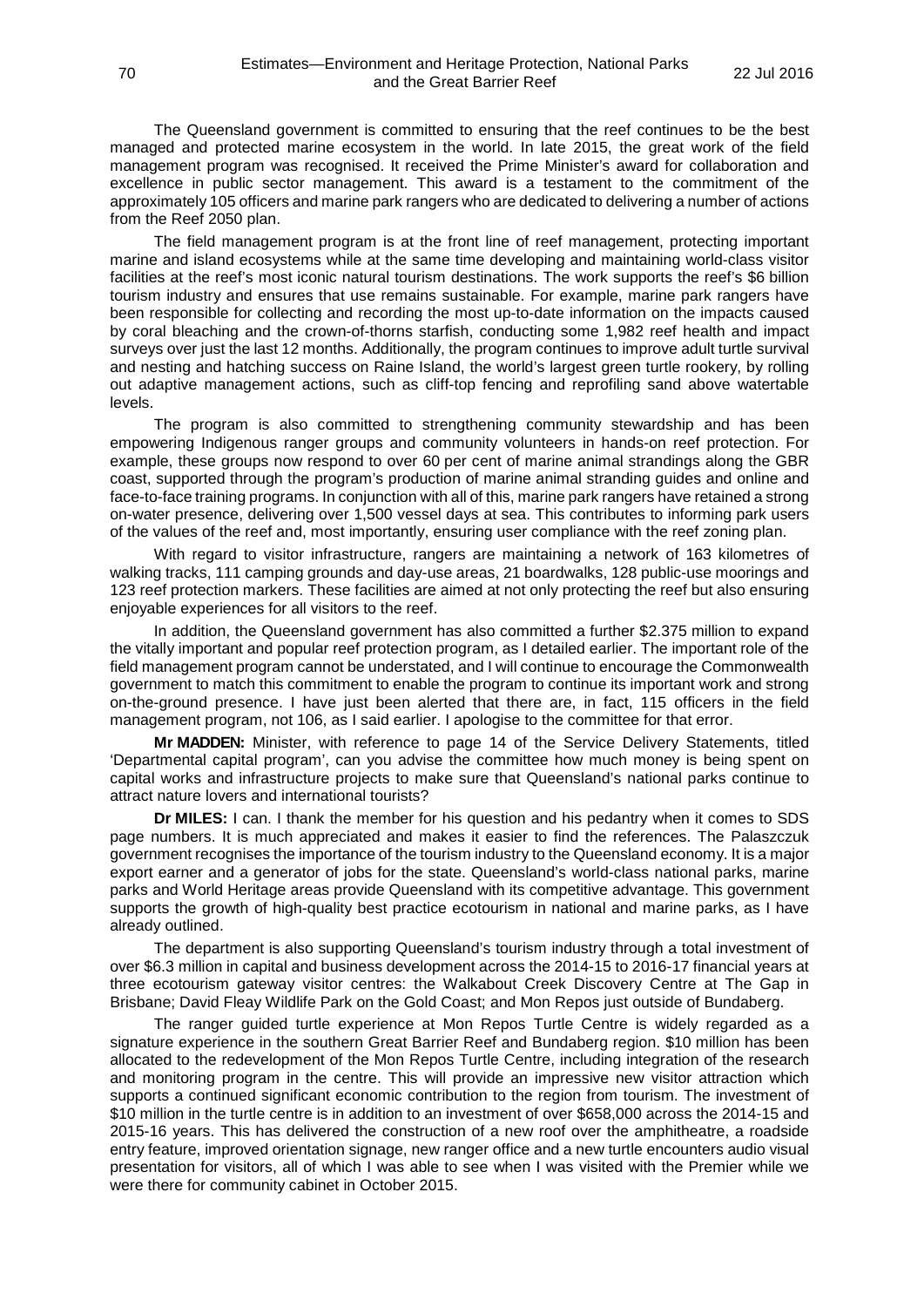The Queensland government is committed to ensuring that the reef continues to be the best managed and protected marine ecosystem in the world. In late 2015, the great work of the field management program was recognised. It received the Prime Minister's award for collaboration and excellence in public sector management. This award is a testament to the commitment of the approximately 105 officers and marine park rangers who are dedicated to delivering a number of actions from the Reef 2050 plan.

The field management program is at the front line of reef management, protecting important marine and island ecosystems while at the same time developing and maintaining world-class visitor facilities at the reef's most iconic natural tourism destinations. The work supports the reef's $6 billion tourism industry and ensures that use remains sustainable. For example, marine park rangers have been responsible for collecting and recording the most up-to-date information on the impacts caused by coral bleaching and the crown-of-thorns starfish, conducting some 1,982 reef health and impact surveys over just the last 12 months. Additionally, the program continues to improve adult turtle survival and nesting and hatching success on Raine Island, the world's largest green turtle rookery, by rolling out adaptive management actions, such as cliff-top fencing and reprofiling sand above watertable levels.

The program is also committed to strengthening community stewardship and has been empowering Indigenous ranger groups and community volunteers in hands-on reef protection. For example, these groups now respond to over 60 per cent of marine animal strandings along the GBR coast, supported through the program's production of marine animal stranding guides and online and face-to-face training programs. In conjunction with all of this, marine park rangers have retained a strong on-water presence, delivering over 1,500 vessel days at sea. This contributes to informing park users of the values of the reef and, most importantly, ensuring user compliance with the reef zoning plan.

With regard to visitor infrastructure, rangers are maintaining a network of 163 kilometres of walking tracks, 111 camping grounds and day-use areas, 21 boardwalks, 128 public-use moorings and 123 reef protection markers. These facilities are aimed at not only protecting the reef but also ensuring enjoyable experiences for all visitors to the reef.

In addition, the Queensland government has also committed a further $2.375 million to expand the vitally important and popular reef protection program, as I detailed earlier. The important role of the field management program cannot be understated, and I will continue to encourage the Commonwealth government to match this commitment to enable the program to continue its important work and strong on-the-ground presence. I have just been alerted that there are, in fact, 115 officers in the field management program, not 106, as I said earlier. I apologise to the committee for that error.

**Mr MADDEN:** Minister, with reference to page 14 of the Service Delivery Statements, titled 'Departmental capital program', can you advise the committee how much money is being spent on capital works and infrastructure projects to make sure that Queensland's national parks continue to attract nature lovers and international tourists?

**Dr MILES:** I can. I thank the member for his question and his pedantry when it comes to SDS page numbers. It is much appreciated and makes it easier to find the references. The Palaszczuk government recognises the importance of the tourism industry to the Queensland economy. It is a major export earner and a generator of jobs for the state. Queensland's world-class national parks, marine parks and World Heritage areas provide Queensland with its competitive advantage. This government supports the growth of high-quality best practice ecotourism in national and marine parks, as I have already outlined.

The department is also supporting Queensland's tourism industry through a total investment of over $6.3 million in capital and business development across the 2014-15 to 2016-17 financial years at three ecotourism gateway visitor centres: the Walkabout Creek Discovery Centre at The Gap in Brisbane; David Fleay Wildlife Park on the Gold Coast; and Mon Repos just outside of Bundaberg.

The ranger guided turtle experience at Mon Repos Turtle Centre is widely regarded as a signature experience in the southern Great Barrier Reef and Bundaberg region. $10 million has been allocated to the redevelopment of the Mon Repos Turtle Centre, including integration of the research and monitoring program in the centre. This will provide an impressive new visitor attraction which supports a continued significant economic contribution to the region from tourism. The investment of $10 million in the turtle centre is in addition to an investment of over $658,000 across the 2014-15 and 2015-16 years. This has delivered the construction of a new roof over the amphitheatre, a roadside entry feature, improved orientation signage, new ranger office and a new turtle encounters audio visual presentation for visitors, all of which I was able to see when I was visited with the Premier while we were there for community cabinet in October 2015.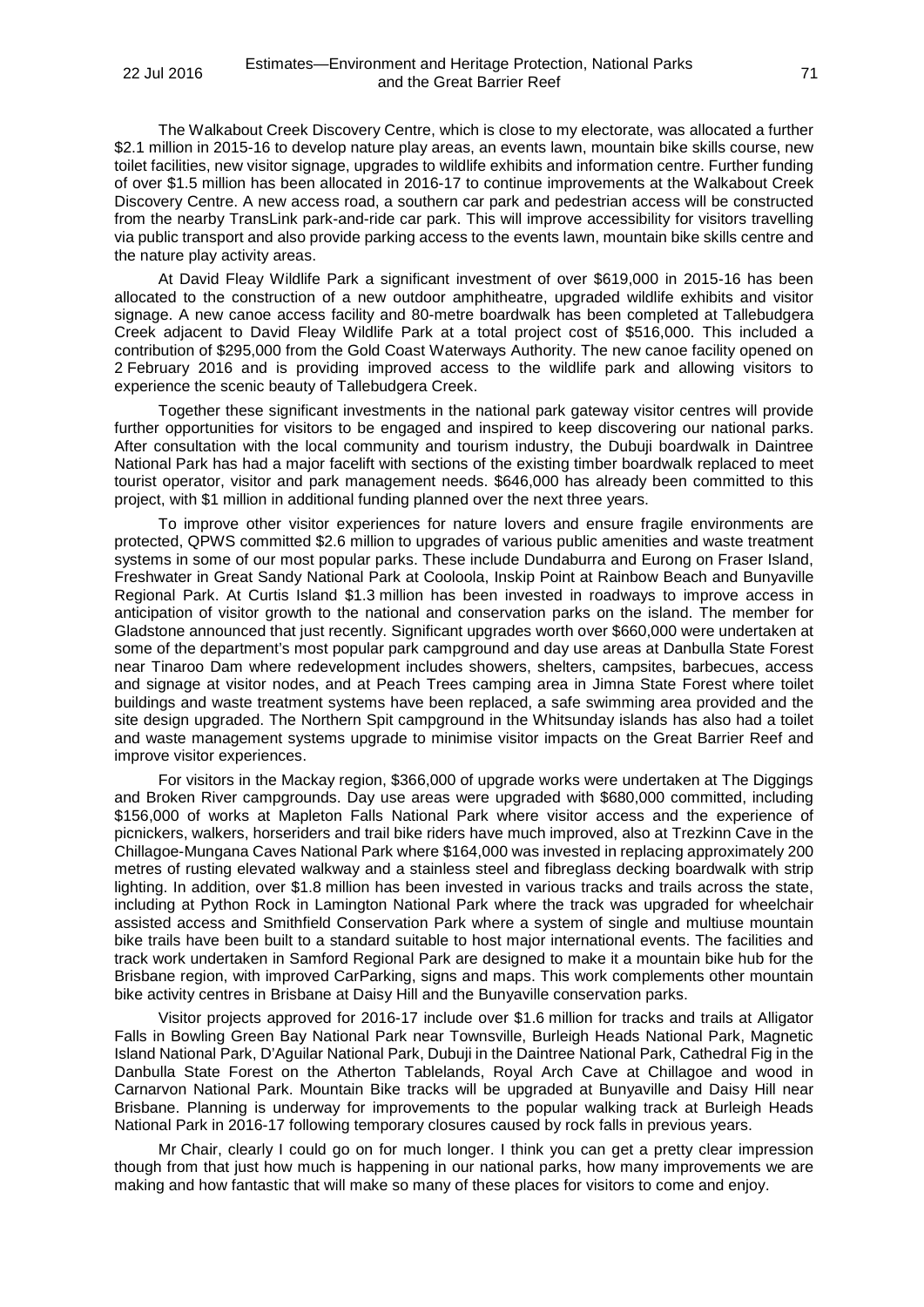The Walkabout Creek Discovery Centre, which is close to my electorate, was allocated a further $2.1 million in 2015-16 to develop nature play areas, an events lawn, mountain bike skills course, new toilet facilities, new visitor signage, upgrades to wildlife exhibits and information centre. Further funding of over $1.5 million has been allocated in 2016-17 to continue improvements at the Walkabout Creek Discovery Centre. A new access road, a southern car park and pedestrian access will be constructed from the nearby TransLink park-and-ride car park. This will improve accessibility for visitors travelling via public transport and also provide parking access to the events lawn, mountain bike skills centre and the nature play activity areas.

At David Fleay Wildlife Park a significant investment of over $619,000 in 2015-16 has been allocated to the construction of a new outdoor amphitheatre, upgraded wildlife exhibits and visitor signage. A new canoe access facility and 80-metre boardwalk has been completed at Tallebudgera Creek adjacent to David Fleay Wildlife Park at a total project cost of $516,000. This included a contribution of $295,000 from the Gold Coast Waterways Authority. The new canoe facility opened on 2 February 2016 and is providing improved access to the wildlife park and allowing visitors to experience the scenic beauty of Tallebudgera Creek.

Together these significant investments in the national park gateway visitor centres will provide further opportunities for visitors to be engaged and inspired to keep discovering our national parks. After consultation with the local community and tourism industry, the Dubuji boardwalk in Daintree National Park has had a major facelift with sections of the existing timber boardwalk replaced to meet tourist operator, visitor and park management needs. $646,000 has already been committed to this project, with $1 million in additional funding planned over the next three years.

To improve other visitor experiences for nature lovers and ensure fragile environments are protected, QPWS committed $2.6 million to upgrades of various public amenities and waste treatment systems in some of our most popular parks. These include Dundaburra and Eurong on Fraser Island, Freshwater in Great Sandy National Park at Cooloola, Inskip Point at Rainbow Beach and Bunyaville Regional Park. At Curtis Island $1.3 million has been invested in roadways to improve access in anticipation of visitor growth to the national and conservation parks on the island. The member for Gladstone announced that just recently. Significant upgrades worth over $660,000 were undertaken at some of the department's most popular park campground and day use areas at Danbulla State Forest near Tinaroo Dam where redevelopment includes showers, shelters, campsites, barbecues, access and signage at visitor nodes, and at Peach Trees camping area in Jimna State Forest where toilet buildings and waste treatment systems have been replaced, a safe swimming area provided and the site design upgraded. The Northern Spit campground in the Whitsunday islands has also had a toilet and waste management systems upgrade to minimise visitor impacts on the Great Barrier Reef and improve visitor experiences.

For visitors in the Mackay region, $366,000 of upgrade works were undertaken at The Diggings and Broken River campgrounds. Day use areas were upgraded with $680,000 committed, including $156,000 of works at Mapleton Falls National Park where visitor access and the experience of picnickers, walkers, horseriders and trail bike riders have much improved, also at Trezkinn Cave in the Chillagoe-Mungana Caves National Park where $164,000 was invested in replacing approximately 200 metres of rusting elevated walkway and a stainless steel and fibreglass decking boardwalk with strip lighting. In addition, over $1.8 million has been invested in various tracks and trails across the state, including at Python Rock in Lamington National Park where the track was upgraded for wheelchair assisted access and Smithfield Conservation Park where a system of single and multiuse mountain bike trails have been built to a standard suitable to host major international events. The facilities and track work undertaken in Samford Regional Park are designed to make it a mountain bike hub for the Brisbane region, with improved CarParking, signs and maps. This work complements other mountain bike activity centres in Brisbane at Daisy Hill and the Bunyaville conservation parks.

Visitor projects approved for 2016-17 include over $1.6 million for tracks and trails at Alligator Falls in Bowling Green Bay National Park near Townsville, Burleigh Heads National Park, Magnetic Island National Park, D'Aguilar National Park, Dubuji in the Daintree National Park, Cathedral Fig in the Danbulla State Forest on the Atherton Tablelands, Royal Arch Cave at Chillagoe and wood in Carnarvon National Park. Mountain Bike tracks will be upgraded at Bunyaville and Daisy Hill near Brisbane. Planning is underway for improvements to the popular walking track at Burleigh Heads National Park in 2016-17 following temporary closures caused by rock falls in previous years.

Mr Chair, clearly I could go on for much longer. I think you can get a pretty clear impression though from that just how much is happening in our national parks, how many improvements we are making and how fantastic that will make so many of these places for visitors to come and enjoy.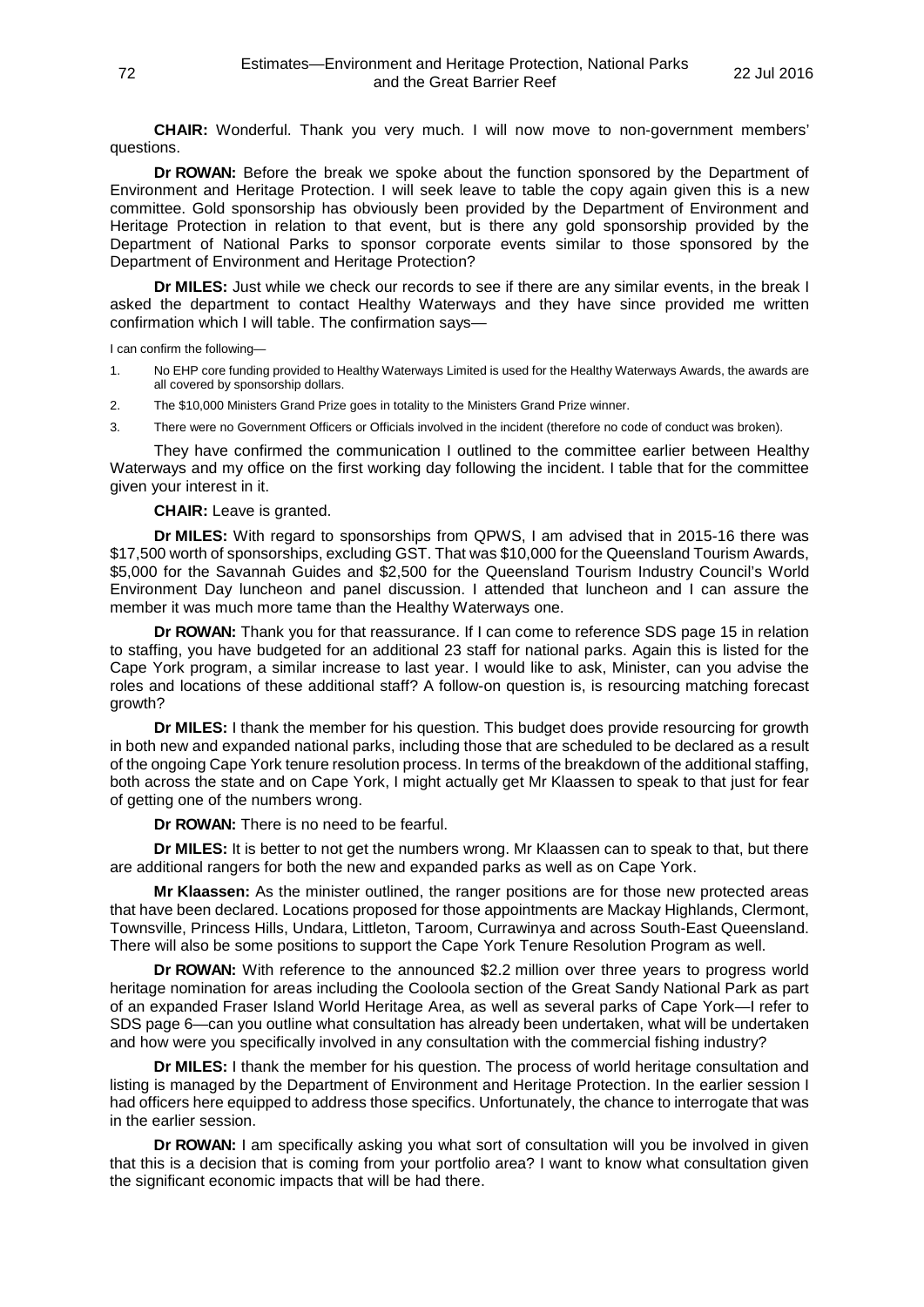**CHAIR:** Wonderful. Thank you very much. I will now move to non-government members' questions.

**Dr ROWAN:** Before the break we spoke about the function sponsored by the Department of Environment and Heritage Protection. I will seek leave to table the copy again given this is a new committee. Gold sponsorship has obviously been provided by the Department of Environment and Heritage Protection in relation to that event, but is there any gold sponsorship provided by the Department of National Parks to sponsor corporate events similar to those sponsored by the Department of Environment and Heritage Protection?

**Dr MILES:** Just while we check our records to see if there are any similar events, in the break I asked the department to contact Healthy Waterways and they have since provided me written confirmation which I will table. The confirmation says—

I can confirm the following—

1. No EHP core funding provided to Healthy Waterways Limited is used for the Healthy Waterways Awards, the awards are all covered by sponsorship dollars.
2. The $10,000 Ministers Grand Prize goes in totality to the Ministers Grand Prize winner.
3. There were no Government Officers or Officials involved in the incident (therefore no code of conduct was broken).

They have confirmed the communication I outlined to the committee earlier between Healthy Waterways and my office on the first working day following the incident. I table that for the committee given your interest in it.

**CHAIR:** Leave is granted.

**Dr MILES:** With regard to sponsorships from QPWS, I am advised that in 2015-16 there was $17,500 worth of sponsorships, excluding GST. That was $10,000 for the Queensland Tourism Awards, $5,000 for the Savannah Guides and $2,500 for the Queensland Tourism Industry Council's World Environment Day luncheon and panel discussion. I attended that luncheon and I can assure the member it was much more tame than the Healthy Waterways one.

**Dr ROWAN:** Thank you for that reassurance. If I can come to reference SDS page 15 in relation to staffing, you have budgeted for an additional 23 staff for national parks. Again this is listed for the Cape York program, a similar increase to last year. I would like to ask, Minister, can you advise the roles and locations of these additional staff? A follow-on question is, is resourcing matching forecast growth?

**Dr MILES:** I thank the member for his question. This budget does provide resourcing for growth in both new and expanded national parks, including those that are scheduled to be declared as a result of the ongoing Cape York tenure resolution process. In terms of the breakdown of the additional staffing, both across the state and on Cape York, I might actually get Mr Klaassen to speak to that just for fear of getting one of the numbers wrong.

**Dr ROWAN:** There is no need to be fearful.

**Dr MILES:** It is better to not get the numbers wrong. Mr Klaassen can to speak to that, but there are additional rangers for both the new and expanded parks as well as on Cape York.

**Mr Klaassen:** As the minister outlined, the ranger positions are for those new protected areas that have been declared. Locations proposed for those appointments are Mackay Highlands, Clermont, Townsville, Princess Hills, Undara, Littleton, Taroom, Currawinya and across South-East Queensland. There will also be some positions to support the Cape York Tenure Resolution Program as well.

**Dr ROWAN:** With reference to the announced $2.2 million over three years to progress world heritage nomination for areas including the Cooloola section of the Great Sandy National Park as part of an expanded Fraser Island World Heritage Area, as well as several parks of Cape York—I refer to SDS page 6—can you outline what consultation has already been undertaken, what will be undertaken and how were you specifically involved in any consultation with the commercial fishing industry?

**Dr MILES:** I thank the member for his question. The process of world heritage consultation and listing is managed by the Department of Environment and Heritage Protection. In the earlier session I had officers here equipped to address those specifics. Unfortunately, the chance to interrogate that was in the earlier session.

**Dr ROWAN:** I am specifically asking you what sort of consultation will you be involved in given that this is a decision that is coming from your portfolio area? I want to know what consultation given the significant economic impacts that will be had there.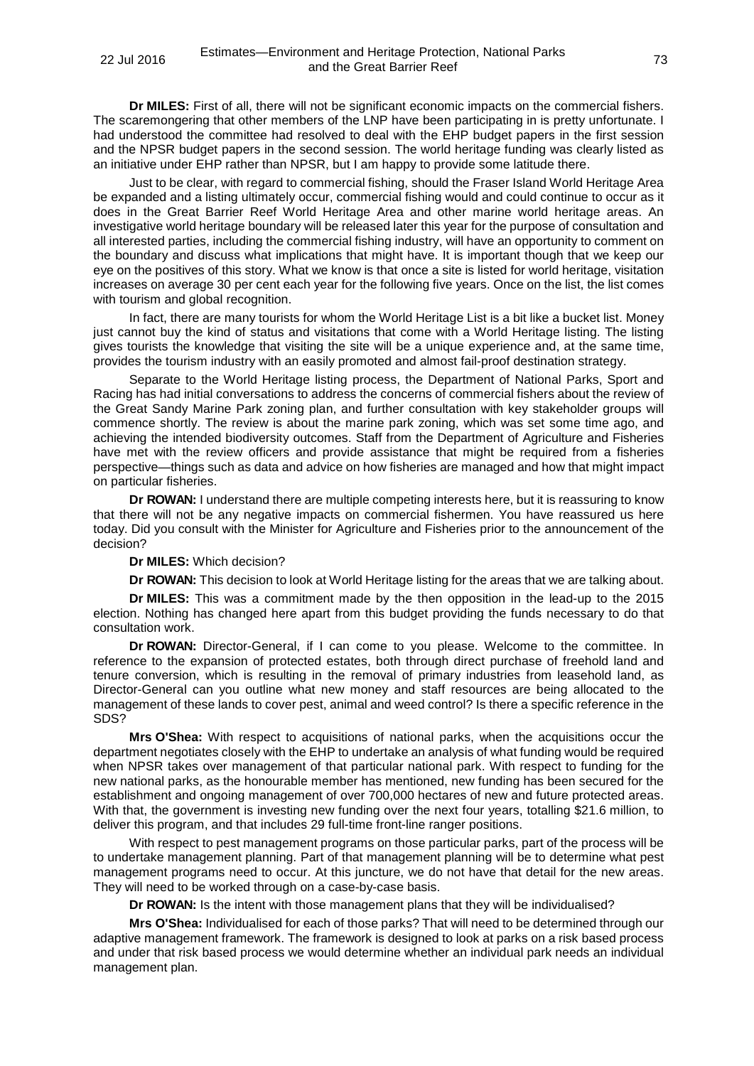**Dr MILES:** First of all, there will not be significant economic impacts on the commercial fishers. The scaremongering that other members of the LNP have been participating in is pretty unfortunate. I had understood the committee had resolved to deal with the EHP budget papers in the first session and the NPSR budget papers in the second session. The world heritage funding was clearly listed as an initiative under EHP rather than NPSR, but I am happy to provide some latitude there.

Just to be clear, with regard to commercial fishing, should the Fraser Island World Heritage Area be expanded and a listing ultimately occur, commercial fishing would and could continue to occur as it does in the Great Barrier Reef World Heritage Area and other marine world heritage areas. An investigative world heritage boundary will be released later this year for the purpose of consultation and all interested parties, including the commercial fishing industry, will have an opportunity to comment on the boundary and discuss what implications that might have. It is important though that we keep our eye on the positives of this story. What we know is that once a site is listed for world heritage, visitation increases on average 30 per cent each year for the following five years. Once on the list, the list comes with tourism and global recognition.

In fact, there are many tourists for whom the World Heritage List is a bit like a bucket list. Money just cannot buy the kind of status and visitations that come with a World Heritage listing. The listing gives tourists the knowledge that visiting the site will be a unique experience and, at the same time, provides the tourism industry with an easily promoted and almost fail-proof destination strategy.

Separate to the World Heritage listing process, the Department of National Parks, Sport and Racing has had initial conversations to address the concerns of commercial fishers about the review of the Great Sandy Marine Park zoning plan, and further consultation with key stakeholder groups will commence shortly. The review is about the marine park zoning, which was set some time ago, and achieving the intended biodiversity outcomes. Staff from the Department of Agriculture and Fisheries have met with the review officers and provide assistance that might be required from a fisheries perspective—things such as data and advice on how fisheries are managed and how that might impact on particular fisheries.

**Dr ROWAN:** I understand there are multiple competing interests here, but it is reassuring to know that there will not be any negative impacts on commercial fishermen. You have reassured us here today. Did you consult with the Minister for Agriculture and Fisheries prior to the announcement of the decision?

**Dr MILES:** Which decision?

**Dr ROWAN:** This decision to look at World Heritage listing for the areas that we are talking about.

**Dr MILES:** This was a commitment made by the then opposition in the lead-up to the 2015 election. Nothing has changed here apart from this budget providing the funds necessary to do that consultation work.

**Dr ROWAN:** Director-General, if I can come to you please. Welcome to the committee. In reference to the expansion of protected estates, both through direct purchase of freehold land and tenure conversion, which is resulting in the removal of primary industries from leasehold land, as Director-General can you outline what new money and staff resources are being allocated to the management of these lands to cover pest, animal and weed control? Is there a specific reference in the SDS?

**Mrs O'Shea:** With respect to acquisitions of national parks, when the acquisitions occur the department negotiates closely with the EHP to undertake an analysis of what funding would be required when NPSR takes over management of that particular national park. With respect to funding for the new national parks, as the honourable member has mentioned, new funding has been secured for the establishment and ongoing management of over 700,000 hectares of new and future protected areas. With that, the government is investing new funding over the next four years, totalling $21.6 million, to deliver this program, and that includes 29 full-time front-line ranger positions.

With respect to pest management programs on those particular parks, part of the process will be to undertake management planning. Part of that management planning will be to determine what pest management programs need to occur. At this juncture, we do not have that detail for the new areas. They will need to be worked through on a case-by-case basis.

**Dr ROWAN:** Is the intent with those management plans that they will be individualised?

**Mrs O'Shea:** Individualised for each of those parks? That will need to be determined through our adaptive management framework. The framework is designed to look at parks on a risk based process and under that risk based process we would determine whether an individual park needs an individual management plan.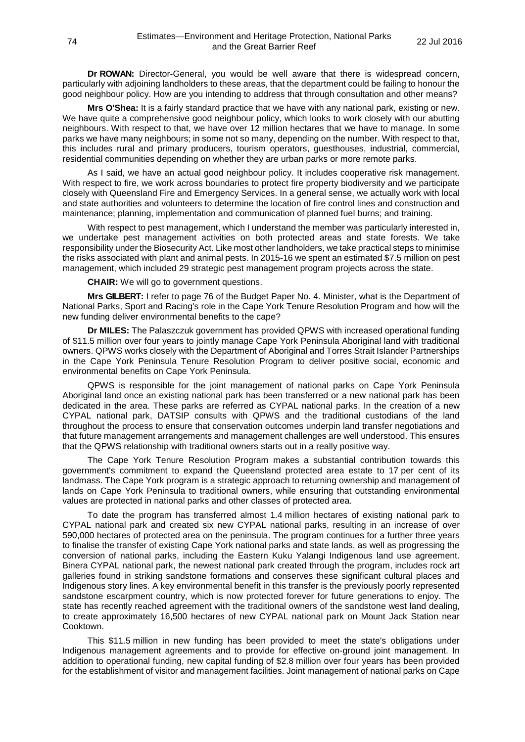**Dr ROWAN:** Director-General, you would be well aware that there is widespread concern, particularly with adjoining landholders to these areas, that the department could be failing to honour the good neighbour policy. How are you intending to address that through consultation and other means?

**Mrs O'Shea:** It is a fairly standard practice that we have with any national park, existing or new. We have quite a comprehensive good neighbour policy, which looks to work closely with our abutting neighbours. With respect to that, we have over 12 million hectares that we have to manage. In some parks we have many neighbours; in some not so many, depending on the number. With respect to that, this includes rural and primary producers, tourism operators, guesthouses, industrial, commercial, residential communities depending on whether they are urban parks or more remote parks.

As I said, we have an actual good neighbour policy. It includes cooperative risk management. With respect to fire, we work across boundaries to protect fire property biodiversity and we participate closely with Queensland Fire and Emergency Services. In a general sense, we actually work with local and state authorities and volunteers to determine the location of fire control lines and construction and maintenance; planning, implementation and communication of planned fuel burns; and training.

With respect to pest management, which I understand the member was particularly interested in, we undertake pest management activities on both protected areas and state forests. We take responsibility under the Biosecurity Act. Like most other landholders, we take practical steps to minimise the risks associated with plant and animal pests. In 2015-16 we spent an estimated $7.5 million on pest management, which included 29 strategic pest management program projects across the state.

**CHAIR:** We will go to government questions.

**Mrs GILBERT:** I refer to page 76 of the Budget Paper No. 4. Minister, what is the Department of National Parks, Sport and Racing's role in the Cape York Tenure Resolution Program and how will the new funding deliver environmental benefits to the cape?

**Dr MILES:** The Palaszczuk government has provided QPWS with increased operational funding of $11.5 million over four years to jointly manage Cape York Peninsula Aboriginal land with traditional owners. QPWS works closely with the Department of Aboriginal and Torres Strait Islander Partnerships in the Cape York Peninsula Tenure Resolution Program to deliver positive social, economic and environmental benefits on Cape York Peninsula.

QPWS is responsible for the joint management of national parks on Cape York Peninsula Aboriginal land once an existing national park has been transferred or a new national park has been dedicated in the area. These parks are referred as CYPAL national parks. In the creation of a new CYPAL national park, DATSIP consults with QPWS and the traditional custodians of the land throughout the process to ensure that conservation outcomes underpin land transfer negotiations and that future management arrangements and management challenges are well understood. This ensures that the QPWS relationship with traditional owners starts out in a really positive way.

The Cape York Tenure Resolution Program makes a substantial contribution towards this government's commitment to expand the Queensland protected area estate to 17 per cent of its landmass. The Cape York program is a strategic approach to returning ownership and management of lands on Cape York Peninsula to traditional owners, while ensuring that outstanding environmental values are protected in national parks and other classes of protected area.

To date the program has transferred almost 1.4 million hectares of existing national park to CYPAL national park and created six new CYPAL national parks, resulting in an increase of over 590,000 hectares of protected area on the peninsula. The program continues for a further three years to finalise the transfer of existing Cape York national parks and state lands, as well as progressing the conversion of national parks, including the Eastern Kuku Yalangi Indigenous land use agreement. Binera CYPAL national park, the newest national park created through the program, includes rock art galleries found in striking sandstone formations and conserves these significant cultural places and Indigenous story lines. A key environmental benefit in this transfer is the previously poorly represented sandstone escarpment country, which is now protected forever for future generations to enjoy. The state has recently reached agreement with the traditional owners of the sandstone west land dealing, to create approximately 16,500 hectares of new CYPAL national park on Mount Jack Station near Cooktown.

This $11.5 million in new funding has been provided to meet the state's obligations under Indigenous management agreements and to provide for effective on-ground joint management. In addition to operational funding, new capital funding of $2.8 million over four years has been provided for the establishment of visitor and management facilities. Joint management of national parks on Cape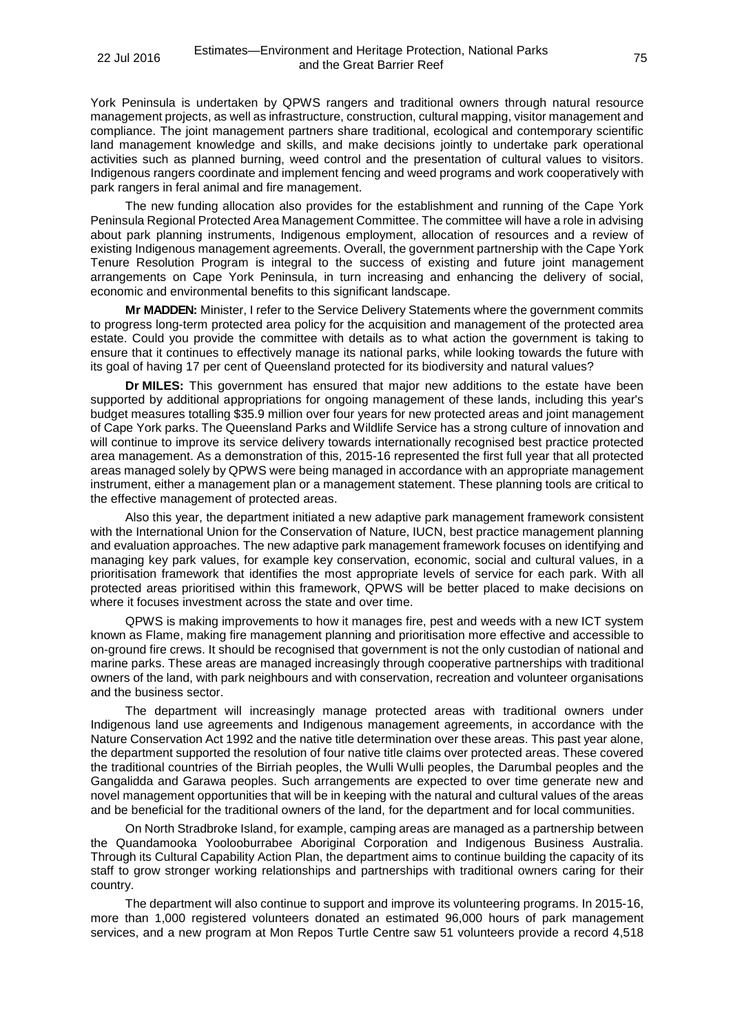York Peninsula is undertaken by QPWS rangers and traditional owners through natural resource management projects, as well as infrastructure, construction, cultural mapping, visitor management and compliance. The joint management partners share traditional, ecological and contemporary scientific land management knowledge and skills, and make decisions jointly to undertake park operational activities such as planned burning, weed control and the presentation of cultural values to visitors. Indigenous rangers coordinate and implement fencing and weed programs and work cooperatively with park rangers in feral animal and fire management.

The new funding allocation also provides for the establishment and running of the Cape York Peninsula Regional Protected Area Management Committee. The committee will have a role in advising about park planning instruments, Indigenous employment, allocation of resources and a review of existing Indigenous management agreements. Overall, the government partnership with the Cape York Tenure Resolution Program is integral to the success of existing and future joint management arrangements on Cape York Peninsula, in turn increasing and enhancing the delivery of social, economic and environmental benefits to this significant landscape.

**Mr MADDEN:** Minister, I refer to the Service Delivery Statements where the government commits to progress long-term protected area policy for the acquisition and management of the protected area estate. Could you provide the committee with details as to what action the government is taking to ensure that it continues to effectively manage its national parks, while looking towards the future with its goal of having 17 per cent of Queensland protected for its biodiversity and natural values?

**Dr MILES:** This government has ensured that major new additions to the estate have been supported by additional appropriations for ongoing management of these lands, including this year's budget measures totalling $35.9 million over four years for new protected areas and joint management of Cape York parks. The Queensland Parks and Wildlife Service has a strong culture of innovation and will continue to improve its service delivery towards internationally recognised best practice protected area management. As a demonstration of this, 2015-16 represented the first full year that all protected areas managed solely by QPWS were being managed in accordance with an appropriate management instrument, either a management plan or a management statement. These planning tools are critical to the effective management of protected areas.

Also this year, the department initiated a new adaptive park management framework consistent with the International Union for the Conservation of Nature, IUCN, best practice management planning and evaluation approaches. The new adaptive park management framework focuses on identifying and managing key park values, for example key conservation, economic, social and cultural values, in a prioritisation framework that identifies the most appropriate levels of service for each park. With all protected areas prioritised within this framework, QPWS will be better placed to make decisions on where it focuses investment across the state and over time.

QPWS is making improvements to how it manages fire, pest and weeds with a new ICT system known as Flame, making fire management planning and prioritisation more effective and accessible to on-ground fire crews. It should be recognised that government is not the only custodian of national and marine parks. These areas are managed increasingly through cooperative partnerships with traditional owners of the land, with park neighbours and with conservation, recreation and volunteer organisations and the business sector.

The department will increasingly manage protected areas with traditional owners under Indigenous land use agreements and Indigenous management agreements, in accordance with the Nature Conservation Act 1992 and the native title determination over these areas. This past year alone, the department supported the resolution of four native title claims over protected areas. These covered the traditional countries of the Birriah peoples, the Wulli Wulli peoples, the Darumbal peoples and the Gangalidda and Garawa peoples. Such arrangements are expected to over time generate new and novel management opportunities that will be in keeping with the natural and cultural values of the areas and be beneficial for the traditional owners of the land, for the department and for local communities.

On North Stradbroke Island, for example, camping areas are managed as a partnership between the Quandamooka Yoolooburrabee Aboriginal Corporation and Indigenous Business Australia. Through its Cultural Capability Action Plan, the department aims to continue building the capacity of its staff to grow stronger working relationships and partnerships with traditional owners caring for their country.

The department will also continue to support and improve its volunteering programs. In 2015-16, more than 1,000 registered volunteers donated an estimated 96,000 hours of park management services, and a new program at Mon Repos Turtle Centre saw 51 volunteers provide a record 4,518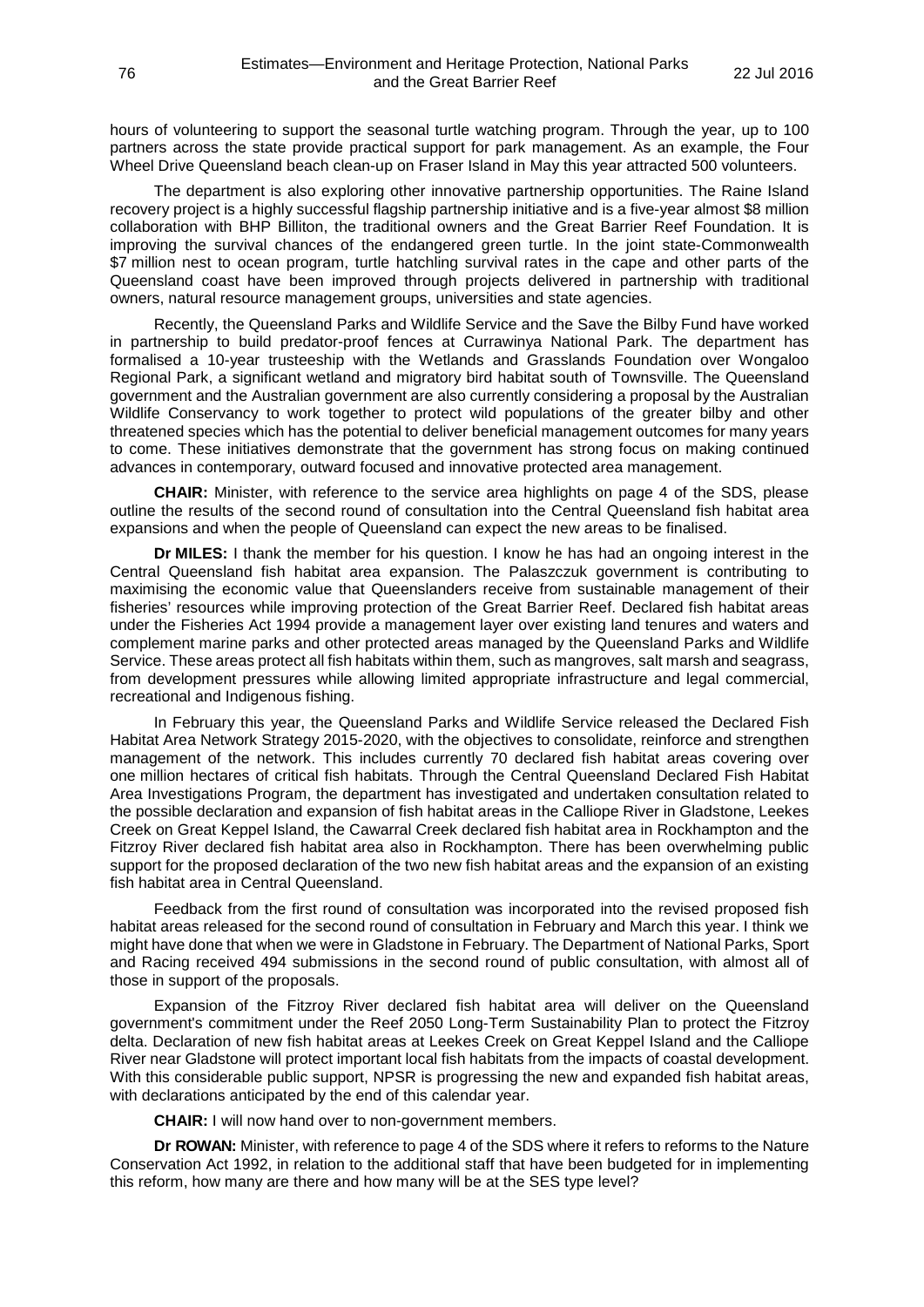hours of volunteering to support the seasonal turtle watching program. Through the year, up to 100 partners across the state provide practical support for park management. As an example, the Four Wheel Drive Queensland beach clean-up on Fraser Island in May this year attracted 500 volunteers.

The department is also exploring other innovative partnership opportunities. The Raine Island recovery project is a highly successful flagship partnership initiative and is a five-year almost $8 million collaboration with BHP Billiton, the traditional owners and the Great Barrier Reef Foundation. It is improving the survival chances of the endangered green turtle. In the joint state-Commonwealth $7 million nest to ocean program, turtle hatchling survival rates in the cape and other parts of the Queensland coast have been improved through projects delivered in partnership with traditional owners, natural resource management groups, universities and state agencies.

Recently, the Queensland Parks and Wildlife Service and the Save the Bilby Fund have worked in partnership to build predator-proof fences at Currawinya National Park. The department has formalised a 10-year trusteeship with the Wetlands and Grasslands Foundation over Wongaloo Regional Park, a significant wetland and migratory bird habitat south of Townsville. The Queensland government and the Australian government are also currently considering a proposal by the Australian Wildlife Conservancy to work together to protect wild populations of the greater bilby and other threatened species which has the potential to deliver beneficial management outcomes for many years to come. These initiatives demonstrate that the government has strong focus on making continued advances in contemporary, outward focused and innovative protected area management.

**CHAIR:** Minister, with reference to the service area highlights on page 4 of the SDS, please outline the results of the second round of consultation into the Central Queensland fish habitat area expansions and when the people of Queensland can expect the new areas to be finalised.

**Dr MILES:** I thank the member for his question. I know he has had an ongoing interest in the Central Queensland fish habitat area expansion. The Palaszczuk government is contributing to maximising the economic value that Queenslanders receive from sustainable management of their fisheries' resources while improving protection of the Great Barrier Reef. Declared fish habitat areas under the Fisheries Act 1994 provide a management layer over existing land tenures and waters and complement marine parks and other protected areas managed by the Queensland Parks and Wildlife Service. These areas protect all fish habitats within them, such as mangroves, salt marsh and seagrass, from development pressures while allowing limited appropriate infrastructure and legal commercial, recreational and Indigenous fishing.

In February this year, the Queensland Parks and Wildlife Service released the Declared Fish Habitat Area Network Strategy 2015-2020, with the objectives to consolidate, reinforce and strengthen management of the network. This includes currently 70 declared fish habitat areas covering over one million hectares of critical fish habitats. Through the Central Queensland Declared Fish Habitat Area Investigations Program, the department has investigated and undertaken consultation related to the possible declaration and expansion of fish habitat areas in the Calliope River in Gladstone, Leekes Creek on Great Keppel Island, the Cawarral Creek declared fish habitat area in Rockhampton and the Fitzroy River declared fish habitat area also in Rockhampton. There has been overwhelming public support for the proposed declaration of the two new fish habitat areas and the expansion of an existing fish habitat area in Central Queensland.

Feedback from the first round of consultation was incorporated into the revised proposed fish habitat areas released for the second round of consultation in February and March this year. I think we might have done that when we were in Gladstone in February. The Department of National Parks, Sport and Racing received 494 submissions in the second round of public consultation, with almost all of those in support of the proposals.

Expansion of the Fitzroy River declared fish habitat area will deliver on the Queensland government's commitment under the Reef 2050 Long-Term Sustainability Plan to protect the Fitzroy delta. Declaration of new fish habitat areas at Leekes Creek on Great Keppel Island and the Calliope River near Gladstone will protect important local fish habitats from the impacts of coastal development. With this considerable public support, NPSR is progressing the new and expanded fish habitat areas, with declarations anticipated by the end of this calendar year.

**CHAIR:** I will now hand over to non-government members.

**Dr ROWAN:** Minister, with reference to page 4 of the SDS where it refers to reforms to the Nature Conservation Act 1992, in relation to the additional staff that have been budgeted for in implementing this reform, how many are there and how many will be at the SES type level?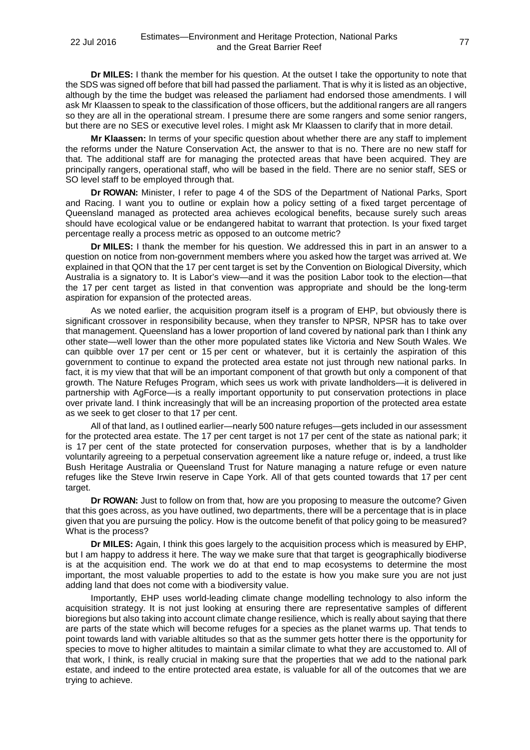**Dr MILES:** I thank the member for his question. At the outset I take the opportunity to note that the SDS was signed off before that bill had passed the parliament. That is why it is listed as an objective, although by the time the budget was released the parliament had endorsed those amendments. I will ask Mr Klaassen to speak to the classification of those officers, but the additional rangers are all rangers so they are all in the operational stream. I presume there are some rangers and some senior rangers, but there are no SES or executive level roles. I might ask Mr Klaassen to clarify that in more detail.

**Mr Klaassen:** In terms of your specific question about whether there are any staff to implement the reforms under the Nature Conservation Act, the answer to that is no. There are no new staff for that. The additional staff are for managing the protected areas that have been acquired. They are principally rangers, operational staff, who will be based in the field. There are no senior staff, SES or SO level staff to be employed through that.

**Dr ROWAN:** Minister, I refer to page 4 of the SDS of the Department of National Parks, Sport and Racing. I want you to outline or explain how a policy setting of a fixed target percentage of Queensland managed as protected area achieves ecological benefits, because surely such areas should have ecological value or be endangered habitat to warrant that protection. Is your fixed target percentage really a process metric as opposed to an outcome metric?

**Dr MILES:** I thank the member for his question. We addressed this in part in an answer to a question on notice from non-government members where you asked how the target was arrived at. We explained in that QON that the 17 per cent target is set by the Convention on Biological Diversity, which Australia is a signatory to. It is Labor's view—and it was the position Labor took to the election—that the 17 per cent target as listed in that convention was appropriate and should be the long-term aspiration for expansion of the protected areas.

As we noted earlier, the acquisition program itself is a program of EHP, but obviously there is significant crossover in responsibility because, when they transfer to NPSR, NPSR has to take over that management. Queensland has a lower proportion of land covered by national park than I think any other state—well lower than the other more populated states like Victoria and New South Wales. We can quibble over 17 per cent or 15 per cent or whatever, but it is certainly the aspiration of this government to continue to expand the protected area estate not just through new national parks. In fact, it is my view that that will be an important component of that growth but only a component of that growth. The Nature Refuges Program, which sees us work with private landholders—it is delivered in partnership with AgForce—is a really important opportunity to put conservation protections in place over private land. I think increasingly that will be an increasing proportion of the protected area estate as we seek to get closer to that 17 per cent.

All of that land, as I outlined earlier—nearly 500 nature refuges—gets included in our assessment for the protected area estate. The 17 per cent target is not 17 per cent of the state as national park; it is 17 per cent of the state protected for conservation purposes, whether that is by a landholder voluntarily agreeing to a perpetual conservation agreement like a nature refuge or, indeed, a trust like Bush Heritage Australia or Queensland Trust for Nature managing a nature refuge or even nature refuges like the Steve Irwin reserve in Cape York. All of that gets counted towards that 17 per cent target.

**Dr ROWAN:** Just to follow on from that, how are you proposing to measure the outcome? Given that this goes across, as you have outlined, two departments, there will be a percentage that is in place given that you are pursuing the policy. How is the outcome benefit of that policy going to be measured? What is the process?

**Dr MILES:** Again, I think this goes largely to the acquisition process which is measured by EHP, but I am happy to address it here. The way we make sure that that target is geographically biodiverse is at the acquisition end. The work we do at that end to map ecosystems to determine the most important, the most valuable properties to add to the estate is how you make sure you are not just adding land that does not come with a biodiversity value.

Importantly, EHP uses world-leading climate change modelling technology to also inform the acquisition strategy. It is not just looking at ensuring there are representative samples of different bioregions but also taking into account climate change resilience, which is really about saying that there are parts of the state which will become refuges for a species as the planet warms up. That tends to point towards land with variable altitudes so that as the summer gets hotter there is the opportunity for species to move to higher altitudes to maintain a similar climate to what they are accustomed to. All of that work, I think, is really crucial in making sure that the properties that we add to the national park estate, and indeed to the entire protected area estate, is valuable for all of the outcomes that we are trying to achieve.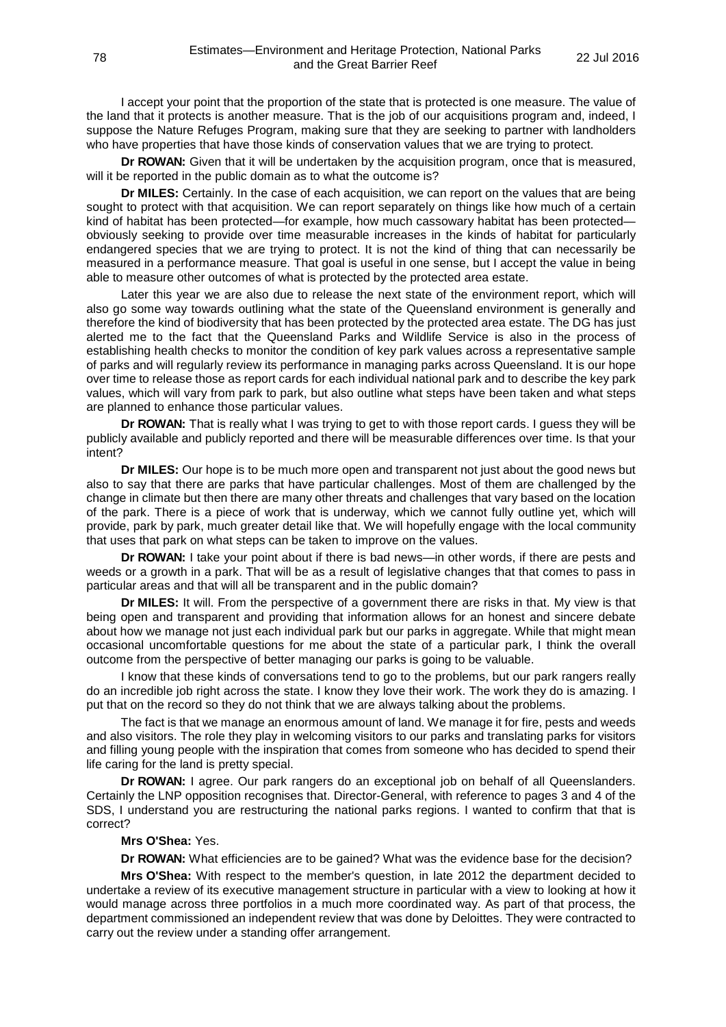I accept your point that the proportion of the state that is protected is one measure. The value of the land that it protects is another measure. That is the job of our acquisitions program and, indeed, I suppose the Nature Refuges Program, making sure that they are seeking to partner with landholders who have properties that have those kinds of conservation values that we are trying to protect.

**Dr ROWAN:** Given that it will be undertaken by the acquisition program, once that is measured, will it be reported in the public domain as to what the outcome is?

**Dr MILES:** Certainly. In the case of each acquisition, we can report on the values that are being sought to protect with that acquisition. We can report separately on things like how much of a certain kind of habitat has been protected—for example, how much cassowary habitat has been protected—obviously seeking to provide over time measurable increases in the kinds of habitat for particularly endangered species that we are trying to protect. It is not the kind of thing that can necessarily be measured in a performance measure. That goal is useful in one sense, but I accept the value in being able to measure other outcomes of what is protected by the protected area estate.

Later this year we are also due to release the next state of the environment report, which will also go some way towards outlining what the state of the Queensland environment is generally and therefore the kind of biodiversity that has been protected by the protected area estate. The DG has just alerted me to the fact that the Queensland Parks and Wildlife Service is also in the process of establishing health checks to monitor the condition of key park values across a representative sample of parks and will regularly review its performance in managing parks across Queensland. It is our hope over time to release those as report cards for each individual national park and to describe the key park values, which will vary from park to park, but also outline what steps have been taken and what steps are planned to enhance those particular values.

**Dr ROWAN:** That is really what I was trying to get to with those report cards. I guess they will be publicly available and publicly reported and there will be measurable differences over time. Is that your intent?

**Dr MILES:** Our hope is to be much more open and transparent not just about the good news but also to say that there are parks that have particular challenges. Most of them are challenged by the change in climate but then there are many other threats and challenges that vary based on the location of the park. There is a piece of work that is underway, which we cannot fully outline yet, which will provide, park by park, much greater detail like that. We will hopefully engage with the local community that uses that park on what steps can be taken to improve on the values.

**Dr ROWAN:** I take your point about if there is bad news—in other words, if there are pests and weeds or a growth in a park. That will be as a result of legislative changes that that comes to pass in particular areas and that will all be transparent and in the public domain?

**Dr MILES:** It will. From the perspective of a government there are risks in that. My view is that being open and transparent and providing that information allows for an honest and sincere debate about how we manage not just each individual park but our parks in aggregate. While that might mean occasional uncomfortable questions for me about the state of a particular park, I think the overall outcome from the perspective of better managing our parks is going to be valuable.

I know that these kinds of conversations tend to go to the problems, but our park rangers really do an incredible job right across the state. I know they love their work. The work they do is amazing. I put that on the record so they do not think that we are always talking about the problems.

The fact is that we manage an enormous amount of land. We manage it for fire, pests and weeds and also visitors. The role they play in welcoming visitors to our parks and translating parks for visitors and filling young people with the inspiration that comes from someone who has decided to spend their life caring for the land is pretty special.

**Dr ROWAN:** I agree. Our park rangers do an exceptional job on behalf of all Queenslanders. Certainly the LNP opposition recognises that. Director-General, with reference to pages 3 and 4 of the SDS, I understand you are restructuring the national parks regions. I wanted to confirm that that is correct?

**Mrs O'Shea:** Yes.

**Dr ROWAN:** What efficiencies are to be gained? What was the evidence base for the decision?

**Mrs O'Shea:** With respect to the member's question, in late 2012 the department decided to undertake a review of its executive management structure in particular with a view to looking at how it would manage across three portfolios in a much more coordinated way. As part of that process, the department commissioned an independent review that was done by Deloittes. They were contracted to carry out the review under a standing offer arrangement.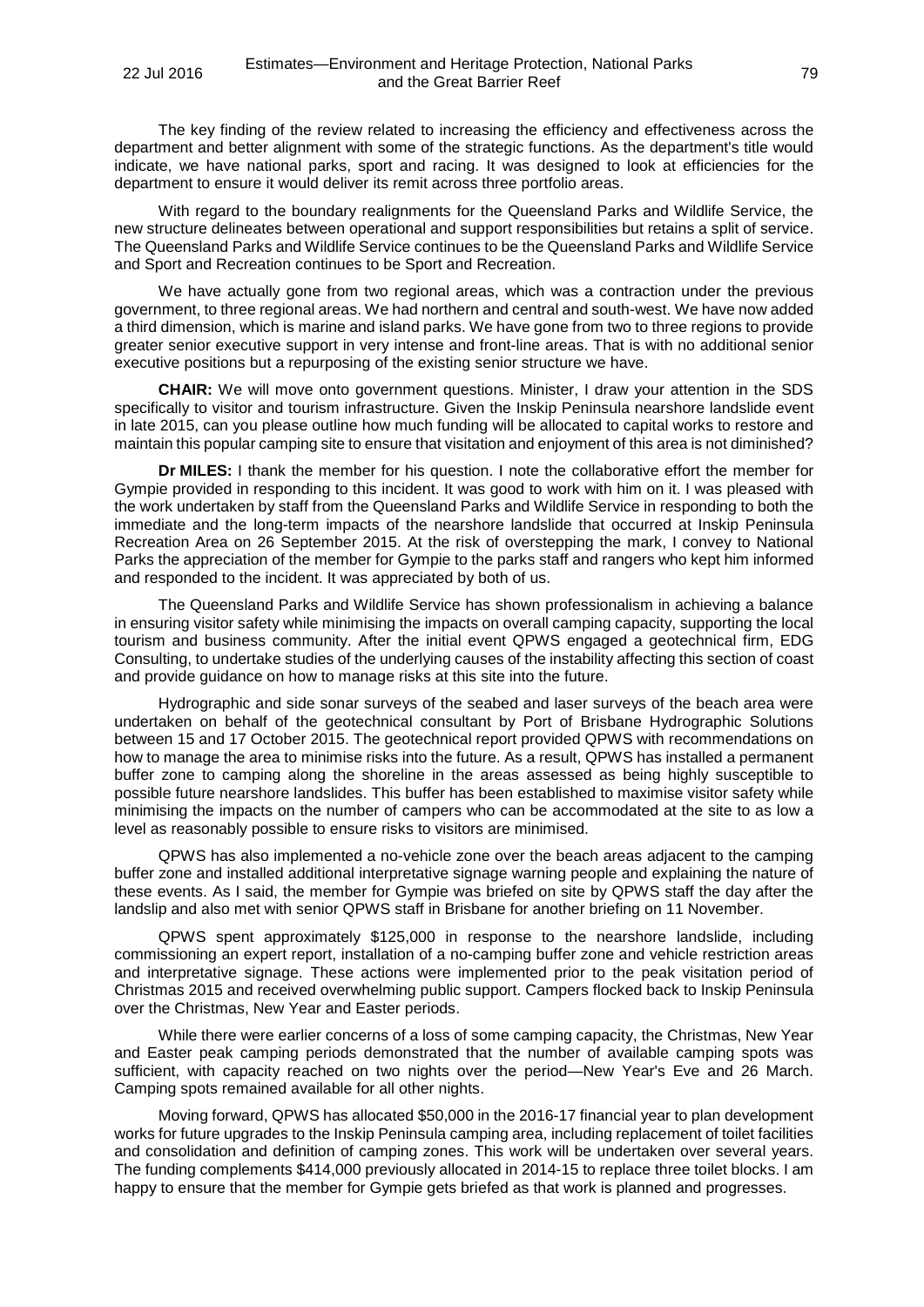The key finding of the review related to increasing the efficiency and effectiveness across the department and better alignment with some of the strategic functions. As the department's title would indicate, we have national parks, sport and racing. It was designed to look at efficiencies for the department to ensure it would deliver its remit across three portfolio areas.

With regard to the boundary realignments for the Queensland Parks and Wildlife Service, the new structure delineates between operational and support responsibilities but retains a split of service. The Queensland Parks and Wildlife Service continues to be the Queensland Parks and Wildlife Service and Sport and Recreation continues to be Sport and Recreation.

We have actually gone from two regional areas, which was a contraction under the previous government, to three regional areas. We had northern and central and south-west. We have now added a third dimension, which is marine and island parks. We have gone from two to three regions to provide greater senior executive support in very intense and front-line areas. That is with no additional senior executive positions but a repurposing of the existing senior structure we have.

**CHAIR:** We will move onto government questions. Minister, I draw your attention in the SDS specifically to visitor and tourism infrastructure. Given the Inskip Peninsula nearshore landslide event in late 2015, can you please outline how much funding will be allocated to capital works to restore and maintain this popular camping site to ensure that visitation and enjoyment of this area is not diminished?

**Dr MILES:** I thank the member for his question. I note the collaborative effort the member for Gympie provided in responding to this incident. It was good to work with him on it. I was pleased with the work undertaken by staff from the Queensland Parks and Wildlife Service in responding to both the immediate and the long-term impacts of the nearshore landslide that occurred at Inskip Peninsula Recreation Area on 26 September 2015. At the risk of overstepping the mark, I convey to National Parks the appreciation of the member for Gympie to the parks staff and rangers who kept him informed and responded to the incident. It was appreciated by both of us.

The Queensland Parks and Wildlife Service has shown professionalism in achieving a balance in ensuring visitor safety while minimising the impacts on overall camping capacity, supporting the local tourism and business community. After the initial event QPWS engaged a geotechnical firm, EDG Consulting, to undertake studies of the underlying causes of the instability affecting this section of coast and provide guidance on how to manage risks at this site into the future.

Hydrographic and side sonar surveys of the seabed and laser surveys of the beach area were undertaken on behalf of the geotechnical consultant by Port of Brisbane Hydrographic Solutions between 15 and 17 October 2015. The geotechnical report provided QPWS with recommendations on how to manage the area to minimise risks into the future. As a result, QPWS has installed a permanent buffer zone to camping along the shoreline in the areas assessed as being highly susceptible to possible future nearshore landslides. This buffer has been established to maximise visitor safety while minimising the impacts on the number of campers who can be accommodated at the site to as low a level as reasonably possible to ensure risks to visitors are minimised.

QPWS has also implemented a no-vehicle zone over the beach areas adjacent to the camping buffer zone and installed additional interpretative signage warning people and explaining the nature of these events. As I said, the member for Gympie was briefed on site by QPWS staff the day after the landslip and also met with senior QPWS staff in Brisbane for another briefing on 11 November.

QPWS spent approximately $125,000 in response to the nearshore landslide, including commissioning an expert report, installation of a no-camping buffer zone and vehicle restriction areas and interpretative signage. These actions were implemented prior to the peak visitation period of Christmas 2015 and received overwhelming public support. Campers flocked back to Inskip Peninsula over the Christmas, New Year and Easter periods.

While there were earlier concerns of a loss of some camping capacity, the Christmas, New Year and Easter peak camping periods demonstrated that the number of available camping spots was sufficient, with capacity reached on two nights over the period—New Year's Eve and 26 March. Camping spots remained available for all other nights.

Moving forward, QPWS has allocated $50,000 in the 2016-17 financial year to plan development works for future upgrades to the Inskip Peninsula camping area, including replacement of toilet facilities and consolidation and definition of camping zones. This work will be undertaken over several years. The funding complements $414,000 previously allocated in 2014-15 to replace three toilet blocks. I am happy to ensure that the member for Gympie gets briefed as that work is planned and progresses.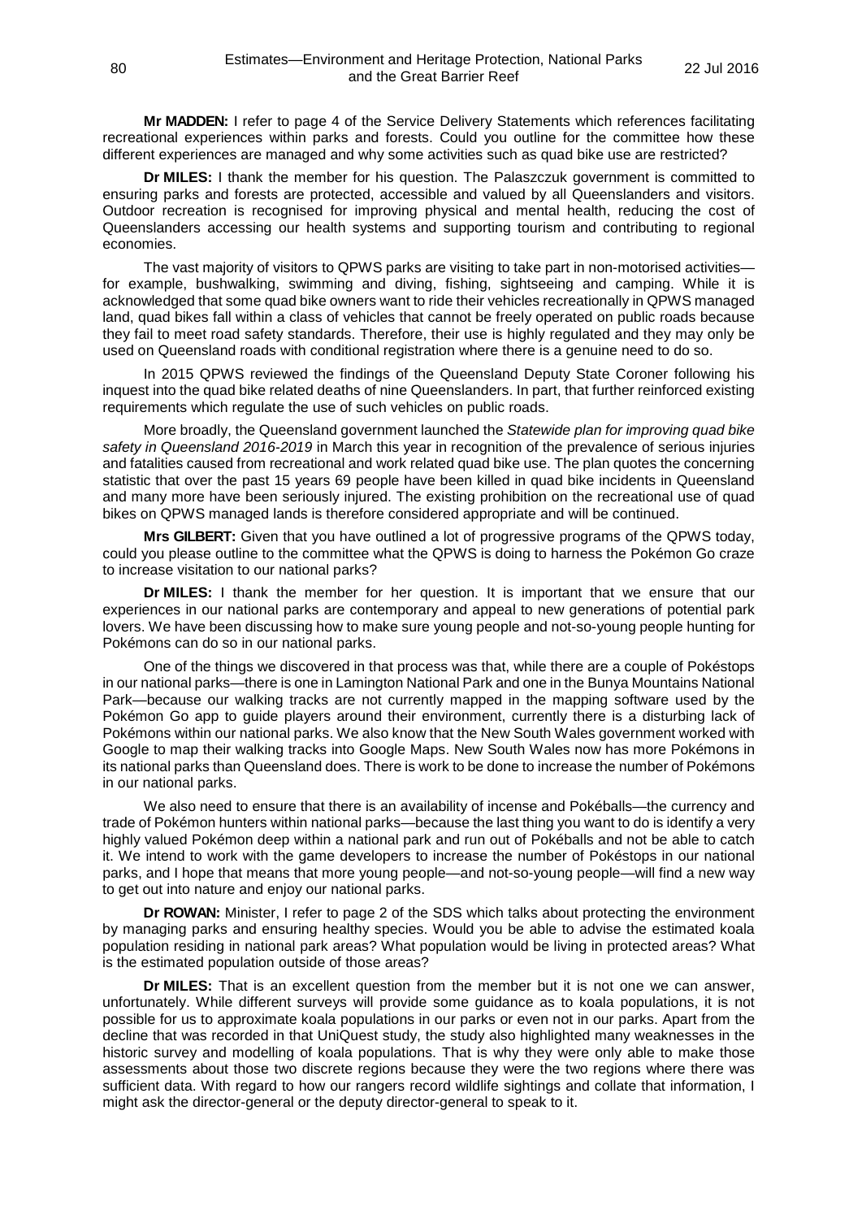**Mr MADDEN:** I refer to page 4 of the Service Delivery Statements which references facilitating recreational experiences within parks and forests. Could you outline for the committee how these different experiences are managed and why some activities such as quad bike use are restricted?

**Dr MILES:** I thank the member for his question. The Palaszczuk government is committed to ensuring parks and forests are protected, accessible and valued by all Queenslanders and visitors. Outdoor recreation is recognised for improving physical and mental health, reducing the cost of Queenslanders accessing our health systems and supporting tourism and contributing to regional economies.

The vast majority of visitors to QPWS parks are visiting to take part in non-motorised activities—for example, bushwalking, swimming and diving, fishing, sightseeing and camping. While it is acknowledged that some quad bike owners want to ride their vehicles recreationally in QPWS managed land, quad bikes fall within a class of vehicles that cannot be freely operated on public roads because they fail to meet road safety standards. Therefore, their use is highly regulated and they may only be used on Queensland roads with conditional registration where there is a genuine need to do so.

In 2015 QPWS reviewed the findings of the Queensland Deputy State Coroner following his inquest into the quad bike related deaths of nine Queenslanders. In part, that further reinforced existing requirements which regulate the use of such vehicles on public roads.

More broadly, the Queensland government launched the *Statewide plan for improving quad bike safety in Queensland 2016-2019* in March this year in recognition of the prevalence of serious injuries and fatalities caused from recreational and work related quad bike use. The plan quotes the concerning statistic that over the past 15 years 69 people have been killed in quad bike incidents in Queensland and many more have been seriously injured. The existing prohibition on the recreational use of quad bikes on QPWS managed lands is therefore considered appropriate and will be continued.

**Mrs GILBERT:** Given that you have outlined a lot of progressive programs of the QPWS today, could you please outline to the committee what the QPWS is doing to harness the Pokémon Go craze to increase visitation to our national parks?

**Dr MILES:** I thank the member for her question. It is important that we ensure that our experiences in our national parks are contemporary and appeal to new generations of potential park lovers. We have been discussing how to make sure young people and not-so-young people hunting for Pokémons can do so in our national parks.

One of the things we discovered in that process was that, while there are a couple of Pokéstops in our national parks—there is one in Lamington National Park and one in the Bunya Mountains National Park—because our walking tracks are not currently mapped in the mapping software used by the Pokémon Go app to guide players around their environment, currently there is a disturbing lack of Pokémons within our national parks. We also know that the New South Wales government worked with Google to map their walking tracks into Google Maps. New South Wales now has more Pokémons in its national parks than Queensland does. There is work to be done to increase the number of Pokémons in our national parks.

We also need to ensure that there is an availability of incense and Pokéballs—the currency and trade of Pokémon hunters within national parks—because the last thing you want to do is identify a very highly valued Pokémon deep within a national park and run out of Pokéballs and not be able to catch it. We intend to work with the game developers to increase the number of Pokéstops in our national parks, and I hope that means that more young people—and not-so-young people—will find a new way to get out into nature and enjoy our national parks.

**Dr ROWAN:** Minister, I refer to page 2 of the SDS which talks about protecting the environment by managing parks and ensuring healthy species. Would you be able to advise the estimated koala population residing in national park areas? What population would be living in protected areas? What is the estimated population outside of those areas?

**Dr MILES:** That is an excellent question from the member but it is not one we can answer, unfortunately. While different surveys will provide some guidance as to koala populations, it is not possible for us to approximate koala populations in our parks or even not in our parks. Apart from the decline that was recorded in that UniQuest study, the study also highlighted many weaknesses in the historic survey and modelling of koala populations. That is why they were only able to make those assessments about those two discrete regions because they were the two regions where there was sufficient data. With regard to how our rangers record wildlife sightings and collate that information, I might ask the director-general or the deputy director-general to speak to it.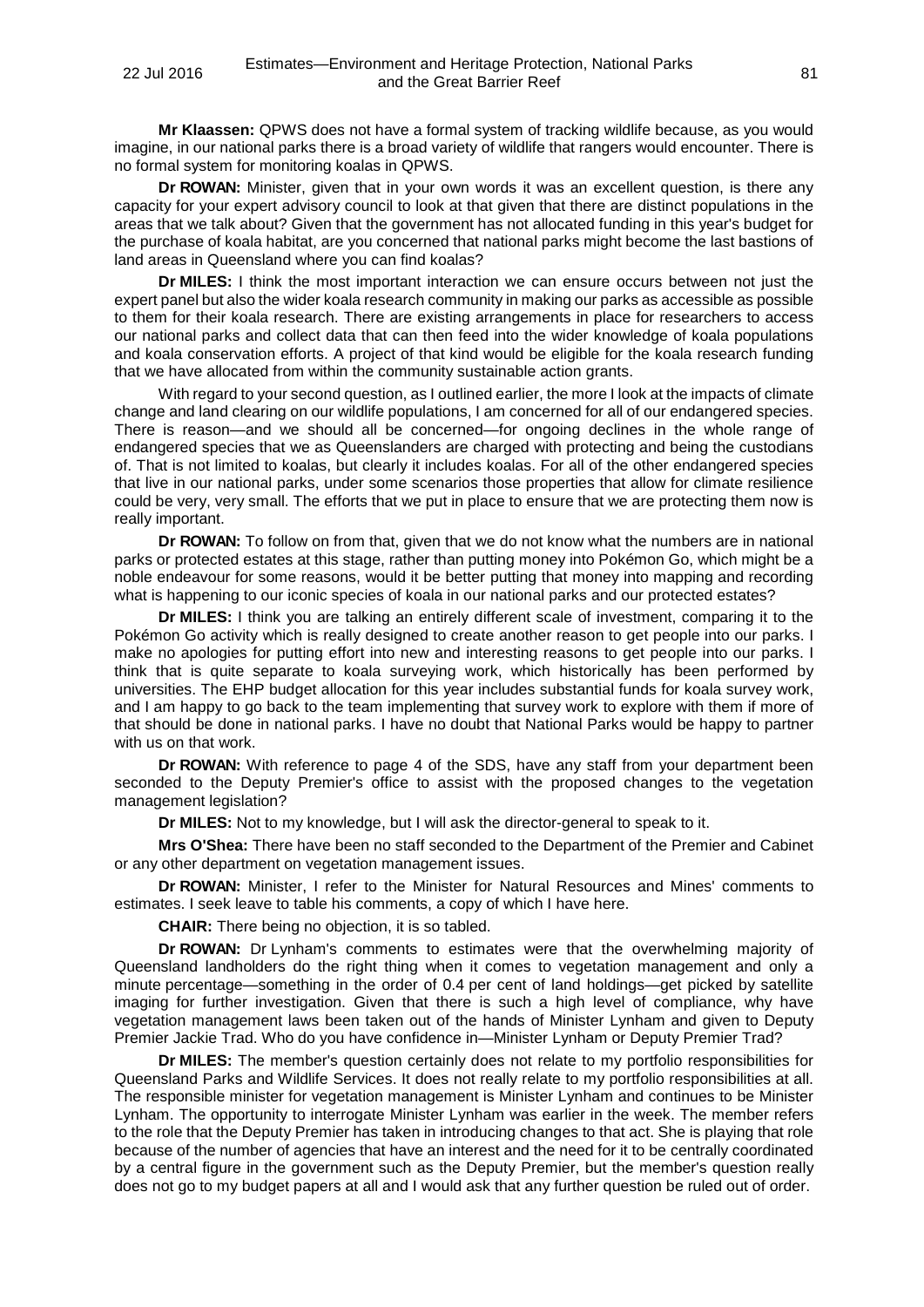**Mr Klaassen:** QPWS does not have a formal system of tracking wildlife because, as you would imagine, in our national parks there is a broad variety of wildlife that rangers would encounter. There is no formal system for monitoring koalas in QPWS.

**Dr ROWAN:** Minister, given that in your own words it was an excellent question, is there any capacity for your expert advisory council to look at that given that there are distinct populations in the areas that we talk about? Given that the government has not allocated funding in this year's budget for the purchase of koala habitat, are you concerned that national parks might become the last bastions of land areas in Queensland where you can find koalas?

**Dr MILES:** I think the most important interaction we can ensure occurs between not just the expert panel but also the wider koala research community in making our parks as accessible as possible to them for their koala research. There are existing arrangements in place for researchers to access our national parks and collect data that can then feed into the wider knowledge of koala populations and koala conservation efforts. A project of that kind would be eligible for the koala research funding that we have allocated from within the community sustainable action grants.

With regard to your second question, as I outlined earlier, the more I look at the impacts of climate change and land clearing on our wildlife populations, I am concerned for all of our endangered species. There is reason—and we should all be concerned—for ongoing declines in the whole range of endangered species that we as Queenslanders are charged with protecting and being the custodians of. That is not limited to koalas, but clearly it includes koalas. For all of the other endangered species that live in our national parks, under some scenarios those properties that allow for climate resilience could be very, very small. The efforts that we put in place to ensure that we are protecting them now is really important.

**Dr ROWAN:** To follow on from that, given that we do not know what the numbers are in national parks or protected estates at this stage, rather than putting money into Pokémon Go, which might be a noble endeavour for some reasons, would it be better putting that money into mapping and recording what is happening to our iconic species of koala in our national parks and our protected estates?

**Dr MILES:** I think you are talking an entirely different scale of investment, comparing it to the Pokémon Go activity which is really designed to create another reason to get people into our parks. I make no apologies for putting effort into new and interesting reasons to get people into our parks. I think that is quite separate to koala surveying work, which historically has been performed by universities. The EHP budget allocation for this year includes substantial funds for koala survey work, and I am happy to go back to the team implementing that survey work to explore with them if more of that should be done in national parks. I have no doubt that National Parks would be happy to partner with us on that work.

**Dr ROWAN:** With reference to page 4 of the SDS, have any staff from your department been seconded to the Deputy Premier's office to assist with the proposed changes to the vegetation management legislation?

**Dr MILES:** Not to my knowledge, but I will ask the director-general to speak to it.

**Mrs O'Shea:** There have been no staff seconded to the Department of the Premier and Cabinet or any other department on vegetation management issues.

**Dr ROWAN:** Minister, I refer to the Minister for Natural Resources and Mines' comments to estimates. I seek leave to table his comments, a copy of which I have here.

**CHAIR:** There being no objection, it is so tabled.

**Dr ROWAN:** Dr Lynham's comments to estimates were that the overwhelming majority of Queensland landholders do the right thing when it comes to vegetation management and only a minute percentage—something in the order of 0.4 per cent of land holdings—get picked by satellite imaging for further investigation. Given that there is such a high level of compliance, why have vegetation management laws been taken out of the hands of Minister Lynham and given to Deputy Premier Jackie Trad. Who do you have confidence in—Minister Lynham or Deputy Premier Trad?

**Dr MILES:** The member's question certainly does not relate to my portfolio responsibilities for Queensland Parks and Wildlife Services. It does not really relate to my portfolio responsibilities at all. The responsible minister for vegetation management is Minister Lynham and continues to be Minister Lynham. The opportunity to interrogate Minister Lynham was earlier in the week. The member refers to the role that the Deputy Premier has taken in introducing changes to that act. She is playing that role because of the number of agencies that have an interest and the need for it to be centrally coordinated by a central figure in the government such as the Deputy Premier, but the member's question really does not go to my budget papers at all and I would ask that any further question be ruled out of order.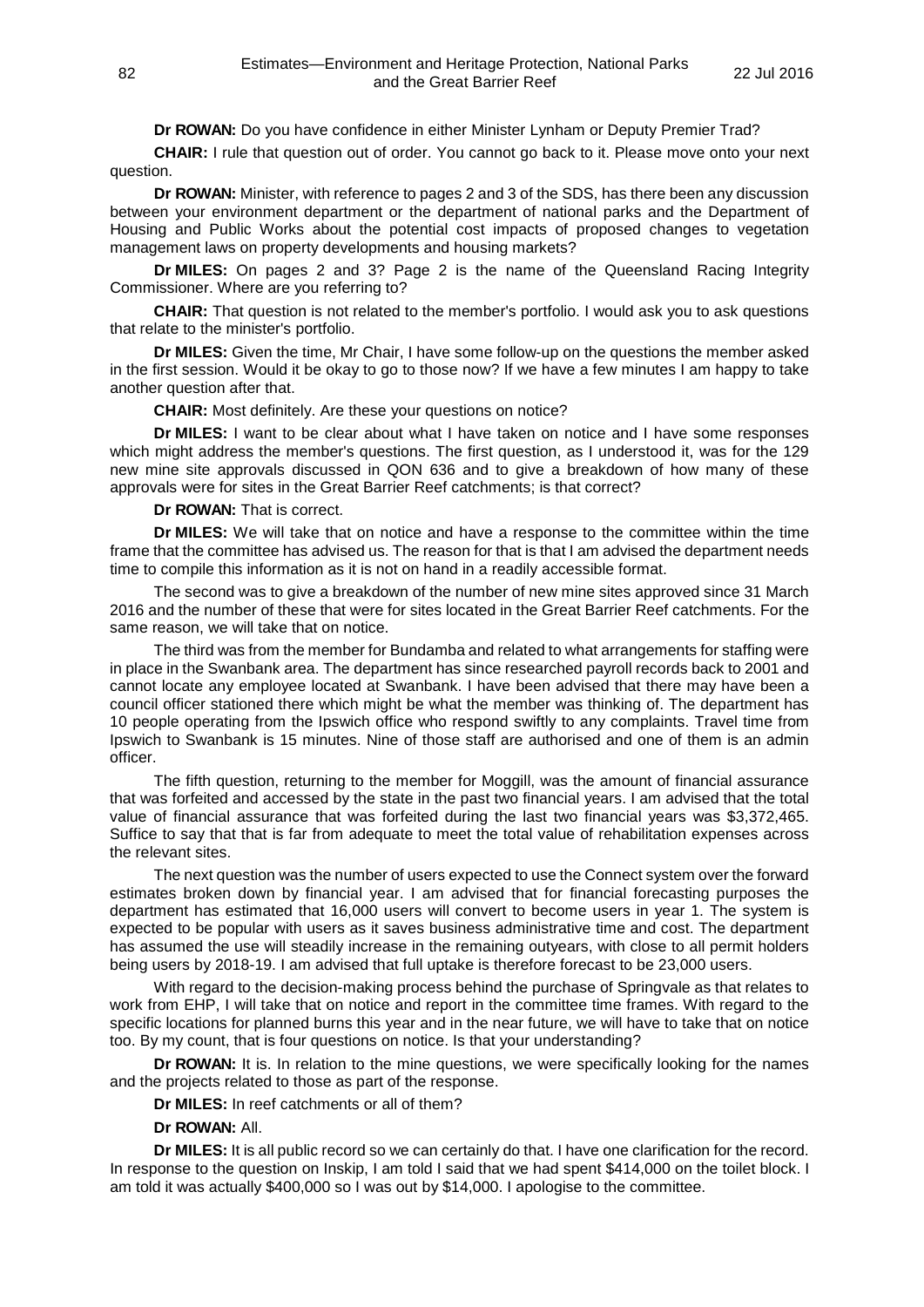**Dr ROWAN:** Do you have confidence in either Minister Lynham or Deputy Premier Trad?

**CHAIR:** I rule that question out of order. You cannot go back to it. Please move onto your next question.

**Dr ROWAN:** Minister, with reference to pages 2 and 3 of the SDS, has there been any discussion between your environment department or the department of national parks and the Department of Housing and Public Works about the potential cost impacts of proposed changes to vegetation management laws on property developments and housing markets?

**Dr MILES:** On pages 2 and 3? Page 2 is the name of the Queensland Racing Integrity Commissioner. Where are you referring to?

**CHAIR:** That question is not related to the member's portfolio. I would ask you to ask questions that relate to the minister's portfolio.

**Dr MILES:** Given the time, Mr Chair, I have some follow-up on the questions the member asked in the first session. Would it be okay to go to those now? If we have a few minutes I am happy to take another question after that.

**CHAIR:** Most definitely. Are these your questions on notice?

**Dr MILES:** I want to be clear about what I have taken on notice and I have some responses which might address the member's questions. The first question, as I understood it, was for the 129 new mine site approvals discussed in QON 636 and to give a breakdown of how many of these approvals were for sites in the Great Barrier Reef catchments; is that correct?

**Dr ROWAN:** That is correct.

**Dr MILES:** We will take that on notice and have a response to the committee within the time frame that the committee has advised us. The reason for that is that I am advised the department needs time to compile this information as it is not on hand in a readily accessible format.

The second was to give a breakdown of the number of new mine sites approved since 31 March 2016 and the number of these that were for sites located in the Great Barrier Reef catchments. For the same reason, we will take that on notice.

The third was from the member for Bundamba and related to what arrangements for staffing were in place in the Swanbank area. The department has since researched payroll records back to 2001 and cannot locate any employee located at Swanbank. I have been advised that there may have been a council officer stationed there which might be what the member was thinking of. The department has 10 people operating from the Ipswich office who respond swiftly to any complaints. Travel time from Ipswich to Swanbank is 15 minutes. Nine of those staff are authorised and one of them is an admin officer.

The fifth question, returning to the member for Moggill, was the amount of financial assurance that was forfeited and accessed by the state in the past two financial years. I am advised that the total value of financial assurance that was forfeited during the last two financial years was $3,372,465. Suffice to say that that is far from adequate to meet the total value of rehabilitation expenses across the relevant sites.

The next question was the number of users expected to use the Connect system over the forward estimates broken down by financial year. I am advised that for financial forecasting purposes the department has estimated that 16,000 users will convert to become users in year 1. The system is expected to be popular with users as it saves business administrative time and cost. The department has assumed the use will steadily increase in the remaining outyears, with close to all permit holders being users by 2018-19. I am advised that full uptake is therefore forecast to be 23,000 users.

With regard to the decision-making process behind the purchase of Springvale as that relates to work from EHP, I will take that on notice and report in the committee time frames. With regard to the specific locations for planned burns this year and in the near future, we will have to take that on notice too. By my count, that is four questions on notice. Is that your understanding?

**Dr ROWAN:** It is. In relation to the mine questions, we were specifically looking for the names and the projects related to those as part of the response.

**Dr MILES:** In reef catchments or all of them?

**Dr ROWAN:** All.

**Dr MILES:** It is all public record so we can certainly do that. I have one clarification for the record. In response to the question on Inskip, I am told I said that we had spent $414,000 on the toilet block. I am told it was actually $400,000 so I was out by $14,000. I apologise to the committee.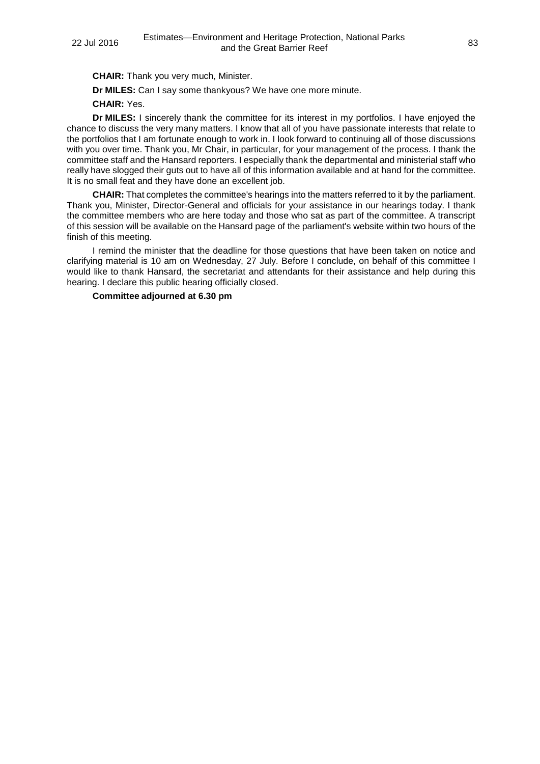**CHAIR:** Thank you very much, Minister.

**Dr MILES:** Can I say some thankyous? We have one more minute.

**CHAIR:** Yes.

**Dr MILES:** I sincerely thank the committee for its interest in my portfolios. I have enjoyed the chance to discuss the very many matters. I know that all of you have passionate interests that relate to the portfolios that I am fortunate enough to work in. I look forward to continuing all of those discussions with you over time. Thank you, Mr Chair, in particular, for your management of the process. I thank the committee staff and the Hansard reporters. I especially thank the departmental and ministerial staff who really have slogged their guts out to have all of this information available and at hand for the committee. It is no small feat and they have done an excellent job.

**CHAIR:** That completes the committee's hearings into the matters referred to it by the parliament. Thank you, Minister, Director-General and officials for your assistance in our hearings today. I thank the committee members who are here today and those who sat as part of the committee. A transcript of this session will be available on the Hansard page of the parliament's website within two hours of the finish of this meeting.

I remind the minister that the deadline for those questions that have been taken on notice and clarifying material is 10 am on Wednesday, 27 July. Before I conclude, on behalf of this committee I would like to thank Hansard, the secretariat and attendants for their assistance and help during this hearing. I declare this public hearing officially closed.

**Committee adjourned at 6.30 pm**